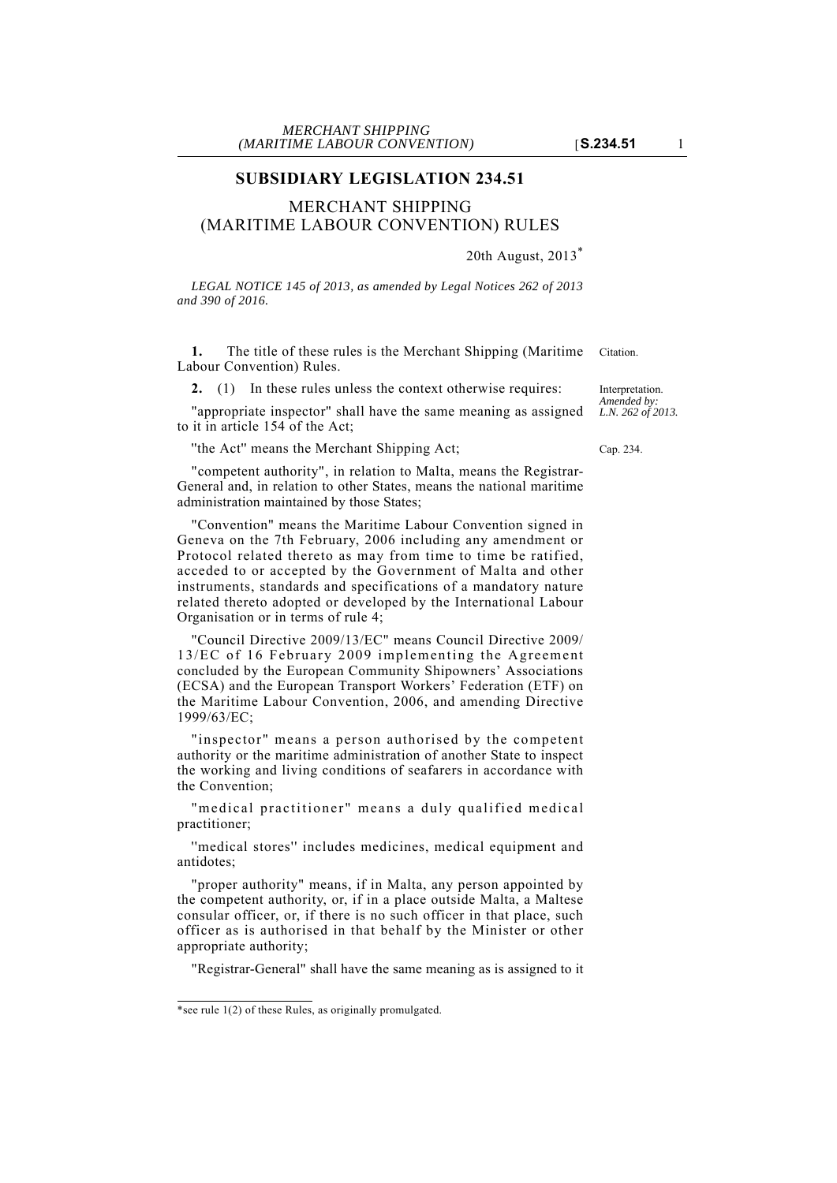## SUBSIDIARY LEGISLATION 234.51

### MERCHANT SHIPPING (MARITIME LABOUR CONVENTION) RULES

20th August, 2013*

*LEGAL NOTICE 145 of 2013, as amended by Legal Notices 262 of 2013 and 390 of 2016.*

Citation.

**1.** The title of these rules is the Merchant Shipping (Maritime Labour Convention) Rules.

Interpretation. *Amended by: L.N. 262 of 2013.*

**2.** (1) In these rules unless the context otherwise requires:

"appropriate inspector" shall have the same meaning as assigned to it in article 154 of the Act;

Cap. 234.

"the Act" means the Merchant Shipping Act;

"competent authority", in relation to Malta, means the Registrar-General and, in relation to other States, means the national maritime administration maintained by those States;

"Convention" means the Maritime Labour Convention signed in Geneva on the 7th February, 2006 including any amendment or Protocol related thereto as may from time to time be ratified, acceded to or accepted by the Government of Malta and other instruments, standards and specifications of a mandatory nature related thereto adopted or developed by the International Labour Organisation or in terms of rule 4;

"Council Directive 2009/13/EC" means Council Directive 2009/13/EC of 16 February 2009 implementing the Agreement concluded by the European Community Shipowners' Associations (ECSA) and the European Transport Workers' Federation (ETF) on the Maritime Labour Convention, 2006, and amending Directive 1999/63/EC;

"inspector" means a person authorised by the competent authority or the maritime administration of another State to inspect the working and living conditions of seafarers in accordance with the Convention;

"medical practitioner" means a duly qualified medical practitioner;

"medical stores" includes medicines, medical equipment and antidotes;

"proper authority" means, if in Malta, any person appointed by the competent authority, or, if in a place outside Malta, a Maltese consular officer, or, if there is no such officer in that place, such officer as is authorised in that behalf by the Minister or other appropriate authority;

"Registrar-General" shall have the same meaning as is assigned to it

*see rule 1(2) of these Rules, as originally promulgated.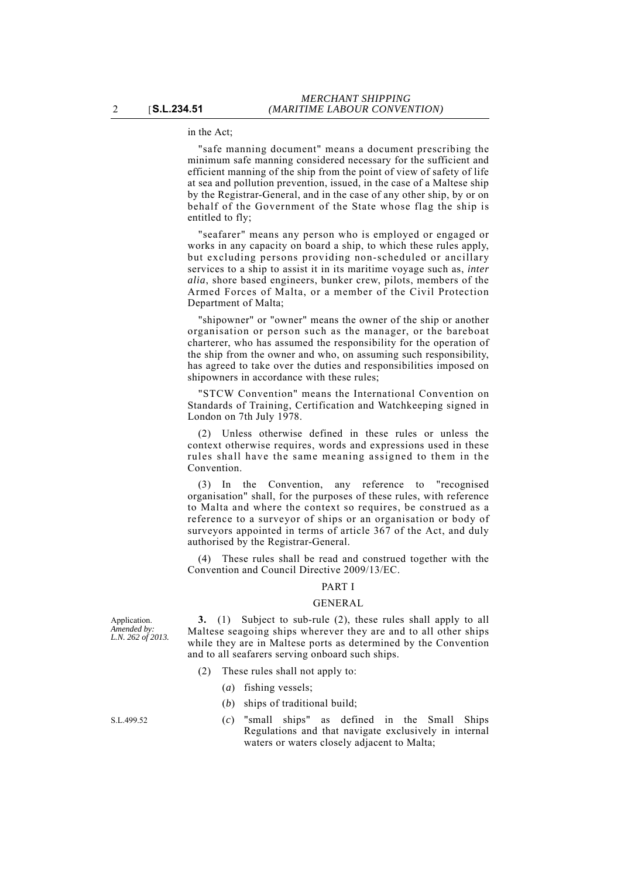in the Act;

"safe manning document" means a document prescribing the minimum safe manning considered necessary for the sufficient and efficient manning of the ship from the point of view of safety of life at sea and pollution prevention, issued, in the case of a Maltese ship by the Registrar-General, and in the case of any other ship, by or on behalf of the Government of the State whose flag the ship is entitled to fly;

"seafarer" means any person who is employed or engaged or works in any capacity on board a ship, to which these rules apply, but excluding persons providing non-scheduled or ancillary services to a ship to assist it in its maritime voyage such as, *inter alia*, shore based engineers, bunker crew, pilots, members of the Armed Forces of Malta, or a member of the Civil Protection Department of Malta;

"shipowner" or "owner" means the owner of the ship or another organisation or person such as the manager, or the bareboat charterer, who has assumed the responsibility for the operation of the ship from the owner and who, on assuming such responsibility, has agreed to take over the duties and responsibilities imposed on shipowners in accordance with these rules;

"STCW Convention" means the International Convention on Standards of Training, Certification and Watchkeeping signed in London on 7th July 1978.

(2) Unless otherwise defined in these rules or unless the context otherwise requires, words and expressions used in these rules shall have the same meaning assigned to them in the Convention.

(3) In the Convention, any reference to "recognised organisation" shall, for the purposes of these rules, with reference to Malta and where the context so requires, be construed as a reference to a surveyor of ships or an organisation or body of surveyors appointed in terms of article 367 of the Act, and duly authorised by the Registrar-General.

(4) These rules shall be read and construed together with the Convention and Council Directive 2009/13/EC.

## PART I

## GENERAL

Application.
*Amended by: L.N. 262 of 2013.*

**3.** (1) Subject to sub-rule (2), these rules shall apply to all Maltese seagoing ships wherever they are and to all other ships while they are in Maltese ports as determined by the Convention and to all seafarers serving onboard such ships.

(2) These rules shall not apply to:

(*a*) fishing vessels;

(*b*) ships of traditional build;

S.L.499.52

(*c*) "small ships" as defined in the Small Ships Regulations and that navigate exclusively in internal waters or waters closely adjacent to Malta;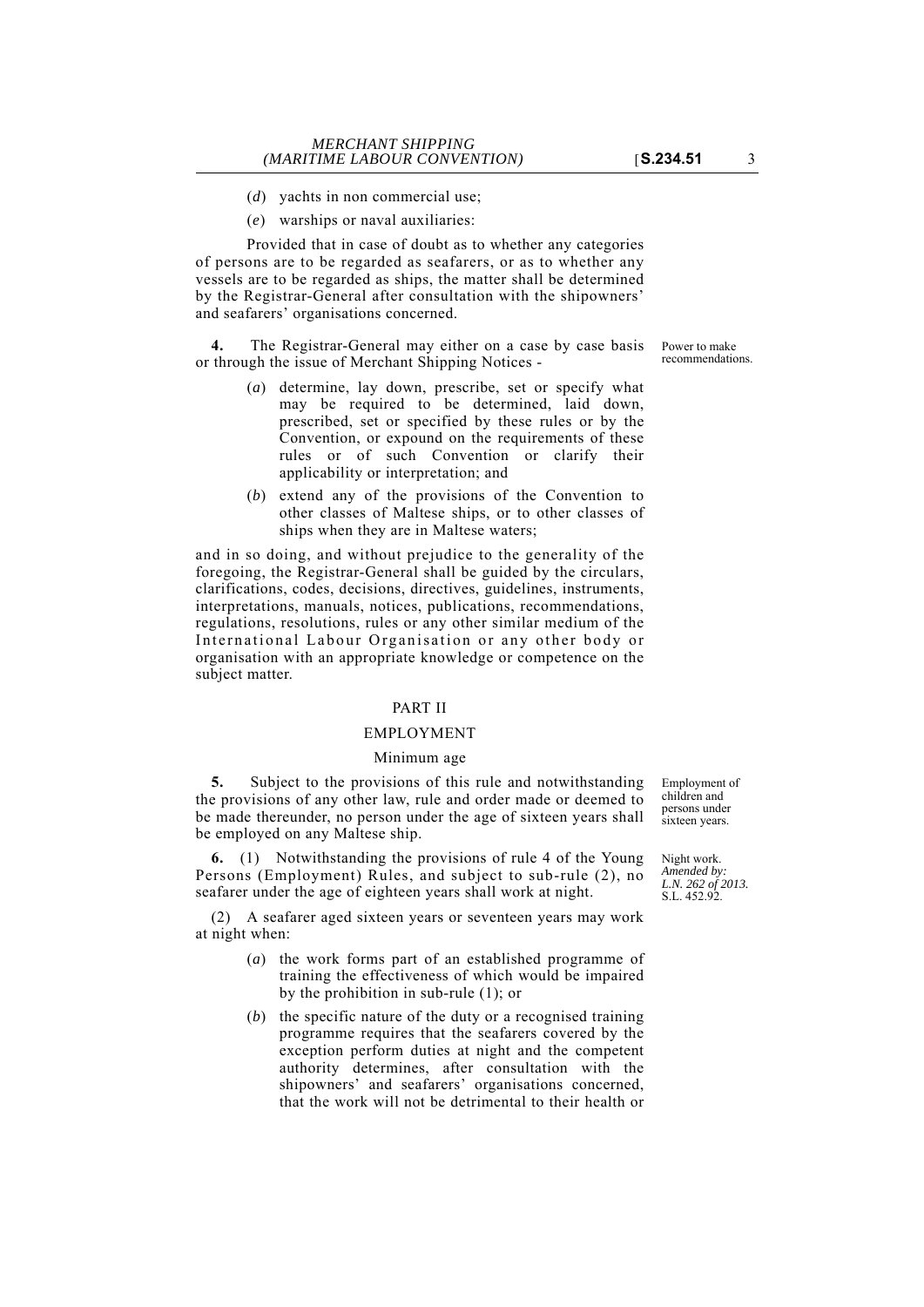(*d*) yachts in non commercial use;

(*e*) warships or naval auxiliaries:

Provided that in case of doubt as to whether any categories of persons are to be regarded as seafarers, or as to whether any vessels are to be regarded as ships, the matter shall be determined by the Registrar-General after consultation with the shipowners' and seafarers' organisations concerned.

Power to make recommendations.

**4.** The Registrar-General may either on a case by case basis or through the issue of Merchant Shipping Notices -

(*a*) determine, lay down, prescribe, set or specify what may be required to be determined, laid down, prescribed, set or specified by these rules or by the Convention, or expound on the requirements of these rules or of such Convention or clarify their applicability or interpretation; and

(*b*) extend any of the provisions of the Convention to other classes of Maltese ships, or to other classes of ships when they are in Maltese waters;

and in so doing, and without prejudice to the generality of the foregoing, the Registrar-General shall be guided by the circulars, clarifications, codes, decisions, directives, guidelines, instruments, interpretations, manuals, notices, publications, recommendations, regulations, resolutions, rules or any other similar medium of the International Labour Organisation or any other body or organisation with an appropriate knowledge or competence on the subject matter.

## PART II

## EMPLOYMENT

### Minimum age

Employment of children and persons under sixteen years.

**5.** Subject to the provisions of this rule and notwithstanding the provisions of any other law, rule and order made or deemed to be made thereunder, no person under the age of sixteen years shall be employed on any Maltese ship.

Night work.
*Amended by: L.N. 262 of 2013.*
S.L. 452.92.

**6.** (1) Notwithstanding the provisions of rule 4 of the Young Persons (Employment) Rules, and subject to sub-rule (2), no seafarer under the age of eighteen years shall work at night.

(2) A seafarer aged sixteen years or seventeen years may work at night when:

(*a*) the work forms part of an established programme of training the effectiveness of which would be impaired by the prohibition in sub-rule (1); or

(*b*) the specific nature of the duty or a recognised training programme requires that the seafarers covered by the exception perform duties at night and the competent authority determines, after consultation with the shipowners' and seafarers' organisations concerned, that the work will not be detrimental to their health or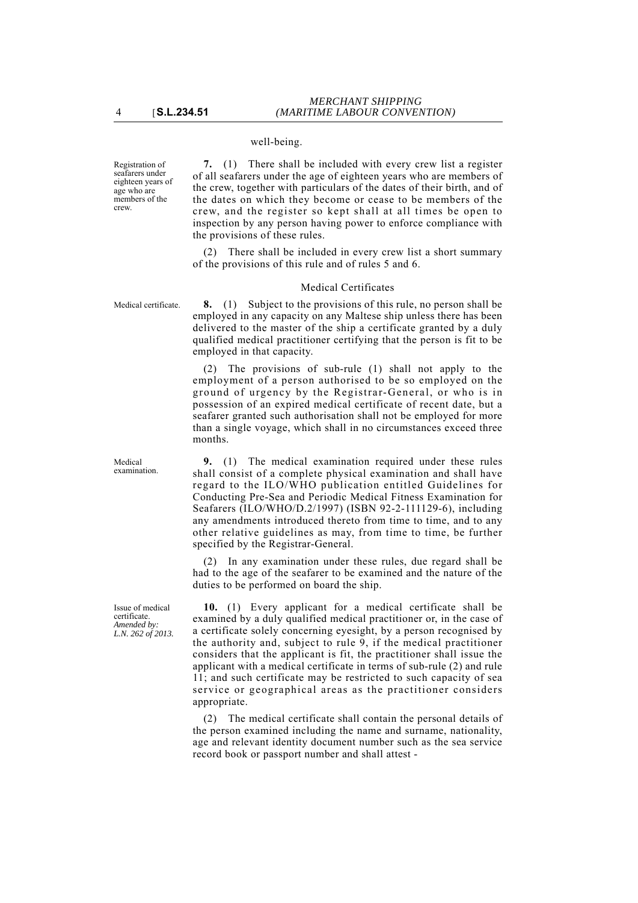well-being.

Registration of seafarers under eighteen years of age who are members of the crew.

**7.** (1) There shall be included with every crew list a register of all seafarers under the age of eighteen years who are members of the crew, together with particulars of the dates of their birth, and of the dates on which they become or cease to be members of the crew, and the register so kept shall at all times be open to inspection by any person having power to enforce compliance with the provisions of these rules.

(2) There shall be included in every crew list a short summary of the provisions of this rule and of rules 5 and 6.

### Medical Certificates

Medical certificate.

**8.** (1) Subject to the provisions of this rule, no person shall be employed in any capacity on any Maltese ship unless there has been delivered to the master of the ship a certificate granted by a duly qualified medical practitioner certifying that the person is fit to be employed in that capacity.

(2) The provisions of sub-rule (1) shall not apply to the employment of a person authorised to be so employed on the ground of urgency by the Registrar-General, or who is in possession of an expired medical certificate of recent date, but a seafarer granted such authorisation shall not be employed for more than a single voyage, which shall in no circumstances exceed three months.

Medical examination.

**9.** (1) The medical examination required under these rules shall consist of a complete physical examination and shall have regard to the ILO/WHO publication entitled Guidelines for Conducting Pre-Sea and Periodic Medical Fitness Examination for Seafarers (ILO/WHO/D.2/1997) (ISBN 92-2-111129-6), including any amendments introduced thereto from time to time, and to any other relative guidelines as may, from time to time, be further specified by the Registrar-General.

(2) In any examination under these rules, due regard shall be had to the age of the seafarer to be examined and the nature of the duties to be performed on board the ship.

Issue of medical certificate.
*Amended by: L.N. 262 of 2013.*

**10.** (1) Every applicant for a medical certificate shall be examined by a duly qualified medical practitioner or, in the case of a certificate solely concerning eyesight, by a person recognised by the authority and, subject to rule 9, if the medical practitioner considers that the applicant is fit, the practitioner shall issue the applicant with a medical certificate in terms of sub-rule (2) and rule 11; and such certificate may be restricted to such capacity of sea service or geographical areas as the practitioner considers appropriate.

(2) The medical certificate shall contain the personal details of the person examined including the name and surname, nationality, age and relevant identity document number such as the sea service record book or passport number and shall attest -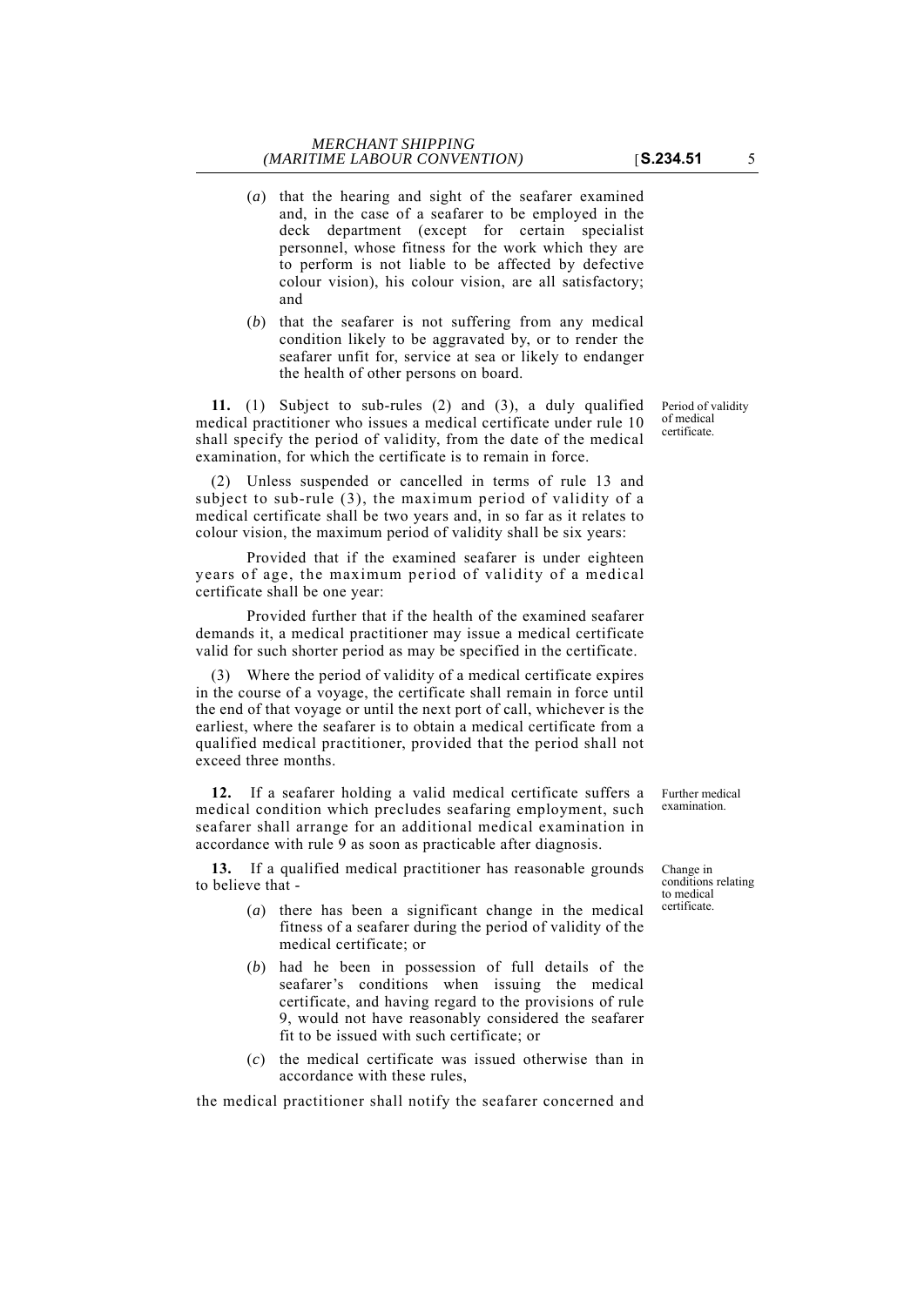(*a*) that the hearing and sight of the seafarer examined and, in the case of a seafarer to be employed in the deck department (except for certain specialist personnel, whose fitness for the work which they are to perform is not liable to be affected by defective colour vision), his colour vision, are all satisfactory; and

(*b*) that the seafarer is not suffering from any medical condition likely to be aggravated by, or to render the seafarer unfit for, service at sea or likely to endanger the health of other persons on board.

Period of validity of medical certificate.

**11.** (1) Subject to sub-rules (2) and (3), a duly qualified medical practitioner who issues a medical certificate under rule 10 shall specify the period of validity, from the date of the medical examination, for which the certificate is to remain in force.

(2) Unless suspended or cancelled in terms of rule 13 and subject to sub-rule (3), the maximum period of validity of a medical certificate shall be two years and, in so far as it relates to colour vision, the maximum period of validity shall be six years:

Provided that if the examined seafarer is under eighteen years of age, the maximum period of validity of a medical certificate shall be one year:

Provided further that if the health of the examined seafarer demands it, a medical practitioner may issue a medical certificate valid for such shorter period as may be specified in the certificate.

(3) Where the period of validity of a medical certificate expires in the course of a voyage, the certificate shall remain in force until the end of that voyage or until the next port of call, whichever is the earliest, where the seafarer is to obtain a medical certificate from a qualified medical practitioner, provided that the period shall not exceed three months.

Further medical examination.

**12.** If a seafarer holding a valid medical certificate suffers a medical condition which precludes seafaring employment, such seafarer shall arrange for an additional medical examination in accordance with rule 9 as soon as practicable after diagnosis.

Change in conditions relating to medical certificate.

**13.** If a qualified medical practitioner has reasonable grounds to believe that -

(*a*) there has been a significant change in the medical fitness of a seafarer during the period of validity of the medical certificate; or

(*b*) had he been in possession of full details of the seafarer's conditions when issuing the medical certificate, and having regard to the provisions of rule 9, would not have reasonably considered the seafarer fit to be issued with such certificate; or

(*c*) the medical certificate was issued otherwise than in accordance with these rules,

the medical practitioner shall notify the seafarer concerned and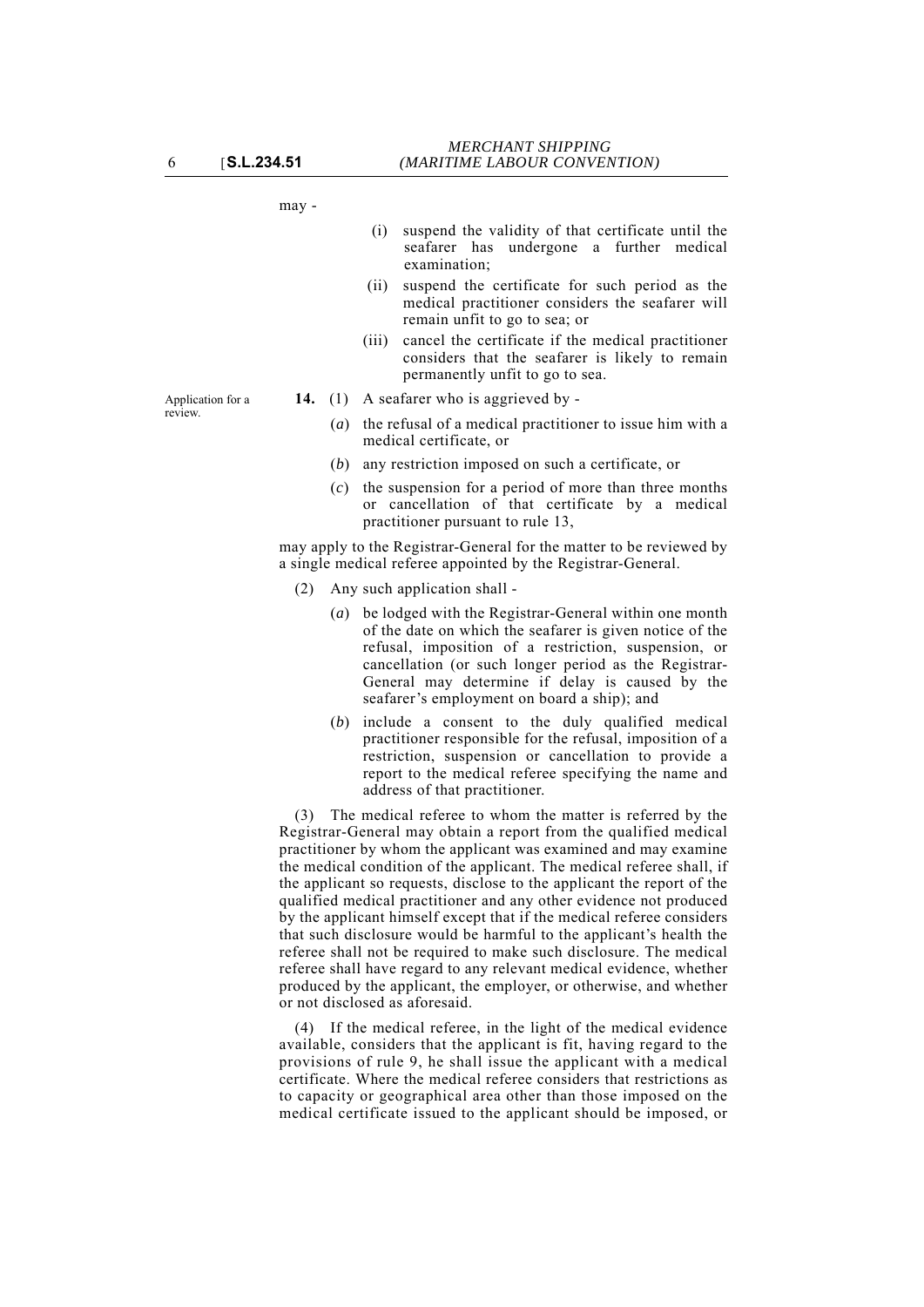may -

(i) suspend the validity of that certificate until the seafarer has undergone a further medical examination;

(ii) suspend the certificate for such period as the medical practitioner considers the seafarer will remain unfit to go to sea; or

(iii) cancel the certificate if the medical practitioner considers that the seafarer is likely to remain permanently unfit to go to sea.

Application for a review.

**14.** (1) A seafarer who is aggrieved by -

(*a*) the refusal of a medical practitioner to issue him with a medical certificate, or

(*b*) any restriction imposed on such a certificate, or

(*c*) the suspension for a period of more than three months or cancellation of that certificate by a medical practitioner pursuant to rule 13,

may apply to the Registrar-General for the matter to be reviewed by a single medical referee appointed by the Registrar-General.

(2) Any such application shall -

(*a*) be lodged with the Registrar-General within one month of the date on which the seafarer is given notice of the refusal, imposition of a restriction, suspension, or cancellation (or such longer period as the Registrar-General may determine if delay is caused by the seafarer's employment on board a ship); and

(*b*) include a consent to the duly qualified medical practitioner responsible for the refusal, imposition of a restriction, suspension or cancellation to provide a report to the medical referee specifying the name and address of that practitioner.

(3) The medical referee to whom the matter is referred by the Registrar-General may obtain a report from the qualified medical practitioner by whom the applicant was examined and may examine the medical condition of the applicant. The medical referee shall, if the applicant so requests, disclose to the applicant the report of the qualified medical practitioner and any other evidence not produced by the applicant himself except that if the medical referee considers that such disclosure would be harmful to the applicant's health the referee shall not be required to make such disclosure. The medical referee shall have regard to any relevant medical evidence, whether produced by the applicant, the employer, or otherwise, and whether or not disclosed as aforesaid.

(4) If the medical referee, in the light of the medical evidence available, considers that the applicant is fit, having regard to the provisions of rule 9, he shall issue the applicant with a medical certificate. Where the medical referee considers that restrictions as to capacity or geographical area other than those imposed on the medical certificate issued to the applicant should be imposed, or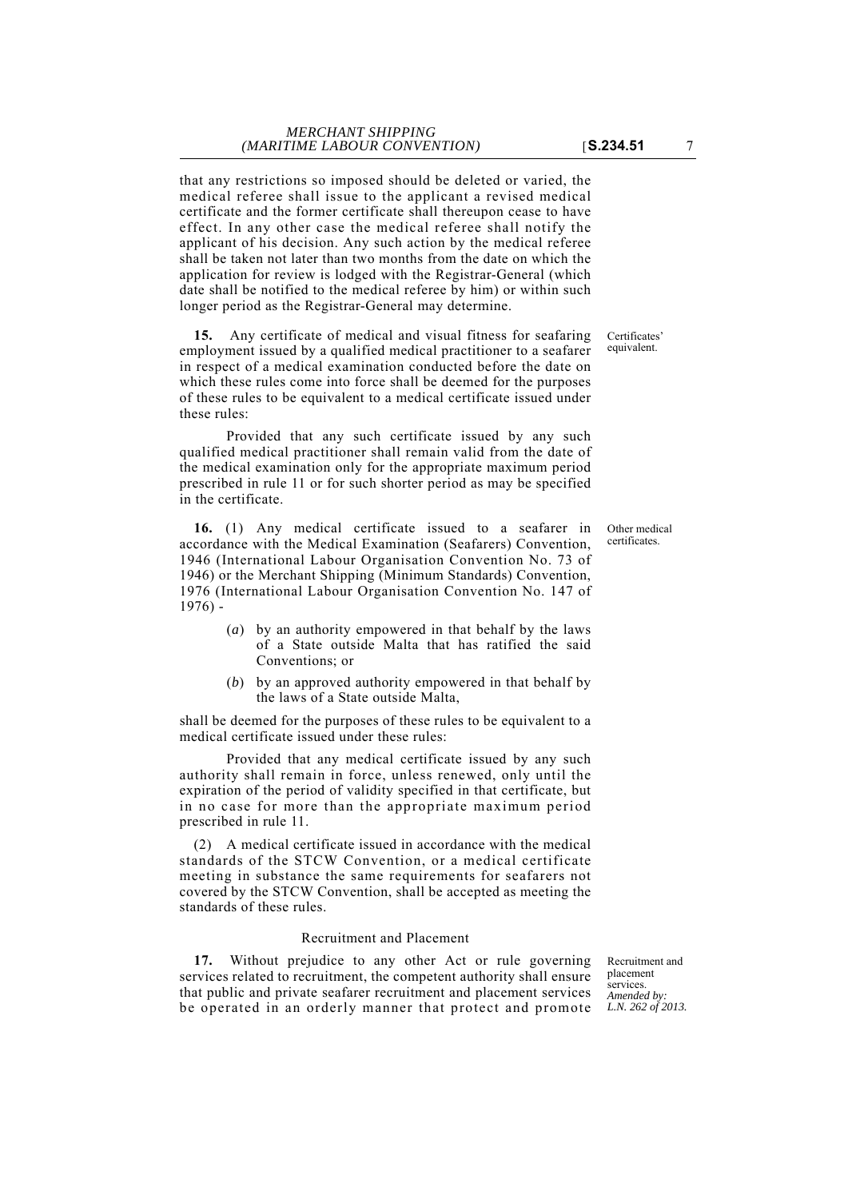that any restrictions so imposed should be deleted or varied, the medical referee shall issue to the applicant a revised medical certificate and the former certificate shall thereupon cease to have effect. In any other case the medical referee shall notify the applicant of his decision. Any such action by the medical referee shall be taken not later than two months from the date on which the application for review is lodged with the Registrar-General (which date shall be notified to the medical referee by him) or within such longer period as the Registrar-General may determine.

Certificates' equivalent.

**15.** Any certificate of medical and visual fitness for seafaring employment issued by a qualified medical practitioner to a seafarer in respect of a medical examination conducted before the date on which these rules come into force shall be deemed for the purposes of these rules to be equivalent to a medical certificate issued under these rules:

Provided that any such certificate issued by any such qualified medical practitioner shall remain valid from the date of the medical examination only for the appropriate maximum period prescribed in rule 11 or for such shorter period as may be specified in the certificate.

Other medical certificates.

**16.** (1) Any medical certificate issued to a seafarer in accordance with the Medical Examination (Seafarers) Convention, 1946 (International Labour Organisation Convention No. 73 of 1946) or the Merchant Shipping (Minimum Standards) Convention, 1976 (International Labour Organisation Convention No. 147 of 1976) -

(*a*) by an authority empowered in that behalf by the laws of a State outside Malta that has ratified the said Conventions; or

(*b*) by an approved authority empowered in that behalf by the laws of a State outside Malta,

shall be deemed for the purposes of these rules to be equivalent to a medical certificate issued under these rules:

Provided that any medical certificate issued by any such authority shall remain in force, unless renewed, only until the expiration of the period of validity specified in that certificate, but in no case for more than the appropriate maximum period prescribed in rule 11.

(2) A medical certificate issued in accordance with the medical standards of the STCW Convention, or a medical certificate meeting in substance the same requirements for seafarers not covered by the STCW Convention, shall be accepted as meeting the standards of these rules.

## Recruitment and Placement

Recruitment and placement services. *Amended by: L.N. 262 of 2013.*

**17.** Without prejudice to any other Act or rule governing services related to recruitment, the competent authority shall ensure that public and private seafarer recruitment and placement services be operated in an orderly manner that protect and promote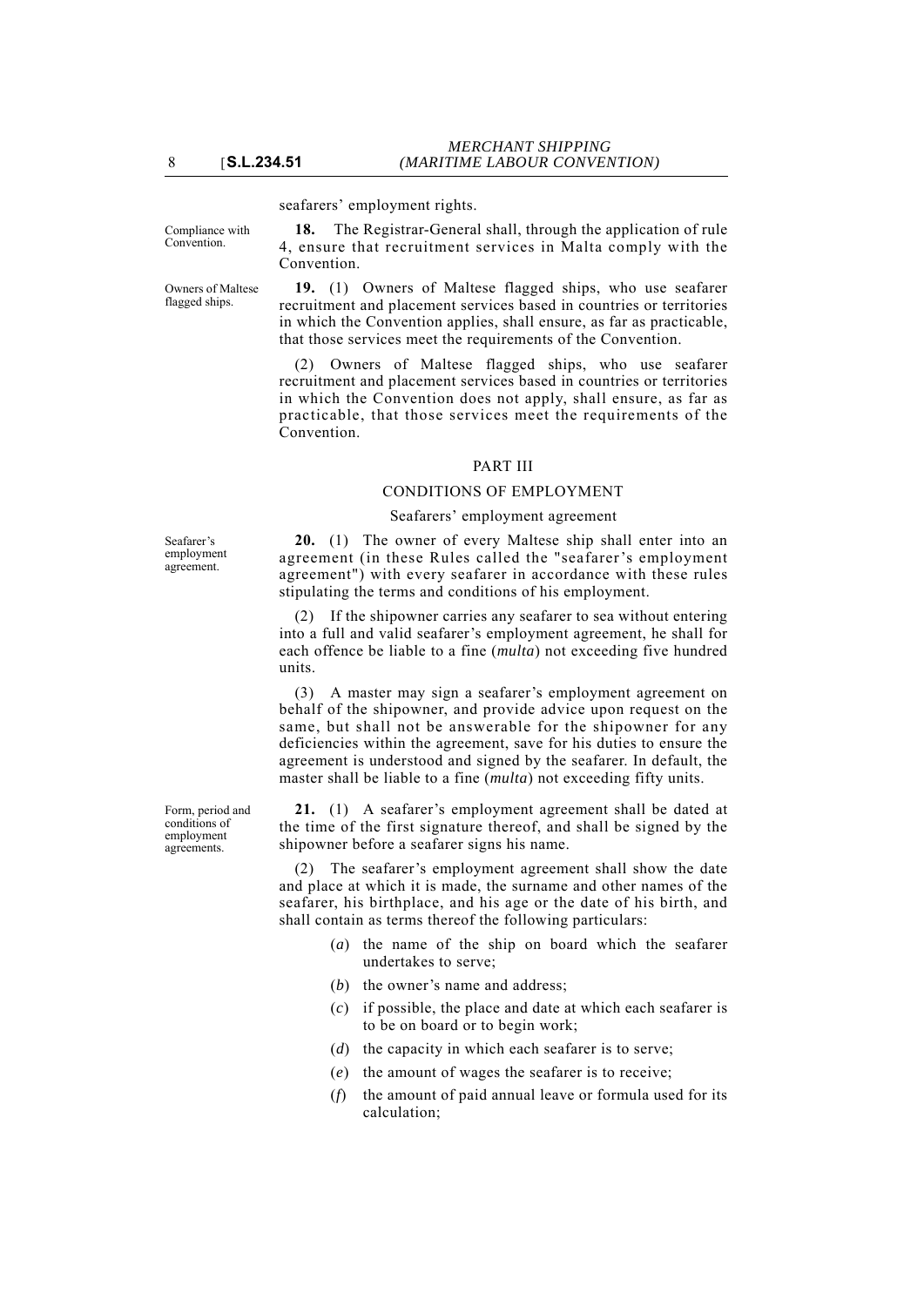seafarers' employment rights.

Compliance with Convention.

**18.** The Registrar-General shall, through the application of rule 4, ensure that recruitment services in Malta comply with the Convention.

Owners of Maltese flagged ships.

**19.** (1) Owners of Maltese flagged ships, who use seafarer recruitment and placement services based in countries or territories in which the Convention applies, shall ensure, as far as practicable, that those services meet the requirements of the Convention.

(2) Owners of Maltese flagged ships, who use seafarer recruitment and placement services based in countries or territories in which the Convention does not apply, shall ensure, as far as practicable, that those services meet the requirements of the Convention.

## PART III

## CONDITIONS OF EMPLOYMENT

### Seafarers' employment agreement

Seafarer's employment agreement.

**20.** (1) The owner of every Maltese ship shall enter into an agreement (in these Rules called the "seafarer's employment agreement") with every seafarer in accordance with these rules stipulating the terms and conditions of his employment.

(2) If the shipowner carries any seafarer to sea without entering into a full and valid seafarer's employment agreement, he shall for each offence be liable to a fine (*multa*) not exceeding five hundred units.

(3) A master may sign a seafarer's employment agreement on behalf of the shipowner, and provide advice upon request on the same, but shall not be answerable for the shipowner for any deficiencies within the agreement, save for his duties to ensure the agreement is understood and signed by the seafarer. In default, the master shall be liable to a fine (*multa*) not exceeding fifty units.

Form, period and conditions of employment agreements.

**21.** (1) A seafarer's employment agreement shall be dated at the time of the first signature thereof, and shall be signed by the shipowner before a seafarer signs his name.

(2) The seafarer's employment agreement shall show the date and place at which it is made, the surname and other names of the seafarer, his birthplace, and his age or the date of his birth, and shall contain as terms thereof the following particulars:

- (*a*) the name of the ship on board which the seafarer undertakes to serve;
- (*b*) the owner's name and address;
- (*c*) if possible, the place and date at which each seafarer is to be on board or to begin work;
- (*d*) the capacity in which each seafarer is to serve;
- (*e*) the amount of wages the seafarer is to receive;
- (*f*) the amount of paid annual leave or formula used for its calculation;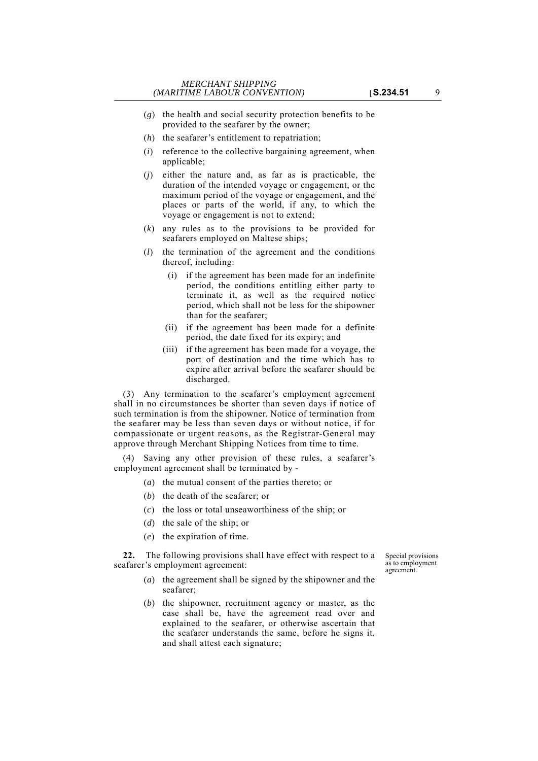(*g*) the health and social security protection benefits to be provided to the seafarer by the owner;

(*h*) the seafarer's entitlement to repatriation;

(*i*) reference to the collective bargaining agreement, when applicable;

(*j*) either the nature and, as far as is practicable, the duration of the intended voyage or engagement, or the maximum period of the voyage or engagement, and the places or parts of the world, if any, to which the voyage or engagement is not to extend;

(*k*) any rules as to the provisions to be provided for seafarers employed on Maltese ships;

(*l*) the termination of the agreement and the conditions thereof, including:

(i) if the agreement has been made for an indefinite period, the conditions entitling either party to terminate it, as well as the required notice period, which shall not be less for the shipowner than for the seafarer;

(ii) if the agreement has been made for a definite period, the date fixed for its expiry; and

(iii) if the agreement has been made for a voyage, the port of destination and the time which has to expire after arrival before the seafarer should be discharged.

(3) Any termination to the seafarer's employment agreement shall in no circumstances be shorter than seven days if notice of such termination is from the shipowner. Notice of termination from the seafarer may be less than seven days or without notice, if for compassionate or urgent reasons, as the Registrar-General may approve through Merchant Shipping Notices from time to time.

(4) Saving any other provision of these rules, a seafarer's employment agreement shall be terminated by -

(*a*) the mutual consent of the parties thereto; or

(*b*) the death of the seafarer; or

(*c*) the loss or total unseaworthiness of the ship; or

(*d*) the sale of the ship; or

(*e*) the expiration of time.

*Special provisions as to employment agreement.*

**22.** The following provisions shall have effect with respect to a seafarer's employment agreement:

(*a*) the agreement shall be signed by the shipowner and the seafarer;

(*b*) the shipowner, recruitment agency or master, as the case shall be, have the agreement read over and explained to the seafarer, or otherwise ascertain that the seafarer understands the same, before he signs it, and shall attest each signature;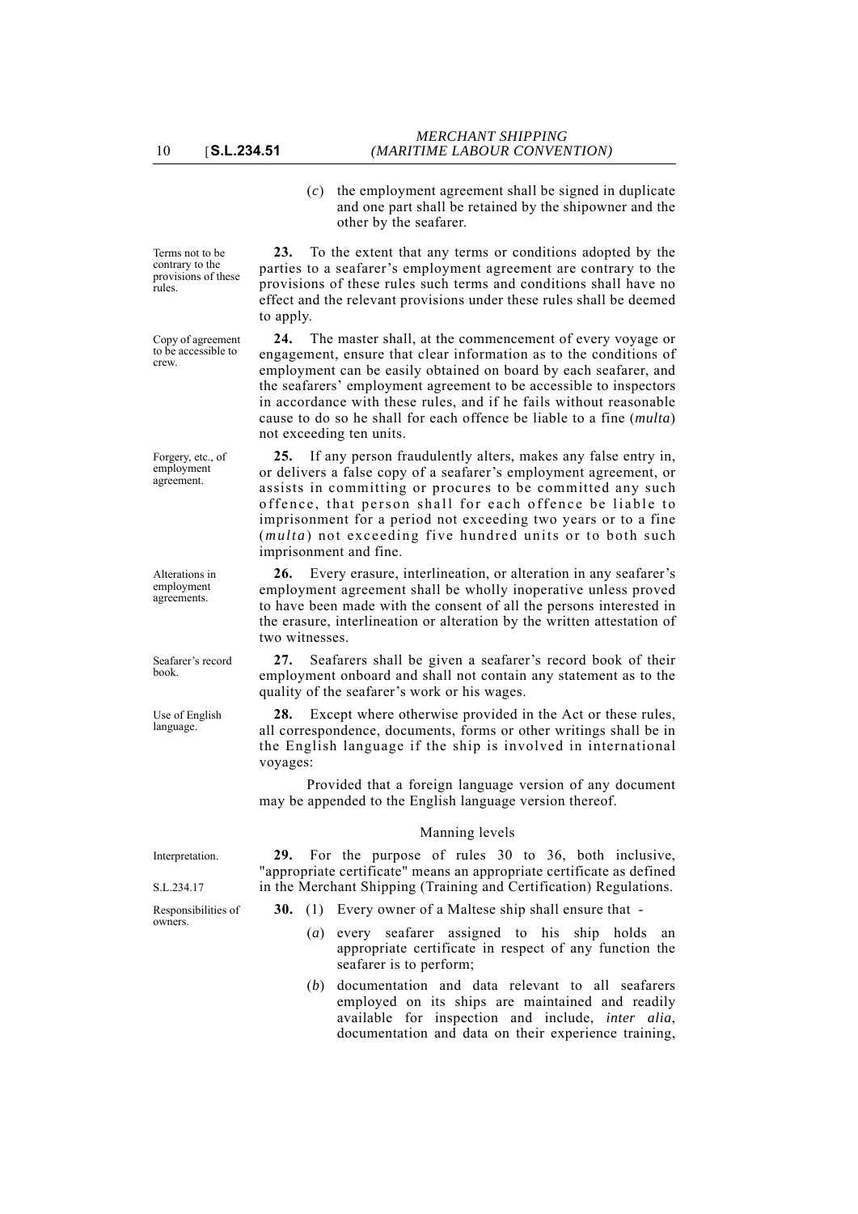(*c*) the employment agreement shall be signed in duplicate and one part shall be retained by the shipowner and the other by the seafarer.

Terms not to be contrary to the provisions of these rules.

**23.** To the extent that any terms or conditions adopted by the parties to a seafarer's employment agreement are contrary to the provisions of these rules such terms and conditions shall have no effect and the relevant provisions under these rules shall be deemed to apply.

Copy of agreement to be accessible to crew.

**24.** The master shall, at the commencement of every voyage or engagement, ensure that clear information as to the conditions of employment can be easily obtained on board by each seafarer, and the seafarers' employment agreement to be accessible to inspectors in accordance with these rules, and if he fails without reasonable cause to do so he shall for each offence be liable to a fine (*multa*) not exceeding ten units.

Forgery, etc., of employment agreement.

**25.** If any person fraudulently alters, makes any false entry in, or delivers a false copy of a seafarer's employment agreement, or assists in committing or procures to be committed any such offence, that person shall for each offence be liable to imprisonment for a period not exceeding two years or to a fine (*multa*) not exceeding five hundred units or to both such imprisonment and fine.

Alterations in employment agreements.

**26.** Every erasure, interlineation, or alteration in any seafarer's employment agreement shall be wholly inoperative unless proved to have been made with the consent of all the persons interested in the erasure, interlineation or alteration by the written attestation of two witnesses.

Seafarer's record book.

**27.** Seafarers shall be given a seafarer's record book of their employment onboard and shall not contain any statement as to the quality of the seafarer's work or his wages.

Use of English language.

**28.** Except where otherwise provided in the Act or these rules, all correspondence, documents, forms or other writings shall be in the English language if the ship is involved in international voyages:

Provided that a foreign language version of any document may be appended to the English language version thereof.

## Manning levels

Interpretation.

S.L.234.17

**29.** For the purpose of rules 30 to 36, both inclusive, "appropriate certificate" means an appropriate certificate as defined in the Merchant Shipping (Training and Certification) Regulations.

Responsibilities of owners.

**30.** (1) Every owner of a Maltese ship shall ensure that -

(*a*) every seafarer assigned to his ship holds an appropriate certificate in respect of any function the seafarer is to perform;

(*b*) documentation and data relevant to all seafarers employed on its ships are maintained and readily available for inspection and include, *inter alia*, documentation and data on their experience training,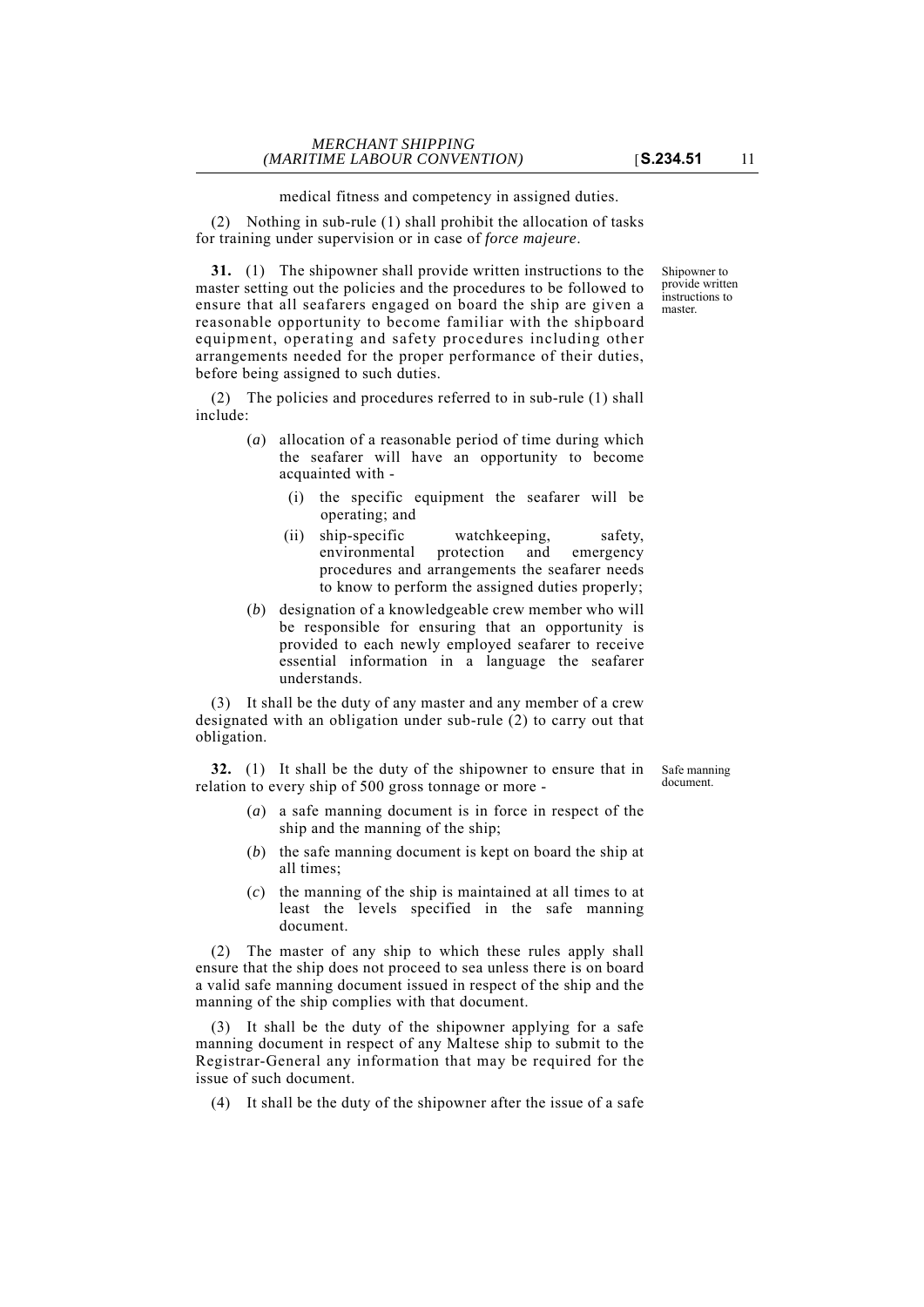medical fitness and competency in assigned duties.

(2) Nothing in sub-rule (1) shall prohibit the allocation of tasks for training under supervision or in case of *force majeure*.

Shipowner to provide written instructions to master.

**31.** (1) The shipowner shall provide written instructions to the master setting out the policies and the procedures to be followed to ensure that all seafarers engaged on board the ship are given a reasonable opportunity to become familiar with the shipboard equipment, operating and safety procedures including other arrangements needed for the proper performance of their duties, before being assigned to such duties.

(2) The policies and procedures referred to in sub-rule (1) shall include:

(*a*) allocation of a reasonable period of time during which the seafarer will have an opportunity to become acquainted with -

(i) the specific equipment the seafarer will be operating; and

(ii) ship-specific watchkeeping, safety, environmental protection and emergency procedures and arrangements the seafarer needs to know to perform the assigned duties properly;

(*b*) designation of a knowledgeable crew member who will be responsible for ensuring that an opportunity is provided to each newly employed seafarer to receive essential information in a language the seafarer understands.

(3) It shall be the duty of any master and any member of a crew designated with an obligation under sub-rule (2) to carry out that obligation.

Safe manning document.

**32.** (1) It shall be the duty of the shipowner to ensure that in relation to every ship of 500 gross tonnage or more -

(*a*) a safe manning document is in force in respect of the ship and the manning of the ship;

(*b*) the safe manning document is kept on board the ship at all times;

(*c*) the manning of the ship is maintained at all times to at least the levels specified in the safe manning document.

(2) The master of any ship to which these rules apply shall ensure that the ship does not proceed to sea unless there is on board a valid safe manning document issued in respect of the ship and the manning of the ship complies with that document.

(3) It shall be the duty of the shipowner applying for a safe manning document in respect of any Maltese ship to submit to the Registrar-General any information that may be required for the issue of such document.

(4) It shall be the duty of the shipowner after the issue of a safe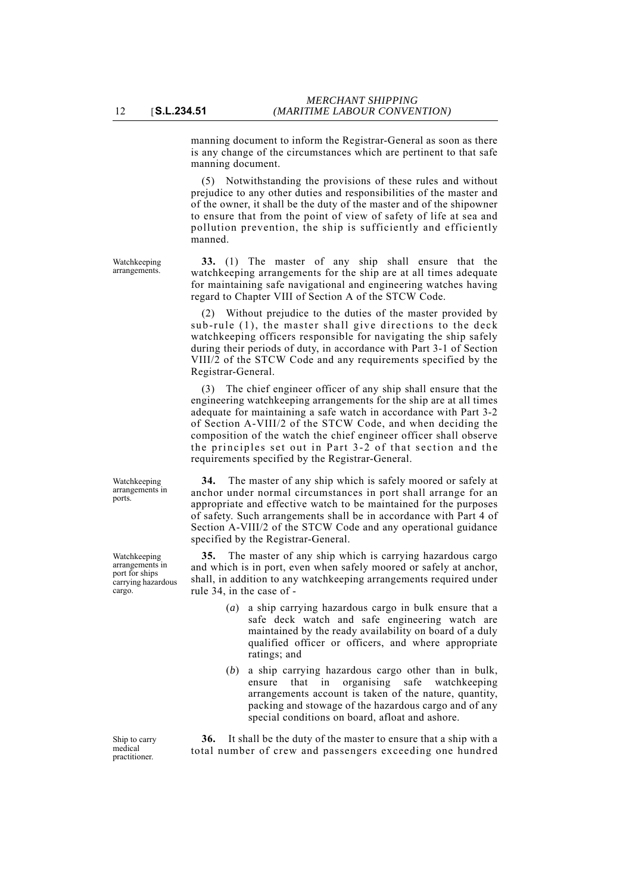manning document to inform the Registrar-General as soon as there is any change of the circumstances which are pertinent to that safe manning document.

(5) Notwithstanding the provisions of these rules and without prejudice to any other duties and responsibilities of the master and of the owner, it shall be the duty of the master and of the shipowner to ensure that from the point of view of safety of life at sea and pollution prevention, the ship is sufficiently and efficiently manned.

Watchkeeping arrangements.

**33.** (1) The master of any ship shall ensure that the watchkeeping arrangements for the ship are at all times adequate for maintaining safe navigational and engineering watches having regard to Chapter VIII of Section A of the STCW Code.

(2) Without prejudice to the duties of the master provided by sub-rule (1), the master shall give directions to the deck watchkeeping officers responsible for navigating the ship safely during their periods of duty, in accordance with Part 3-1 of Section VIII/2 of the STCW Code and any requirements specified by the Registrar-General.

(3) The chief engineer officer of any ship shall ensure that the engineering watchkeeping arrangements for the ship are at all times adequate for maintaining a safe watch in accordance with Part 3-2 of Section A-VIII/2 of the STCW Code, and when deciding the composition of the watch the chief engineer officer shall observe the principles set out in Part 3-2 of that section and the requirements specified by the Registrar-General.

Watchkeeping arrangements in ports.

**34.** The master of any ship which is safely moored or safely at anchor under normal circumstances in port shall arrange for an appropriate and effective watch to be maintained for the purposes of safety. Such arrangements shall be in accordance with Part 4 of Section A-VIII/2 of the STCW Code and any operational guidance specified by the Registrar-General.

Watchkeeping arrangements in port for ships carrying hazardous cargo.

**35.** The master of any ship which is carrying hazardous cargo and which is in port, even when safely moored or safely at anchor, shall, in addition to any watchkeeping arrangements required under rule 34, in the case of -

(*a*) a ship carrying hazardous cargo in bulk ensure that a safe deck watch and safe engineering watch are maintained by the ready availability on board of a duly qualified officer or officers, and where appropriate ratings; and

(*b*) a ship carrying hazardous cargo other than in bulk, ensure that in organising safe watchkeeping arrangements account is taken of the nature, quantity, packing and stowage of the hazardous cargo and of any special conditions on board, afloat and ashore.

Ship to carry medical practitioner.

**36.** It shall be the duty of the master to ensure that a ship with a total number of crew and passengers exceeding one hundred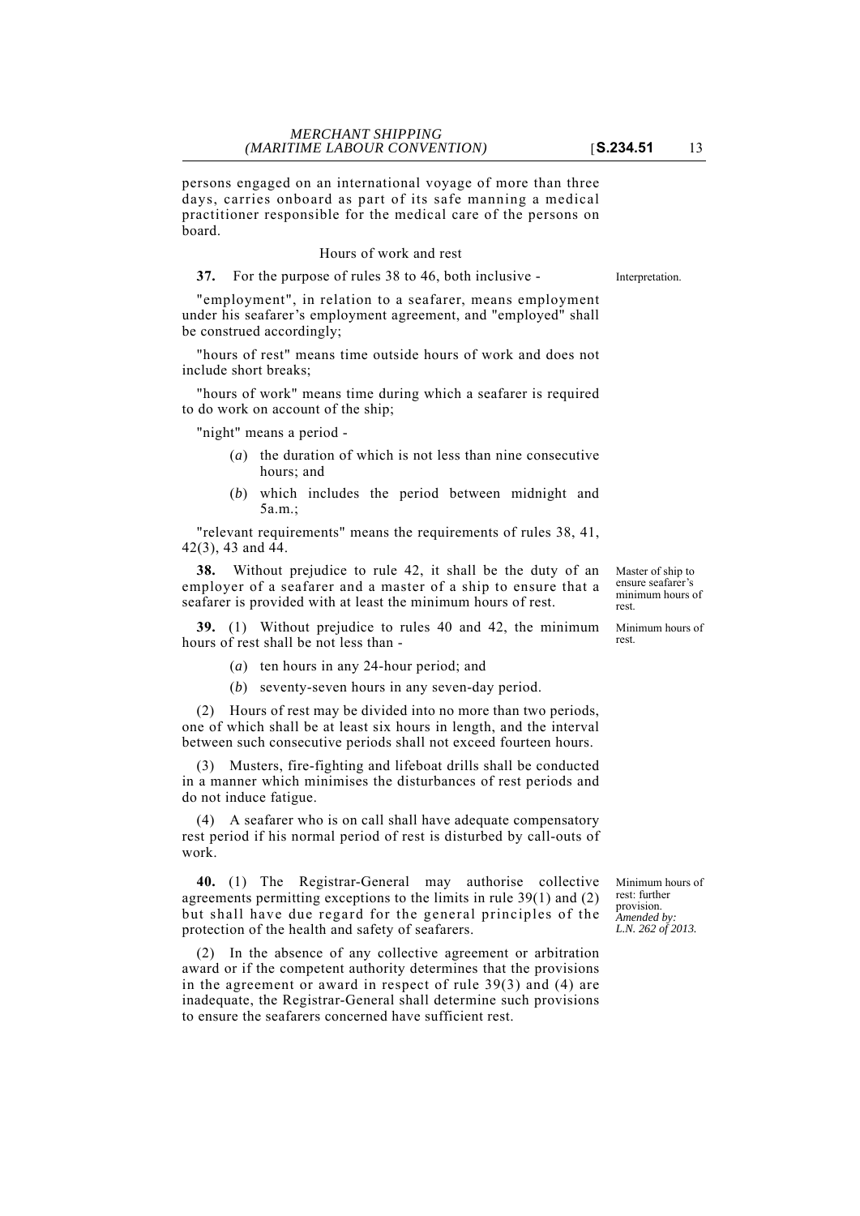persons engaged on an international voyage of more than three days, carries onboard as part of its safe manning a medical practitioner responsible for the medical care of the persons on board.

### Hours of work and rest

**37.** For the purpose of rules 38 to 46, both inclusive -

*Interpretation.*

"employment", in relation to a seafarer, means employment under his seafarer's employment agreement, and "employed" shall be construed accordingly;

"hours of rest" means time outside hours of work and does not include short breaks;

"hours of work" means time during which a seafarer is required to do work on account of the ship;

"night" means a period -

(*a*) the duration of which is not less than nine consecutive hours; and

(*b*) which includes the period between midnight and 5a.m.;

"relevant requirements" means the requirements of rules 38, 41, 42(3), 43 and 44.

*Master of ship to ensure seafarer's minimum hours of rest.*

**38.** Without prejudice to rule 42, it shall be the duty of an employer of a seafarer and a master of a ship to ensure that a seafarer is provided with at least the minimum hours of rest.

*Minimum hours of rest.*

**39.** (1) Without prejudice to rules 40 and 42, the minimum hours of rest shall be not less than -

(*a*) ten hours in any 24-hour period; and

(*b*) seventy-seven hours in any seven-day period.

(2) Hours of rest may be divided into no more than two periods, one of which shall be at least six hours in length, and the interval between such consecutive periods shall not exceed fourteen hours.

(3) Musters, fire-fighting and lifeboat drills shall be conducted in a manner which minimises the disturbances of rest periods and do not induce fatigue.

(4) A seafarer who is on call shall have adequate compensatory rest period if his normal period of rest is disturbed by call-outs of work.

*Minimum hours of rest: further provision.*
*Amended by: L.N. 262 of 2013.*

**40.** (1) The Registrar-General may authorise collective agreements permitting exceptions to the limits in rule 39(1) and (2) but shall have due regard for the general principles of the protection of the health and safety of seafarers.

(2) In the absence of any collective agreement or arbitration award or if the competent authority determines that the provisions in the agreement or award in respect of rule 39(3) and (4) are inadequate, the Registrar-General shall determine such provisions to ensure the seafarers concerned have sufficient rest.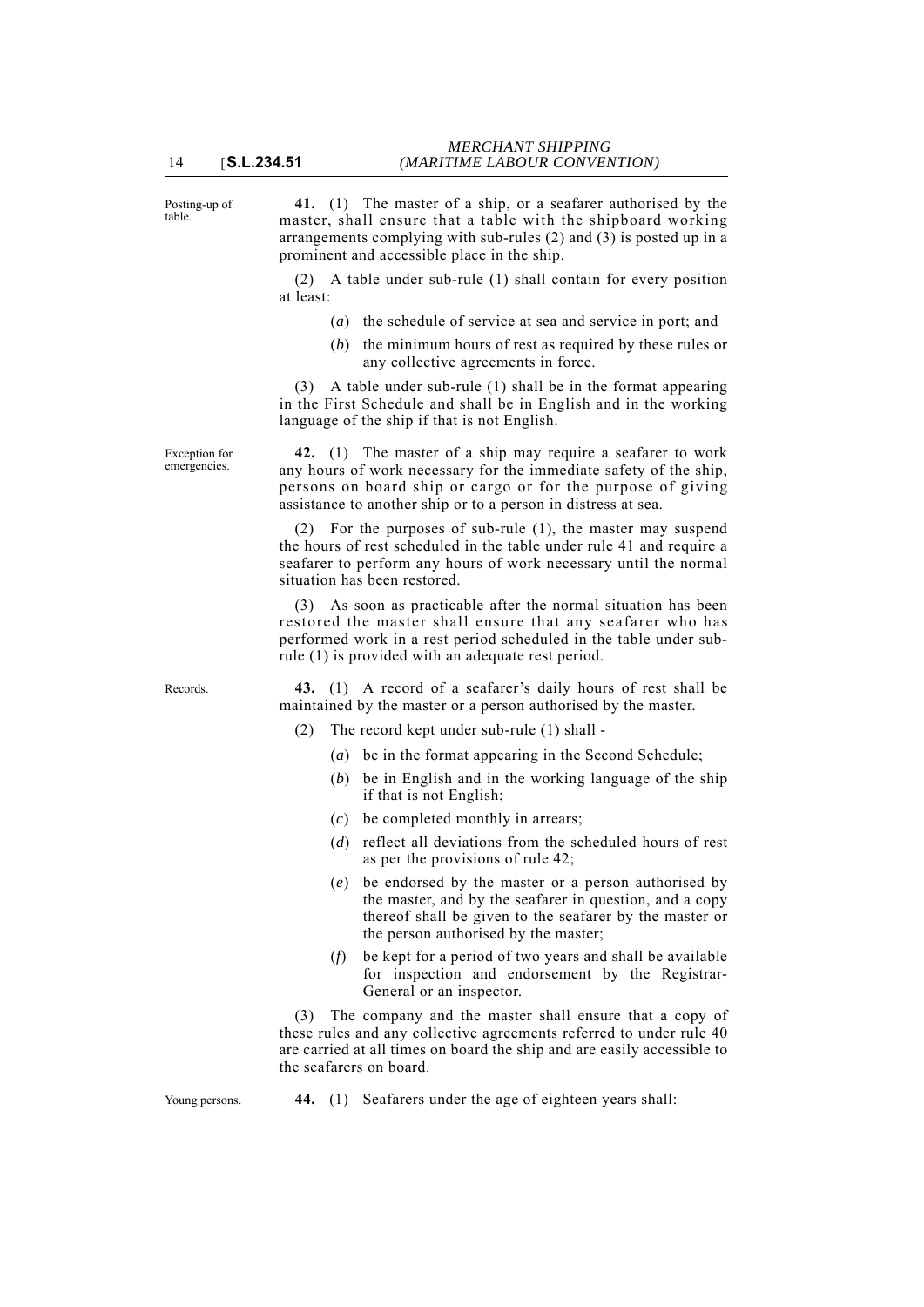Posting-up of table.

**41.** (1) The master of a ship, or a seafarer authorised by the master, shall ensure that a table with the shipboard working arrangements complying with sub-rules (2) and (3) is posted up in a prominent and accessible place in the ship.

(2) A table under sub-rule (1) shall contain for every position at least:

(*a*) the schedule of service at sea and service in port; and

(*b*) the minimum hours of rest as required by these rules or any collective agreements in force.

(3) A table under sub-rule (1) shall be in the format appearing in the First Schedule and shall be in English and in the working language of the ship if that is not English.

Exception for emergencies.

**42.** (1) The master of a ship may require a seafarer to work any hours of work necessary for the immediate safety of the ship, persons on board ship or cargo or for the purpose of giving assistance to another ship or to a person in distress at sea.

(2) For the purposes of sub-rule (1), the master may suspend the hours of rest scheduled in the table under rule 41 and require a seafarer to perform any hours of work necessary until the normal situation has been restored.

(3) As soon as practicable after the normal situation has been restored the master shall ensure that any seafarer who has performed work in a rest period scheduled in the table under sub-rule (1) is provided with an adequate rest period.

Records.

**43.** (1) A record of a seafarer's daily hours of rest shall be maintained by the master or a person authorised by the master.

(2) The record kept under sub-rule (1) shall -

(*a*) be in the format appearing in the Second Schedule;

(*b*) be in English and in the working language of the ship if that is not English;

(*c*) be completed monthly in arrears;

(*d*) reflect all deviations from the scheduled hours of rest as per the provisions of rule 42;

(*e*) be endorsed by the master or a person authorised by the master, and by the seafarer in question, and a copy thereof shall be given to the seafarer by the master or the person authorised by the master;

(*f*) be kept for a period of two years and shall be available for inspection and endorsement by the Registrar-General or an inspector.

(3) The company and the master shall ensure that a copy of these rules and any collective agreements referred to under rule 40 are carried at all times on board the ship and are easily accessible to the seafarers on board.

Young persons.

**44.** (1) Seafarers under the age of eighteen years shall: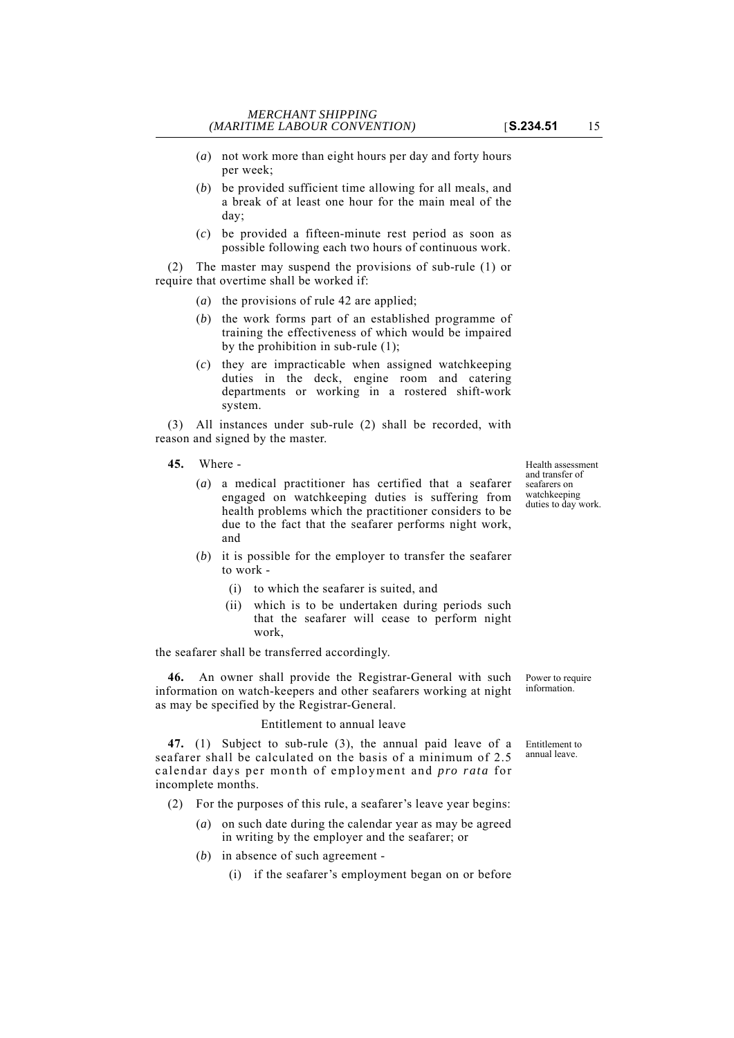(*a*) not work more than eight hours per day and forty hours per week;

(*b*) be provided sufficient time allowing for all meals, and a break of at least one hour for the main meal of the day;

(*c*) be provided a fifteen-minute rest period as soon as possible following each two hours of continuous work.

(2) The master may suspend the provisions of sub-rule (1) or require that overtime shall be worked if:

(*a*) the provisions of rule 42 are applied;

(*b*) the work forms part of an established programme of training the effectiveness of which would be impaired by the prohibition in sub-rule (1);

(*c*) they are impracticable when assigned watchkeeping duties in the deck, engine room and catering departments or working in a rostered shift-work system.

(3) All instances under sub-rule (2) shall be recorded, with reason and signed by the master.

Health assessment and transfer of seafarers on watchkeeping duties to day work.

**45.** Where -

(*a*) a medical practitioner has certified that a seafarer engaged on watchkeeping duties is suffering from health problems which the practitioner considers to be due to the fact that the seafarer performs night work, and

(*b*) it is possible for the employer to transfer the seafarer to work -

(i) to which the seafarer is suited, and

(ii) which is to be undertaken during periods such that the seafarer will cease to perform night work,

the seafarer shall be transferred accordingly.

Power to require information.

**46.** An owner shall provide the Registrar-General with such information on watch-keepers and other seafarers working at night as may be specified by the Registrar-General.

Entitlement to annual leave

Entitlement to annual leave.

**47.** (1) Subject to sub-rule (3), the annual paid leave of a seafarer shall be calculated on the basis of a minimum of 2.5 calendar days per month of employment and *pro rata* for incomplete months.

(2) For the purposes of this rule, a seafarer's leave year begins:

(*a*) on such date during the calendar year as may be agreed in writing by the employer and the seafarer; or

(*b*) in absence of such agreement -

(i) if the seafarer's employment began on or before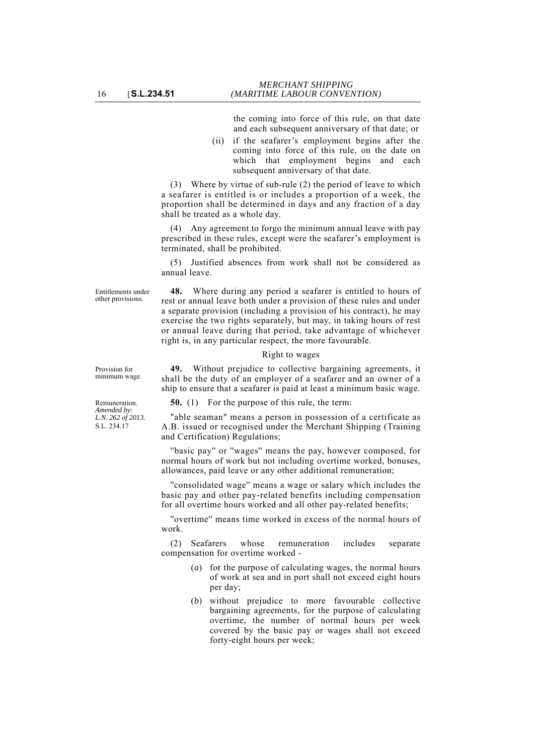the coming into force of this rule, on that date and each subsequent anniversary of that date; or

(ii) if the seafarer's employment begins after the coming into force of this rule, on the date on which that employment begins and each subsequent anniversary of that date.

(3) Where by virtue of sub-rule (2) the period of leave to which a seafarer is entitled is or includes a proportion of a week, the proportion shall be determined in days and any fraction of a day shall be treated as a whole day.

(4) Any agreement to forgo the minimum annual leave with pay prescribed in these rules, except were the seafarer's employment is terminated, shall be prohibited.

(5) Justified absences from work shall not be considered as annual leave.

Entitlements under other provisions.

**48.** Where during any period a seafarer is entitled to hours of rest or annual leave both under a provision of these rules and under a separate provision (including a provision of his contract), he may exercise the two rights separately, but may, in taking hours of rest or annual leave during that period, take advantage of whichever right is, in any particular respect, the more favourable.

Right to wages

Provision for minimum wage.

**49.** Without prejudice to collective bargaining agreements, it shall be the duty of an employer of a seafarer and an owner of a ship to ensure that a seafarer is paid at least a minimum basic wage.

Remuneration. *Amended by: L.N. 262 of 2013.* S.L. 234.17

**50.** (1) For the purpose of this rule, the term:

"able seaman" means a person in possession of a certificate as A.B. issued or recognised under the Merchant Shipping (Training and Certification) Regulations;

"basic pay" or "wages" means the pay, however composed, for normal hours of work but not including overtime worked, bonuses, allowances, paid leave or any other additional remuneration;

"consolidated wage" means a wage or salary which includes the basic pay and other pay-related benefits including compensation for all overtime hours worked and all other pay-related benefits;

"overtime" means time worked in excess of the normal hours of work.

(2) Seafarers whose remuneration includes separate compensation for overtime worked -

(*a*) for the purpose of calculating wages, the normal hours of work at sea and in port shall not exceed eight hours per day;

(*b*) without prejudice to more favourable collective bargaining agreements, for the purpose of calculating overtime, the number of normal hours per week covered by the basic pay or wages shall not exceed forty-eight hours per week;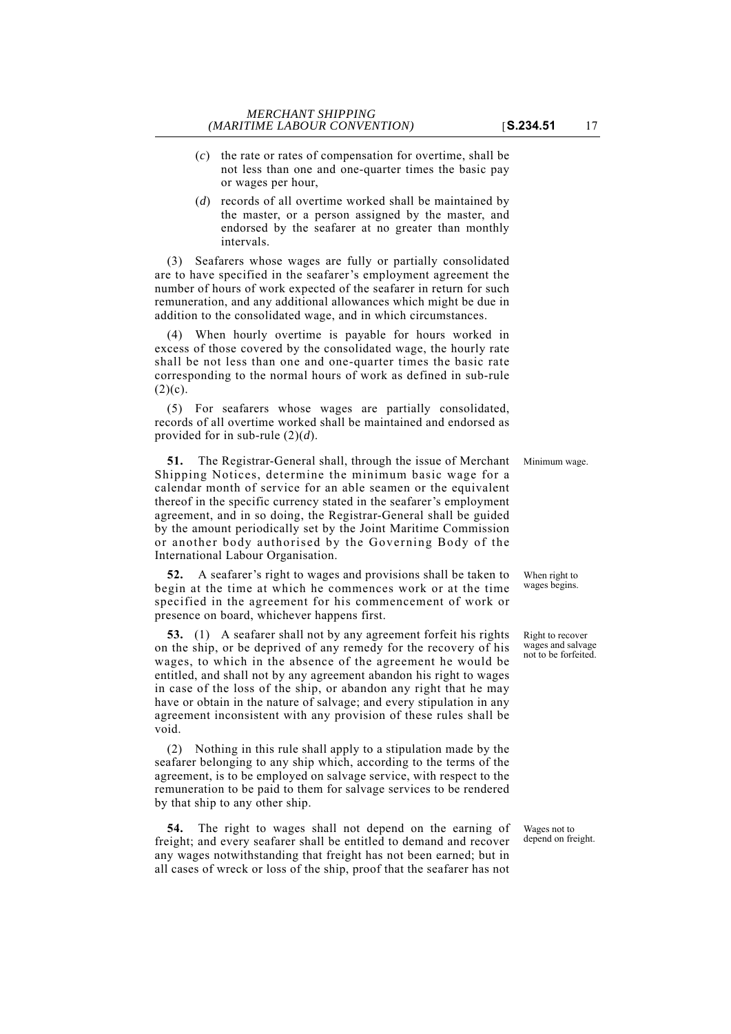(*c*) the rate or rates of compensation for overtime, shall be not less than one and one-quarter times the basic pay or wages per hour,

(*d*) records of all overtime worked shall be maintained by the master, or a person assigned by the master, and endorsed by the seafarer at no greater than monthly intervals.

(3) Seafarers whose wages are fully or partially consolidated are to have specified in the seafarer's employment agreement the number of hours of work expected of the seafarer in return for such remuneration, and any additional allowances which might be due in addition to the consolidated wage, and in which circumstances.

(4) When hourly overtime is payable for hours worked in excess of those covered by the consolidated wage, the hourly rate shall be not less than one and one-quarter times the basic rate corresponding to the normal hours of work as defined in sub-rule (2)(c).

(5) For seafarers whose wages are partially consolidated, records of all overtime worked shall be maintained and endorsed as provided for in sub-rule (2)(*d*).

Minimum wage.

**51.** The Registrar-General shall, through the issue of Merchant Shipping Notices, determine the minimum basic wage for a calendar month of service for an able seamen or the equivalent thereof in the specific currency stated in the seafarer's employment agreement, and in so doing, the Registrar-General shall be guided by the amount periodically set by the Joint Maritime Commission or another body authorised by the Governing Body of the International Labour Organisation.

When right to wages begins.

**52.** A seafarer's right to wages and provisions shall be taken to begin at the time at which he commences work or at the time specified in the agreement for his commencement of work or presence on board, whichever happens first.

Right to recover wages and salvage not to be forfeited.

**53.** (1) A seafarer shall not by any agreement forfeit his rights on the ship, or be deprived of any remedy for the recovery of his wages, to which in the absence of the agreement he would be entitled, and shall not by any agreement abandon his right to wages in case of the loss of the ship, or abandon any right that he may have or obtain in the nature of salvage; and every stipulation in any agreement inconsistent with any provision of these rules shall be void.

(2) Nothing in this rule shall apply to a stipulation made by the seafarer belonging to any ship which, according to the terms of the agreement, is to be employed on salvage service, with respect to the remuneration to be paid to them for salvage services to be rendered by that ship to any other ship.

Wages not to depend on freight.

**54.** The right to wages shall not depend on the earning of freight; and every seafarer shall be entitled to demand and recover any wages notwithstanding that freight has not been earned; but in all cases of wreck or loss of the ship, proof that the seafarer has not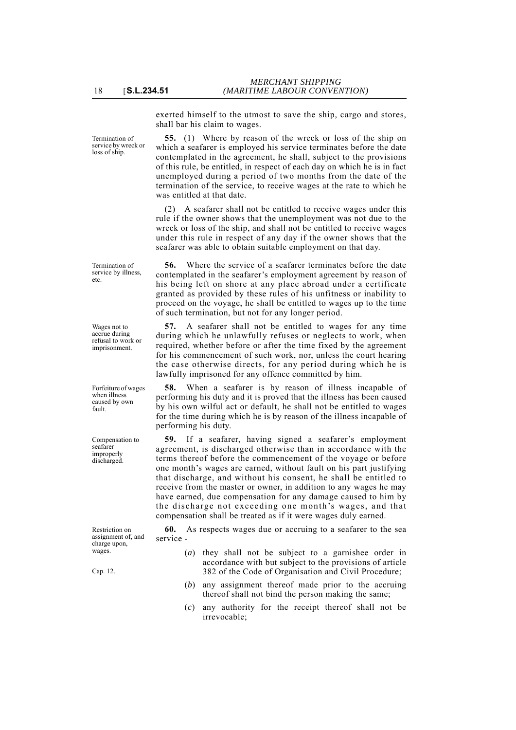exerted himself to the utmost to save the ship, cargo and stores, shall bar his claim to wages.

*Termination of service by wreck or loss of ship.*

**55.** (1) Where by reason of the wreck or loss of the ship on which a seafarer is employed his service terminates before the date contemplated in the agreement, he shall, subject to the provisions of this rule, be entitled, in respect of each day on which he is in fact unemployed during a period of two months from the date of the termination of the service, to receive wages at the rate to which he was entitled at that date.

(2) A seafarer shall not be entitled to receive wages under this rule if the owner shows that the unemployment was not due to the wreck or loss of the ship, and shall not be entitled to receive wages under this rule in respect of any day if the owner shows that the seafarer was able to obtain suitable employment on that day.

*Termination of service by illness, etc.*

**56.** Where the service of a seafarer terminates before the date contemplated in the seafarer's employment agreement by reason of his being left on shore at any place abroad under a certificate granted as provided by these rules of his unfitness or inability to proceed on the voyage, he shall be entitled to wages up to the time of such termination, but not for any longer period.

*Wages not to accrue during refusal to work or imprisonment.*

**57.** A seafarer shall not be entitled to wages for any time during which he unlawfully refuses or neglects to work, when required, whether before or after the time fixed by the agreement for his commencement of such work, nor, unless the court hearing the case otherwise directs, for any period during which he is lawfully imprisoned for any offence committed by him.

*Forfeiture of wages when illness caused by own fault.*

**58.** When a seafarer is by reason of illness incapable of performing his duty and it is proved that the illness has been caused by his own wilful act or default, he shall not be entitled to wages for the time during which he is by reason of the illness incapable of performing his duty.

*Compensation to seafarer improperly discharged.*

**59.** If a seafarer, having signed a seafarer's employment agreement, is discharged otherwise than in accordance with the terms thereof before the commencement of the voyage or before one month's wages are earned, without fault on his part justifying that discharge, and without his consent, he shall be entitled to receive from the master or owner, in addition to any wages he may have earned, due compensation for any damage caused to him by the discharge not exceeding one month's wages, and that compensation shall be treated as if it were wages duly earned.

*Restriction on assignment of, and charge upon, wages.*

**60.** As respects wages due or accruing to a seafarer to the sea service -

*Cap. 12.*

(*a*) they shall not be subject to a garnishee order in accordance with but subject to the provisions of article 382 of the Code of Organisation and Civil Procedure;

(*b*) any assignment thereof made prior to the accruing thereof shall not bind the person making the same;

(*c*) any authority for the receipt thereof shall not be irrevocable;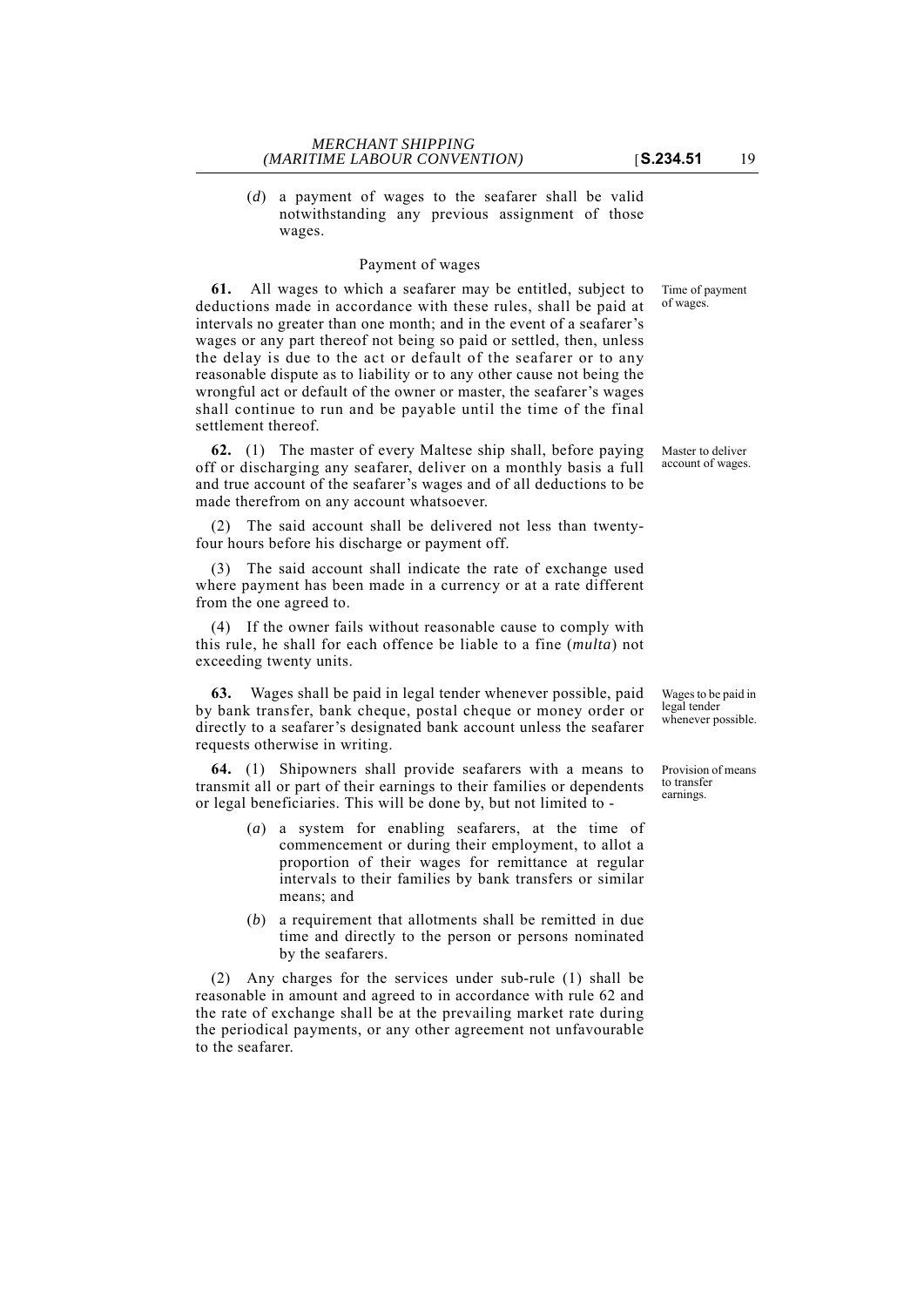(*d*) a payment of wages to the seafarer shall be valid notwithstanding any previous assignment of those wages.

Payment of wages

Time of payment of wages.

**61.** All wages to which a seafarer may be entitled, subject to deductions made in accordance with these rules, shall be paid at intervals no greater than one month; and in the event of a seafarer's wages or any part thereof not being so paid or settled, then, unless the delay is due to the act or default of the seafarer or to any reasonable dispute as to liability or to any other cause not being the wrongful act or default of the owner or master, the seafarer's wages shall continue to run and be payable until the time of the final settlement thereof.

Master to deliver account of wages.

**62.** (1) The master of every Maltese ship shall, before paying off or discharging any seafarer, deliver on a monthly basis a full and true account of the seafarer's wages and of all deductions to be made therefrom on any account whatsoever.

(2) The said account shall be delivered not less than twenty-four hours before his discharge or payment off.

(3) The said account shall indicate the rate of exchange used where payment has been made in a currency or at a rate different from the one agreed to.

(4) If the owner fails without reasonable cause to comply with this rule, he shall for each offence be liable to a fine (*multa*) not exceeding twenty units.

Wages to be paid in legal tender whenever possible.

**63.** Wages shall be paid in legal tender whenever possible, paid by bank transfer, bank cheque, postal cheque or money order or directly to a seafarer's designated bank account unless the seafarer requests otherwise in writing.

Provision of means to transfer earnings.

**64.** (1) Shipowners shall provide seafarers with a means to transmit all or part of their earnings to their families or dependents or legal beneficiaries. This will be done by, but not limited to -

(*a*) a system for enabling seafarers, at the time of commencement or during their employment, to allot a proportion of their wages for remittance at regular intervals to their families by bank transfers or similar means; and

(*b*) a requirement that allotments shall be remitted in due time and directly to the person or persons nominated by the seafarers.

(2) Any charges for the services under sub-rule (1) shall be reasonable in amount and agreed to in accordance with rule 62 and the rate of exchange shall be at the prevailing market rate during the periodical payments, or any other agreement not unfavourable to the seafarer.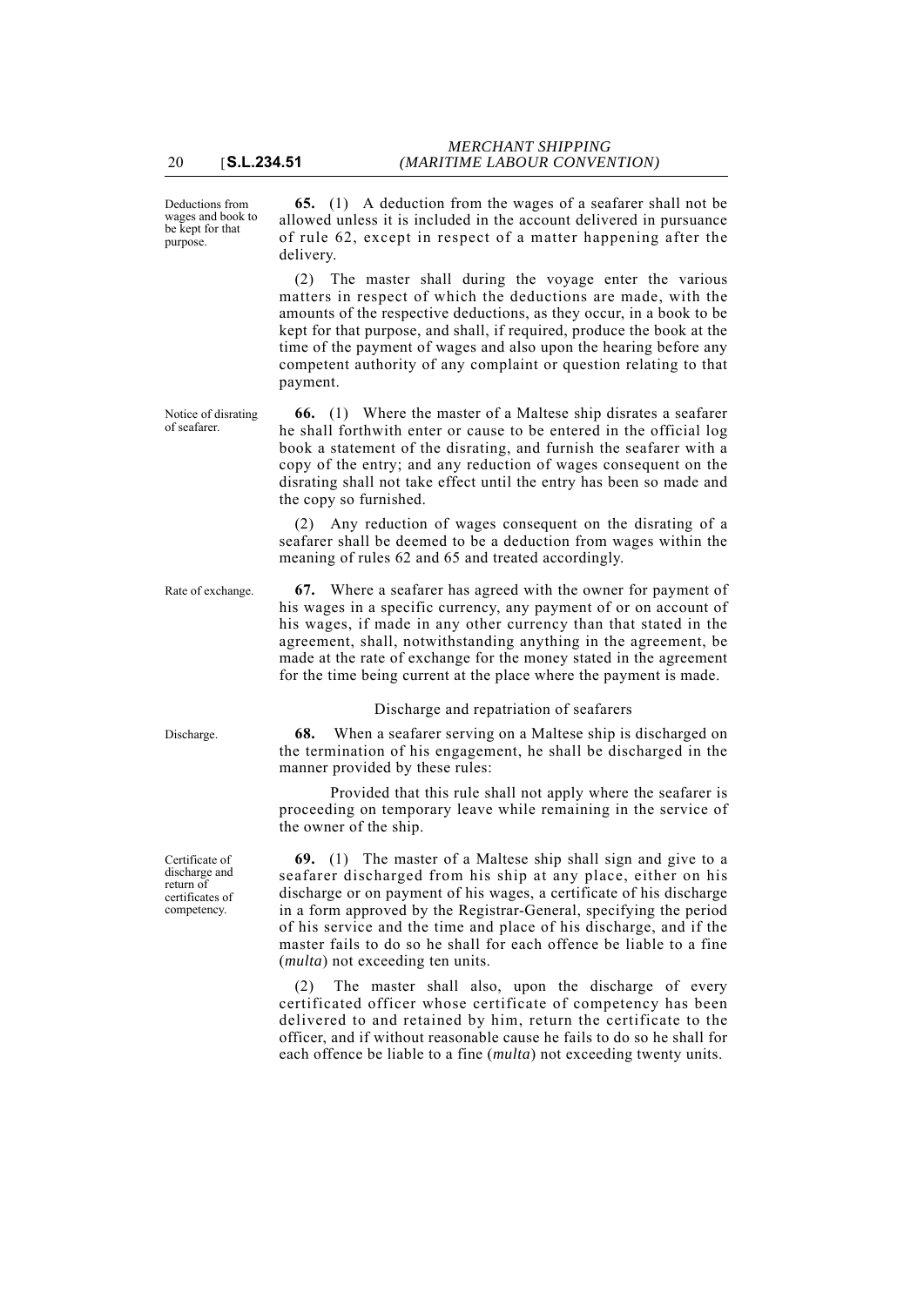Deductions from wages and book to be kept for that purpose.

**65.** (1) A deduction from the wages of a seafarer shall not be allowed unless it is included in the account delivered in pursuance of rule 62, except in respect of a matter happening after the delivery.

(2) The master shall during the voyage enter the various matters in respect of which the deductions are made, with the amounts of the respective deductions, as they occur, in a book to be kept for that purpose, and shall, if required, produce the book at the time of the payment of wages and also upon the hearing before any competent authority of any complaint or question relating to that payment.

Notice of disrating of seafarer.

**66.** (1) Where the master of a Maltese ship disrates a seafarer he shall forthwith enter or cause to be entered in the official log book a statement of the disrating, and furnish the seafarer with a copy of the entry; and any reduction of wages consequent on the disrating shall not take effect until the entry has been so made and the copy so furnished.

(2) Any reduction of wages consequent on the disrating of a seafarer shall be deemed to be a deduction from wages within the meaning of rules 62 and 65 and treated accordingly.

Rate of exchange.

**67.** Where a seafarer has agreed with the owner for payment of his wages in a specific currency, any payment of or on account of his wages, if made in any other currency than that stated in the agreement, shall, notwithstanding anything in the agreement, be made at the rate of exchange for the money stated in the agreement for the time being current at the place where the payment is made.

Discharge and repatriation of seafarers

Discharge.

**68.** When a seafarer serving on a Maltese ship is discharged on the termination of his engagement, he shall be discharged in the manner provided by these rules:

Provided that this rule shall not apply where the seafarer is proceeding on temporary leave while remaining in the service of the owner of the ship.

Certificate of discharge and return of certificates of competency.

**69.** (1) The master of a Maltese ship shall sign and give to a seafarer discharged from his ship at any place, either on his discharge or on payment of his wages, a certificate of his discharge in a form approved by the Registrar-General, specifying the period of his service and the time and place of his discharge, and if the master fails to do so he shall for each offence be liable to a fine (*multa*) not exceeding ten units.

(2) The master shall also, upon the discharge of every certificated officer whose certificate of competency has been delivered to and retained by him, return the certificate to the officer, and if without reasonable cause he fails to do so he shall for each offence be liable to a fine (*multa*) not exceeding twenty units.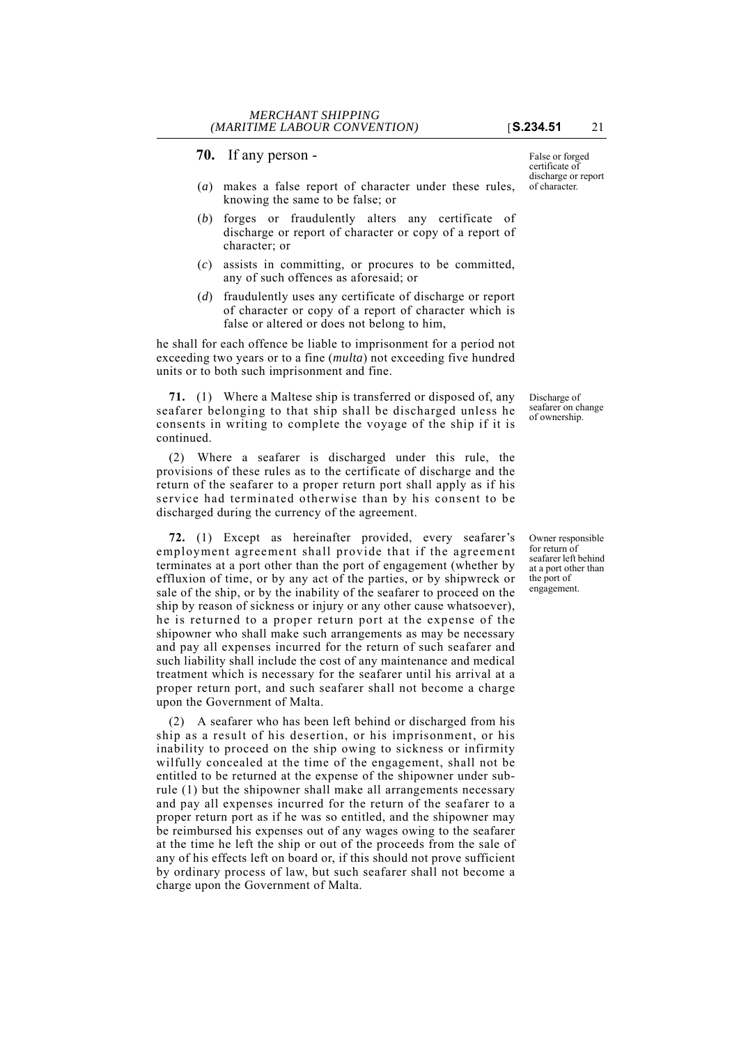**70.** If any person -

*False or forged certificate of discharge or report of character.*

(*a*) makes a false report of character under these rules, knowing the same to be false; or

(*b*) forges or fraudulently alters any certificate of discharge or report of character or copy of a report of character; or

(*c*) assists in committing, or procures to be committed, any of such offences as aforesaid; or

(*d*) fraudulently uses any certificate of discharge or report of character or copy of a report of character which is false or altered or does not belong to him,

he shall for each offence be liable to imprisonment for a period not exceeding two years or to a fine (*multa*) not exceeding five hundred units or to both such imprisonment and fine.

*Discharge of seafarer on change of ownership.*

**71.** (1) Where a Maltese ship is transferred or disposed of, any seafarer belonging to that ship shall be discharged unless he consents in writing to complete the voyage of the ship if it is continued.

(2) Where a seafarer is discharged under this rule, the provisions of these rules as to the certificate of discharge and the return of the seafarer to a proper return port shall apply as if his service had terminated otherwise than by his consent to be discharged during the currency of the agreement.

*Owner responsible for return of seafarer left behind at a port other than the port of engagement.*

**72.** (1) Except as hereinafter provided, every seafarer's employment agreement shall provide that if the agreement terminates at a port other than the port of engagement (whether by effluxion of time, or by any act of the parties, or by shipwreck or sale of the ship, or by the inability of the seafarer to proceed on the ship by reason of sickness or injury or any other cause whatsoever), he is returned to a proper return port at the expense of the shipowner who shall make such arrangements as may be necessary and pay all expenses incurred for the return of such seafarer and such liability shall include the cost of any maintenance and medical treatment which is necessary for the seafarer until his arrival at a proper return port, and such seafarer shall not become a charge upon the Government of Malta.

(2) A seafarer who has been left behind or discharged from his ship as a result of his desertion, or his imprisonment, or his inability to proceed on the ship owing to sickness or infirmity wilfully concealed at the time of the engagement, shall not be entitled to be returned at the expense of the shipowner under sub-rule (1) but the shipowner shall make all arrangements necessary and pay all expenses incurred for the return of the seafarer to a proper return port as if he was so entitled, and the shipowner may be reimbursed his expenses out of any wages owing to the seafarer at the time he left the ship or out of the proceeds from the sale of any of his effects left on board or, if this should not prove sufficient by ordinary process of law, but such seafarer shall not become a charge upon the Government of Malta.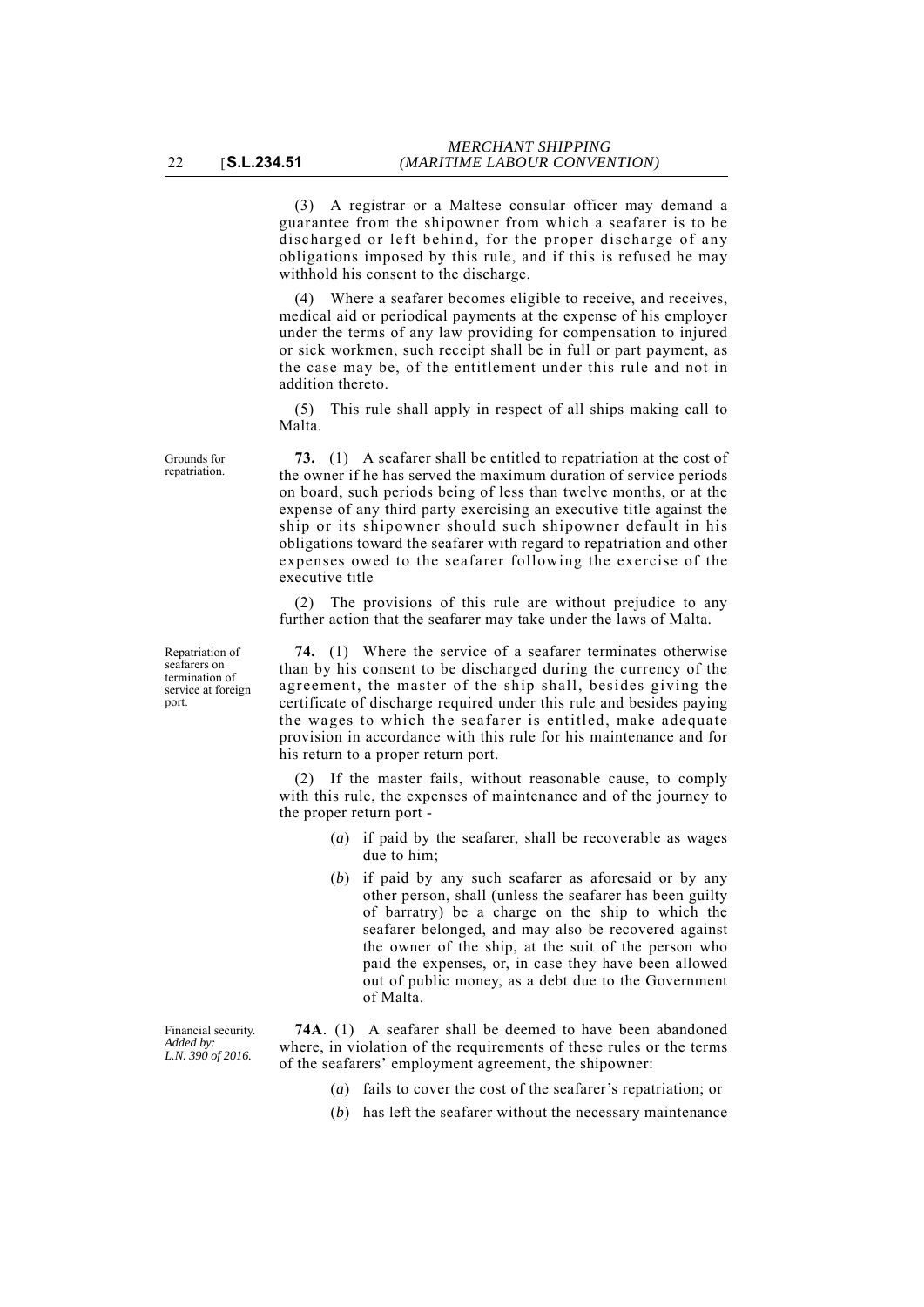(3) A registrar or a Maltese consular officer may demand a guarantee from the shipowner from which a seafarer is to be discharged or left behind, for the proper discharge of any obligations imposed by this rule, and if this is refused he may withhold his consent to the discharge.

(4) Where a seafarer becomes eligible to receive, and receives, medical aid or periodical payments at the expense of his employer under the terms of any law providing for compensation to injured or sick workmen, such receipt shall be in full or part payment, as the case may be, of the entitlement under this rule and not in addition thereto.

(5) This rule shall apply in respect of all ships making call to Malta.

Grounds for repatriation.

**73.** (1) A seafarer shall be entitled to repatriation at the cost of the owner if he has served the maximum duration of service periods on board, such periods being of less than twelve months, or at the expense of any third party exercising an executive title against the ship or its shipowner should such shipowner default in his obligations toward the seafarer with regard to repatriation and other expenses owed to the seafarer following the exercise of the executive title

(2) The provisions of this rule are without prejudice to any further action that the seafarer may take under the laws of Malta.

Repatriation of seafarers on termination of service at foreign port.

**74.** (1) Where the service of a seafarer terminates otherwise than by his consent to be discharged during the currency of the agreement, the master of the ship shall, besides giving the certificate of discharge required under this rule and besides paying the wages to which the seafarer is entitled, make adequate provision in accordance with this rule for his maintenance and for his return to a proper return port.

(2) If the master fails, without reasonable cause, to comply with this rule, the expenses of maintenance and of the journey to the proper return port -

(*a*) if paid by the seafarer, shall be recoverable as wages due to him;

(*b*) if paid by any such seafarer as aforesaid or by any other person, shall (unless the seafarer has been guilty of barratry) be a charge on the ship to which the seafarer belonged, and may also be recovered against the owner of the ship, at the suit of the person who paid the expenses, or, in case they have been allowed out of public money, as a debt due to the Government of Malta.

Financial security. *Added by: L.N. 390 of 2016.*

**74A**. (1) A seafarer shall be deemed to have been abandoned where, in violation of the requirements of these rules or the terms of the seafarers' employment agreement, the shipowner:

(*a*) fails to cover the cost of the seafarer's repatriation; or

(*b*) has left the seafarer without the necessary maintenance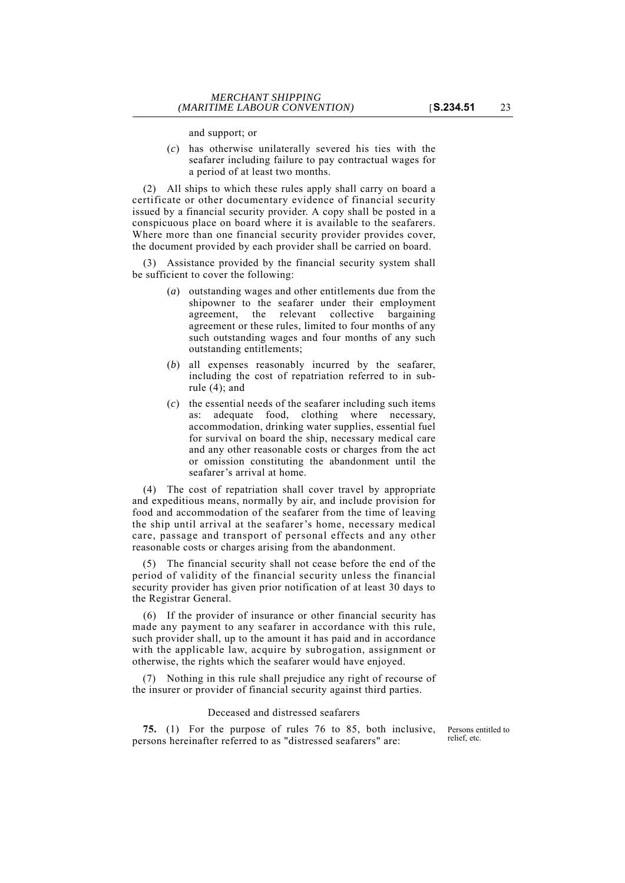and support; or

(*c*) has otherwise unilaterally severed his ties with the seafarer including failure to pay contractual wages for a period of at least two months.

(2) All ships to which these rules apply shall carry on board a certificate or other documentary evidence of financial security issued by a financial security provider. A copy shall be posted in a conspicuous place on board where it is available to the seafarers. Where more than one financial security provider provides cover, the document provided by each provider shall be carried on board.

(3) Assistance provided by the financial security system shall be sufficient to cover the following:

(*a*) outstanding wages and other entitlements due from the shipowner to the seafarer under their employment agreement, the relevant collective bargaining agreement or these rules, limited to four months of any such outstanding wages and four months of any such outstanding entitlements;

(*b*) all expenses reasonably incurred by the seafarer, including the cost of repatriation referred to in sub-rule (4); and

(*c*) the essential needs of the seafarer including such items as: adequate food, clothing where necessary, accommodation, drinking water supplies, essential fuel for survival on board the ship, necessary medical care and any other reasonable costs or charges from the act or omission constituting the abandonment until the seafarer's arrival at home.

(4) The cost of repatriation shall cover travel by appropriate and expeditious means, normally by air, and include provision for food and accommodation of the seafarer from the time of leaving the ship until arrival at the seafarer's home, necessary medical care, passage and transport of personal effects and any other reasonable costs or charges arising from the abandonment.

(5) The financial security shall not cease before the end of the period of validity of the financial security unless the financial security provider has given prior notification of at least 30 days to the Registrar General.

(6) If the provider of insurance or other financial security has made any payment to any seafarer in accordance with this rule, such provider shall, up to the amount it has paid and in accordance with the applicable law, acquire by subrogation, assignment or otherwise, the rights which the seafarer would have enjoyed.

(7) Nothing in this rule shall prejudice any right of recourse of the insurer or provider of financial security against third parties.

Deceased and distressed seafarers

Persons entitled to relief, etc.

**75.** (1) For the purpose of rules 76 to 85, both inclusive, persons hereinafter referred to as "distressed seafarers" are: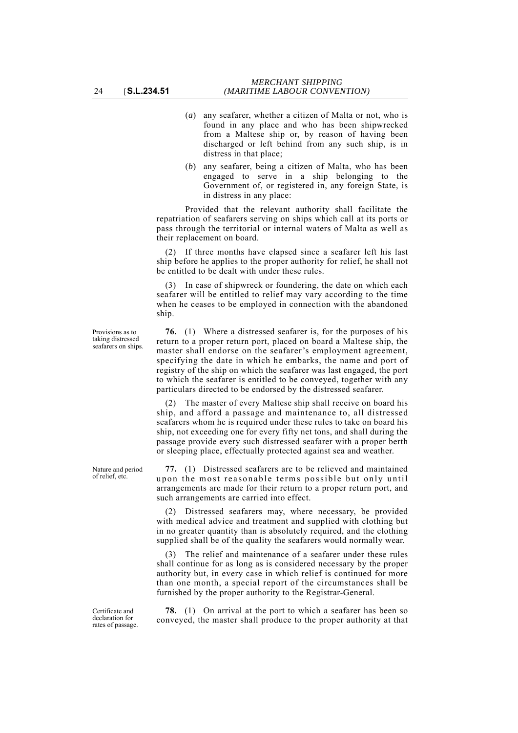(*a*) any seafarer, whether a citizen of Malta or not, who is found in any place and who has been shipwrecked from a Maltese ship or, by reason of having been discharged or left behind from any such ship, is in distress in that place;

(*b*) any seafarer, being a citizen of Malta, who has been engaged to serve in a ship belonging to the Government of, or registered in, any foreign State, is in distress in any place:

Provided that the relevant authority shall facilitate the repatriation of seafarers serving on ships which call at its ports or pass through the territorial or internal waters of Malta as well as their replacement on board.

(2) If three months have elapsed since a seafarer left his last ship before he applies to the proper authority for relief, he shall not be entitled to be dealt with under these rules.

(3) In case of shipwreck or foundering, the date on which each seafarer will be entitled to relief may vary according to the time when he ceases to be employed in connection with the abandoned ship.

Provisions as to taking distressed seafarers on ships.

**76.** (1) Where a distressed seafarer is, for the purposes of his return to a proper return port, placed on board a Maltese ship, the master shall endorse on the seafarer's employment agreement, specifying the date in which he embarks, the name and port of registry of the ship on which the seafarer was last engaged, the port to which the seafarer is entitled to be conveyed, together with any particulars directed to be endorsed by the distressed seafarer.

(2) The master of every Maltese ship shall receive on board his ship, and afford a passage and maintenance to, all distressed seafarers whom he is required under these rules to take on board his ship, not exceeding one for every fifty net tons, and shall during the passage provide every such distressed seafarer with a proper berth or sleeping place, effectually protected against sea and weather.

Nature and period of relief, etc.

**77.** (1) Distressed seafarers are to be relieved and maintained upon the most reasonable terms possible but only until arrangements are made for their return to a proper return port, and such arrangements are carried into effect.

(2) Distressed seafarers may, where necessary, be provided with medical advice and treatment and supplied with clothing but in no greater quantity than is absolutely required, and the clothing supplied shall be of the quality the seafarers would normally wear.

(3) The relief and maintenance of a seafarer under these rules shall continue for as long as is considered necessary by the proper authority but, in every case in which relief is continued for more than one month, a special report of the circumstances shall be furnished by the proper authority to the Registrar-General.

Certificate and declaration for rates of passage.

**78.** (1) On arrival at the port to which a seafarer has been so conveyed, the master shall produce to the proper authority at that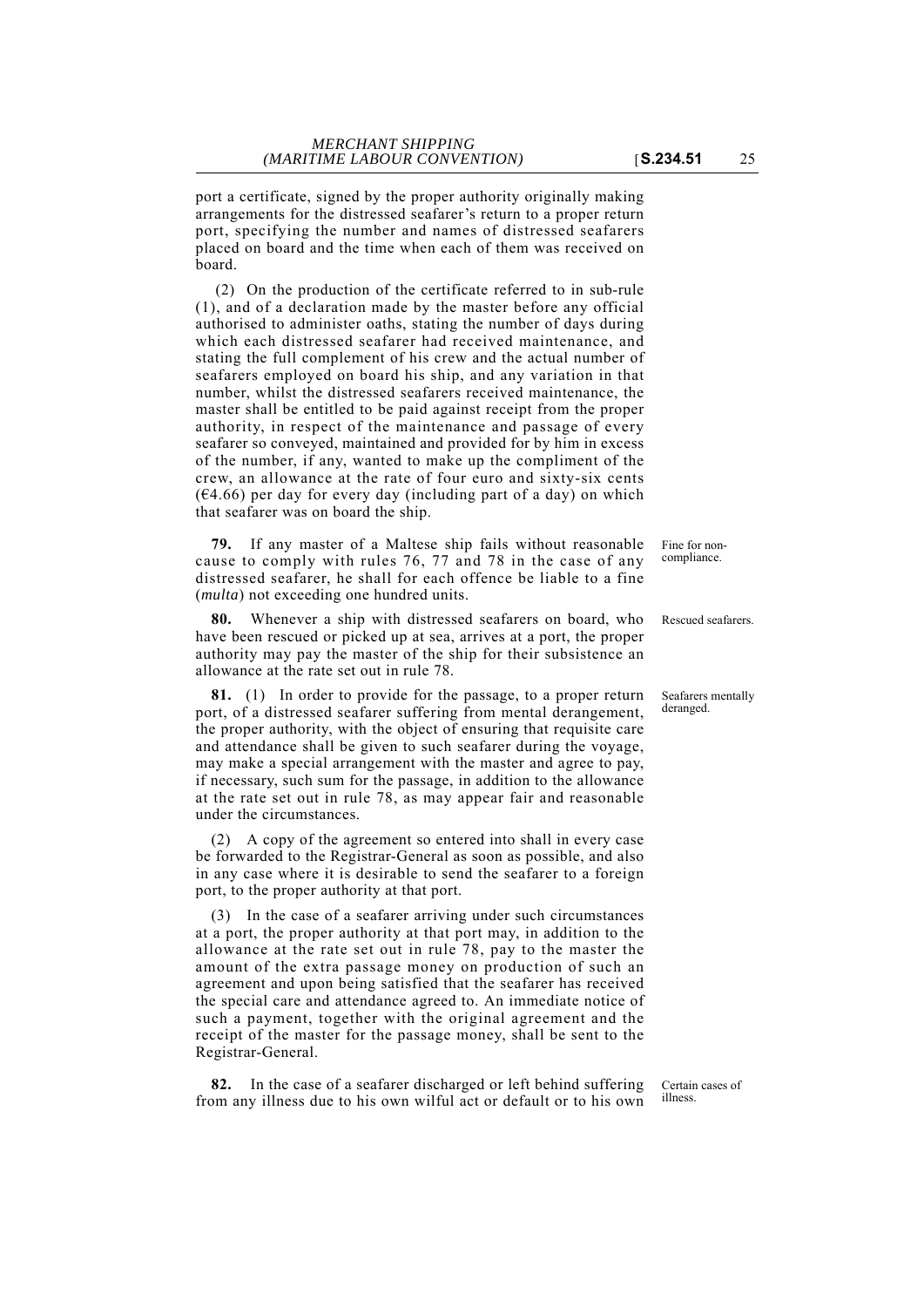port a certificate, signed by the proper authority originally making arrangements for the distressed seafarer's return to a proper return port, specifying the number and names of distressed seafarers placed on board and the time when each of them was received on board.

(2) On the production of the certificate referred to in sub-rule (1), and of a declaration made by the master before any official authorised to administer oaths, stating the number of days during which each distressed seafarer had received maintenance, and stating the full complement of his crew and the actual number of seafarers employed on board his ship, and any variation in that number, whilst the distressed seafarers received maintenance, the master shall be entitled to be paid against receipt from the proper authority, in respect of the maintenance and passage of every seafarer so conveyed, maintained and provided for by him in excess of the number, if any, wanted to make up the compliment of the crew, an allowance at the rate of four euro and sixty-six cents (€4.66) per day for every day (including part of a day) on which that seafarer was on board the ship.

Fine for non-compliance.

**79.** If any master of a Maltese ship fails without reasonable cause to comply with rules 76, 77 and 78 in the case of any distressed seafarer, he shall for each offence be liable to a fine (*multa*) not exceeding one hundred units.

Rescued seafarers.

**80.** Whenever a ship with distressed seafarers on board, who have been rescued or picked up at sea, arrives at a port, the proper authority may pay the master of the ship for their subsistence an allowance at the rate set out in rule 78.

Seafarers mentally deranged.

**81.** (1) In order to provide for the passage, to a proper return port, of a distressed seafarer suffering from mental derangement, the proper authority, with the object of ensuring that requisite care and attendance shall be given to such seafarer during the voyage, may make a special arrangement with the master and agree to pay, if necessary, such sum for the passage, in addition to the allowance at the rate set out in rule 78, as may appear fair and reasonable under the circumstances.

(2) A copy of the agreement so entered into shall in every case be forwarded to the Registrar-General as soon as possible, and also in any case where it is desirable to send the seafarer to a foreign port, to the proper authority at that port.

(3) In the case of a seafarer arriving under such circumstances at a port, the proper authority at that port may, in addition to the allowance at the rate set out in rule 78, pay to the master the amount of the extra passage money on production of such an agreement and upon being satisfied that the seafarer has received the special care and attendance agreed to. An immediate notice of such a payment, together with the original agreement and the receipt of the master for the passage money, shall be sent to the Registrar-General.

Certain cases of illness.

**82.** In the case of a seafarer discharged or left behind suffering from any illness due to his own wilful act or default or to his own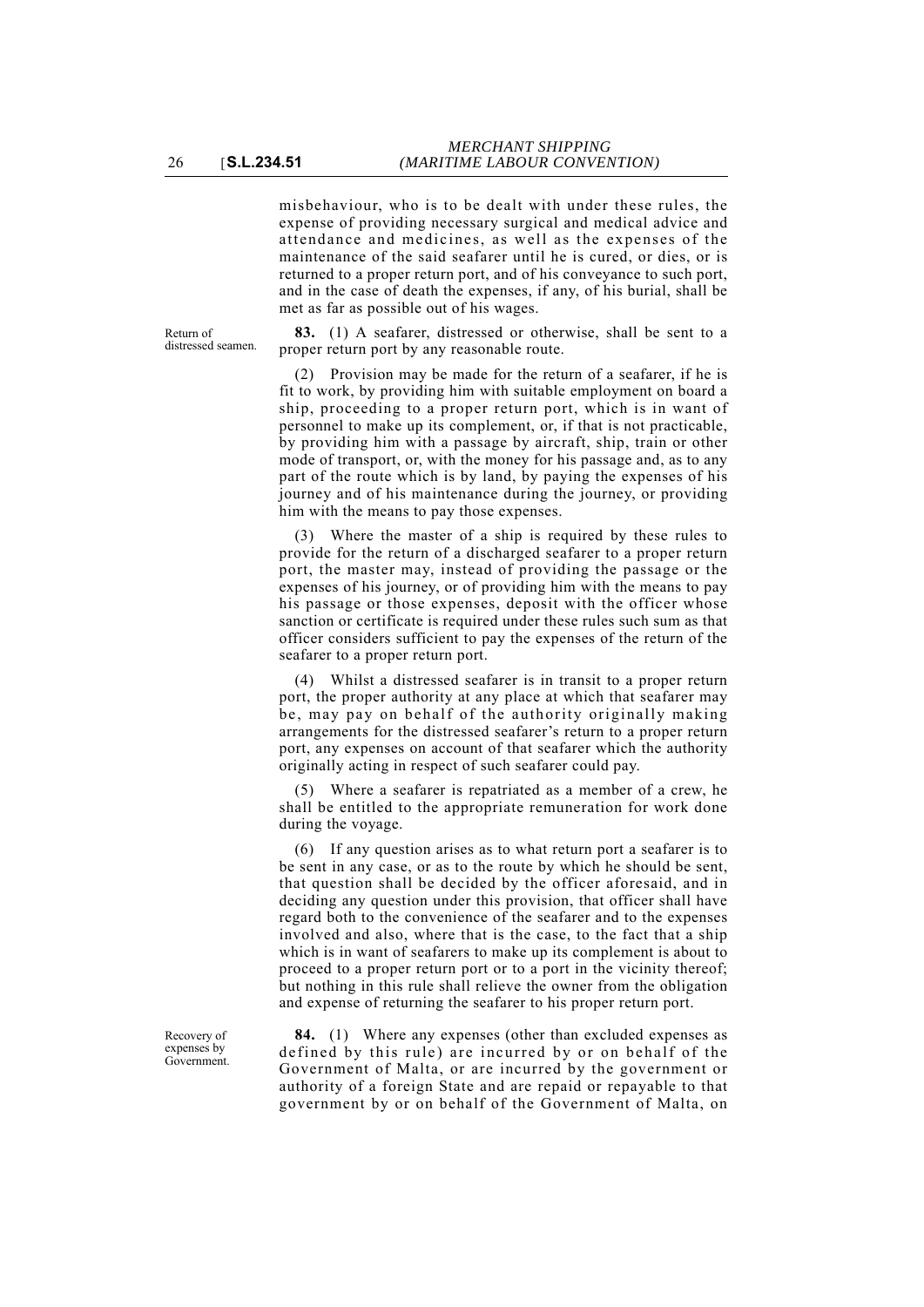misbehaviour, who is to be dealt with under these rules, the expense of providing necessary surgical and medical advice and attendance and medicines, as well as the expenses of the maintenance of the said seafarer until he is cured, or dies, or is returned to a proper return port, and of his conveyance to such port, and in the case of death the expenses, if any, of his burial, shall be met as far as possible out of his wages.

Return of distressed seamen.

**83.** (1) A seafarer, distressed or otherwise, shall be sent to a proper return port by any reasonable route.

(2) Provision may be made for the return of a seafarer, if he is fit to work, by providing him with suitable employment on board a ship, proceeding to a proper return port, which is in want of personnel to make up its complement, or, if that is not practicable, by providing him with a passage by aircraft, ship, train or other mode of transport, or, with the money for his passage and, as to any part of the route which is by land, by paying the expenses of his journey and of his maintenance during the journey, or providing him with the means to pay those expenses.

(3) Where the master of a ship is required by these rules to provide for the return of a discharged seafarer to a proper return port, the master may, instead of providing the passage or the expenses of his journey, or of providing him with the means to pay his passage or those expenses, deposit with the officer whose sanction or certificate is required under these rules such sum as that officer considers sufficient to pay the expenses of the return of the seafarer to a proper return port.

(4) Whilst a distressed seafarer is in transit to a proper return port, the proper authority at any place at which that seafarer may be, may pay on behalf of the authority originally making arrangements for the distressed seafarer's return to a proper return port, any expenses on account of that seafarer which the authority originally acting in respect of such seafarer could pay.

(5) Where a seafarer is repatriated as a member of a crew, he shall be entitled to the appropriate remuneration for work done during the voyage.

(6) If any question arises as to what return port a seafarer is to be sent in any case, or as to the route by which he should be sent, that question shall be decided by the officer aforesaid, and in deciding any question under this provision, that officer shall have regard both to the convenience of the seafarer and to the expenses involved and also, where that is the case, to the fact that a ship which is in want of seafarers to make up its complement is about to proceed to a proper return port or to a port in the vicinity thereof; but nothing in this rule shall relieve the owner from the obligation and expense of returning the seafarer to his proper return port.

Recovery of expenses by Government.

**84.** (1) Where any expenses (other than excluded expenses as defined by this rule) are incurred by or on behalf of the Government of Malta, or are incurred by the government or authority of a foreign State and are repaid or repayable to that government by or on behalf of the Government of Malta, on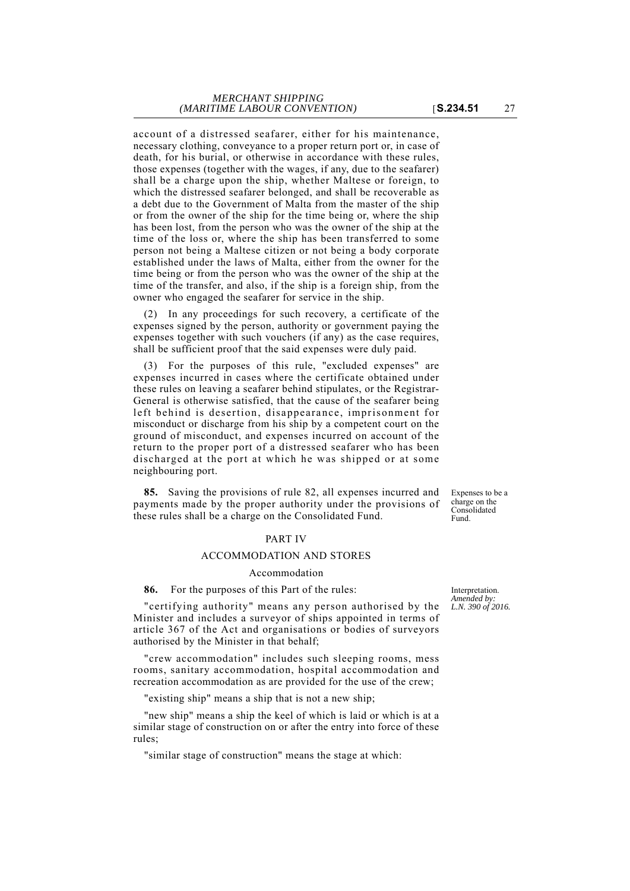account of a distressed seafarer, either for his maintenance, necessary clothing, conveyance to a proper return port or, in case of death, for his burial, or otherwise in accordance with these rules, those expenses (together with the wages, if any, due to the seafarer) shall be a charge upon the ship, whether Maltese or foreign, to which the distressed seafarer belonged, and shall be recoverable as a debt due to the Government of Malta from the master of the ship or from the owner of the ship for the time being or, where the ship has been lost, from the person who was the owner of the ship at the time of the loss or, where the ship has been transferred to some person not being a Maltese citizen or not being a body corporate established under the laws of Malta, either from the owner for the time being or from the person who was the owner of the ship at the time of the transfer, and also, if the ship is a foreign ship, from the owner who engaged the seafarer for service in the ship.

(2) In any proceedings for such recovery, a certificate of the expenses signed by the person, authority or government paying the expenses together with such vouchers (if any) as the case requires, shall be sufficient proof that the said expenses were duly paid.

(3) For the purposes of this rule, "excluded expenses" are expenses incurred in cases where the certificate obtained under these rules on leaving a seafarer behind stipulates, or the Registrar-General is otherwise satisfied, that the cause of the seafarer being left behind is desertion, disappearance, imprisonment for misconduct or discharge from his ship by a competent court on the ground of misconduct, and expenses incurred on account of the return to the proper port of a distressed seafarer who has been discharged at the port at which he was shipped or at some neighbouring port.

Expenses to be a charge on the Consolidated Fund.

**85.** Saving the provisions of rule 82, all expenses incurred and payments made by the proper authority under the provisions of these rules shall be a charge on the Consolidated Fund.

## PART IV

## ACCOMMODATION AND STORES

### Accommodation

Interpretation. *Amended by: L.N. 390 of 2016.*

**86.** For the purposes of this Part of the rules:

"certifying authority" means any person authorised by the Minister and includes a surveyor of ships appointed in terms of article 367 of the Act and organisations or bodies of surveyors authorised by the Minister in that behalf;

"crew accommodation" includes such sleeping rooms, mess rooms, sanitary accommodation, hospital accommodation and recreation accommodation as are provided for the use of the crew;

"existing ship" means a ship that is not a new ship;

"new ship" means a ship the keel of which is laid or which is at a similar stage of construction on or after the entry into force of these rules;

"similar stage of construction" means the stage at which: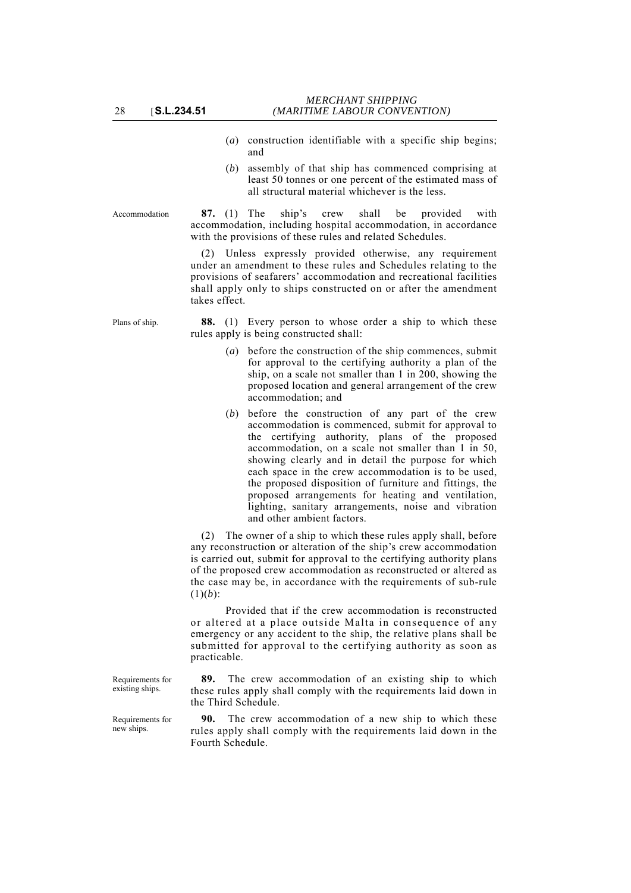(*a*) construction identifiable with a specific ship begins; and

(*b*) assembly of that ship has commenced comprising at least 50 tonnes or one percent of the estimated mass of all structural material whichever is the less.

Accommodation

**87.** (1) The ship's crew shall be provided with accommodation, including hospital accommodation, in accordance with the provisions of these rules and related Schedules.

(2) Unless expressly provided otherwise, any requirement under an amendment to these rules and Schedules relating to the provisions of seafarers' accommodation and recreational facilities shall apply only to ships constructed on or after the amendment takes effect.

Plans of ship.

**88.** (1) Every person to whose order a ship to which these rules apply is being constructed shall:

(*a*) before the construction of the ship commences, submit for approval to the certifying authority a plan of the ship, on a scale not smaller than 1 in 200, showing the proposed location and general arrangement of the crew accommodation; and

(*b*) before the construction of any part of the crew accommodation is commenced, submit for approval to the certifying authority, plans of the proposed accommodation, on a scale not smaller than 1 in 50, showing clearly and in detail the purpose for which each space in the crew accommodation is to be used, the proposed disposition of furniture and fittings, the proposed arrangements for heating and ventilation, lighting, sanitary arrangements, noise and vibration and other ambient factors.

(2) The owner of a ship to which these rules apply shall, before any reconstruction or alteration of the ship's crew accommodation is carried out, submit for approval to the certifying authority plans of the proposed crew accommodation as reconstructed or altered as the case may be, in accordance with the requirements of sub-rule (1)(*b*):

Provided that if the crew accommodation is reconstructed or altered at a place outside Malta in consequence of any emergency or any accident to the ship, the relative plans shall be submitted for approval to the certifying authority as soon as practicable.

Requirements for existing ships.

**89.** The crew accommodation of an existing ship to which these rules apply shall comply with the requirements laid down in the Third Schedule.

Requirements for new ships.

**90.** The crew accommodation of a new ship to which these rules apply shall comply with the requirements laid down in the Fourth Schedule.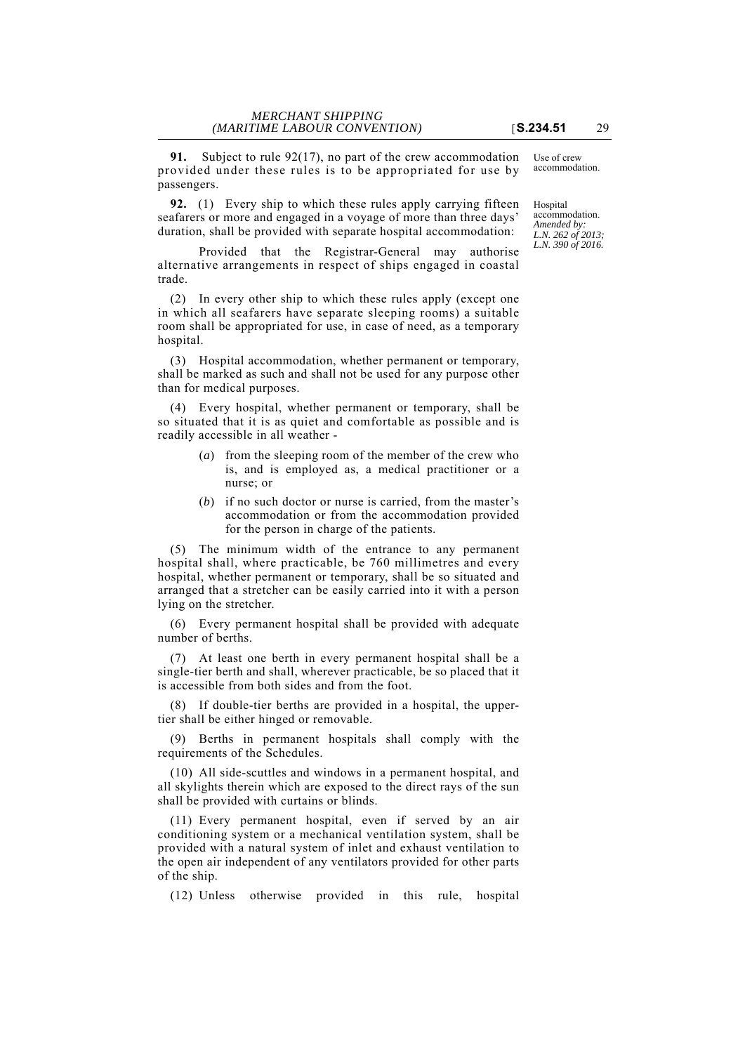**91.** Subject to rule 92(17), no part of the crew accommodation provided under these rules is to be appropriated for use by passengers.

Use of crew accommodation.

**92.** (1) Every ship to which these rules apply carrying fifteen seafarers or more and engaged in a voyage of more than three days' duration, shall be provided with separate hospital accommodation:

Hospital accommodation. *Amended by: L.N. 262 of 2013; L.N. 390 of 2016.*

Provided that the Registrar-General may authorise alternative arrangements in respect of ships engaged in coastal trade.

(2) In every other ship to which these rules apply (except one in which all seafarers have separate sleeping rooms) a suitable room shall be appropriated for use, in case of need, as a temporary hospital.

(3) Hospital accommodation, whether permanent or temporary, shall be marked as such and shall not be used for any purpose other than for medical purposes.

(4) Every hospital, whether permanent or temporary, shall be so situated that it is as quiet and comfortable as possible and is readily accessible in all weather -

- (*a*) from the sleeping room of the member of the crew who is, and is employed as, a medical practitioner or a nurse; or
- (*b*) if no such doctor or nurse is carried, from the master's accommodation or from the accommodation provided for the person in charge of the patients.

(5) The minimum width of the entrance to any permanent hospital shall, where practicable, be 760 millimetres and every hospital, whether permanent or temporary, shall be so situated and arranged that a stretcher can be easily carried into it with a person lying on the stretcher.

(6) Every permanent hospital shall be provided with adequate number of berths.

(7) At least one berth in every permanent hospital shall be a single-tier berth and shall, wherever practicable, be so placed that it is accessible from both sides and from the foot.

(8) If double-tier berths are provided in a hospital, the upper-tier shall be either hinged or removable.

(9) Berths in permanent hospitals shall comply with the requirements of the Schedules.

(10) All side-scuttles and windows in a permanent hospital, and all skylights therein which are exposed to the direct rays of the sun shall be provided with curtains or blinds.

(11) Every permanent hospital, even if served by an air conditioning system or a mechanical ventilation system, shall be provided with a natural system of inlet and exhaust ventilation to the open air independent of any ventilators provided for other parts of the ship.

(12) Unless otherwise provided in this rule, hospital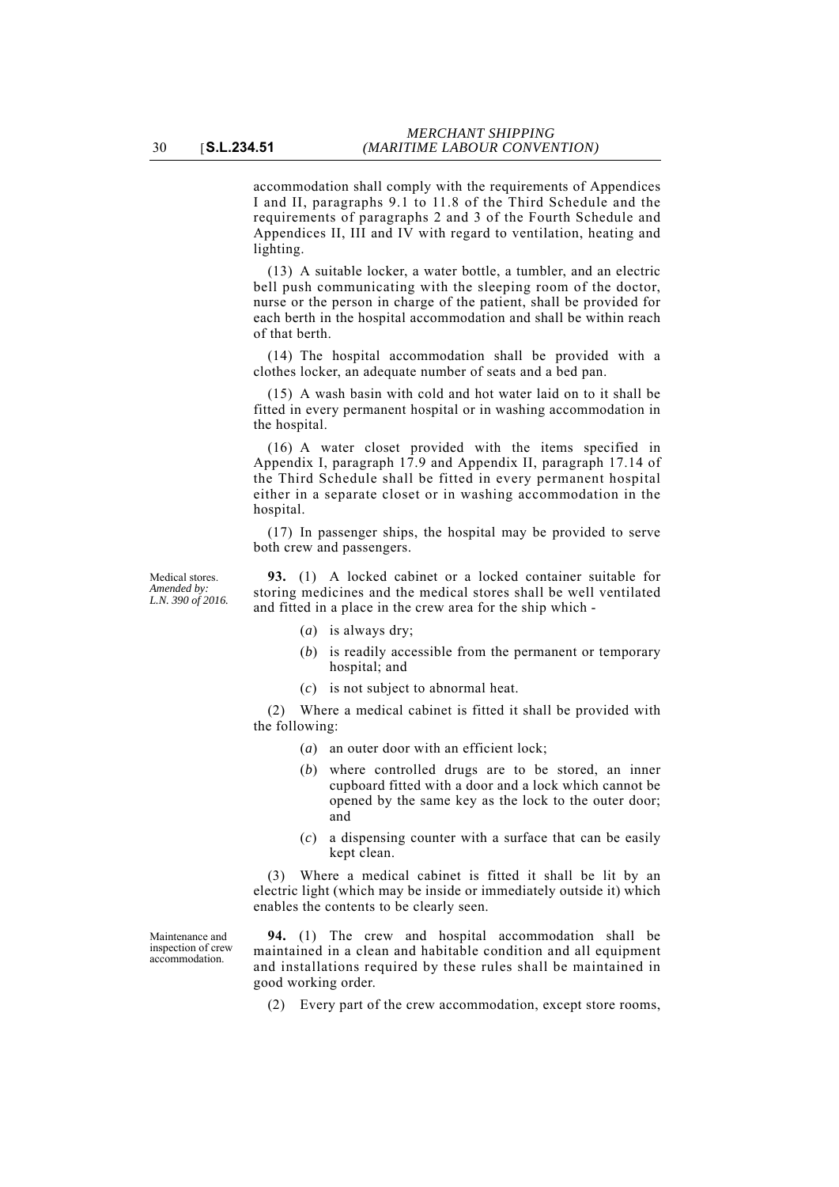accommodation shall comply with the requirements of Appendices I and II, paragraphs 9.1 to 11.8 of the Third Schedule and the requirements of paragraphs 2 and 3 of the Fourth Schedule and Appendices II, III and IV with regard to ventilation, heating and lighting.

(13) A suitable locker, a water bottle, a tumbler, and an electric bell push communicating with the sleeping room of the doctor, nurse or the person in charge of the patient, shall be provided for each berth in the hospital accommodation and shall be within reach of that berth.

(14) The hospital accommodation shall be provided with a clothes locker, an adequate number of seats and a bed pan.

(15) A wash basin with cold and hot water laid on to it shall be fitted in every permanent hospital or in washing accommodation in the hospital.

(16) A water closet provided with the items specified in Appendix I, paragraph 17.9 and Appendix II, paragraph 17.14 of the Third Schedule shall be fitted in every permanent hospital either in a separate closet or in washing accommodation in the hospital.

(17) In passenger ships, the hospital may be provided to serve both crew and passengers.

Medical stores.
*Amended by: L.N. 390 of 2016.*

**93.** (1) A locked cabinet or a locked container suitable for storing medicines and the medical stores shall be well ventilated and fitted in a place in the crew area for the ship which -

(*a*) is always dry;

(*b*) is readily accessible from the permanent or temporary hospital; and

(*c*) is not subject to abnormal heat.

(2) Where a medical cabinet is fitted it shall be provided with the following:

(*a*) an outer door with an efficient lock;

(*b*) where controlled drugs are to be stored, an inner cupboard fitted with a door and a lock which cannot be opened by the same key as the lock to the outer door; and

(*c*) a dispensing counter with a surface that can be easily kept clean.

(3) Where a medical cabinet is fitted it shall be lit by an electric light (which may be inside or immediately outside it) which enables the contents to be clearly seen.

Maintenance and inspection of crew accommodation.

**94.** (1) The crew and hospital accommodation shall be maintained in a clean and habitable condition and all equipment and installations required by these rules shall be maintained in good working order.

(2) Every part of the crew accommodation, except store rooms,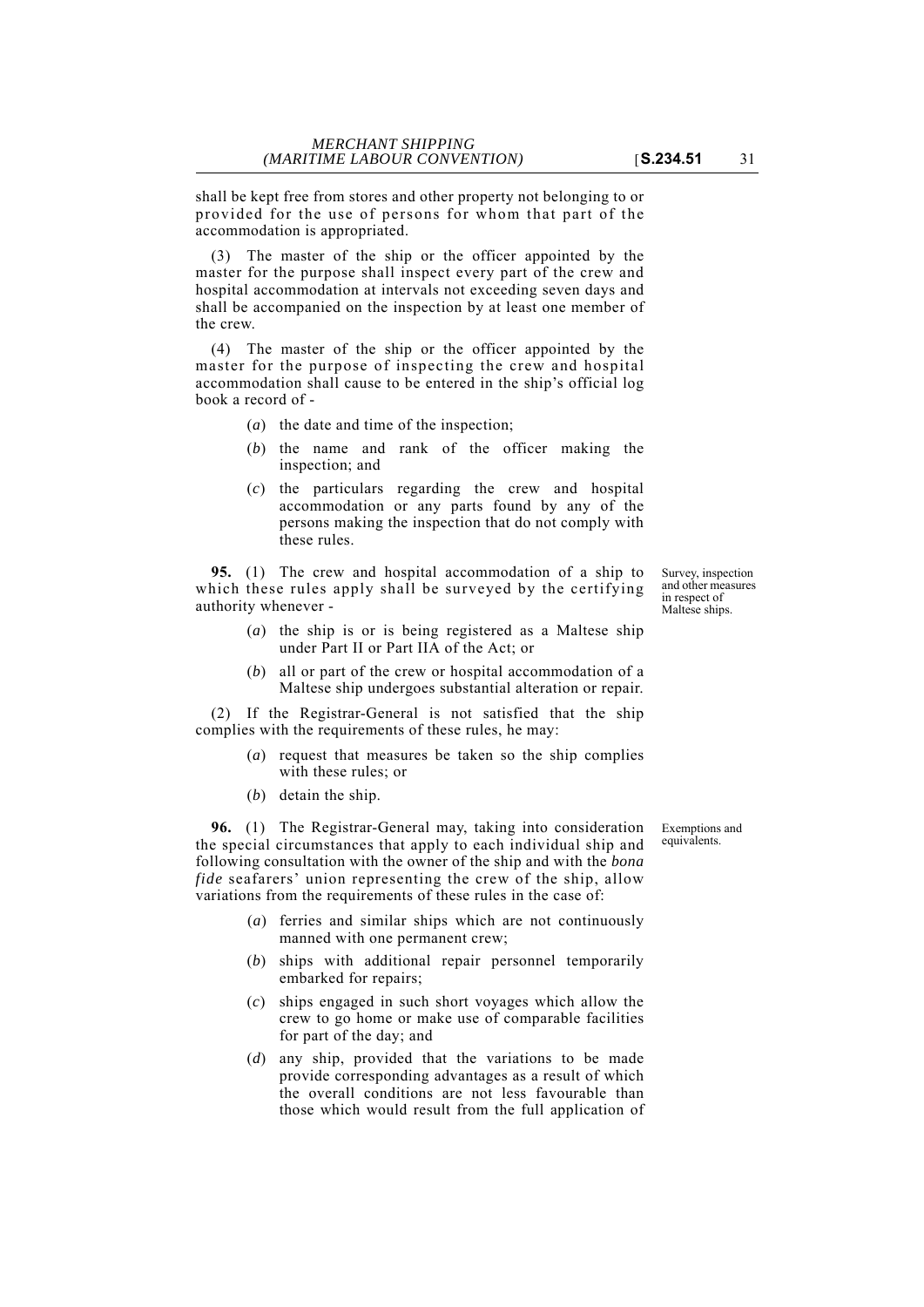shall be kept free from stores and other property not belonging to or provided for the use of persons for whom that part of the accommodation is appropriated.

(3) The master of the ship or the officer appointed by the master for the purpose shall inspect every part of the crew and hospital accommodation at intervals not exceeding seven days and shall be accompanied on the inspection by at least one member of the crew.

(4) The master of the ship or the officer appointed by the master for the purpose of inspecting the crew and hospital accommodation shall cause to be entered in the ship's official log book a record of -

- (*a*) the date and time of the inspection;
- (*b*) the name and rank of the officer making the inspection; and
- (*c*) the particulars regarding the crew and hospital accommodation or any parts found by any of the persons making the inspection that do not comply with these rules.

*Survey, inspection and other measures in respect of Maltese ships.*

**95.** (1) The crew and hospital accommodation of a ship to which these rules apply shall be surveyed by the certifying authority whenever -

- (*a*) the ship is or is being registered as a Maltese ship under Part II or Part IIA of the Act; or
- (*b*) all or part of the crew or hospital accommodation of a Maltese ship undergoes substantial alteration or repair.

(2) If the Registrar-General is not satisfied that the ship complies with the requirements of these rules, he may:

- (*a*) request that measures be taken so the ship complies with these rules; or
- (*b*) detain the ship.

*Exemptions and equivalents.*

**96.** (1) The Registrar-General may, taking into consideration the special circumstances that apply to each individual ship and following consultation with the owner of the ship and with the *bona fide* seafarers' union representing the crew of the ship, allow variations from the requirements of these rules in the case of:

- (*a*) ferries and similar ships which are not continuously manned with one permanent crew;
- (*b*) ships with additional repair personnel temporarily embarked for repairs;
- (*c*) ships engaged in such short voyages which allow the crew to go home or make use of comparable facilities for part of the day; and
- (*d*) any ship, provided that the variations to be made provide corresponding advantages as a result of which the overall conditions are not less favourable than those which would result from the full application of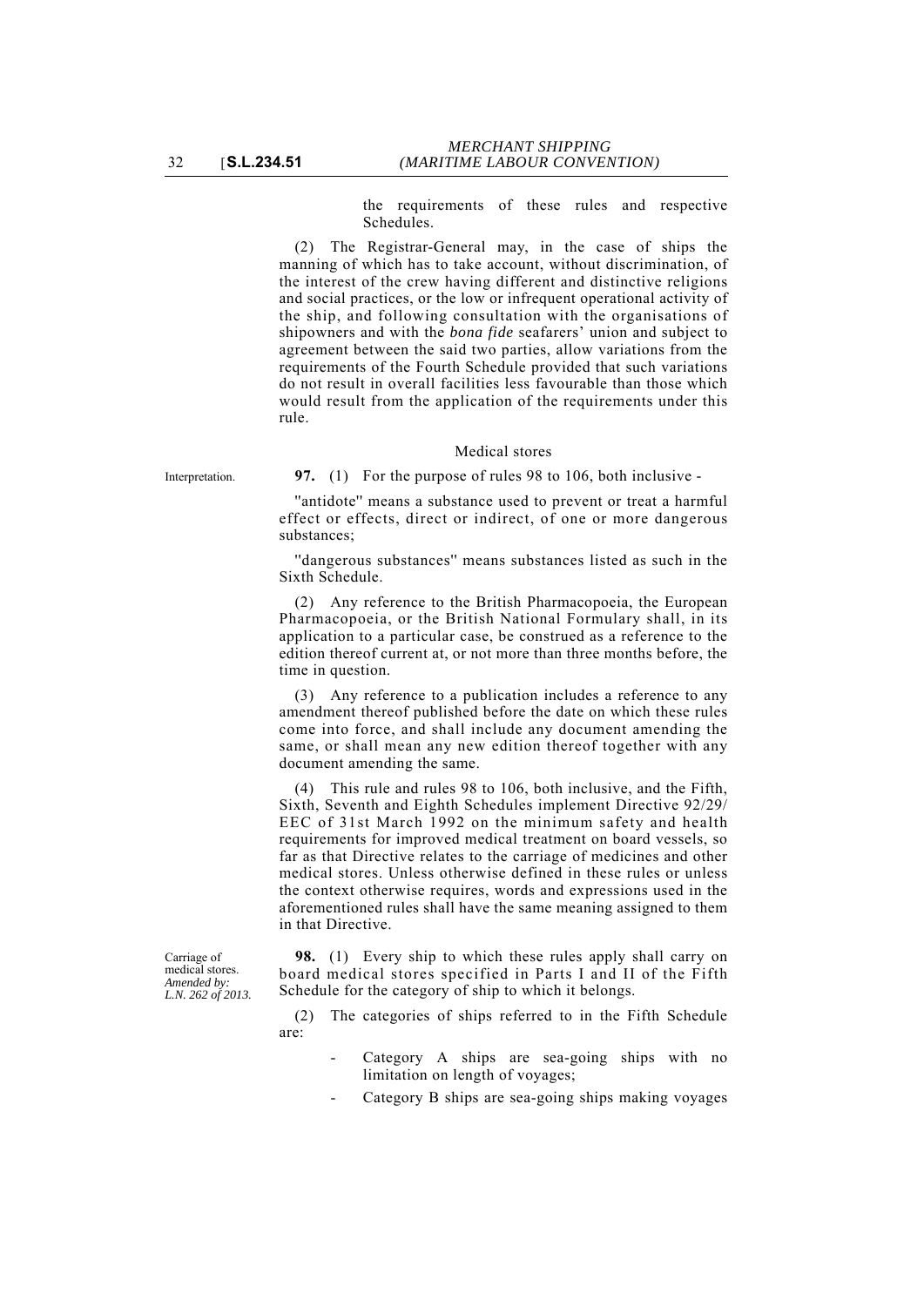the requirements of these rules and respective Schedules.

(2) The Registrar-General may, in the case of ships the manning of which has to take account, without discrimination, of the interest of the crew having different and distinctive religions and social practices, or the low or infrequent operational activity of the ship, and following consultation with the organisations of shipowners and with the *bona fide* seafarers' union and subject to agreement between the said two parties, allow variations from the requirements of the Fourth Schedule provided that such variations do not result in overall facilities less favourable than those which would result from the application of the requirements under this rule.

## Medical stores

Interpretation.

**97.** (1) For the purpose of rules 98 to 106, both inclusive -

"antidote" means a substance used to prevent or treat a harmful effect or effects, direct or indirect, of one or more dangerous substances;

"dangerous substances" means substances listed as such in the Sixth Schedule.

(2) Any reference to the British Pharmacopoeia, the European Pharmacopoeia, or the British National Formulary shall, in its application to a particular case, be construed as a reference to the edition thereof current at, or not more than three months before, the time in question.

(3) Any reference to a publication includes a reference to any amendment thereof published before the date on which these rules come into force, and shall include any document amending the same, or shall mean any new edition thereof together with any document amending the same.

(4) This rule and rules 98 to 106, both inclusive, and the Fifth, Sixth, Seventh and Eighth Schedules implement Directive 92/29/EEC of 31st March 1992 on the minimum safety and health requirements for improved medical treatment on board vessels, so far as that Directive relates to the carriage of medicines and other medical stores. Unless otherwise defined in these rules or unless the context otherwise requires, words and expressions used in the aforementioned rules shall have the same meaning assigned to them in that Directive.

Carriage of medical stores. *Amended by: L.N. 262 of 2013.*

**98.** (1) Every ship to which these rules apply shall carry on board medical stores specified in Parts I and II of the Fifth Schedule for the category of ship to which it belongs.

(2) The categories of ships referred to in the Fifth Schedule are:

- Category A ships are sea-going ships with no limitation on length of voyages;
- Category B ships are sea-going ships making voyages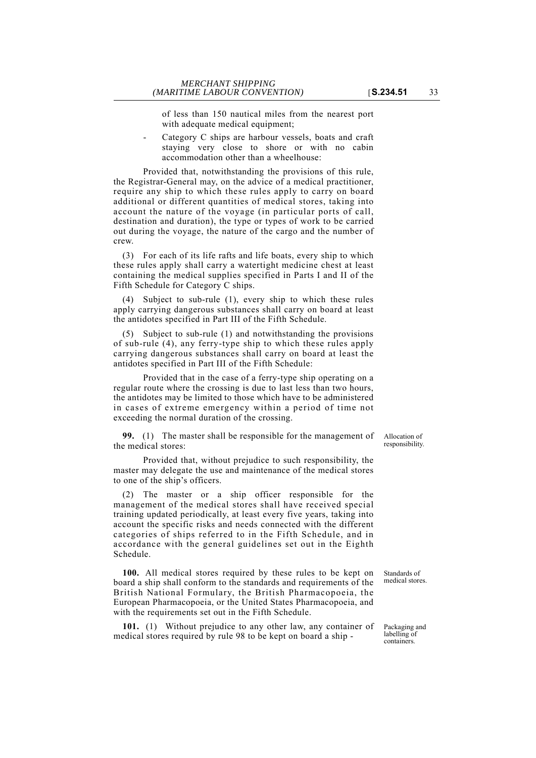of less than 150 nautical miles from the nearest port with adequate medical equipment;

- Category C ships are harbour vessels, boats and craft staying very close to shore or with no cabin accommodation other than a wheelhouse:

Provided that, notwithstanding the provisions of this rule, the Registrar-General may, on the advice of a medical practitioner, require any ship to which these rules apply to carry on board additional or different quantities of medical stores, taking into account the nature of the voyage (in particular ports of call, destination and duration), the type or types of work to be carried out during the voyage, the nature of the cargo and the number of crew.

(3) For each of its life rafts and life boats, every ship to which these rules apply shall carry a watertight medicine chest at least containing the medical supplies specified in Parts I and II of the Fifth Schedule for Category C ships.

(4) Subject to sub-rule (1), every ship to which these rules apply carrying dangerous substances shall carry on board at least the antidotes specified in Part III of the Fifth Schedule.

(5) Subject to sub-rule (1) and notwithstanding the provisions of sub-rule (4), any ferry-type ship to which these rules apply carrying dangerous substances shall carry on board at least the antidotes specified in Part III of the Fifth Schedule:

Provided that in the case of a ferry-type ship operating on a regular route where the crossing is due to last less than two hours, the antidotes may be limited to those which have to be administered in cases of extreme emergency within a period of time not exceeding the normal duration of the crossing.

*Allocation of responsibility.*

**99.** (1) The master shall be responsible for the management of the medical stores:

Provided that, without prejudice to such responsibility, the master may delegate the use and maintenance of the medical stores to one of the ship's officers.

(2) The master or a ship officer responsible for the management of the medical stores shall have received special training updated periodically, at least every five years, taking into account the specific risks and needs connected with the different categories of ships referred to in the Fifth Schedule, and in accordance with the general guidelines set out in the Eighth Schedule.

*Standards of medical stores.*

**100.** All medical stores required by these rules to be kept on board a ship shall conform to the standards and requirements of the British National Formulary, the British Pharmacopoeia, the European Pharmacopoeia, or the United States Pharmacopoeia, and with the requirements set out in the Fifth Schedule.

*Packaging and labelling of containers.*

**101.** (1) Without prejudice to any other law, any container of medical stores required by rule 98 to be kept on board a ship -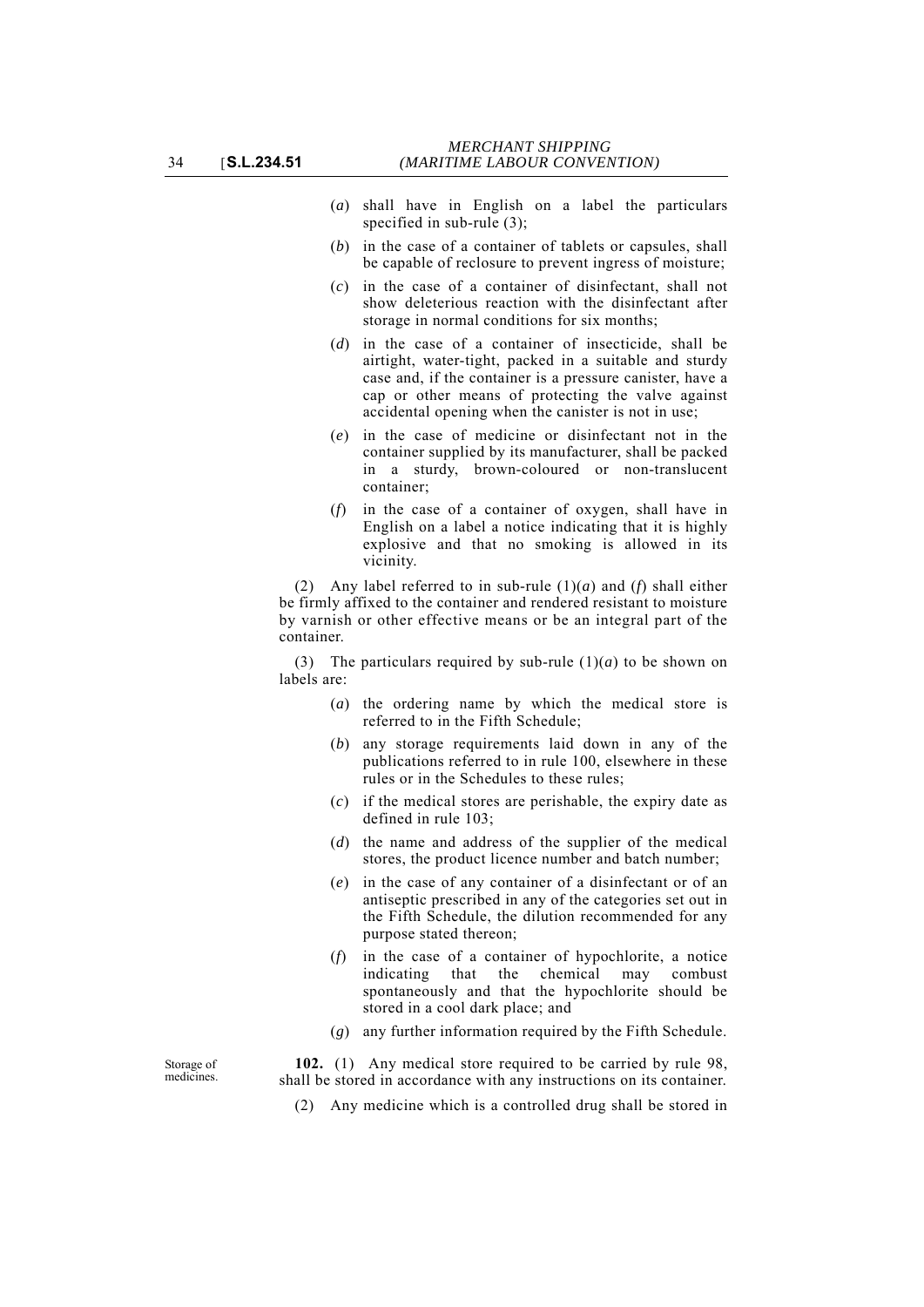(*a*) shall have in English on a label the particulars specified in sub-rule (3);

(*b*) in the case of a container of tablets or capsules, shall be capable of reclosure to prevent ingress of moisture;

(*c*) in the case of a container of disinfectant, shall not show deleterious reaction with the disinfectant after storage in normal conditions for six months;

(*d*) in the case of a container of insecticide, shall be airtight, water-tight, packed in a suitable and sturdy case and, if the container is a pressure canister, have a cap or other means of protecting the valve against accidental opening when the canister is not in use;

(*e*) in the case of medicine or disinfectant not in the container supplied by its manufacturer, shall be packed in a sturdy, brown-coloured or non-translucent container;

(*f*) in the case of a container of oxygen, shall have in English on a label a notice indicating that it is highly explosive and that no smoking is allowed in its vicinity.

(2) Any label referred to in sub-rule (1)(*a*) and (*f*) shall either be firmly affixed to the container and rendered resistant to moisture by varnish or other effective means or be an integral part of the container.

(3) The particulars required by sub-rule (1)(*a*) to be shown on labels are:

(*a*) the ordering name by which the medical store is referred to in the Fifth Schedule;

(*b*) any storage requirements laid down in any of the publications referred to in rule 100, elsewhere in these rules or in the Schedules to these rules;

(*c*) if the medical stores are perishable, the expiry date as defined in rule 103;

(*d*) the name and address of the supplier of the medical stores, the product licence number and batch number;

(*e*) in the case of any container of a disinfectant or of an antiseptic prescribed in any of the categories set out in the Fifth Schedule, the dilution recommended for any purpose stated thereon;

(*f*) in the case of a container of hypochlorite, a notice indicating that the chemical may combust spontaneously and that the hypochlorite should be stored in a cool dark place; and

(*g*) any further information required by the Fifth Schedule.

Storage of medicines.

**102.** (1) Any medical store required to be carried by rule 98, shall be stored in accordance with any instructions on its container.

(2) Any medicine which is a controlled drug shall be stored in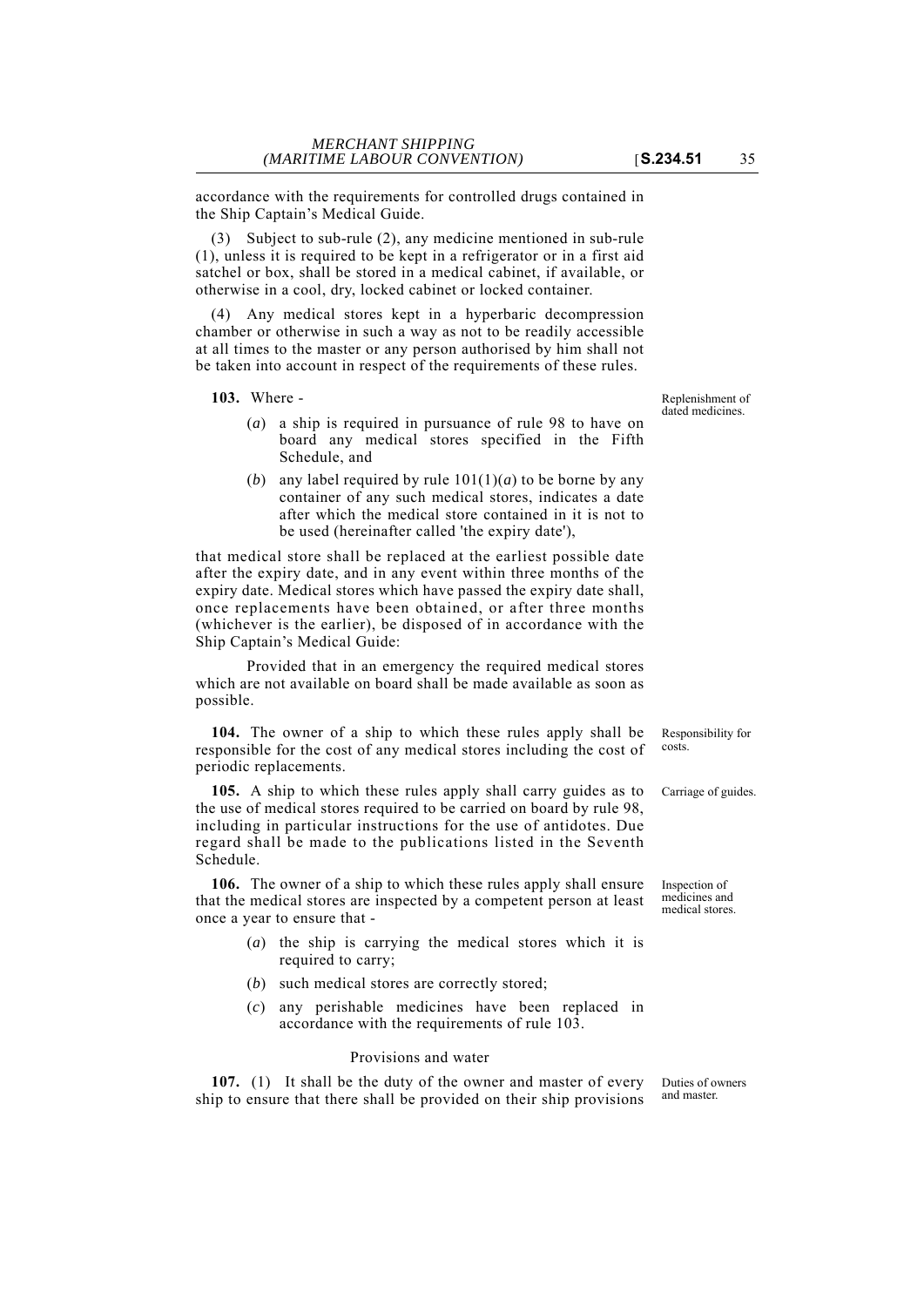accordance with the requirements for controlled drugs contained in the Ship Captain's Medical Guide.

(3) Subject to sub-rule (2), any medicine mentioned in sub-rule (1), unless it is required to be kept in a refrigerator or in a first aid satchel or box, shall be stored in a medical cabinet, if available, or otherwise in a cool, dry, locked cabinet or locked container.

(4) Any medical stores kept in a hyperbaric decompression chamber or otherwise in such a way as not to be readily accessible at all times to the master or any person authorised by him shall not be taken into account in respect of the requirements of these rules.

Replenishment of dated medicines.

**103.** Where -

(*a*) a ship is required in pursuance of rule 98 to have on board any medical stores specified in the Fifth Schedule, and

(*b*) any label required by rule 101(1)(*a*) to be borne by any container of any such medical stores, indicates a date after which the medical store contained in it is not to be used (hereinafter called 'the expiry date'),

that medical store shall be replaced at the earliest possible date after the expiry date, and in any event within three months of the expiry date. Medical stores which have passed the expiry date shall, once replacements have been obtained, or after three months (whichever is the earlier), be disposed of in accordance with the Ship Captain's Medical Guide:

Provided that in an emergency the required medical stores which are not available on board shall be made available as soon as possible.

Responsibility for costs.

**104.** The owner of a ship to which these rules apply shall be responsible for the cost of any medical stores including the cost of periodic replacements.

Carriage of guides.

**105.** A ship to which these rules apply shall carry guides as to the use of medical stores required to be carried on board by rule 98, including in particular instructions for the use of antidotes. Due regard shall be made to the publications listed in the Seventh Schedule.

Inspection of medicines and medical stores.

**106.** The owner of a ship to which these rules apply shall ensure that the medical stores are inspected by a competent person at least once a year to ensure that -

(*a*) the ship is carrying the medical stores which it is required to carry;

(*b*) such medical stores are correctly stored;

(*c*) any perishable medicines have been replaced in accordance with the requirements of rule 103.

Provisions and water

Duties of owners and master.

**107.** (1) It shall be the duty of the owner and master of every ship to ensure that there shall be provided on their ship provisions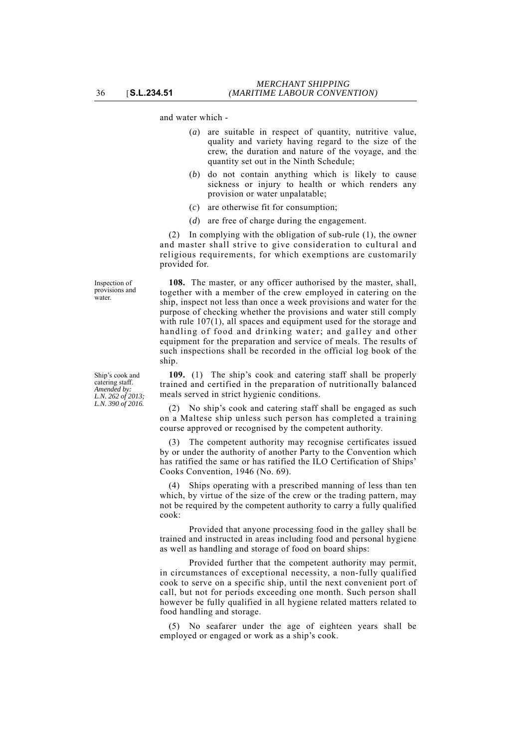and water which -

(*a*) are suitable in respect of quantity, nutritive value, quality and variety having regard to the size of the crew, the duration and nature of the voyage, and the quantity set out in the Ninth Schedule;

(*b*) do not contain anything which is likely to cause sickness or injury to health or which renders any provision or water unpalatable;

(*c*) are otherwise fit for consumption;

(*d*) are free of charge during the engagement.

(2) In complying with the obligation of sub-rule (1), the owner and master shall strive to give consideration to cultural and religious requirements, for which exemptions are customarily provided for.

Inspection of provisions and water.

**108.** The master, or any officer authorised by the master, shall, together with a member of the crew employed in catering on the ship, inspect not less than once a week provisions and water for the purpose of checking whether the provisions and water still comply with rule 107(1), all spaces and equipment used for the storage and handling of food and drinking water; and galley and other equipment for the preparation and service of meals. The results of such inspections shall be recorded in the official log book of the ship.

Ship's cook and catering staff.
*Amended by: L.N. 262 of 2013; L.N. 390 of 2016.*

**109.** (1) The ship's cook and catering staff shall be properly trained and certified in the preparation of nutritionally balanced meals served in strict hygienic conditions.

(2) No ship's cook and catering staff shall be engaged as such on a Maltese ship unless such person has completed a training course approved or recognised by the competent authority.

(3) The competent authority may recognise certificates issued by or under the authority of another Party to the Convention which has ratified the same or has ratified the ILO Certification of Ships' Cooks Convention, 1946 (No. 69).

(4) Ships operating with a prescribed manning of less than ten which, by virtue of the size of the crew or the trading pattern, may not be required by the competent authority to carry a fully qualified cook:

Provided that anyone processing food in the galley shall be trained and instructed in areas including food and personal hygiene as well as handling and storage of food on board ships:

Provided further that the competent authority may permit, in circumstances of exceptional necessity, a non-fully qualified cook to serve on a specific ship, until the next convenient port of call, but not for periods exceeding one month. Such person shall however be fully qualified in all hygiene related matters related to food handling and storage.

(5) No seafarer under the age of eighteen years shall be employed or engaged or work as a ship's cook.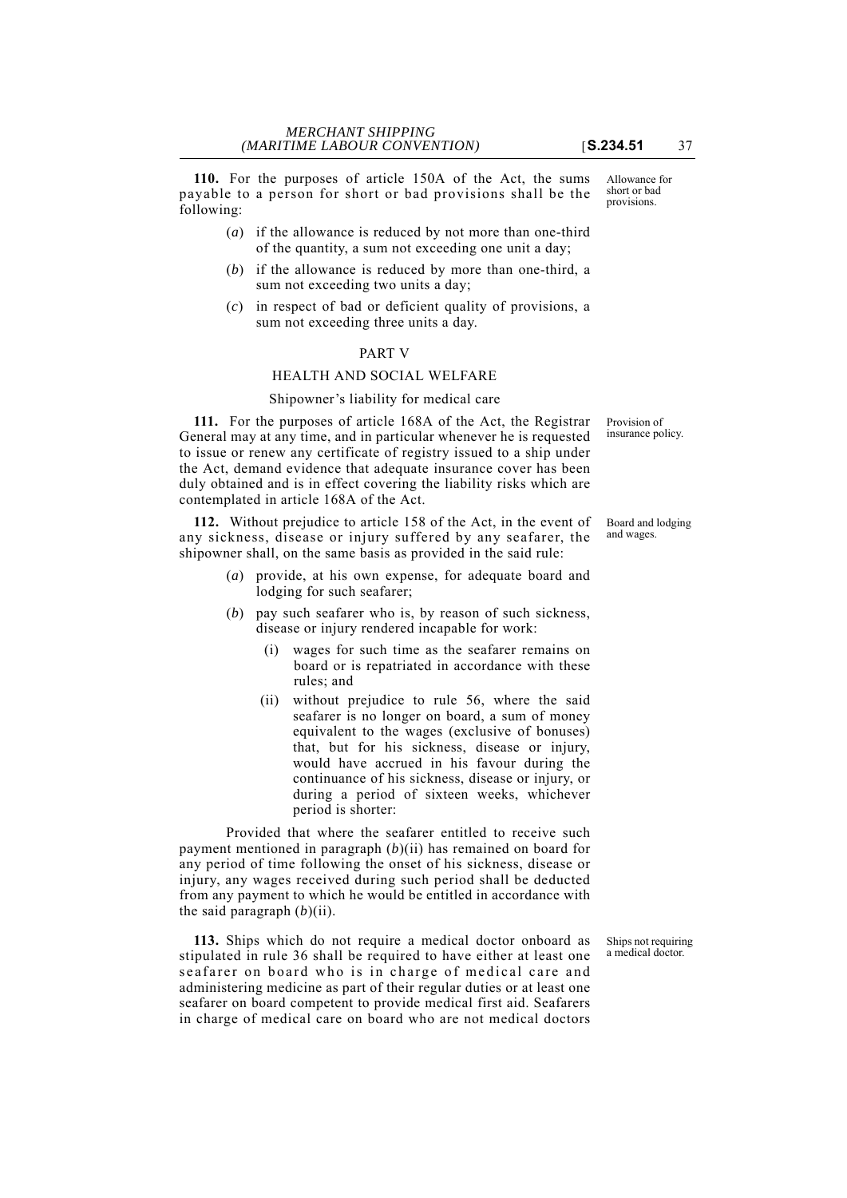**110.** For the purposes of article 150A of the Act, the sums payable to a person for short or bad provisions shall be the following:

Allowance for short or bad provisions.

(*a*) if the allowance is reduced by not more than one-third of the quantity, a sum not exceeding one unit a day;

(*b*) if the allowance is reduced by more than one-third, a sum not exceeding two units a day;

(*c*) in respect of bad or deficient quality of provisions, a sum not exceeding three units a day.

## PART V

## HEALTH AND SOCIAL WELFARE

### Shipowner's liability for medical care

Provision of insurance policy.

**111.** For the purposes of article 168A of the Act, the Registrar General may at any time, and in particular whenever he is requested to issue or renew any certificate of registry issued to a ship under the Act, demand evidence that adequate insurance cover has been duly obtained and is in effect covering the liability risks which are contemplated in article 168A of the Act.

Board and lodging and wages.

**112.** Without prejudice to article 158 of the Act, in the event of any sickness, disease or injury suffered by any seafarer, the shipowner shall, on the same basis as provided in the said rule:

(*a*) provide, at his own expense, for adequate board and lodging for such seafarer;

(*b*) pay such seafarer who is, by reason of such sickness, disease or injury rendered incapable for work:

(i) wages for such time as the seafarer remains on board or is repatriated in accordance with these rules; and

(ii) without prejudice to rule 56, where the said seafarer is no longer on board, a sum of money equivalent to the wages (exclusive of bonuses) that, but for his sickness, disease or injury, would have accrued in his favour during the continuance of his sickness, disease or injury, or during a period of sixteen weeks, whichever period is shorter:

Provided that where the seafarer entitled to receive such payment mentioned in paragraph (*b*)(ii) has remained on board for any period of time following the onset of his sickness, disease or injury, any wages received during such period shall be deducted from any payment to which he would be entitled in accordance with the said paragraph (*b*)(ii).

Ships not requiring a medical doctor.

**113.** Ships which do not require a medical doctor onboard as stipulated in rule 36 shall be required to have either at least one seafarer on board who is in charge of medical care and administering medicine as part of their regular duties or at least one seafarer on board competent to provide medical first aid. Seafarers in charge of medical care on board who are not medical doctors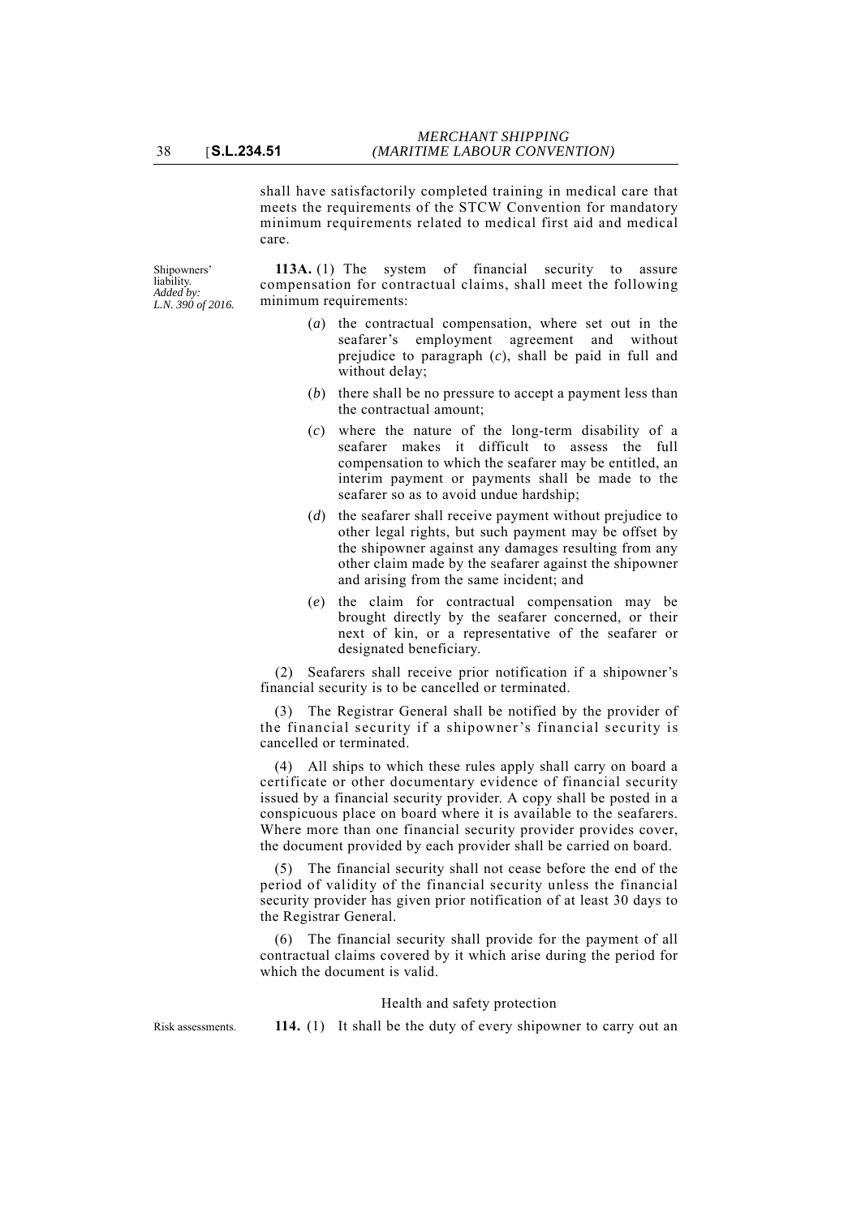shall have satisfactorily completed training in medical care that meets the requirements of the STCW Convention for mandatory minimum requirements related to medical first aid and medical care.

Shipowners' liability. *Added by: L.N. 390 of 2016.*

**113A.** (1) The system of financial security to assure compensation for contractual claims, shall meet the following minimum requirements:

(*a*) the contractual compensation, where set out in the seafarer's employment agreement and without prejudice to paragraph (*c*), shall be paid in full and without delay;

(*b*) there shall be no pressure to accept a payment less than the contractual amount;

(*c*) where the nature of the long-term disability of a seafarer makes it difficult to assess the full compensation to which the seafarer may be entitled, an interim payment or payments shall be made to the seafarer so as to avoid undue hardship;

(*d*) the seafarer shall receive payment without prejudice to other legal rights, but such payment may be offset by the shipowner against any damages resulting from any other claim made by the seafarer against the shipowner and arising from the same incident; and

(*e*) the claim for contractual compensation may be brought directly by the seafarer concerned, or their next of kin, or a representative of the seafarer or designated beneficiary.

(2) Seafarers shall receive prior notification if a shipowner's financial security is to be cancelled or terminated.

(3) The Registrar General shall be notified by the provider of the financial security if a shipowner's financial security is cancelled or terminated.

(4) All ships to which these rules apply shall carry on board a certificate or other documentary evidence of financial security issued by a financial security provider. A copy shall be posted in a conspicuous place on board where it is available to the seafarers. Where more than one financial security provider provides cover, the document provided by each provider shall be carried on board.

(5) The financial security shall not cease before the end of the period of validity of the financial security unless the financial security provider has given prior notification of at least 30 days to the Registrar General.

(6) The financial security shall provide for the payment of all contractual claims covered by it which arise during the period for which the document is valid.

Health and safety protection

Risk assessments.

**114.** (1) It shall be the duty of every shipowner to carry out an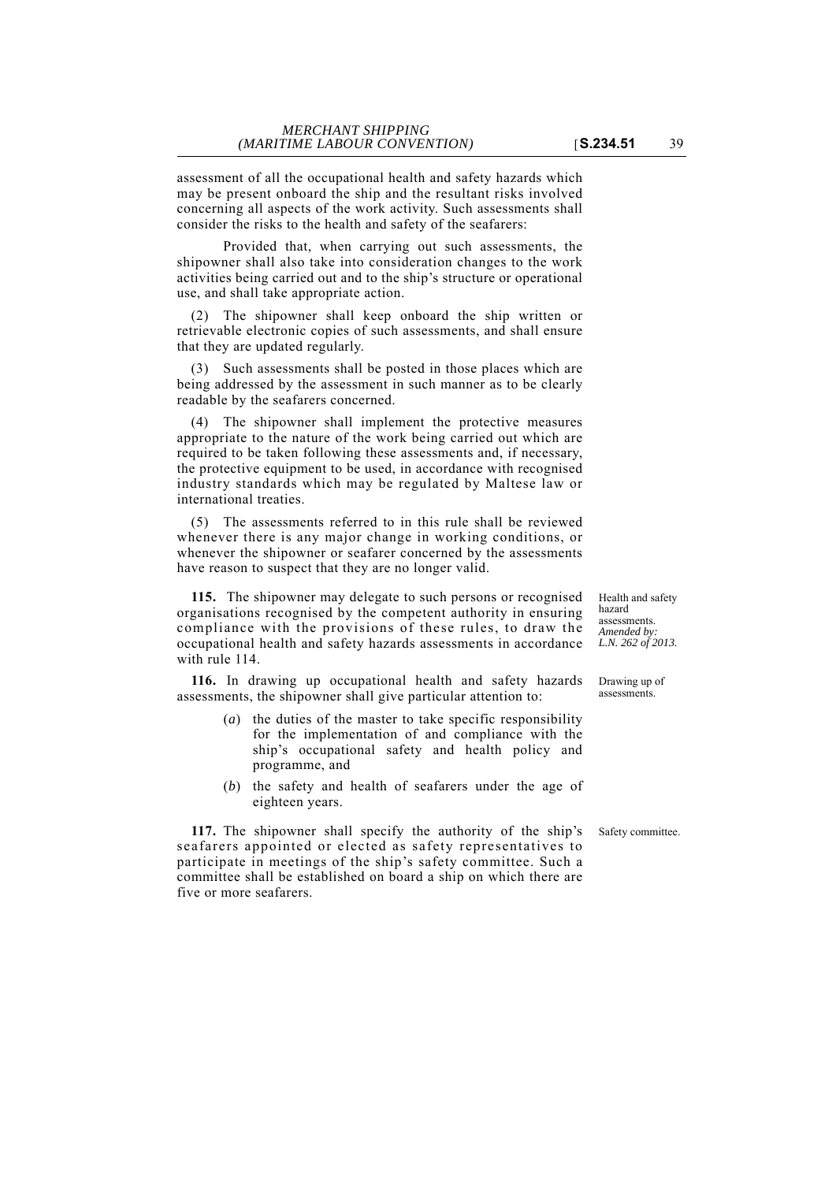assessment of all the occupational health and safety hazards which may be present onboard the ship and the resultant risks involved concerning all aspects of the work activity. Such assessments shall consider the risks to the health and safety of the seafarers:

Provided that, when carrying out such assessments, the shipowner shall also take into consideration changes to the work activities being carried out and to the ship's structure or operational use, and shall take appropriate action.

(2) The shipowner shall keep onboard the ship written or retrievable electronic copies of such assessments, and shall ensure that they are updated regularly.

(3) Such assessments shall be posted in those places which are being addressed by the assessment in such manner as to be clearly readable by the seafarers concerned.

(4) The shipowner shall implement the protective measures appropriate to the nature of the work being carried out which are required to be taken following these assessments and, if necessary, the protective equipment to be used, in accordance with recognised industry standards which may be regulated by Maltese law or international treaties.

(5) The assessments referred to in this rule shall be reviewed whenever there is any major change in working conditions, or whenever the shipowner or seafarer concerned by the assessments have reason to suspect that they are no longer valid.

Health and safety hazard assessments. *Amended by: L.N. 262 of 2013.*

**115.** The shipowner may delegate to such persons or recognised organisations recognised by the competent authority in ensuring compliance with the provisions of these rules, to draw the occupational health and safety hazards assessments in accordance with rule 114.

Drawing up of assessments.

**116.** In drawing up occupational health and safety hazards assessments, the shipowner shall give particular attention to:

(*a*) the duties of the master to take specific responsibility for the implementation of and compliance with the ship's occupational safety and health policy and programme, and

(*b*) the safety and health of seafarers under the age of eighteen years.

Safety committee.

**117.** The shipowner shall specify the authority of the ship's seafarers appointed or elected as safety representatives to participate in meetings of the ship's safety committee. Such a committee shall be established on board a ship on which there are five or more seafarers.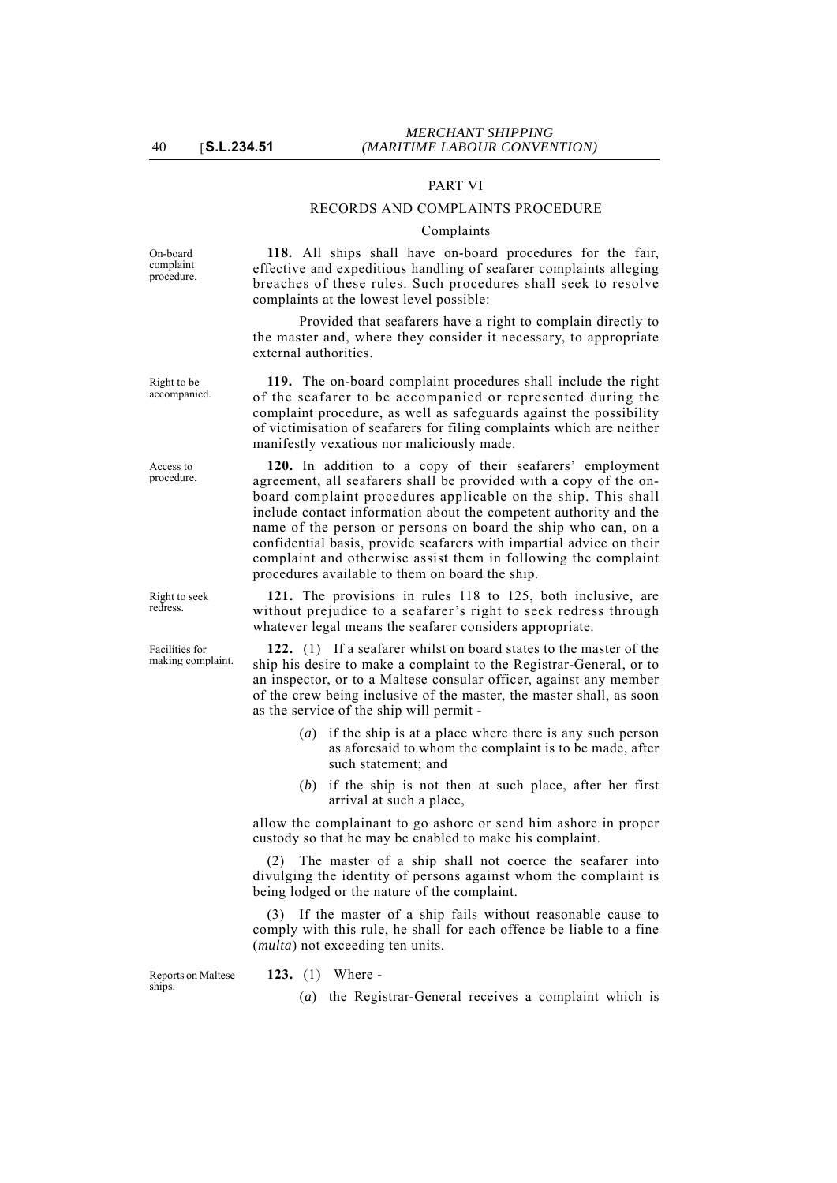## PART VI

### RECORDS AND COMPLAINTS PROCEDURE

#### Complaints

On-board complaint procedure.

**118.** All ships shall have on-board procedures for the fair, effective and expeditious handling of seafarer complaints alleging breaches of these rules. Such procedures shall seek to resolve complaints at the lowest level possible:

Provided that seafarers have a right to complain directly to the master and, where they consider it necessary, to appropriate external authorities.

Right to be accompanied.

**119.** The on-board complaint procedures shall include the right of the seafarer to be accompanied or represented during the complaint procedure, as well as safeguards against the possibility of victimisation of seafarers for filing complaints which are neither manifestly vexatious nor maliciously made.

Access to procedure.

**120.** In addition to a copy of their seafarers' employment agreement, all seafarers shall be provided with a copy of the on-board complaint procedures applicable on the ship. This shall include contact information about the competent authority and the name of the person or persons on board the ship who can, on a confidential basis, provide seafarers with impartial advice on their complaint and otherwise assist them in following the complaint procedures available to them on board the ship.

Right to seek redress.

**121.** The provisions in rules 118 to 125, both inclusive, are without prejudice to a seafarer's right to seek redress through whatever legal means the seafarer considers appropriate.

Facilities for making complaint.

**122.** (1) If a seafarer whilst on board states to the master of the ship his desire to make a complaint to the Registrar-General, or to an inspector, or to a Maltese consular officer, against any member of the crew being inclusive of the master, the master shall, as soon as the service of the ship will permit -

(*a*) if the ship is at a place where there is any such person as aforesaid to whom the complaint is to be made, after such statement; and

(*b*) if the ship is not then at such place, after her first arrival at such a place,

allow the complainant to go ashore or send him ashore in proper custody so that he may be enabled to make his complaint.

(2) The master of a ship shall not coerce the seafarer into divulging the identity of persons against whom the complaint is being lodged or the nature of the complaint.

(3) If the master of a ship fails without reasonable cause to comply with this rule, he shall for each offence be liable to a fine (*multa*) not exceeding ten units.

Reports on Maltese ships.

**123.** (1) Where -

(*a*) the Registrar-General receives a complaint which is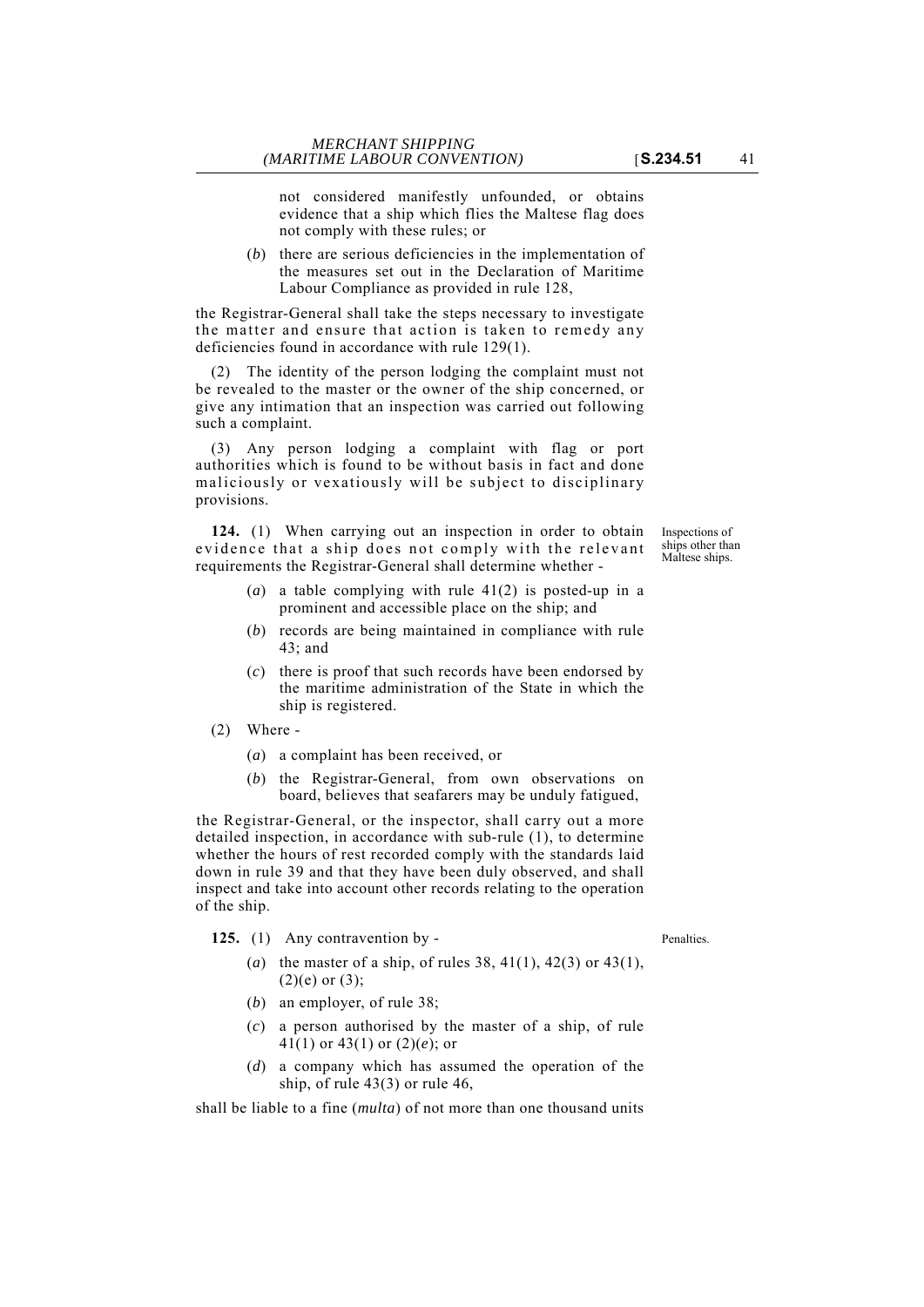not considered manifestly unfounded, or obtains evidence that a ship which flies the Maltese flag does not comply with these rules; or

(*b*) there are serious deficiencies in the implementation of the measures set out in the Declaration of Maritime Labour Compliance as provided in rule 128,

the Registrar-General shall take the steps necessary to investigate the matter and ensure that action is taken to remedy any deficiencies found in accordance with rule 129(1).

(2) The identity of the person lodging the complaint must not be revealed to the master or the owner of the ship concerned, or give any intimation that an inspection was carried out following such a complaint.

(3) Any person lodging a complaint with flag or port authorities which is found to be without basis in fact and done maliciously or vexatiously will be subject to disciplinary provisions.

Inspections of ships other than Maltese ships.

**124.** (1) When carrying out an inspection in order to obtain evidence that a ship does not comply with the relevant requirements the Registrar-General shall determine whether -

(*a*) a table complying with rule 41(2) is posted-up in a prominent and accessible place on the ship; and

(*b*) records are being maintained in compliance with rule 43; and

(*c*) there is proof that such records have been endorsed by the maritime administration of the State in which the ship is registered.

(2) Where -

(*a*) a complaint has been received, or

(*b*) the Registrar-General, from own observations on board, believes that seafarers may be unduly fatigued,

the Registrar-General, or the inspector, shall carry out a more detailed inspection, in accordance with sub-rule (1), to determine whether the hours of rest recorded comply with the standards laid down in rule 39 and that they have been duly observed, and shall inspect and take into account other records relating to the operation of the ship.

Penalties.

**125.** (1) Any contravention by -

(*a*) the master of a ship, of rules 38, 41(1), 42(3) or 43(1), (2)(e) or (3);

(*b*) an employer, of rule 38;

(*c*) a person authorised by the master of a ship, of rule 41(1) or 43(1) or (2)(*e*); or

(*d*) a company which has assumed the operation of the ship, of rule 43(3) or rule 46,

shall be liable to a fine (*multa*) of not more than one thousand units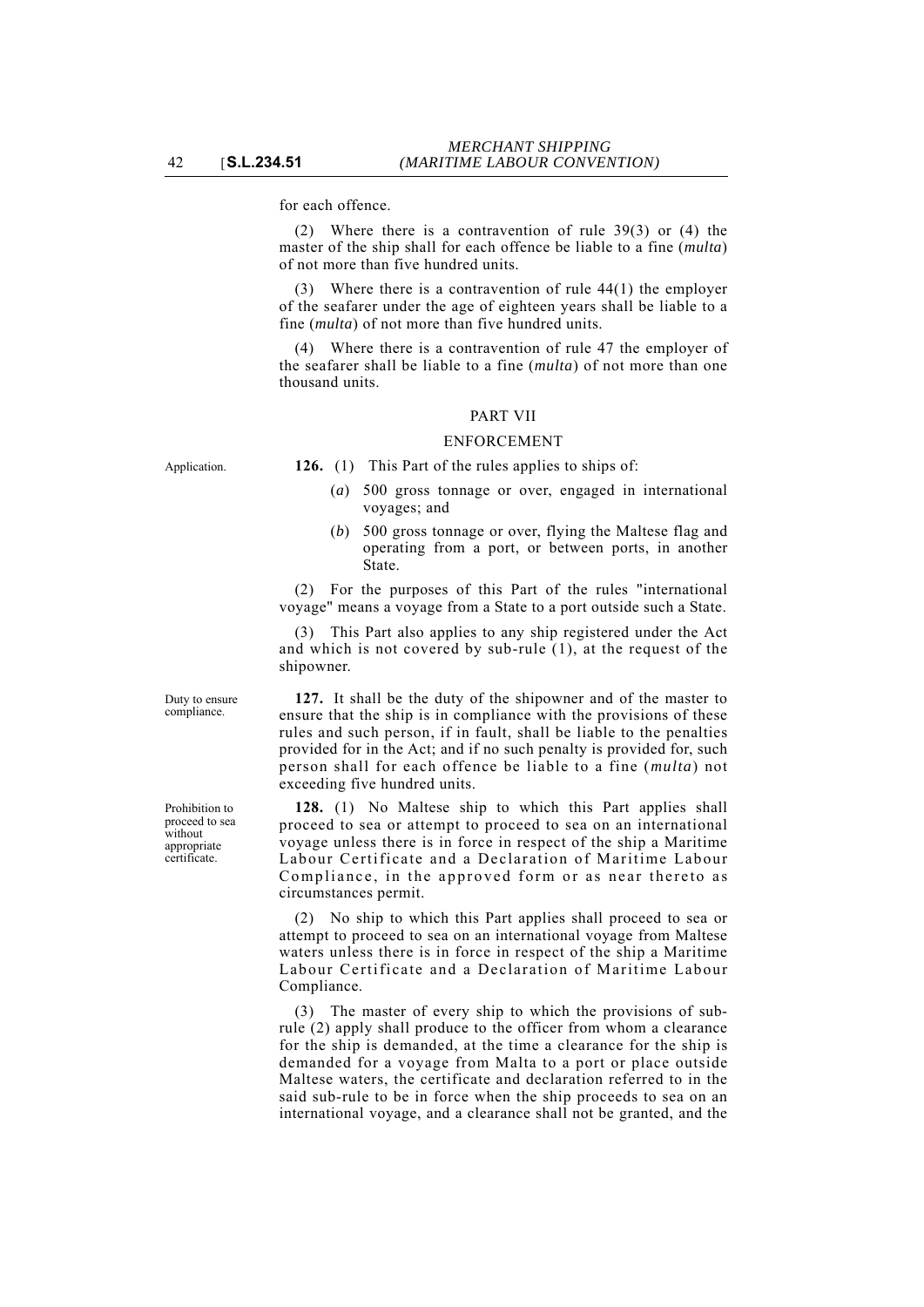for each offence.

(2) Where there is a contravention of rule 39(3) or (4) the master of the ship shall for each offence be liable to a fine (*multa*) of not more than five hundred units.

(3) Where there is a contravention of rule 44(1) the employer of the seafarer under the age of eighteen years shall be liable to a fine (*multa*) of not more than five hundred units.

(4) Where there is a contravention of rule 47 the employer of the seafarer shall be liable to a fine (*multa*) of not more than one thousand units.

## PART VII

## ENFORCEMENT

Application.

**126.** (1) This Part of the rules applies to ships of:

(*a*) 500 gross tonnage or over, engaged in international voyages; and

(*b*) 500 gross tonnage or over, flying the Maltese flag and operating from a port, or between ports, in another State.

(2) For the purposes of this Part of the rules "international voyage" means a voyage from a State to a port outside such a State.

(3) This Part also applies to any ship registered under the Act and which is not covered by sub-rule (1), at the request of the shipowner.

Duty to ensure compliance.

**127.** It shall be the duty of the shipowner and of the master to ensure that the ship is in compliance with the provisions of these rules and such person, if in fault, shall be liable to the penalties provided for in the Act; and if no such penalty is provided for, such person shall for each offence be liable to a fine (*multa*) not exceeding five hundred units.

Prohibition to proceed to sea without appropriate certificate.

**128.** (1) No Maltese ship to which this Part applies shall proceed to sea or attempt to proceed to sea on an international voyage unless there is in force in respect of the ship a Maritime Labour Certificate and a Declaration of Maritime Labour Compliance, in the approved form or as near thereto as circumstances permit.

(2) No ship to which this Part applies shall proceed to sea or attempt to proceed to sea on an international voyage from Maltese waters unless there is in force in respect of the ship a Maritime Labour Certificate and a Declaration of Maritime Labour Compliance.

(3) The master of every ship to which the provisions of sub-rule (2) apply shall produce to the officer from whom a clearance for the ship is demanded, at the time a clearance for the ship is demanded for a voyage from Malta to a port or place outside Maltese waters, the certificate and declaration referred to in the said sub-rule to be in force when the ship proceeds to sea on an international voyage, and a clearance shall not be granted, and the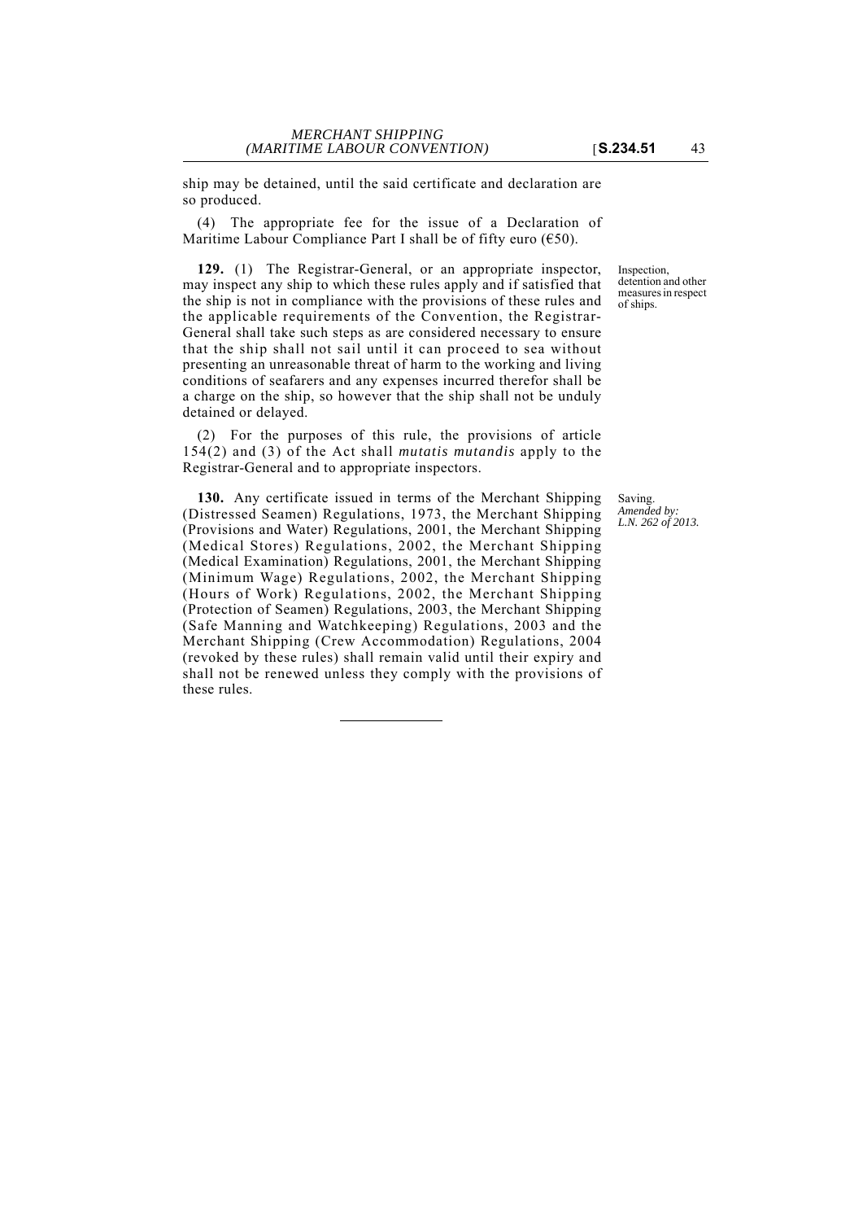ship may be detained, until the said certificate and declaration are so produced.

(4) The appropriate fee for the issue of a Declaration of Maritime Labour Compliance Part I shall be of fifty euro (€50).

Inspection, detention and other measures in respect of ships.

**129.** (1) The Registrar-General, or an appropriate inspector, may inspect any ship to which these rules apply and if satisfied that the ship is not in compliance with the provisions of these rules and the applicable requirements of the Convention, the Registrar-General shall take such steps as are considered necessary to ensure that the ship shall not sail until it can proceed to sea without presenting an unreasonable threat of harm to the working and living conditions of seafarers and any expenses incurred therefor shall be a charge on the ship, so however that the ship shall not be unduly detained or delayed.

(2) For the purposes of this rule, the provisions of article 154(2) and (3) of the Act shall *mutatis mutandis* apply to the Registrar-General and to appropriate inspectors.

Saving.
*Amended by: L.N. 262 of 2013.*

**130.** Any certificate issued in terms of the Merchant Shipping (Distressed Seamen) Regulations, 1973, the Merchant Shipping (Provisions and Water) Regulations, 2001, the Merchant Shipping (Medical Stores) Regulations, 2002, the Merchant Shipping (Medical Examination) Regulations, 2001, the Merchant Shipping (Minimum Wage) Regulations, 2002, the Merchant Shipping (Hours of Work) Regulations, 2002, the Merchant Shipping (Protection of Seamen) Regulations, 2003, the Merchant Shipping (Safe Manning and Watchkeeping) Regulations, 2003 and the Merchant Shipping (Crew Accommodation) Regulations, 2004 (revoked by these rules) shall remain valid until their expiry and shall not be renewed unless they comply with the provisions of these rules.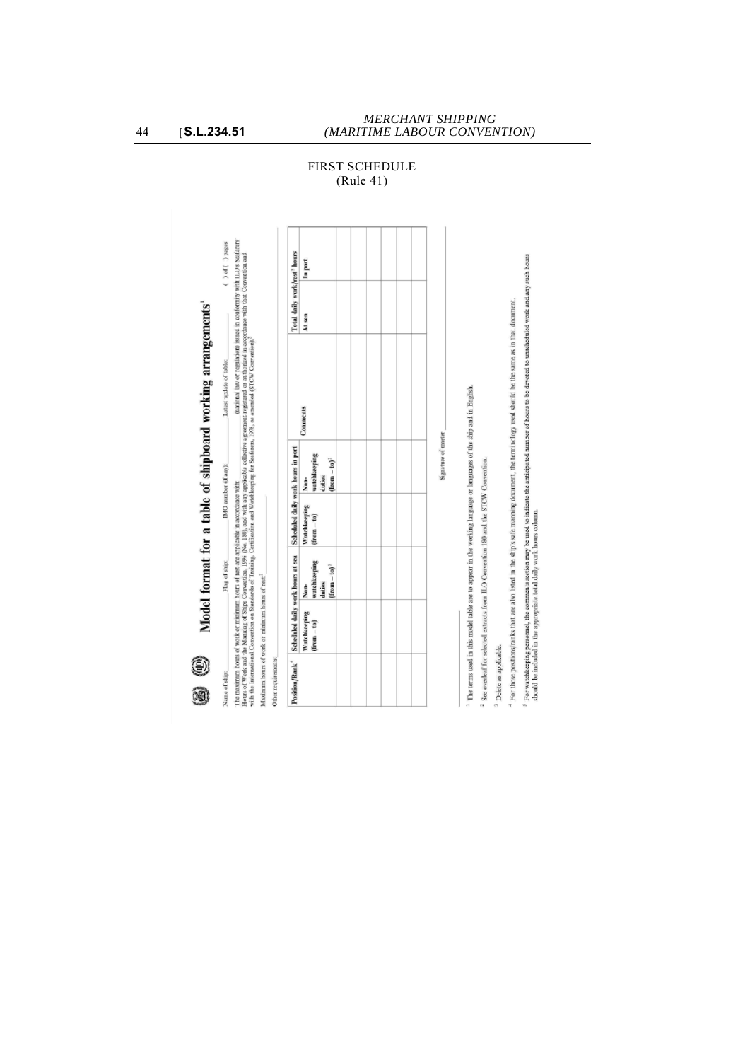## FIRST SCHEDULE

(Rule 41)

# Model format for a table of shipboard working arrangements[1]

Name of ship: ______ Flag of ship: ______ IMO number (if any): ______ Latest update of table: ______ ( ) of ( ) pages

The maximum hours of work or minimum hours of rest are applicable in accordance with: ______ (national law or regulation) issued in conformity with ILO's Seafarers' Hours of Work and the Manning of Ships Convention, 1996 (No. 180), and with any applicable collective agreement registered or authorized in accordance with that Convention and with the International Convention on Standards of Training, Certification and Watchkeeping for Seafarers, 1978, as amended (STCW Convention).[2]

Maximum hours of work or minimum hours of rest:[3] ______

Other requirements: ______

| Position/Rank[4] | Scheduled daily work hours at sea | | Scheduled daily work hours in port | | Comments | Total daily work/rest[3] hours | |
|---|---|---|---|---|---|---|---|
| | Watchkeeping (from – to) | Non-watchkeeping duties (from – to)[5] | Watchkeeping (from – to) | Non-watchkeeping duties (from – to)[5] | | At sea | In port |
| | | | | | | | |
| | | | | | | | |
| | | | | | | | |
| | | | | | | | |
| | | | | | | | |
| | | | | | | | |

Signature of master ______

[1] The terms used in this model table are to appear in the working language or languages of the ship and in English.

[2] See overleaf for selected extracts from ILO Convention 180 and the STCW Convention.

[3] Delete as applicable.

[4] For those positions/ranks that are also listed in the ship's safe manning document, the terminology used should be the same as in that document.

[5] For watchkeeping personnel, the comments section may be used to indicate the anticipated number of hours to be devoted to unscheduled work and any such hours should be included in the appropriate total daily work hours column.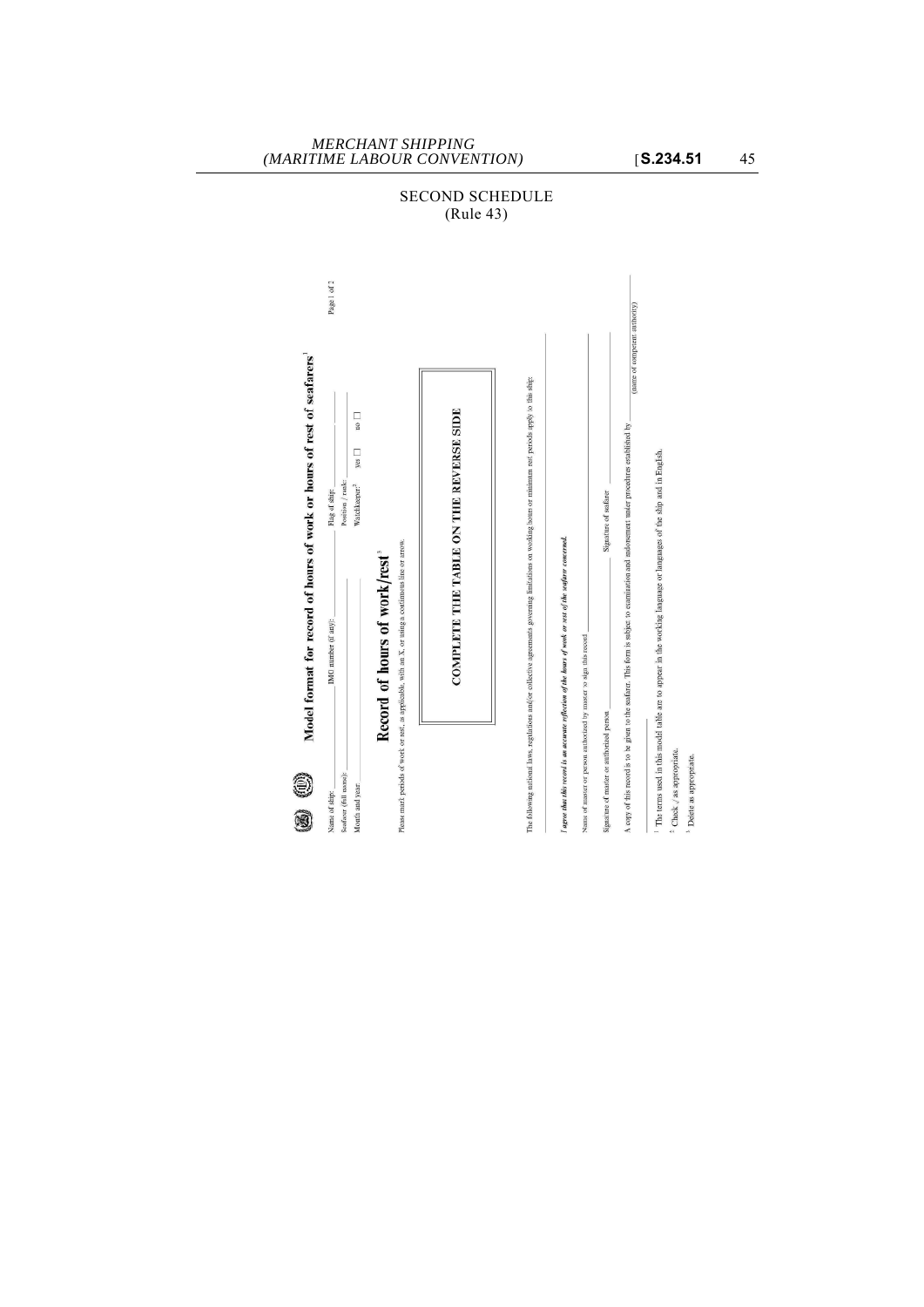# SECOND SCHEDULE
(Rule 43)

Page 1 of 2

## Model format for record of hours of work or hours of rest of seafarers[1]

Name of ship: ______ IMO number (if any): ______ Flag of ship: ______

Seafarer (full name): ______ Position / rank: ______

Month and year: ______ Watchkeeper:[2] yes ☐ no ☐

### Record of hours of work/rest[3]

Please mark periods of work or rest, as applicable, with an X, or using a continuous line or arrow.

**COMPLETE THE TABLE ON THE REVERSE SIDE**

The following national laws, regulations and/or collective agreements governing limitations on working hours or minimum rest periods apply to this ship:

______

*I agree that this record is an accurate reflection of the hours of work or rest of the seafarer concerned.*

Name of master or person authorized by master to sign this record: ______

Signature of master or authorized person: ______ Signature of seafarer: ______

A copy of this record is to be given to the seafarer. This form is subject to examination and endorsement under procedures established by ______ (name of competent authority)

[1] The terms used in this model table are to appear in the working language or languages of the ship and in English.

[2] Check √ as appropriate.

[3] Delete as appropriate.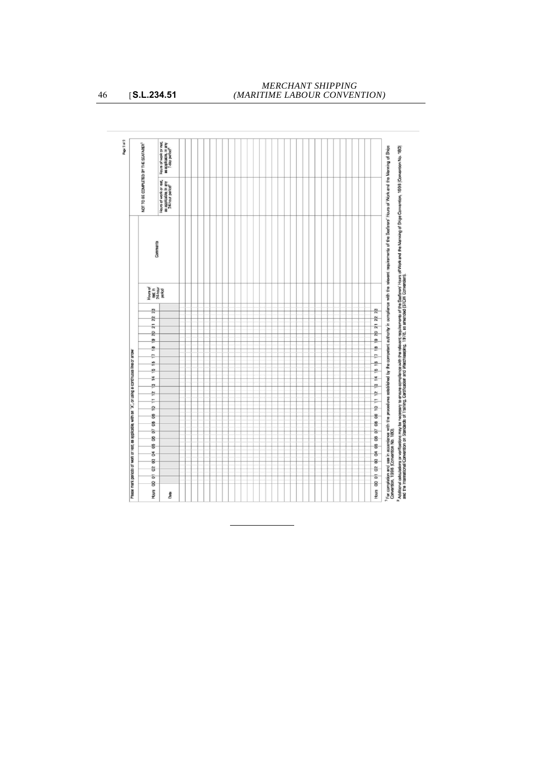Page 3 of 5

Please mark periods of work or rest, as applicable, with an "X", or using a continuous line or arrow

| Hours | 00 | 01 | 02 | 03 | 04 | 05 | 06 | 07 | 08 | 09 | 10 | 11 | 12 | 13 | 14 | 15 | 16 | 17 | 18 | 19 | 20 | 21 | 22 | 23 | Hours of rest in 24-hour period | Comments | NOT TO BE COMPLETED BY THE SEAFARER[1] | |
|---|---|---|---|---|---|---|---|---|---|---|---|---|---|---|---|---|---|---|---|---|---|---|---|---|---|---|---|---|
| Date | | | | | | | | | | | | | | | | | | | | | | | | | | | Hours of work or rest, as applicable in any 24-hour period[2] | Hours of work or rest, as applicable, in any 7-day period[2] |
| | | | | | | | | | | | | | | | | | | | | | | | | | | | | |
| | | | | | | | | | | | | | | | | | | | | | | | | | | | | |
| | | | | | | | | | | | | | | | | | | | | | | | | | | | | |
| | | | | | | | | | | | | | | | | | | | | | | | | | | | | |
| | | | | | | | | | | | | | | | | | | | | | | | | | | | | |
| | | | | | | | | | | | | | | | | | | | | | | | | | | | | |
| | | | | | | | | | | | | | | | | | | | | | | | | | | | | |
| | | | | | | | | | | | | | | | | | | | | | | | | | | | | |
| | | | | | | | | | | | | | | | | | | | | | | | | | | | | |
| | | | | | | | | | | | | | | | | | | | | | | | | | | | | |
| | | | | | | | | | | | | | | | | | | | | | | | | | | | | |
| | | | | | | | | | | | | | | | | | | | | | | | | | | | | |
| | | | | | | | | | | | | | | | | | | | | | | | | | | | | |
| | | | | | | | | | | | | | | | | | | | | | | | | | | | | |
| | | | | | | | | | | | | | | | | | | | | | | | | | | | | |
| Hours | 00 | 01 | 02 | 03 | 04 | 05 | 06 | 07 | 08 | 09 | 10 | 11 | 12 | 13 | 14 | 15 | 16 | 17 | 18 | 19 | 20 | 21 | 22 | 23 | | | | |

[1] For completion and use in accordance with the procedures established by the competent authority in compliance with the relevant requirements of the Seafarers' Hours of Work and the Manning of Ships Convention, 1996 (Convention No. 180).

[2] Additional calculations or verifications may be necessary to ensure compliance with the relevant requirements of the Seafarers' Hours of Work and the Manning of Ships Convention, 1996 (Convention No. 180) and the International Convention on Standards of Training, Certification and Watchkeeping, 1978, as amended (STCW Convention).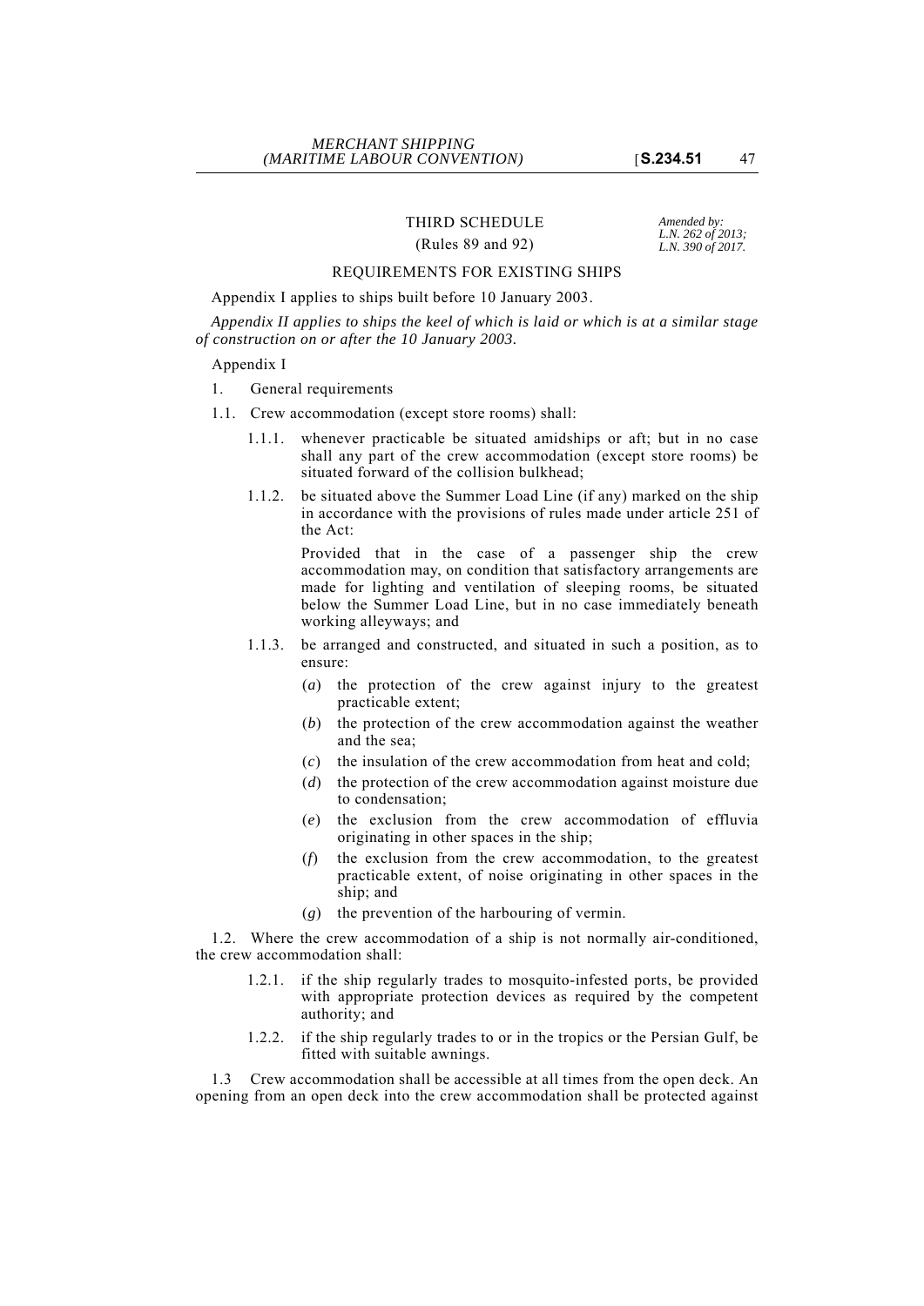## THIRD SCHEDULE

(Rules 89 and 92)

*Amended by: L.N. 262 of 2013; L.N. 390 of 2017.*

### REQUIREMENTS FOR EXISTING SHIPS

Appendix I applies to ships built before 10 January 2003.

*Appendix II applies to ships the keel of which is laid or which is at a similar stage of construction on or after the 10 January 2003.*

Appendix I

1. General requirements

1.1. Crew accommodation (except store rooms) shall:

1.1.1. whenever practicable be situated amidships or aft; but in no case shall any part of the crew accommodation (except store rooms) be situated forward of the collision bulkhead;

1.1.2. be situated above the Summer Load Line (if any) marked on the ship in accordance with the provisions of rules made under article 251 of the Act:

Provided that in the case of a passenger ship the crew accommodation may, on condition that satisfactory arrangements are made for lighting and ventilation of sleeping rooms, be situated below the Summer Load Line, but in no case immediately beneath working alleyways; and

1.1.3. be arranged and constructed, and situated in such a position, as to ensure:

(*a*) the protection of the crew against injury to the greatest practicable extent;

(*b*) the protection of the crew accommodation against the weather and the sea;

(*c*) the insulation of the crew accommodation from heat and cold;

(*d*) the protection of the crew accommodation against moisture due to condensation;

(*e*) the exclusion from the crew accommodation of effluvia originating in other spaces in the ship;

(*f*) the exclusion from the crew accommodation, to the greatest practicable extent, of noise originating in other spaces in the ship; and

(*g*) the prevention of the harbouring of vermin.

1.2. Where the crew accommodation of a ship is not normally air-conditioned, the crew accommodation shall:

1.2.1. if the ship regularly trades to mosquito-infested ports, be provided with appropriate protection devices as required by the competent authority; and

1.2.2. if the ship regularly trades to or in the tropics or the Persian Gulf, be fitted with suitable awnings.

1.3 Crew accommodation shall be accessible at all times from the open deck. An opening from an open deck into the crew accommodation shall be protected against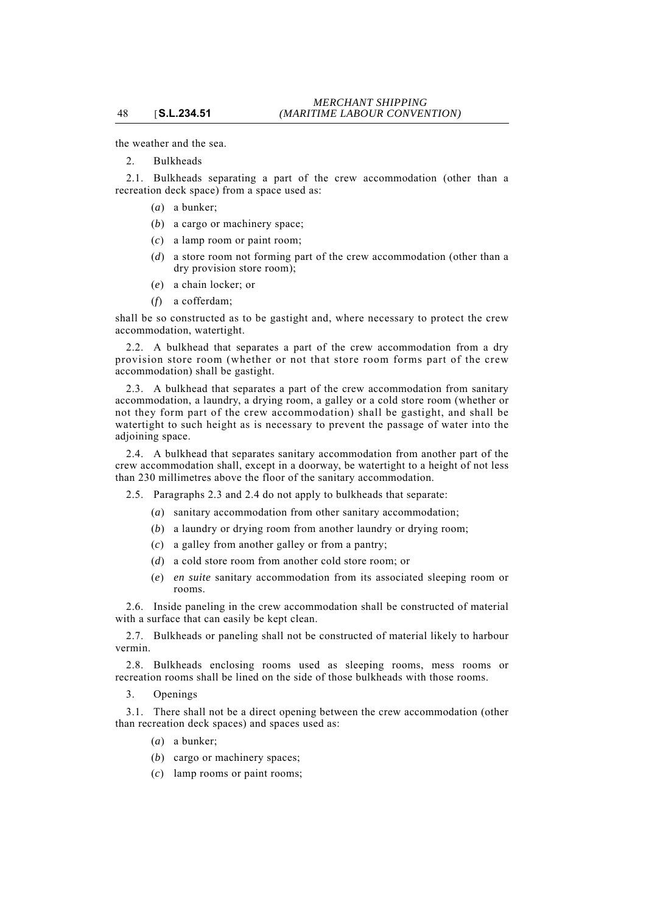the weather and the sea.

2. Bulkheads

2.1. Bulkheads separating a part of the crew accommodation (other than a recreation deck space) from a space used as:

(*a*) a bunker;

(*b*) a cargo or machinery space;

(*c*) a lamp room or paint room;

(*d*) a store room not forming part of the crew accommodation (other than a dry provision store room);

(*e*) a chain locker; or

(*f*) a cofferdam;

shall be so constructed as to be gastight and, where necessary to protect the crew accommodation, watertight.

2.2. A bulkhead that separates a part of the crew accommodation from a dry provision store room (whether or not that store room forms part of the crew accommodation) shall be gastight.

2.3. A bulkhead that separates a part of the crew accommodation from sanitary accommodation, a laundry, a drying room, a galley or a cold store room (whether or not they form part of the crew accommodation) shall be gastight, and shall be watertight to such height as is necessary to prevent the passage of water into the adjoining space.

2.4. A bulkhead that separates sanitary accommodation from another part of the crew accommodation shall, except in a doorway, be watertight to a height of not less than 230 millimetres above the floor of the sanitary accommodation.

2.5. Paragraphs 2.3 and 2.4 do not apply to bulkheads that separate:

(*a*) sanitary accommodation from other sanitary accommodation;

(*b*) a laundry or drying room from another laundry or drying room;

(*c*) a galley from another galley or from a pantry;

(*d*) a cold store room from another cold store room; or

(*e*) *en suite* sanitary accommodation from its associated sleeping room or rooms.

2.6. Inside paneling in the crew accommodation shall be constructed of material with a surface that can easily be kept clean.

2.7. Bulkheads or paneling shall not be constructed of material likely to harbour vermin.

2.8. Bulkheads enclosing rooms used as sleeping rooms, mess rooms or recreation rooms shall be lined on the side of those bulkheads with those rooms.

3. Openings

3.1. There shall not be a direct opening between the crew accommodation (other than recreation deck spaces) and spaces used as:

(*a*) a bunker;

(*b*) cargo or machinery spaces;

(*c*) lamp rooms or paint rooms;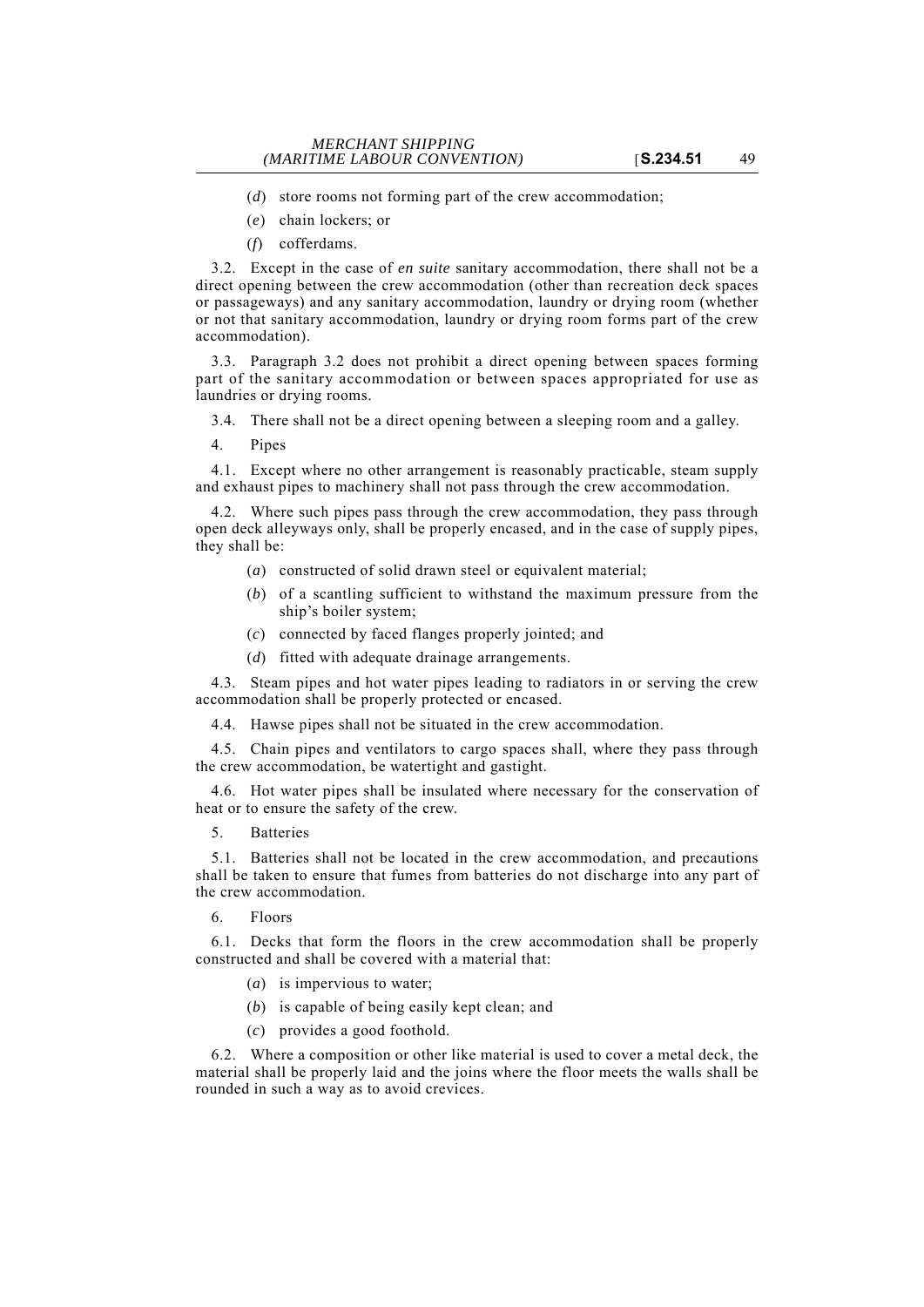(*d*) store rooms not forming part of the crew accommodation;

(*e*) chain lockers; or

(*f*) cofferdams.

3.2. Except in the case of *en suite* sanitary accommodation, there shall not be a direct opening between the crew accommodation (other than recreation deck spaces or passageways) and any sanitary accommodation, laundry or drying room (whether or not that sanitary accommodation, laundry or drying room forms part of the crew accommodation).

3.3. Paragraph 3.2 does not prohibit a direct opening between spaces forming part of the sanitary accommodation or between spaces appropriated for use as laundries or drying rooms.

3.4. There shall not be a direct opening between a sleeping room and a galley.

4. Pipes

4.1. Except where no other arrangement is reasonably practicable, steam supply and exhaust pipes to machinery shall not pass through the crew accommodation.

4.2. Where such pipes pass through the crew accommodation, they pass through open deck alleyways only, shall be properly encased, and in the case of supply pipes, they shall be:

(*a*) constructed of solid drawn steel or equivalent material;

(*b*) of a scantling sufficient to withstand the maximum pressure from the ship's boiler system;

(*c*) connected by faced flanges properly jointed; and

(*d*) fitted with adequate drainage arrangements.

4.3. Steam pipes and hot water pipes leading to radiators in or serving the crew accommodation shall be properly protected or encased.

4.4. Hawse pipes shall not be situated in the crew accommodation.

4.5. Chain pipes and ventilators to cargo spaces shall, where they pass through the crew accommodation, be watertight and gastight.

4.6. Hot water pipes shall be insulated where necessary for the conservation of heat or to ensure the safety of the crew.

5. Batteries

5.1. Batteries shall not be located in the crew accommodation, and precautions shall be taken to ensure that fumes from batteries do not discharge into any part of the crew accommodation.

6. Floors

6.1. Decks that form the floors in the crew accommodation shall be properly constructed and shall be covered with a material that:

(*a*) is impervious to water;

(*b*) is capable of being easily kept clean; and

(*c*) provides a good foothold.

6.2. Where a composition or other like material is used to cover a metal deck, the material shall be properly laid and the joins where the floor meets the walls shall be rounded in such a way as to avoid crevices.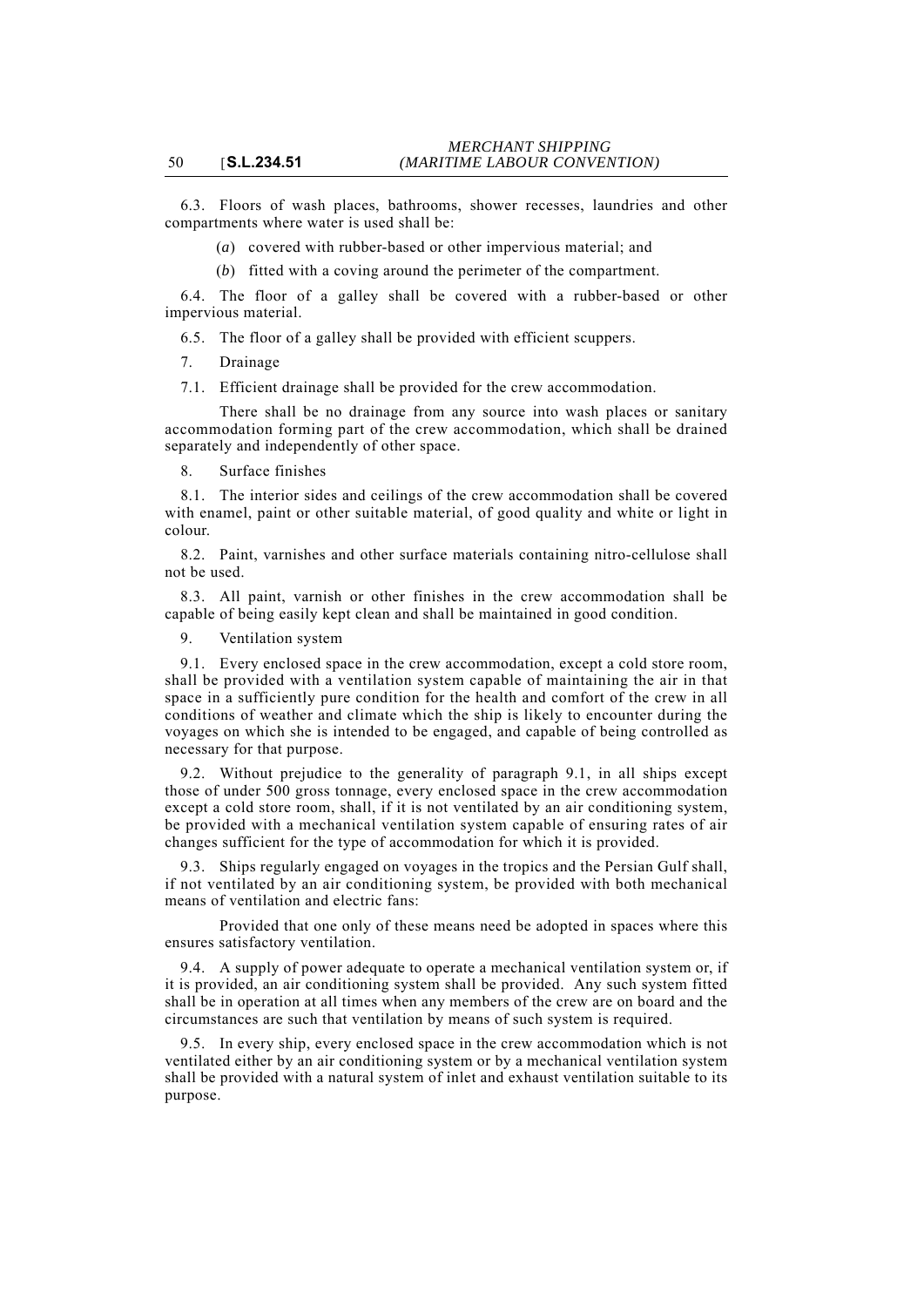6.3. Floors of wash places, bathrooms, shower recesses, laundries and other compartments where water is used shall be:

(*a*) covered with rubber-based or other impervious material; and

(*b*) fitted with a coving around the perimeter of the compartment.

6.4. The floor of a galley shall be covered with a rubber-based or other impervious material.

6.5. The floor of a galley shall be provided with efficient scuppers.

7. Drainage

7.1. Efficient drainage shall be provided for the crew accommodation.

There shall be no drainage from any source into wash places or sanitary accommodation forming part of the crew accommodation, which shall be drained separately and independently of other space.

8. Surface finishes

8.1. The interior sides and ceilings of the crew accommodation shall be covered with enamel, paint or other suitable material, of good quality and white or light in colour.

8.2. Paint, varnishes and other surface materials containing nitro-cellulose shall not be used.

8.3. All paint, varnish or other finishes in the crew accommodation shall be capable of being easily kept clean and shall be maintained in good condition.

9. Ventilation system

9.1. Every enclosed space in the crew accommodation, except a cold store room, shall be provided with a ventilation system capable of maintaining the air in that space in a sufficiently pure condition for the health and comfort of the crew in all conditions of weather and climate which the ship is likely to encounter during the voyages on which she is intended to be engaged, and capable of being controlled as necessary for that purpose.

9.2. Without prejudice to the generality of paragraph 9.1, in all ships except those of under 500 gross tonnage, every enclosed space in the crew accommodation except a cold store room, shall, if it is not ventilated by an air conditioning system, be provided with a mechanical ventilation system capable of ensuring rates of air changes sufficient for the type of accommodation for which it is provided.

9.3. Ships regularly engaged on voyages in the tropics and the Persian Gulf shall, if not ventilated by an air conditioning system, be provided with both mechanical means of ventilation and electric fans:

Provided that one only of these means need be adopted in spaces where this ensures satisfactory ventilation.

9.4. A supply of power adequate to operate a mechanical ventilation system or, if it is provided, an air conditioning system shall be provided. Any such system fitted shall be in operation at all times when any members of the crew are on board and the circumstances are such that ventilation by means of such system is required.

9.5. In every ship, every enclosed space in the crew accommodation which is not ventilated either by an air conditioning system or by a mechanical ventilation system shall be provided with a natural system of inlet and exhaust ventilation suitable to its purpose.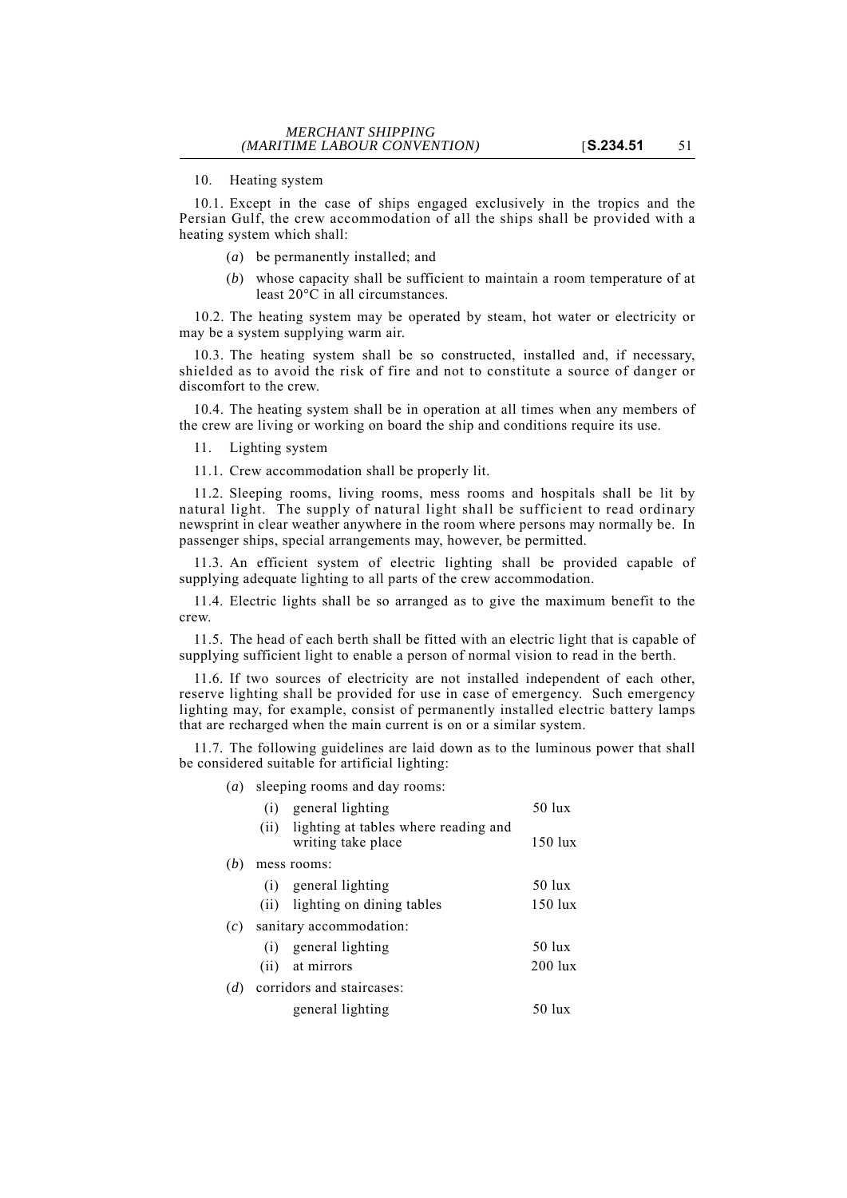10. Heating system

10.1. Except in the case of ships engaged exclusively in the tropics and the Persian Gulf, the crew accommodation of all the ships shall be provided with a heating system which shall:

(*a*) be permanently installed; and

(*b*) whose capacity shall be sufficient to maintain a room temperature of at least 20°C in all circumstances.

10.2. The heating system may be operated by steam, hot water or electricity or may be a system supplying warm air.

10.3. The heating system shall be so constructed, installed and, if necessary, shielded as to avoid the risk of fire and not to constitute a source of danger or discomfort to the crew.

10.4. The heating system shall be in operation at all times when any members of the crew are living or working on board the ship and conditions require its use.

11. Lighting system

11.1. Crew accommodation shall be properly lit.

11.2. Sleeping rooms, living rooms, mess rooms and hospitals shall be lit by natural light. The supply of natural light shall be sufficient to read ordinary newsprint in clear weather anywhere in the room where persons may normally be. In passenger ships, special arrangements may, however, be permitted.

11.3. An efficient system of electric lighting shall be provided capable of supplying adequate lighting to all parts of the crew accommodation.

11.4. Electric lights shall be so arranged as to give the maximum benefit to the crew.

11.5. The head of each berth shall be fitted with an electric light that is capable of supplying sufficient light to enable a person of normal vision to read in the berth.

11.6. If two sources of electricity are not installed independent of each other, reserve lighting shall be provided for use in case of emergency. Such emergency lighting may, for example, consist of permanently installed electric battery lamps that are recharged when the main current is on or a similar system.

11.7. The following guidelines are laid down as to the luminous power that shall be considered suitable for artificial lighting:

(*a*) sleeping rooms and day rooms:

- (i) general lighting — 50 lux
- (ii) lighting at tables where reading and writing take place — 150 lux

(*b*) mess rooms:

- (i) general lighting — 50 lux
- (ii) lighting on dining tables — 150 lux

(*c*) sanitary accommodation:

- (i) general lighting — 50 lux
- (ii) at mirrors — 200 lux

(*d*) corridors and staircases:

- general lighting — 50 lux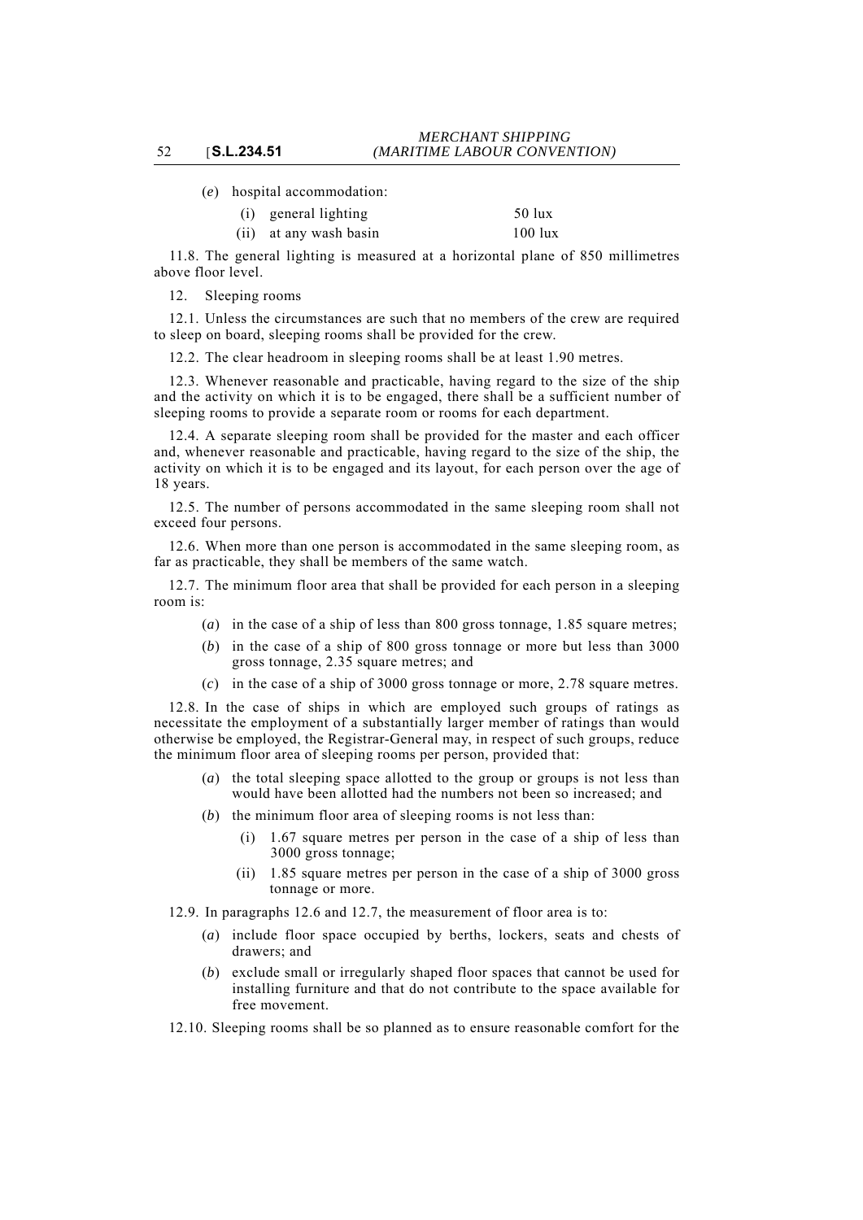(*e*) hospital accommodation:

| | |
|---|---|
| (i) general lighting | 50 lux |
| (ii) at any wash basin | 100 lux |

11.8. The general lighting is measured at a horizontal plane of 850 millimetres above floor level.

12. Sleeping rooms

12.1. Unless the circumstances are such that no members of the crew are required to sleep on board, sleeping rooms shall be provided for the crew.

12.2. The clear headroom in sleeping rooms shall be at least 1.90 metres.

12.3. Whenever reasonable and practicable, having regard to the size of the ship and the activity on which it is to be engaged, there shall be a sufficient number of sleeping rooms to provide a separate room or rooms for each department.

12.4. A separate sleeping room shall be provided for the master and each officer and, whenever reasonable and practicable, having regard to the size of the ship, the activity on which it is to be engaged and its layout, for each person over the age of 18 years.

12.5. The number of persons accommodated in the same sleeping room shall not exceed four persons.

12.6. When more than one person is accommodated in the same sleeping room, as far as practicable, they shall be members of the same watch.

12.7. The minimum floor area that shall be provided for each person in a sleeping room is:

(*a*) in the case of a ship of less than 800 gross tonnage, 1.85 square metres;

(*b*) in the case of a ship of 800 gross tonnage or more but less than 3000 gross tonnage, 2.35 square metres; and

(*c*) in the case of a ship of 3000 gross tonnage or more, 2.78 square metres.

12.8. In the case of ships in which are employed such groups of ratings as necessitate the employment of a substantially larger member of ratings than would otherwise be employed, the Registrar-General may, in respect of such groups, reduce the minimum floor area of sleeping rooms per person, provided that:

(*a*) the total sleeping space allotted to the group or groups is not less than would have been allotted had the numbers not been so increased; and

(*b*) the minimum floor area of sleeping rooms is not less than:

(i) 1.67 square metres per person in the case of a ship of less than 3000 gross tonnage;

(ii) 1.85 square metres per person in the case of a ship of 3000 gross tonnage or more.

12.9. In paragraphs 12.6 and 12.7, the measurement of floor area is to:

(*a*) include floor space occupied by berths, lockers, seats and chests of drawers; and

(*b*) exclude small or irregularly shaped floor spaces that cannot be used for installing furniture and that do not contribute to the space available for free movement.

12.10. Sleeping rooms shall be so planned as to ensure reasonable comfort for the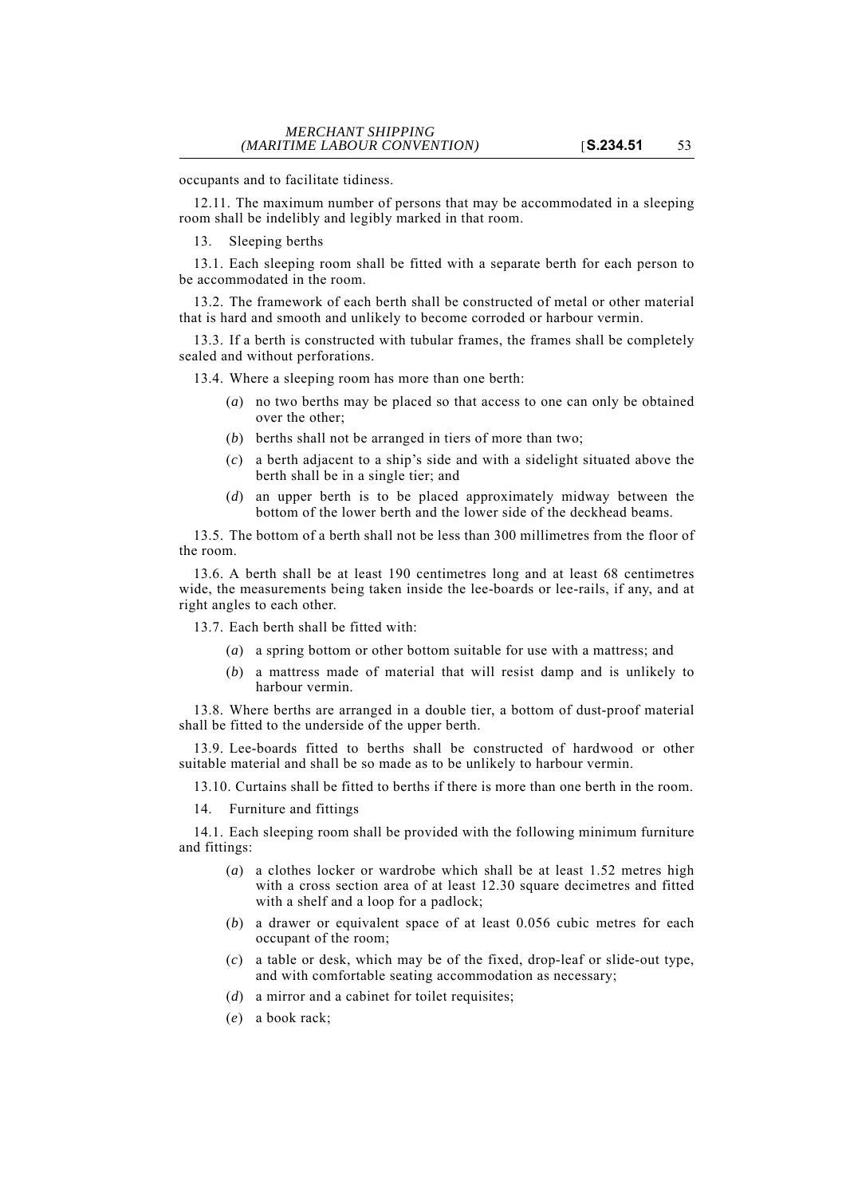occupants and to facilitate tidiness.

12.11. The maximum number of persons that may be accommodated in a sleeping room shall be indelibly and legibly marked in that room.

13. Sleeping berths

13.1. Each sleeping room shall be fitted with a separate berth for each person to be accommodated in the room.

13.2. The framework of each berth shall be constructed of metal or other material that is hard and smooth and unlikely to become corroded or harbour vermin.

13.3. If a berth is constructed with tubular frames, the frames shall be completely sealed and without perforations.

13.4. Where a sleeping room has more than one berth:

- (*a*) no two berths may be placed so that access to one can only be obtained over the other;
- (*b*) berths shall not be arranged in tiers of more than two;
- (*c*) a berth adjacent to a ship's side and with a sidelight situated above the berth shall be in a single tier; and
- (*d*) an upper berth is to be placed approximately midway between the bottom of the lower berth and the lower side of the deckhead beams.

13.5. The bottom of a berth shall not be less than 300 millimetres from the floor of the room.

13.6. A berth shall be at least 190 centimetres long and at least 68 centimetres wide, the measurements being taken inside the lee-boards or lee-rails, if any, and at right angles to each other.

13.7. Each berth shall be fitted with:

- (*a*) a spring bottom or other bottom suitable for use with a mattress; and
- (*b*) a mattress made of material that will resist damp and is unlikely to harbour vermin.

13.8. Where berths are arranged in a double tier, a bottom of dust-proof material shall be fitted to the underside of the upper berth.

13.9. Lee-boards fitted to berths shall be constructed of hardwood or other suitable material and shall be so made as to be unlikely to harbour vermin.

13.10. Curtains shall be fitted to berths if there is more than one berth in the room.

14. Furniture and fittings

14.1. Each sleeping room shall be provided with the following minimum furniture and fittings:

- (*a*) a clothes locker or wardrobe which shall be at least 1.52 metres high with a cross section area of at least 12.30 square decimetres and fitted with a shelf and a loop for a padlock;
- (*b*) a drawer or equivalent space of at least 0.056 cubic metres for each occupant of the room;
- (*c*) a table or desk, which may be of the fixed, drop-leaf or slide-out type, and with comfortable seating accommodation as necessary;
- (*d*) a mirror and a cabinet for toilet requisites;
- (*e*) a book rack;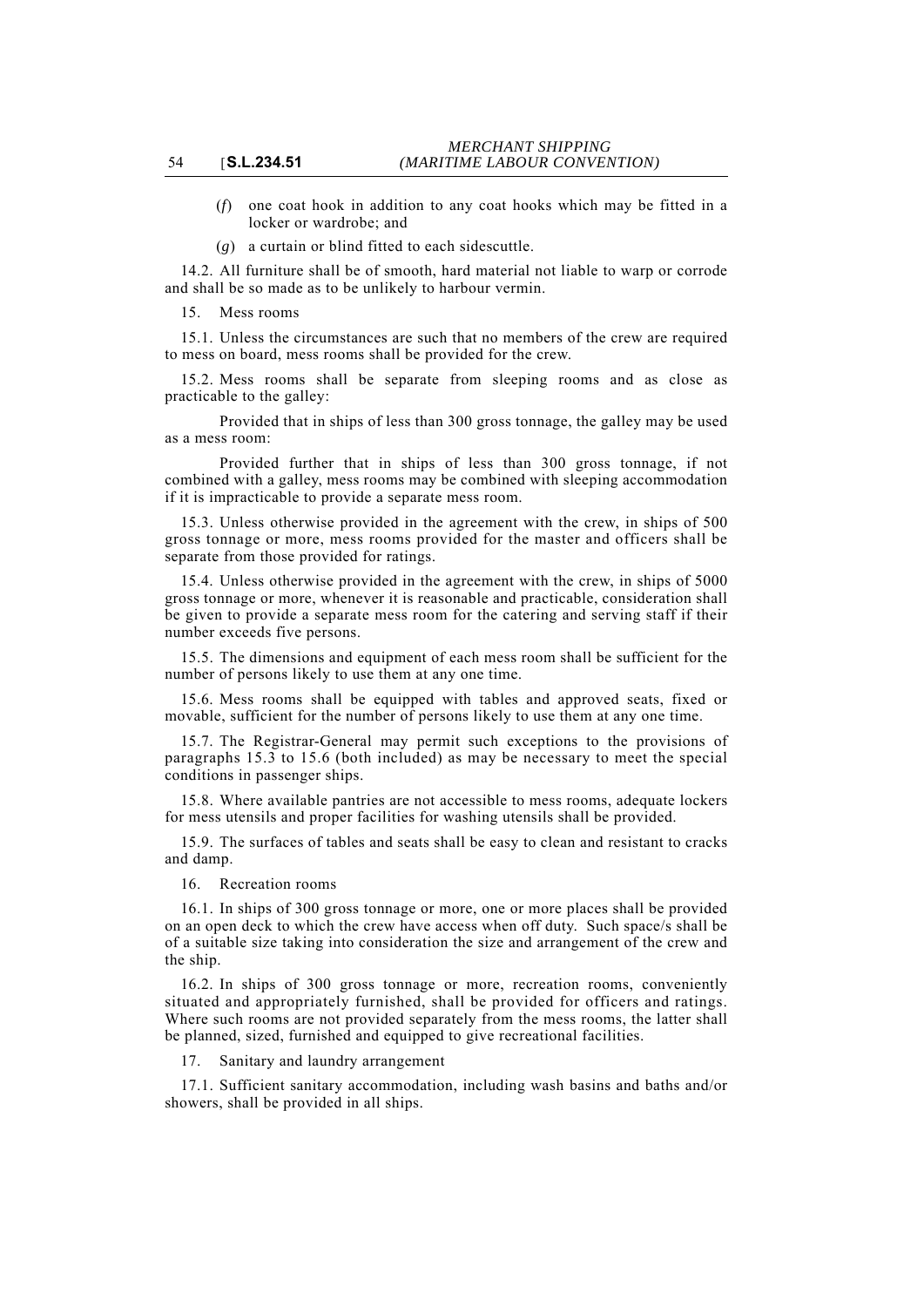(*f*) one coat hook in addition to any coat hooks which may be fitted in a locker or wardrobe; and

(*g*) a curtain or blind fitted to each sidescuttle.

14.2. All furniture shall be of smooth, hard material not liable to warp or corrode and shall be so made as to be unlikely to harbour vermin.

15. Mess rooms

15.1. Unless the circumstances are such that no members of the crew are required to mess on board, mess rooms shall be provided for the crew.

15.2. Mess rooms shall be separate from sleeping rooms and as close as practicable to the galley:

Provided that in ships of less than 300 gross tonnage, the galley may be used as a mess room:

Provided further that in ships of less than 300 gross tonnage, if not combined with a galley, mess rooms may be combined with sleeping accommodation if it is impracticable to provide a separate mess room.

15.3. Unless otherwise provided in the agreement with the crew, in ships of 500 gross tonnage or more, mess rooms provided for the master and officers shall be separate from those provided for ratings.

15.4. Unless otherwise provided in the agreement with the crew, in ships of 5000 gross tonnage or more, whenever it is reasonable and practicable, consideration shall be given to provide a separate mess room for the catering and serving staff if their number exceeds five persons.

15.5. The dimensions and equipment of each mess room shall be sufficient for the number of persons likely to use them at any one time.

15.6. Mess rooms shall be equipped with tables and approved seats, fixed or movable, sufficient for the number of persons likely to use them at any one time.

15.7. The Registrar-General may permit such exceptions to the provisions of paragraphs 15.3 to 15.6 (both included) as may be necessary to meet the special conditions in passenger ships.

15.8. Where available pantries are not accessible to mess rooms, adequate lockers for mess utensils and proper facilities for washing utensils shall be provided.

15.9. The surfaces of tables and seats shall be easy to clean and resistant to cracks and damp.

16. Recreation rooms

16.1. In ships of 300 gross tonnage or more, one or more places shall be provided on an open deck to which the crew have access when off duty. Such space/s shall be of a suitable size taking into consideration the size and arrangement of the crew and the ship.

16.2. In ships of 300 gross tonnage or more, recreation rooms, conveniently situated and appropriately furnished, shall be provided for officers and ratings. Where such rooms are not provided separately from the mess rooms, the latter shall be planned, sized, furnished and equipped to give recreational facilities.

17. Sanitary and laundry arrangement

17.1. Sufficient sanitary accommodation, including wash basins and baths and/or showers, shall be provided in all ships.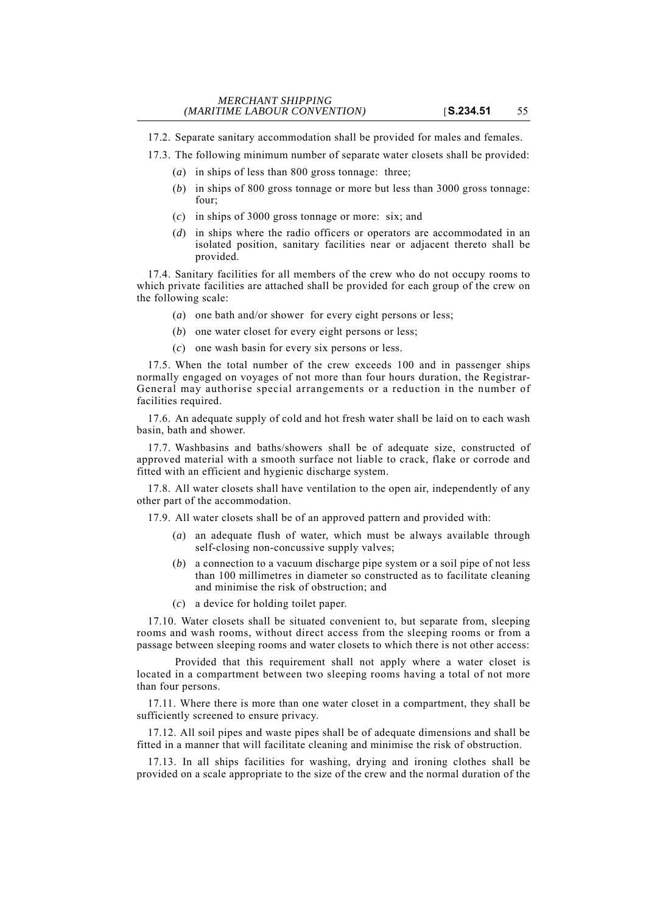17.2. Separate sanitary accommodation shall be provided for males and females.

17.3. The following minimum number of separate water closets shall be provided:

(*a*) in ships of less than 800 gross tonnage: three;

(*b*) in ships of 800 gross tonnage or more but less than 3000 gross tonnage: four;

(*c*) in ships of 3000 gross tonnage or more: six; and

(*d*) in ships where the radio officers or operators are accommodated in an isolated position, sanitary facilities near or adjacent thereto shall be provided.

17.4. Sanitary facilities for all members of the crew who do not occupy rooms to which private facilities are attached shall be provided for each group of the crew on the following scale:

(*a*) one bath and/or shower for every eight persons or less;

(*b*) one water closet for every eight persons or less;

(*c*) one wash basin for every six persons or less.

17.5. When the total number of the crew exceeds 100 and in passenger ships normally engaged on voyages of not more than four hours duration, the Registrar-General may authorise special arrangements or a reduction in the number of facilities required.

17.6. An adequate supply of cold and hot fresh water shall be laid on to each wash basin, bath and shower.

17.7. Washbasins and baths/showers shall be of adequate size, constructed of approved material with a smooth surface not liable to crack, flake or corrode and fitted with an efficient and hygienic discharge system.

17.8. All water closets shall have ventilation to the open air, independently of any other part of the accommodation.

17.9. All water closets shall be of an approved pattern and provided with:

(*a*) an adequate flush of water, which must be always available through self-closing non-concussive supply valves;

(*b*) a connection to a vacuum discharge pipe system or a soil pipe of not less than 100 millimetres in diameter so constructed as to facilitate cleaning and minimise the risk of obstruction; and

(*c*) a device for holding toilet paper.

17.10. Water closets shall be situated convenient to, but separate from, sleeping rooms and wash rooms, without direct access from the sleeping rooms or from a passage between sleeping rooms and water closets to which there is not other access:

Provided that this requirement shall not apply where a water closet is located in a compartment between two sleeping rooms having a total of not more than four persons.

17.11. Where there is more than one water closet in a compartment, they shall be sufficiently screened to ensure privacy.

17.12. All soil pipes and waste pipes shall be of adequate dimensions and shall be fitted in a manner that will facilitate cleaning and minimise the risk of obstruction.

17.13. In all ships facilities for washing, drying and ironing clothes shall be provided on a scale appropriate to the size of the crew and the normal duration of the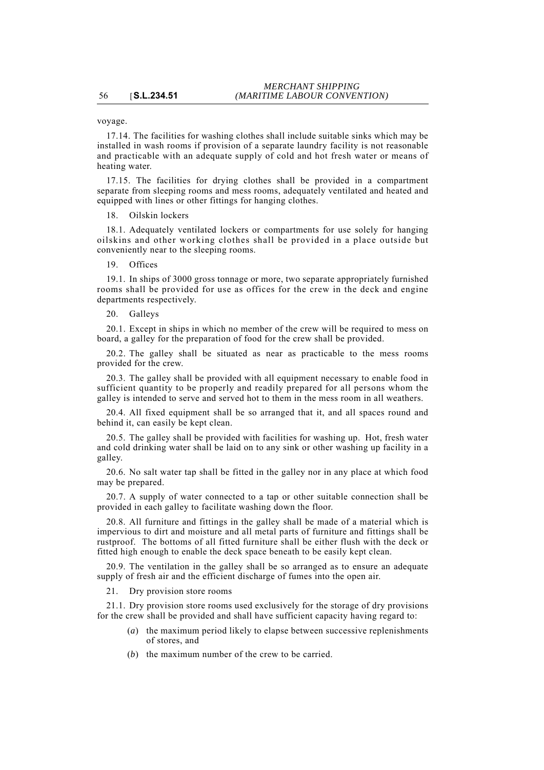voyage.

17.14. The facilities for washing clothes shall include suitable sinks which may be installed in wash rooms if provision of a separate laundry facility is not reasonable and practicable with an adequate supply of cold and hot fresh water or means of heating water.

17.15. The facilities for drying clothes shall be provided in a compartment separate from sleeping rooms and mess rooms, adequately ventilated and heated and equipped with lines or other fittings for hanging clothes.

18. Oilskin lockers

18.1. Adequately ventilated lockers or compartments for use solely for hanging oilskins and other working clothes shall be provided in a place outside but conveniently near to the sleeping rooms.

19. Offices

19.1. In ships of 3000 gross tonnage or more, two separate appropriately furnished rooms shall be provided for use as offices for the crew in the deck and engine departments respectively.

20. Galleys

20.1. Except in ships in which no member of the crew will be required to mess on board, a galley for the preparation of food for the crew shall be provided.

20.2. The galley shall be situated as near as practicable to the mess rooms provided for the crew.

20.3. The galley shall be provided with all equipment necessary to enable food in sufficient quantity to be properly and readily prepared for all persons whom the galley is intended to serve and served hot to them in the mess room in all weathers.

20.4. All fixed equipment shall be so arranged that it, and all spaces round and behind it, can easily be kept clean.

20.5. The galley shall be provided with facilities for washing up. Hot, fresh water and cold drinking water shall be laid on to any sink or other washing up facility in a galley.

20.6. No salt water tap shall be fitted in the galley nor in any place at which food may be prepared.

20.7. A supply of water connected to a tap or other suitable connection shall be provided in each galley to facilitate washing down the floor.

20.8. All furniture and fittings in the galley shall be made of a material which is impervious to dirt and moisture and all metal parts of furniture and fittings shall be rustproof. The bottoms of all fitted furniture shall be either flush with the deck or fitted high enough to enable the deck space beneath to be easily kept clean.

20.9. The ventilation in the galley shall be so arranged as to ensure an adequate supply of fresh air and the efficient discharge of fumes into the open air.

21. Dry provision store rooms

21.1. Dry provision store rooms used exclusively for the storage of dry provisions for the crew shall be provided and shall have sufficient capacity having regard to:

(*a*) the maximum period likely to elapse between successive replenishments of stores, and

(*b*) the maximum number of the crew to be carried.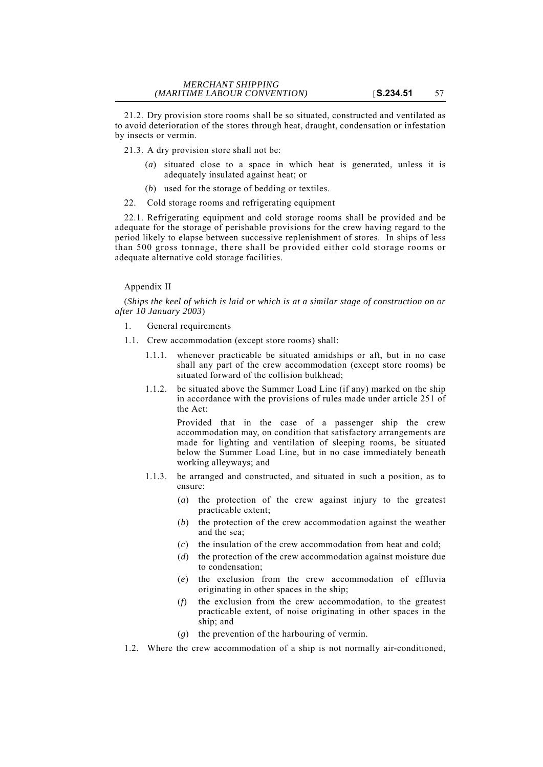21.2. Dry provision store rooms shall be so situated, constructed and ventilated as to avoid deterioration of the stores through heat, draught, condensation or infestation by insects or vermin.

21.3. A dry provision store shall not be:

(*a*) situated close to a space in which heat is generated, unless it is adequately insulated against heat; or

(*b*) used for the storage of bedding or textiles.

22. Cold storage rooms and refrigerating equipment

22.1. Refrigerating equipment and cold storage rooms shall be provided and be adequate for the storage of perishable provisions for the crew having regard to the period likely to elapse between successive replenishment of stores. In ships of less than 500 gross tonnage, there shall be provided either cold storage rooms or adequate alternative cold storage facilities.

Appendix II

(*Ships the keel of which is laid or which is at a similar stage of construction on or after 10 January 2003*)

1. General requirements

1.1. Crew accommodation (except store rooms) shall:

1.1.1. whenever practicable be situated amidships or aft, but in no case shall any part of the crew accommodation (except store rooms) be situated forward of the collision bulkhead;

1.1.2. be situated above the Summer Load Line (if any) marked on the ship in accordance with the provisions of rules made under article 251 of the Act:

Provided that in the case of a passenger ship the crew accommodation may, on condition that satisfactory arrangements are made for lighting and ventilation of sleeping rooms, be situated below the Summer Load Line, but in no case immediately beneath working alleyways; and

1.1.3. be arranged and constructed, and situated in such a position, as to ensure:

(*a*) the protection of the crew against injury to the greatest practicable extent;

(*b*) the protection of the crew accommodation against the weather and the sea;

(*c*) the insulation of the crew accommodation from heat and cold;

(*d*) the protection of the crew accommodation against moisture due to condensation;

(*e*) the exclusion from the crew accommodation of effluvia originating in other spaces in the ship;

(*f*) the exclusion from the crew accommodation, to the greatest practicable extent, of noise originating in other spaces in the ship; and

(*g*) the prevention of the harbouring of vermin.

1.2. Where the crew accommodation of a ship is not normally air-conditioned,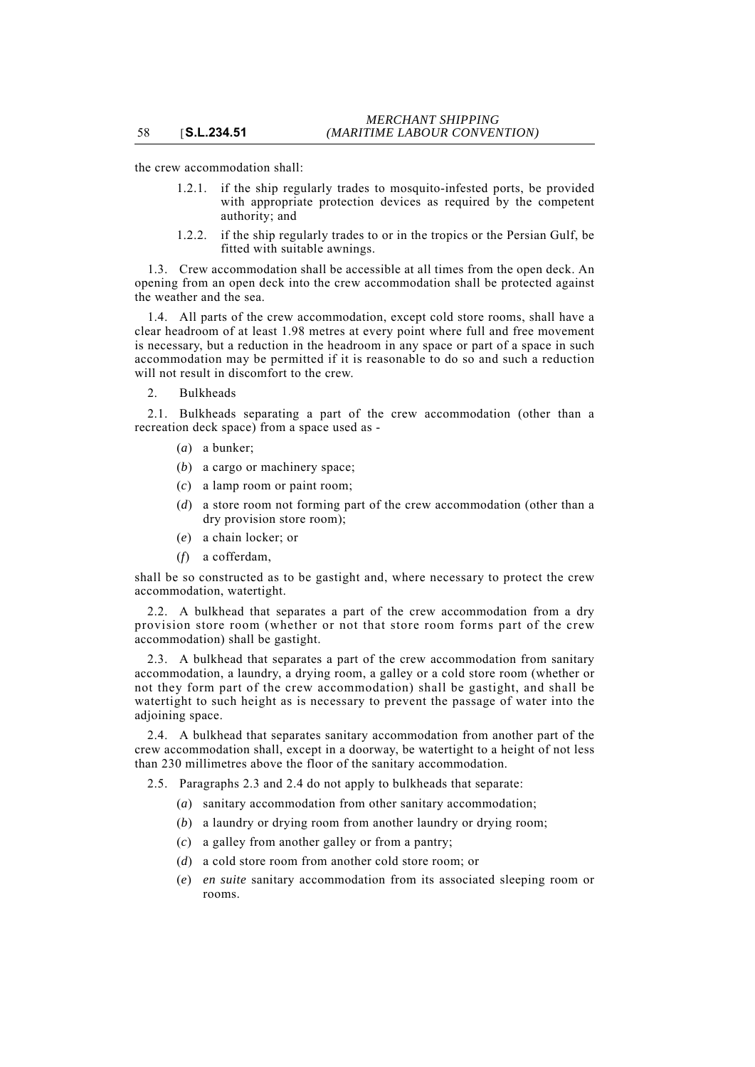the crew accommodation shall:

1.2.1. if the ship regularly trades to mosquito-infested ports, be provided with appropriate protection devices as required by the competent authority; and

1.2.2. if the ship regularly trades to or in the tropics or the Persian Gulf, be fitted with suitable awnings.

1.3. Crew accommodation shall be accessible at all times from the open deck. An opening from an open deck into the crew accommodation shall be protected against the weather and the sea.

1.4. All parts of the crew accommodation, except cold store rooms, shall have a clear headroom of at least 1.98 metres at every point where full and free movement is necessary, but a reduction in the headroom in any space or part of a space in such accommodation may be permitted if it is reasonable to do so and such a reduction will not result in discomfort to the crew.

2. Bulkheads

2.1. Bulkheads separating a part of the crew accommodation (other than a recreation deck space) from a space used as -

(*a*) a bunker;

(*b*) a cargo or machinery space;

(*c*) a lamp room or paint room;

(*d*) a store room not forming part of the crew accommodation (other than a dry provision store room);

(*e*) a chain locker; or

(*f*) a cofferdam,

shall be so constructed as to be gastight and, where necessary to protect the crew accommodation, watertight.

2.2. A bulkhead that separates a part of the crew accommodation from a dry provision store room (whether or not that store room forms part of the crew accommodation) shall be gastight.

2.3. A bulkhead that separates a part of the crew accommodation from sanitary accommodation, a laundry, a drying room, a galley or a cold store room (whether or not they form part of the crew accommodation) shall be gastight, and shall be watertight to such height as is necessary to prevent the passage of water into the adjoining space.

2.4. A bulkhead that separates sanitary accommodation from another part of the crew accommodation shall, except in a doorway, be watertight to a height of not less than 230 millimetres above the floor of the sanitary accommodation.

2.5. Paragraphs 2.3 and 2.4 do not apply to bulkheads that separate:

(*a*) sanitary accommodation from other sanitary accommodation;

(*b*) a laundry or drying room from another laundry or drying room;

(*c*) a galley from another galley or from a pantry;

(*d*) a cold store room from another cold store room; or

(*e*) *en suite* sanitary accommodation from its associated sleeping room or rooms.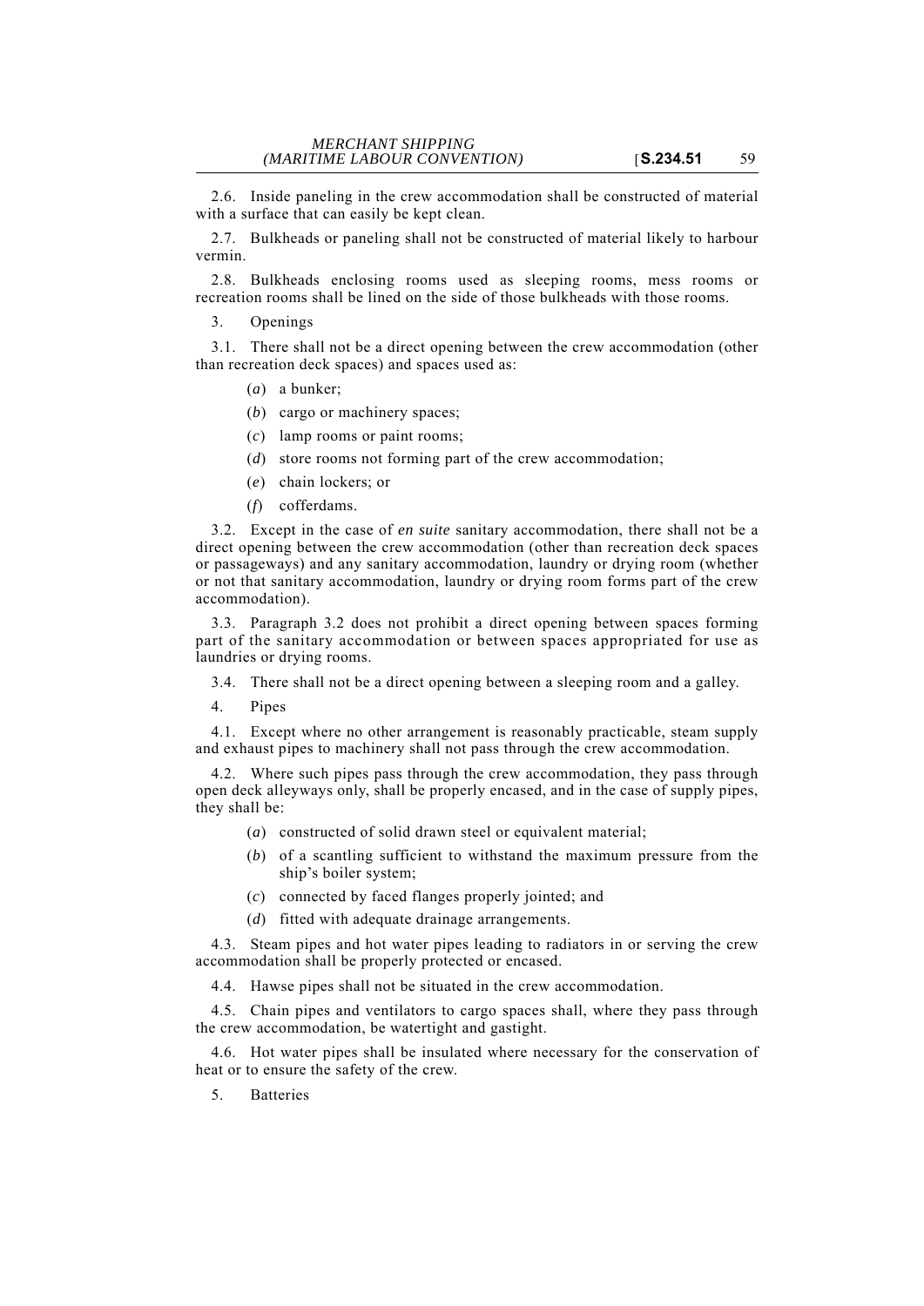2.6. Inside paneling in the crew accommodation shall be constructed of material with a surface that can easily be kept clean.

2.7. Bulkheads or paneling shall not be constructed of material likely to harbour vermin.

2.8. Bulkheads enclosing rooms used as sleeping rooms, mess rooms or recreation rooms shall be lined on the side of those bulkheads with those rooms.

3. Openings

3.1. There shall not be a direct opening between the crew accommodation (other than recreation deck spaces) and spaces used as:

(*a*) a bunker;

(*b*) cargo or machinery spaces;

(*c*) lamp rooms or paint rooms;

(*d*) store rooms not forming part of the crew accommodation;

(*e*) chain lockers; or

(*f*) cofferdams.

3.2. Except in the case of *en suite* sanitary accommodation, there shall not be a direct opening between the crew accommodation (other than recreation deck spaces or passageways) and any sanitary accommodation, laundry or drying room (whether or not that sanitary accommodation, laundry or drying room forms part of the crew accommodation).

3.3. Paragraph 3.2 does not prohibit a direct opening between spaces forming part of the sanitary accommodation or between spaces appropriated for use as laundries or drying rooms.

3.4. There shall not be a direct opening between a sleeping room and a galley.

4. Pipes

4.1. Except where no other arrangement is reasonably practicable, steam supply and exhaust pipes to machinery shall not pass through the crew accommodation.

4.2. Where such pipes pass through the crew accommodation, they pass through open deck alleyways only, shall be properly encased, and in the case of supply pipes, they shall be:

(*a*) constructed of solid drawn steel or equivalent material;

(*b*) of a scantling sufficient to withstand the maximum pressure from the ship's boiler system;

(*c*) connected by faced flanges properly jointed; and

(*d*) fitted with adequate drainage arrangements.

4.3. Steam pipes and hot water pipes leading to radiators in or serving the crew accommodation shall be properly protected or encased.

4.4. Hawse pipes shall not be situated in the crew accommodation.

4.5. Chain pipes and ventilators to cargo spaces shall, where they pass through the crew accommodation, be watertight and gastight.

4.6. Hot water pipes shall be insulated where necessary for the conservation of heat or to ensure the safety of the crew.

5. Batteries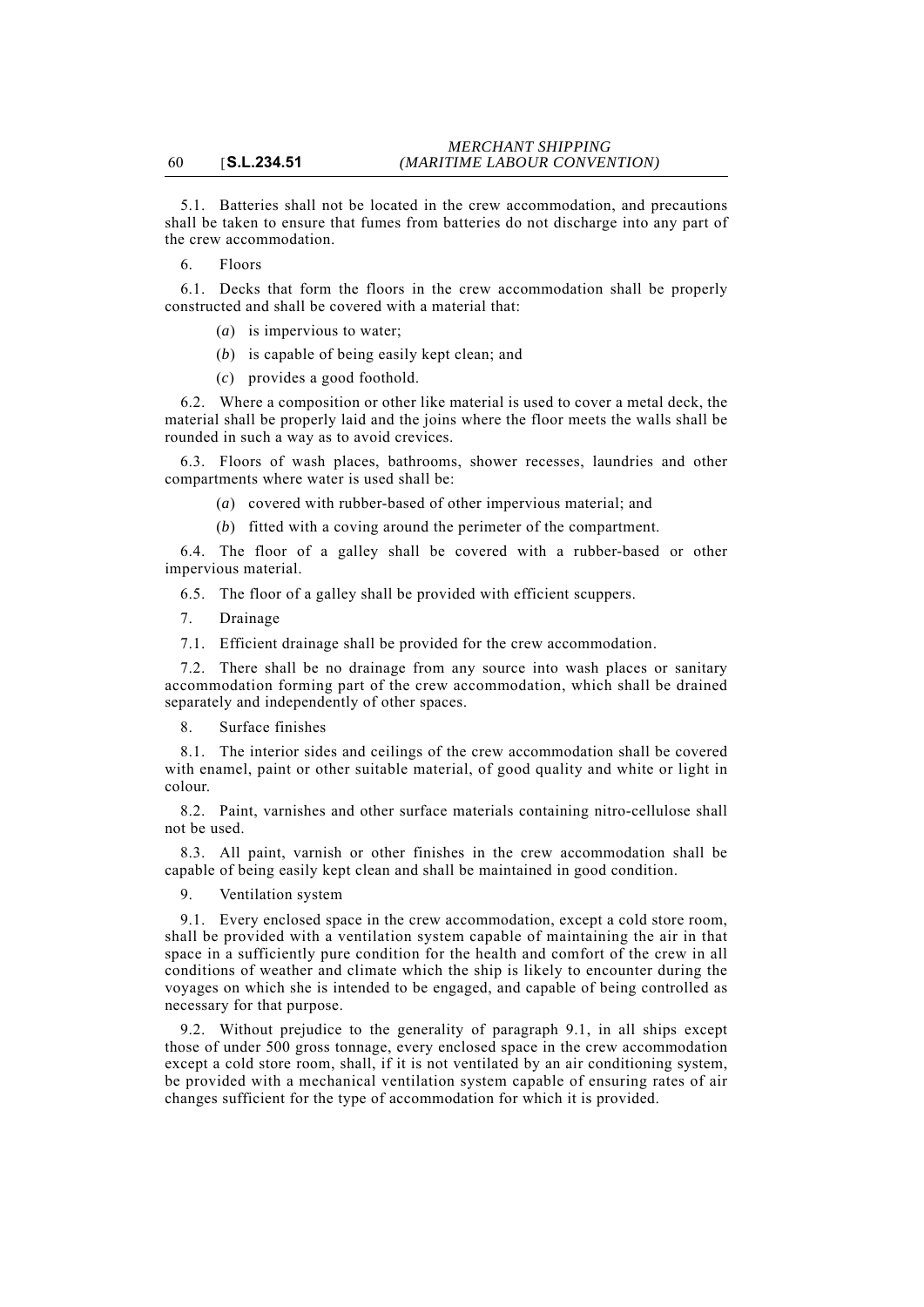5.1. Batteries shall not be located in the crew accommodation, and precautions shall be taken to ensure that fumes from batteries do not discharge into any part of the crew accommodation.

6. Floors

6.1. Decks that form the floors in the crew accommodation shall be properly constructed and shall be covered with a material that:

(*a*) is impervious to water;

(*b*) is capable of being easily kept clean; and

(*c*) provides a good foothold.

6.2. Where a composition or other like material is used to cover a metal deck, the material shall be properly laid and the joins where the floor meets the walls shall be rounded in such a way as to avoid crevices.

6.3. Floors of wash places, bathrooms, shower recesses, laundries and other compartments where water is used shall be:

(*a*) covered with rubber-based of other impervious material; and

(*b*) fitted with a coving around the perimeter of the compartment.

6.4. The floor of a galley shall be covered with a rubber-based or other impervious material.

6.5. The floor of a galley shall be provided with efficient scuppers.

7. Drainage

7.1. Efficient drainage shall be provided for the crew accommodation.

7.2. There shall be no drainage from any source into wash places or sanitary accommodation forming part of the crew accommodation, which shall be drained separately and independently of other spaces.

8. Surface finishes

8.1. The interior sides and ceilings of the crew accommodation shall be covered with enamel, paint or other suitable material, of good quality and white or light in colour.

8.2. Paint, varnishes and other surface materials containing nitro-cellulose shall not be used.

8.3. All paint, varnish or other finishes in the crew accommodation shall be capable of being easily kept clean and shall be maintained in good condition.

9. Ventilation system

9.1. Every enclosed space in the crew accommodation, except a cold store room, shall be provided with a ventilation system capable of maintaining the air in that space in a sufficiently pure condition for the health and comfort of the crew in all conditions of weather and climate which the ship is likely to encounter during the voyages on which she is intended to be engaged, and capable of being controlled as necessary for that purpose.

9.2. Without prejudice to the generality of paragraph 9.1, in all ships except those of under 500 gross tonnage, every enclosed space in the crew accommodation except a cold store room, shall, if it is not ventilated by an air conditioning system, be provided with a mechanical ventilation system capable of ensuring rates of air changes sufficient for the type of accommodation for which it is provided.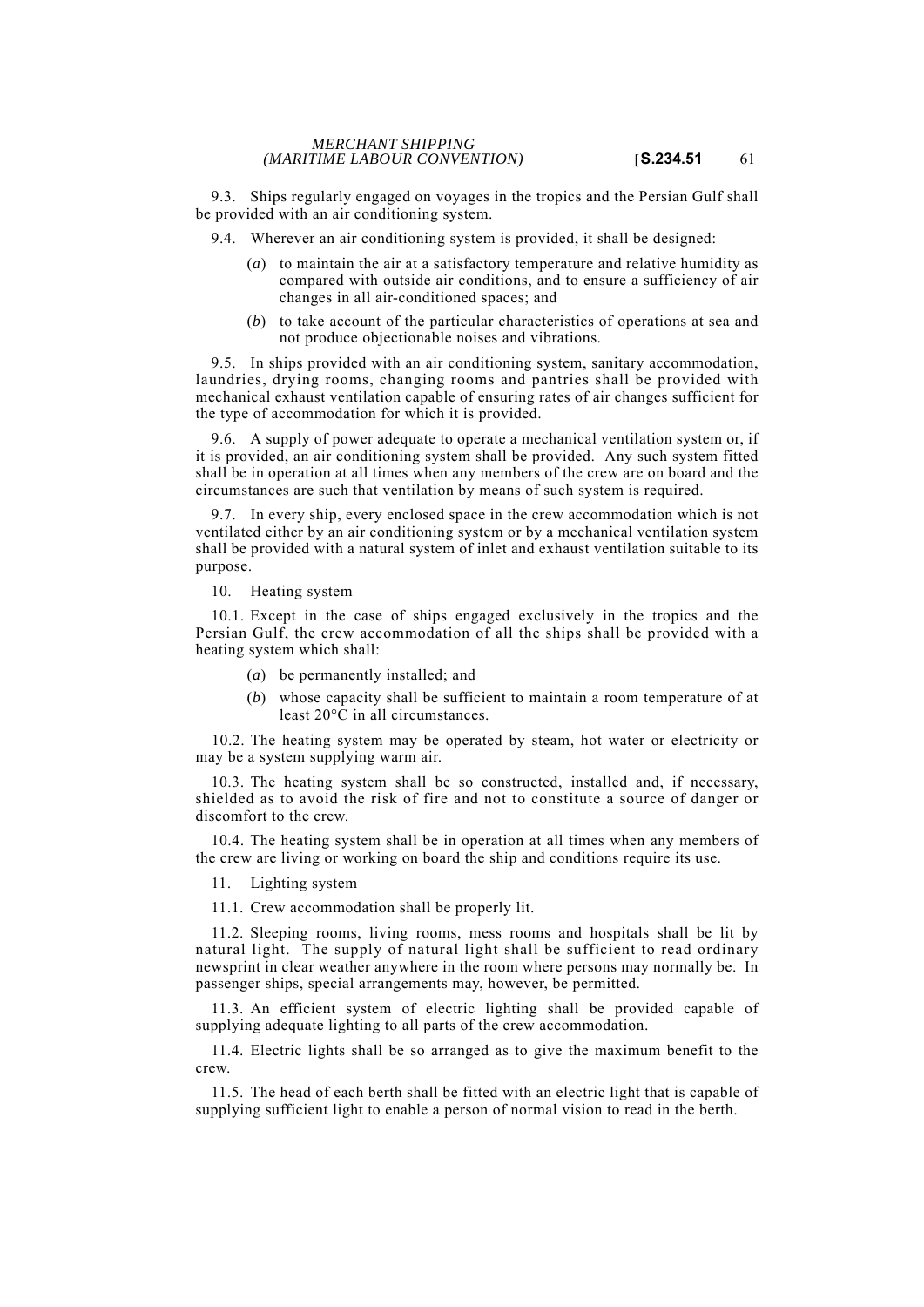9.3. Ships regularly engaged on voyages in the tropics and the Persian Gulf shall be provided with an air conditioning system.

9.4. Wherever an air conditioning system is provided, it shall be designed:

(*a*) to maintain the air at a satisfactory temperature and relative humidity as compared with outside air conditions, and to ensure a sufficiency of air changes in all air-conditioned spaces; and

(*b*) to take account of the particular characteristics of operations at sea and not produce objectionable noises and vibrations.

9.5. In ships provided with an air conditioning system, sanitary accommodation, laundries, drying rooms, changing rooms and pantries shall be provided with mechanical exhaust ventilation capable of ensuring rates of air changes sufficient for the type of accommodation for which it is provided.

9.6. A supply of power adequate to operate a mechanical ventilation system or, if it is provided, an air conditioning system shall be provided. Any such system fitted shall be in operation at all times when any members of the crew are on board and the circumstances are such that ventilation by means of such system is required.

9.7. In every ship, every enclosed space in the crew accommodation which is not ventilated either by an air conditioning system or by a mechanical ventilation system shall be provided with a natural system of inlet and exhaust ventilation suitable to its purpose.

10. Heating system

10.1. Except in the case of ships engaged exclusively in the tropics and the Persian Gulf, the crew accommodation of all the ships shall be provided with a heating system which shall:

(*a*) be permanently installed; and

(*b*) whose capacity shall be sufficient to maintain a room temperature of at least 20°C in all circumstances.

10.2. The heating system may be operated by steam, hot water or electricity or may be a system supplying warm air.

10.3. The heating system shall be so constructed, installed and, if necessary, shielded as to avoid the risk of fire and not to constitute a source of danger or discomfort to the crew.

10.4. The heating system shall be in operation at all times when any members of the crew are living or working on board the ship and conditions require its use.

11. Lighting system

11.1. Crew accommodation shall be properly lit.

11.2. Sleeping rooms, living rooms, mess rooms and hospitals shall be lit by natural light. The supply of natural light shall be sufficient to read ordinary newsprint in clear weather anywhere in the room where persons may normally be. In passenger ships, special arrangements may, however, be permitted.

11.3. An efficient system of electric lighting shall be provided capable of supplying adequate lighting to all parts of the crew accommodation.

11.4. Electric lights shall be so arranged as to give the maximum benefit to the crew.

11.5. The head of each berth shall be fitted with an electric light that is capable of supplying sufficient light to enable a person of normal vision to read in the berth.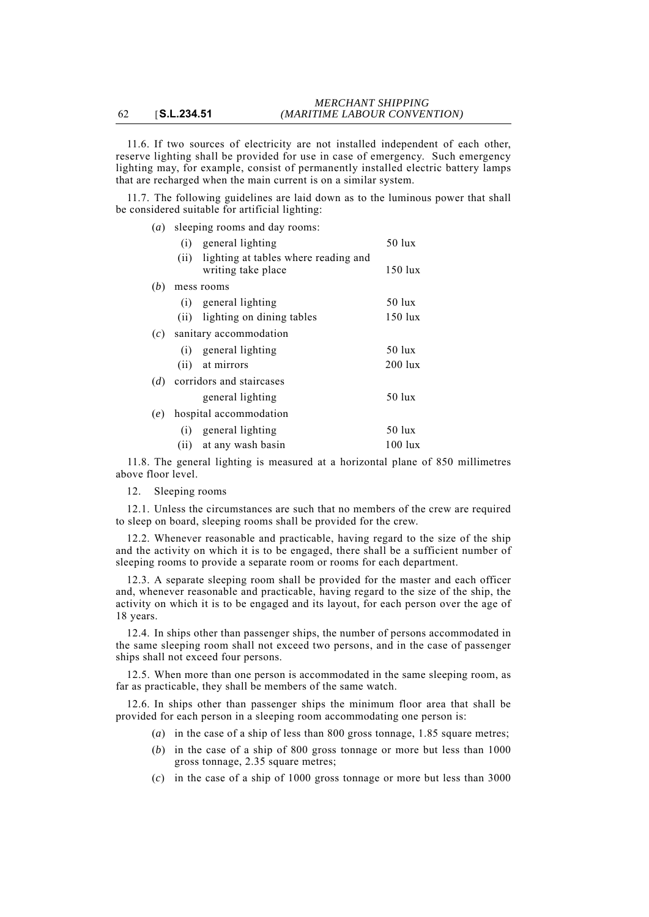11.6. If two sources of electricity are not installed independent of each other, reserve lighting shall be provided for use in case of emergency. Such emergency lighting may, for example, consist of permanently installed electric battery lamps that are recharged when the main current is on a similar system.

11.7. The following guidelines are laid down as to the luminous power that shall be considered suitable for artificial lighting:

(*a*) sleeping rooms and day rooms:

| | | |
|---|---|---|
| (i) | general lighting | 50 lux |
| (ii) | lighting at tables where reading and writing take place | 150 lux |

(*b*) mess rooms

| | | |
|---|---|---|
| (i) | general lighting | 50 lux |
| (ii) | lighting on dining tables | 150 lux |

(*c*) sanitary accommodation

| | | |
|---|---|---|
| (i) | general lighting | 50 lux |
| (ii) | at mirrors | 200 lux |

(*d*) corridors and staircases

| | | |
|---|---|---|
| | general lighting | 50 lux |

(*e*) hospital accommodation

| | | |
|---|---|---|
| (i) | general lighting | 50 lux |
| (ii) | at any wash basin | 100 lux |

11.8. The general lighting is measured at a horizontal plane of 850 millimetres above floor level.

12. Sleeping rooms

12.1. Unless the circumstances are such that no members of the crew are required to sleep on board, sleeping rooms shall be provided for the crew.

12.2. Whenever reasonable and practicable, having regard to the size of the ship and the activity on which it is to be engaged, there shall be a sufficient number of sleeping rooms to provide a separate room or rooms for each department.

12.3. A separate sleeping room shall be provided for the master and each officer and, whenever reasonable and practicable, having regard to the size of the ship, the activity on which it is to be engaged and its layout, for each person over the age of 18 years.

12.4. In ships other than passenger ships, the number of persons accommodated in the same sleeping room shall not exceed two persons, and in the case of passenger ships shall not exceed four persons.

12.5. When more than one person is accommodated in the same sleeping room, as far as practicable, they shall be members of the same watch.

12.6. In ships other than passenger ships the minimum floor area that shall be provided for each person in a sleeping room accommodating one person is:

(*a*) in the case of a ship of less than 800 gross tonnage, 1.85 square metres;

(*b*) in the case of a ship of 800 gross tonnage or more but less than 1000 gross tonnage, 2.35 square metres;

(*c*) in the case of a ship of 1000 gross tonnage or more but less than 3000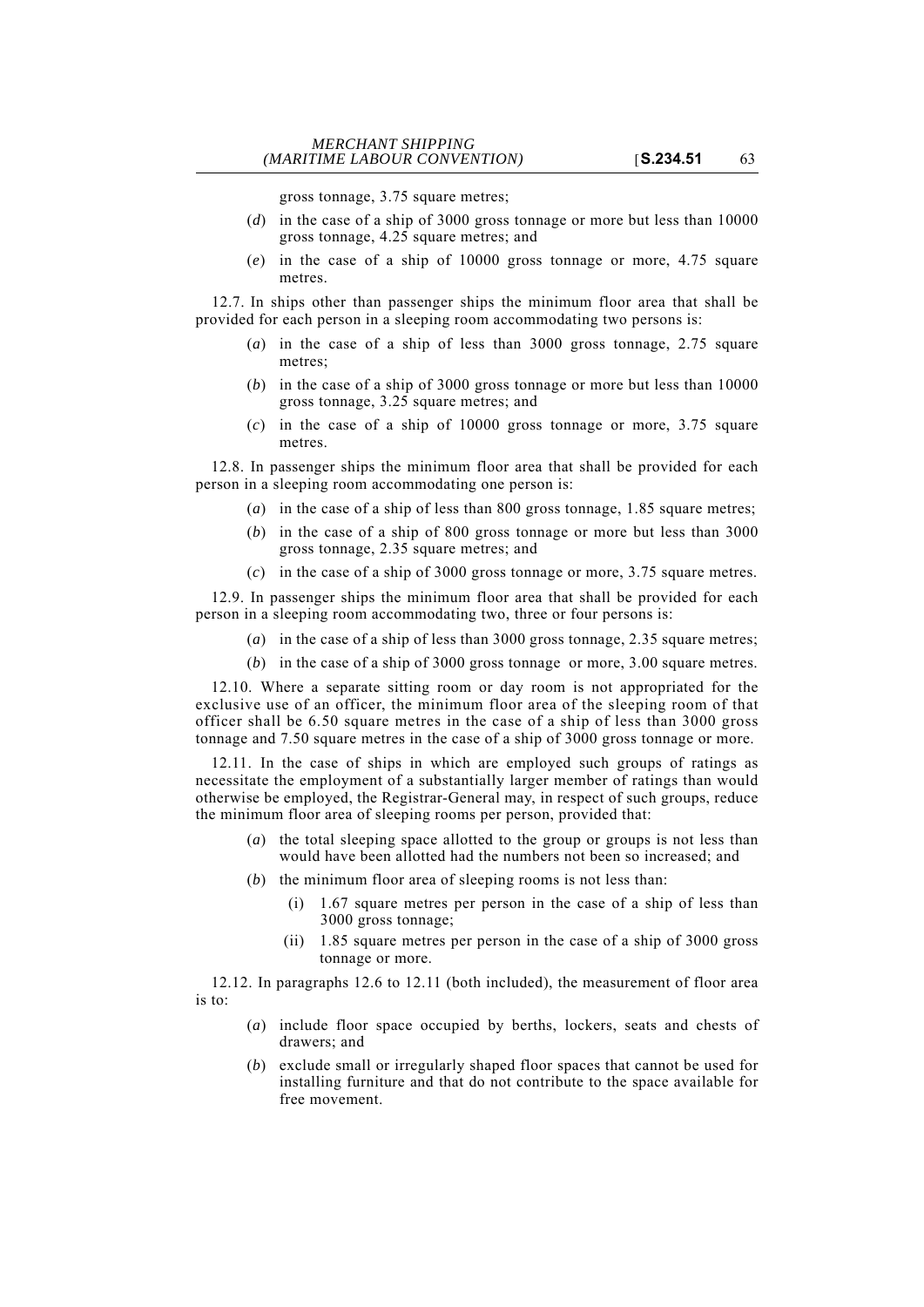gross tonnage, 3.75 square metres;

(*d*) in the case of a ship of 3000 gross tonnage or more but less than 10000 gross tonnage, 4.25 square metres; and

(*e*) in the case of a ship of 10000 gross tonnage or more, 4.75 square metres.

12.7. In ships other than passenger ships the minimum floor area that shall be provided for each person in a sleeping room accommodating two persons is:

(*a*) in the case of a ship of less than 3000 gross tonnage, 2.75 square metres;

(*b*) in the case of a ship of 3000 gross tonnage or more but less than 10000 gross tonnage, 3.25 square metres; and

(*c*) in the case of a ship of 10000 gross tonnage or more, 3.75 square metres.

12.8. In passenger ships the minimum floor area that shall be provided for each person in a sleeping room accommodating one person is:

(*a*) in the case of a ship of less than 800 gross tonnage, 1.85 square metres;

(*b*) in the case of a ship of 800 gross tonnage or more but less than 3000 gross tonnage, 2.35 square metres; and

(*c*) in the case of a ship of 3000 gross tonnage or more, 3.75 square metres.

12.9. In passenger ships the minimum floor area that shall be provided for each person in a sleeping room accommodating two, three or four persons is:

(*a*) in the case of a ship of less than 3000 gross tonnage, 2.35 square metres;

(*b*) in the case of a ship of 3000 gross tonnage or more, 3.00 square metres.

12.10. Where a separate sitting room or day room is not appropriated for the exclusive use of an officer, the minimum floor area of the sleeping room of that officer shall be 6.50 square metres in the case of a ship of less than 3000 gross tonnage and 7.50 square metres in the case of a ship of 3000 gross tonnage or more.

12.11. In the case of ships in which are employed such groups of ratings as necessitate the employment of a substantially larger member of ratings than would otherwise be employed, the Registrar-General may, in respect of such groups, reduce the minimum floor area of sleeping rooms per person, provided that:

(*a*) the total sleeping space allotted to the group or groups is not less than would have been allotted had the numbers not been so increased; and

(*b*) the minimum floor area of sleeping rooms is not less than:

(i) 1.67 square metres per person in the case of a ship of less than 3000 gross tonnage;

(ii) 1.85 square metres per person in the case of a ship of 3000 gross tonnage or more.

12.12. In paragraphs 12.6 to 12.11 (both included), the measurement of floor area is to:

(*a*) include floor space occupied by berths, lockers, seats and chests of drawers; and

(*b*) exclude small or irregularly shaped floor spaces that cannot be used for installing furniture and that do not contribute to the space available for free movement.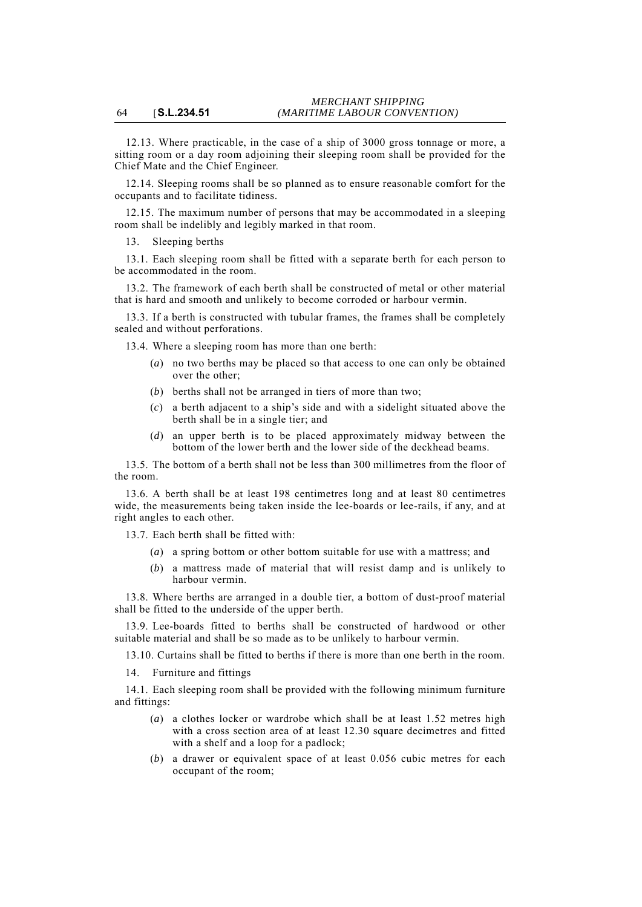12.13. Where practicable, in the case of a ship of 3000 gross tonnage or more, a sitting room or a day room adjoining their sleeping room shall be provided for the Chief Mate and the Chief Engineer.

12.14. Sleeping rooms shall be so planned as to ensure reasonable comfort for the occupants and to facilitate tidiness.

12.15. The maximum number of persons that may be accommodated in a sleeping room shall be indelibly and legibly marked in that room.

13. Sleeping berths

13.1. Each sleeping room shall be fitted with a separate berth for each person to be accommodated in the room.

13.2. The framework of each berth shall be constructed of metal or other material that is hard and smooth and unlikely to become corroded or harbour vermin.

13.3. If a berth is constructed with tubular frames, the frames shall be completely sealed and without perforations.

13.4. Where a sleeping room has more than one berth:

- (*a*) no two berths may be placed so that access to one can only be obtained over the other;
- (*b*) berths shall not be arranged in tiers of more than two;
- (*c*) a berth adjacent to a ship's side and with a sidelight situated above the berth shall be in a single tier; and
- (*d*) an upper berth is to be placed approximately midway between the bottom of the lower berth and the lower side of the deckhead beams.

13.5. The bottom of a berth shall not be less than 300 millimetres from the floor of the room.

13.6. A berth shall be at least 198 centimetres long and at least 80 centimetres wide, the measurements being taken inside the lee-boards or lee-rails, if any, and at right angles to each other.

13.7. Each berth shall be fitted with:

- (*a*) a spring bottom or other bottom suitable for use with a mattress; and
- (*b*) a mattress made of material that will resist damp and is unlikely to harbour vermin.

13.8. Where berths are arranged in a double tier, a bottom of dust-proof material shall be fitted to the underside of the upper berth.

13.9. Lee-boards fitted to berths shall be constructed of hardwood or other suitable material and shall be so made as to be unlikely to harbour vermin.

13.10. Curtains shall be fitted to berths if there is more than one berth in the room.

14. Furniture and fittings

14.1. Each sleeping room shall be provided with the following minimum furniture and fittings:

- (*a*) a clothes locker or wardrobe which shall be at least 1.52 metres high with a cross section area of at least 12.30 square decimetres and fitted with a shelf and a loop for a padlock;
- (*b*) a drawer or equivalent space of at least 0.056 cubic metres for each occupant of the room;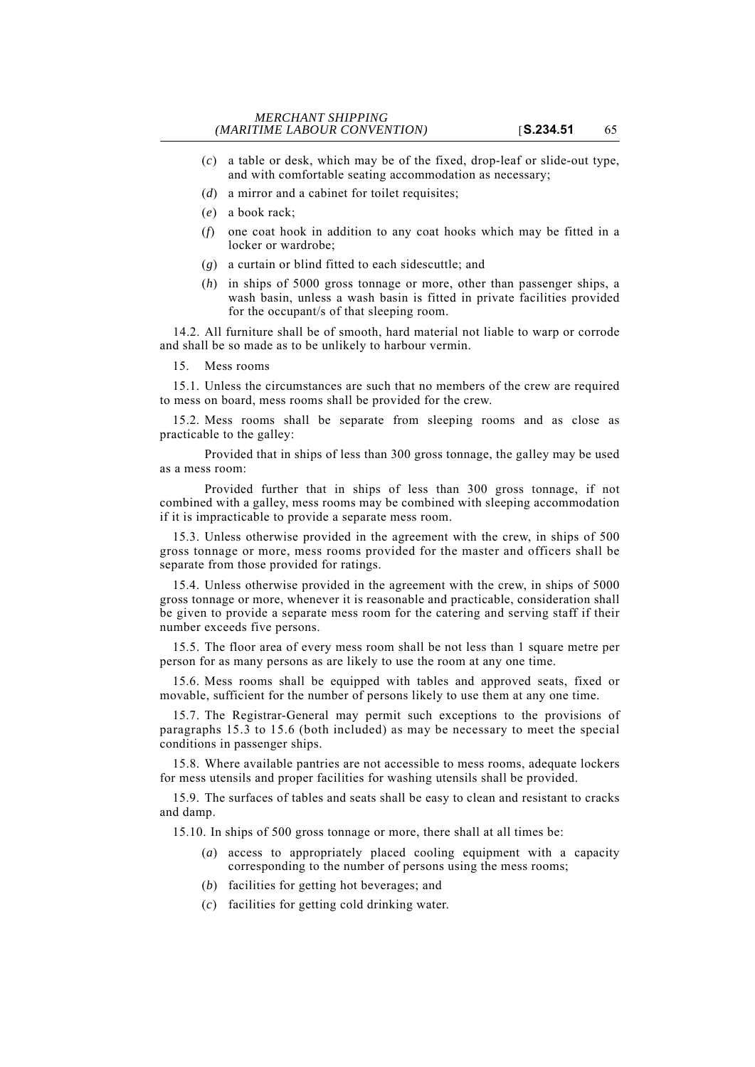(*c*) a table or desk, which may be of the fixed, drop-leaf or slide-out type, and with comfortable seating accommodation as necessary;

(*d*) a mirror and a cabinet for toilet requisites;

(*e*) a book rack;

(*f*) one coat hook in addition to any coat hooks which may be fitted in a locker or wardrobe;

(*g*) a curtain or blind fitted to each sidescuttle; and

(*h*) in ships of 5000 gross tonnage or more, other than passenger ships, a wash basin, unless a wash basin is fitted in private facilities provided for the occupant/s of that sleeping room.

14.2. All furniture shall be of smooth, hard material not liable to warp or corrode and shall be so made as to be unlikely to harbour vermin.

15. Mess rooms

15.1. Unless the circumstances are such that no members of the crew are required to mess on board, mess rooms shall be provided for the crew.

15.2. Mess rooms shall be separate from sleeping rooms and as close as practicable to the galley:

Provided that in ships of less than 300 gross tonnage, the galley may be used as a mess room:

Provided further that in ships of less than 300 gross tonnage, if not combined with a galley, mess rooms may be combined with sleeping accommodation if it is impracticable to provide a separate mess room.

15.3. Unless otherwise provided in the agreement with the crew, in ships of 500 gross tonnage or more, mess rooms provided for the master and officers shall be separate from those provided for ratings.

15.4. Unless otherwise provided in the agreement with the crew, in ships of 5000 gross tonnage or more, whenever it is reasonable and practicable, consideration shall be given to provide a separate mess room for the catering and serving staff if their number exceeds five persons.

15.5. The floor area of every mess room shall be not less than 1 square metre per person for as many persons as are likely to use the room at any one time.

15.6. Mess rooms shall be equipped with tables and approved seats, fixed or movable, sufficient for the number of persons likely to use them at any one time.

15.7. The Registrar-General may permit such exceptions to the provisions of paragraphs 15.3 to 15.6 (both included) as may be necessary to meet the special conditions in passenger ships.

15.8. Where available pantries are not accessible to mess rooms, adequate lockers for mess utensils and proper facilities for washing utensils shall be provided.

15.9. The surfaces of tables and seats shall be easy to clean and resistant to cracks and damp.

15.10. In ships of 500 gross tonnage or more, there shall at all times be:

(*a*) access to appropriately placed cooling equipment with a capacity corresponding to the number of persons using the mess rooms;

(*b*) facilities for getting hot beverages; and

(*c*) facilities for getting cold drinking water.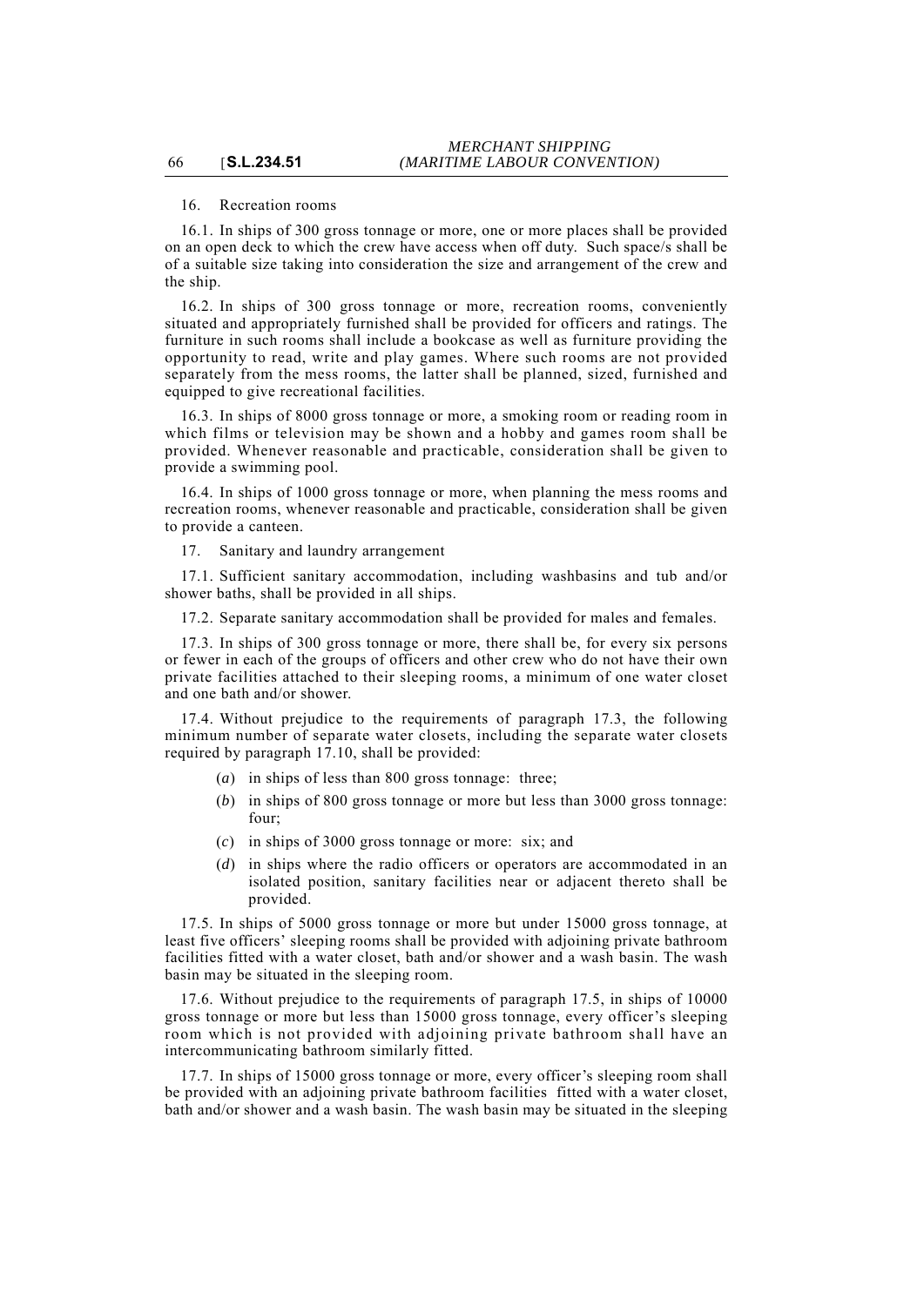16. Recreation rooms

16.1. In ships of 300 gross tonnage or more, one or more places shall be provided on an open deck to which the crew have access when off duty. Such space/s shall be of a suitable size taking into consideration the size and arrangement of the crew and the ship.

16.2. In ships of 300 gross tonnage or more, recreation rooms, conveniently situated and appropriately furnished shall be provided for officers and ratings. The furniture in such rooms shall include a bookcase as well as furniture providing the opportunity to read, write and play games. Where such rooms are not provided separately from the mess rooms, the latter shall be planned, sized, furnished and equipped to give recreational facilities.

16.3. In ships of 8000 gross tonnage or more, a smoking room or reading room in which films or television may be shown and a hobby and games room shall be provided. Whenever reasonable and practicable, consideration shall be given to provide a swimming pool.

16.4. In ships of 1000 gross tonnage or more, when planning the mess rooms and recreation rooms, whenever reasonable and practicable, consideration shall be given to provide a canteen.

17. Sanitary and laundry arrangement

17.1. Sufficient sanitary accommodation, including washbasins and tub and/or shower baths, shall be provided in all ships.

17.2. Separate sanitary accommodation shall be provided for males and females.

17.3. In ships of 300 gross tonnage or more, there shall be, for every six persons or fewer in each of the groups of officers and other crew who do not have their own private facilities attached to their sleeping rooms, a minimum of one water closet and one bath and/or shower.

17.4. Without prejudice to the requirements of paragraph 17.3, the following minimum number of separate water closets, including the separate water closets required by paragraph 17.10, shall be provided:

(*a*) in ships of less than 800 gross tonnage: three;

(*b*) in ships of 800 gross tonnage or more but less than 3000 gross tonnage: four;

(*c*) in ships of 3000 gross tonnage or more: six; and

(*d*) in ships where the radio officers or operators are accommodated in an isolated position, sanitary facilities near or adjacent thereto shall be provided.

17.5. In ships of 5000 gross tonnage or more but under 15000 gross tonnage, at least five officers' sleeping rooms shall be provided with adjoining private bathroom facilities fitted with a water closet, bath and/or shower and a wash basin. The wash basin may be situated in the sleeping room.

17.6. Without prejudice to the requirements of paragraph 17.5, in ships of 10000 gross tonnage or more but less than 15000 gross tonnage, every officer's sleeping room which is not provided with adjoining private bathroom shall have an intercommunicating bathroom similarly fitted.

17.7. In ships of 15000 gross tonnage or more, every officer's sleeping room shall be provided with an adjoining private bathroom facilities fitted with a water closet, bath and/or shower and a wash basin. The wash basin may be situated in the sleeping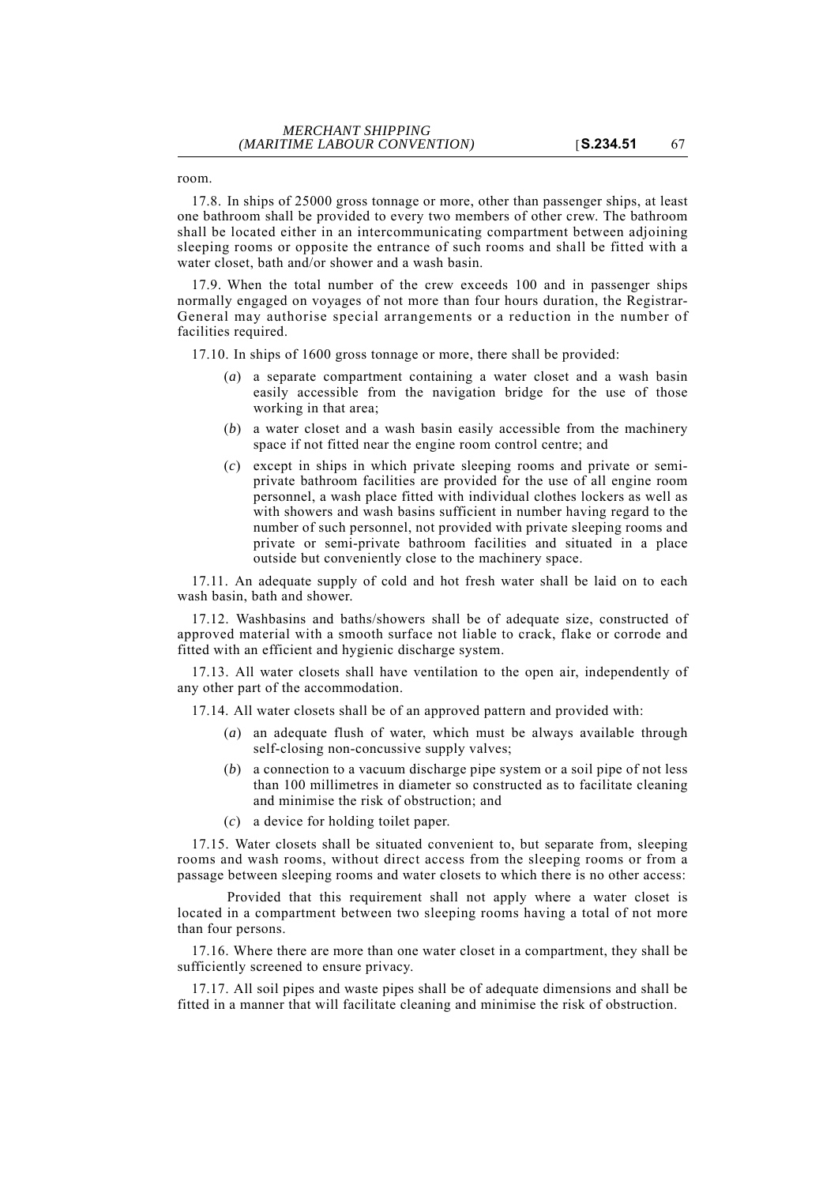room.

17.8. In ships of 25000 gross tonnage or more, other than passenger ships, at least one bathroom shall be provided to every two members of other crew. The bathroom shall be located either in an intercommunicating compartment between adjoining sleeping rooms or opposite the entrance of such rooms and shall be fitted with a water closet, bath and/or shower and a wash basin.

17.9. When the total number of the crew exceeds 100 and in passenger ships normally engaged on voyages of not more than four hours duration, the Registrar-General may authorise special arrangements or a reduction in the number of facilities required.

17.10. In ships of 1600 gross tonnage or more, there shall be provided:

(*a*) a separate compartment containing a water closet and a wash basin easily accessible from the navigation bridge for the use of those working in that area;

(*b*) a water closet and a wash basin easily accessible from the machinery space if not fitted near the engine room control centre; and

(*c*) except in ships in which private sleeping rooms and private or semi-private bathroom facilities are provided for the use of all engine room personnel, a wash place fitted with individual clothes lockers as well as with showers and wash basins sufficient in number having regard to the number of such personnel, not provided with private sleeping rooms and private or semi-private bathroom facilities and situated in a place outside but conveniently close to the machinery space.

17.11. An adequate supply of cold and hot fresh water shall be laid on to each wash basin, bath and shower.

17.12. Washbasins and baths/showers shall be of adequate size, constructed of approved material with a smooth surface not liable to crack, flake or corrode and fitted with an efficient and hygienic discharge system.

17.13. All water closets shall have ventilation to the open air, independently of any other part of the accommodation.

17.14. All water closets shall be of an approved pattern and provided with:

(*a*) an adequate flush of water, which must be always available through self-closing non-concussive supply valves;

(*b*) a connection to a vacuum discharge pipe system or a soil pipe of not less than 100 millimetres in diameter so constructed as to facilitate cleaning and minimise the risk of obstruction; and

(*c*) a device for holding toilet paper.

17.15. Water closets shall be situated convenient to, but separate from, sleeping rooms and wash rooms, without direct access from the sleeping rooms or from a passage between sleeping rooms and water closets to which there is no other access:

Provided that this requirement shall not apply where a water closet is located in a compartment between two sleeping rooms having a total of not more than four persons.

17.16. Where there are more than one water closet in a compartment, they shall be sufficiently screened to ensure privacy.

17.17. All soil pipes and waste pipes shall be of adequate dimensions and shall be fitted in a manner that will facilitate cleaning and minimise the risk of obstruction.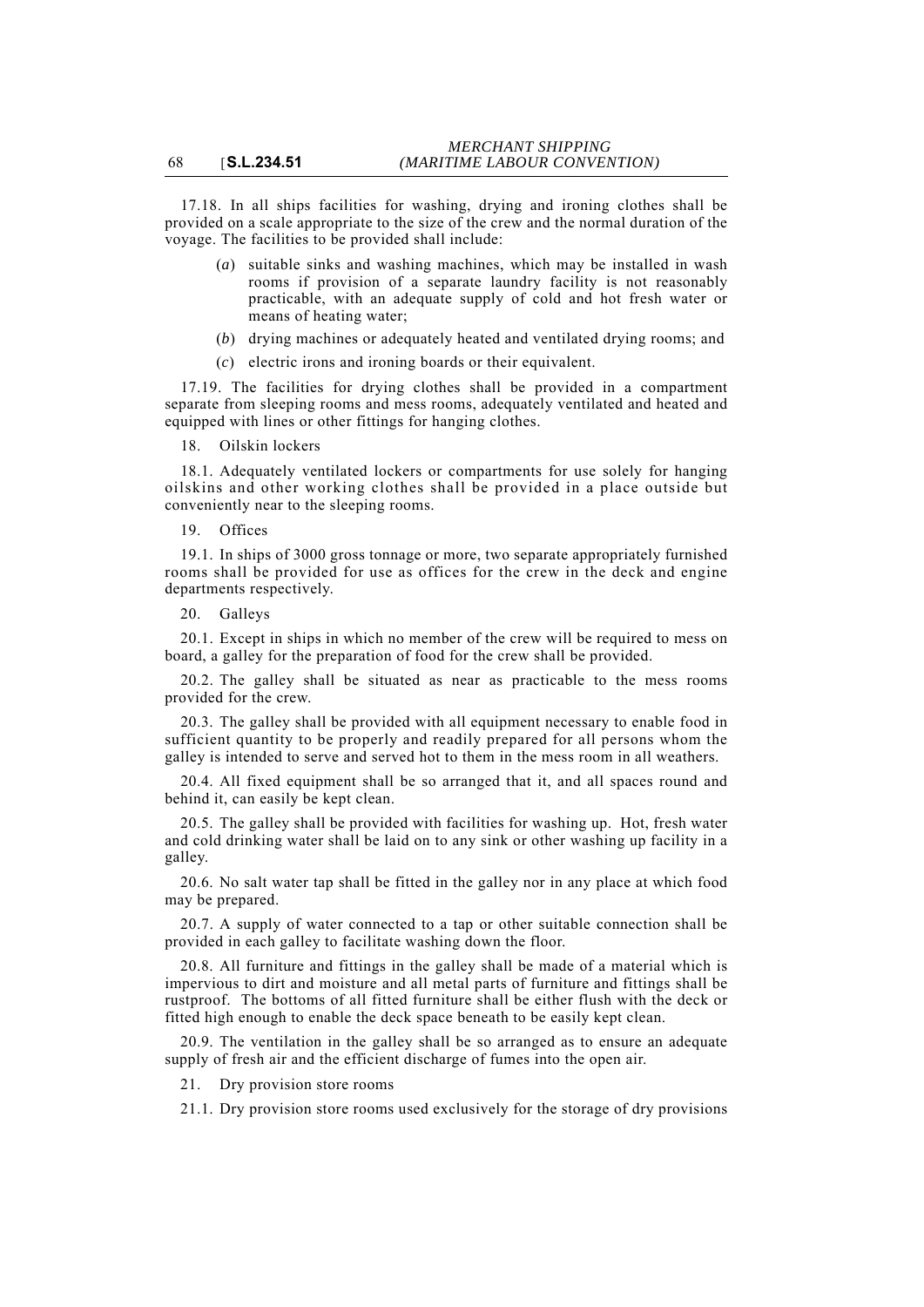17.18. In all ships facilities for washing, drying and ironing clothes shall be provided on a scale appropriate to the size of the crew and the normal duration of the voyage. The facilities to be provided shall include:

(*a*) suitable sinks and washing machines, which may be installed in wash rooms if provision of a separate laundry facility is not reasonably practicable, with an adequate supply of cold and hot fresh water or means of heating water;

(*b*) drying machines or adequately heated and ventilated drying rooms; and

(*c*) electric irons and ironing boards or their equivalent.

17.19. The facilities for drying clothes shall be provided in a compartment separate from sleeping rooms and mess rooms, adequately ventilated and heated and equipped with lines or other fittings for hanging clothes.

18. Oilskin lockers

18.1. Adequately ventilated lockers or compartments for use solely for hanging oilskins and other working clothes shall be provided in a place outside but conveniently near to the sleeping rooms.

19. Offices

19.1. In ships of 3000 gross tonnage or more, two separate appropriately furnished rooms shall be provided for use as offices for the crew in the deck and engine departments respectively.

20. Galleys

20.1. Except in ships in which no member of the crew will be required to mess on board, a galley for the preparation of food for the crew shall be provided.

20.2. The galley shall be situated as near as practicable to the mess rooms provided for the crew.

20.3. The galley shall be provided with all equipment necessary to enable food in sufficient quantity to be properly and readily prepared for all persons whom the galley is intended to serve and served hot to them in the mess room in all weathers.

20.4. All fixed equipment shall be so arranged that it, and all spaces round and behind it, can easily be kept clean.

20.5. The galley shall be provided with facilities for washing up. Hot, fresh water and cold drinking water shall be laid on to any sink or other washing up facility in a galley.

20.6. No salt water tap shall be fitted in the galley nor in any place at which food may be prepared.

20.7. A supply of water connected to a tap or other suitable connection shall be provided in each galley to facilitate washing down the floor.

20.8. All furniture and fittings in the galley shall be made of a material which is impervious to dirt and moisture and all metal parts of furniture and fittings shall be rustproof. The bottoms of all fitted furniture shall be either flush with the deck or fitted high enough to enable the deck space beneath to be easily kept clean.

20.9. The ventilation in the galley shall be so arranged as to ensure an adequate supply of fresh air and the efficient discharge of fumes into the open air.

21. Dry provision store rooms

21.1. Dry provision store rooms used exclusively for the storage of dry provisions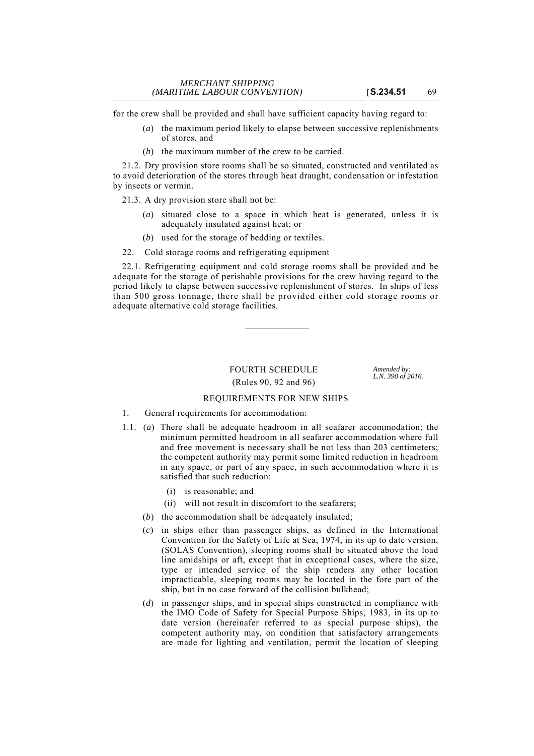for the crew shall be provided and shall have sufficient capacity having regard to:

(*a*) the maximum period likely to elapse between successive replenishments of stores, and

(*b*) the maximum number of the crew to be carried.

21.2. Dry provision store rooms shall be so situated, constructed and ventilated as to avoid deterioration of the stores through heat draught, condensation or infestation by insects or vermin.

21.3. A dry provision store shall not be:

(*a*) situated close to a space in which heat is generated, unless it is adequately insulated against heat; or

(*b*) used for the storage of bedding or textiles.

22. Cold storage rooms and refrigerating equipment

22.1. Refrigerating equipment and cold storage rooms shall be provided and be adequate for the storage of perishable provisions for the crew having regard to the period likely to elapse between successive replenishment of stores. In ships of less than 500 gross tonnage, there shall be provided either cold storage rooms or adequate alternative cold storage facilities.

---

## FOURTH SCHEDULE

(Rules 90, 92 and 96)

*Amended by: L.N. 390 of 2016.*

### REQUIREMENTS FOR NEW SHIPS

1. General requirements for accommodation:

1.1. (*a*) There shall be adequate headroom in all seafarer accommodation; the minimum permitted headroom in all seafarer accommodation where full and free movement is necessary shall be not less than 203 centimeters; the competent authority may permit some limited reduction in headroom in any space, or part of any space, in such accommodation where it is satisfied that such reduction:

(i) is reasonable; and

(ii) will not result in discomfort to the seafarers;

(*b*) the accommodation shall be adequately insulated;

(*c*) in ships other than passenger ships, as defined in the International Convention for the Safety of Life at Sea, 1974, in its up to date version, (SOLAS Convention), sleeping rooms shall be situated above the load line amidships or aft, except that in exceptional cases, where the size, type or intended service of the ship renders any other location impracticable, sleeping rooms may be located in the fore part of the ship, but in no case forward of the collision bulkhead;

(*d*) in passenger ships, and in special ships constructed in compliance with the IMO Code of Safety for Special Purpose Ships, 1983, in its up to date version (hereinafer referred to as special purpose ships), the competent authority may, on condition that satisfactory arrangements are made for lighting and ventilation, permit the location of sleeping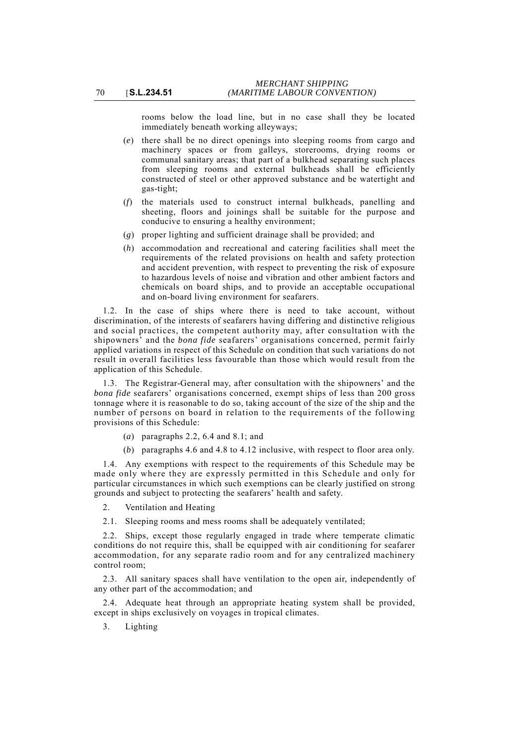rooms below the load line, but in no case shall they be located immediately beneath working alleyways;

(*e*) there shall be no direct openings into sleeping rooms from cargo and machinery spaces or from galleys, storerooms, drying rooms or communal sanitary areas; that part of a bulkhead separating such places from sleeping rooms and external bulkheads shall be efficiently constructed of steel or other approved substance and be watertight and gas-tight;

(*f*) the materials used to construct internal bulkheads, panelling and sheeting, floors and joinings shall be suitable for the purpose and conducive to ensuring a healthy environment;

(*g*) proper lighting and sufficient drainage shall be provided; and

(*h*) accommodation and recreational and catering facilities shall meet the requirements of the related provisions on health and safety protection and accident prevention, with respect to preventing the risk of exposure to hazardous levels of noise and vibration and other ambient factors and chemicals on board ships, and to provide an acceptable occupational and on-board living environment for seafarers.

1.2. In the case of ships where there is need to take account, without discrimination, of the interests of seafarers having differing and distinctive religious and social practices, the competent authority may, after consultation with the shipowners' and the *bona fide* seafarers' organisations concerned, permit fairly applied variations in respect of this Schedule on condition that such variations do not result in overall facilities less favourable than those which would result from the application of this Schedule.

1.3. The Registrar-General may, after consultation with the shipowners' and the *bona fide* seafarers' organisations concerned, exempt ships of less than 200 gross tonnage where it is reasonable to do so, taking account of the size of the ship and the number of persons on board in relation to the requirements of the following provisions of this Schedule:

(*a*) paragraphs 2.2, 6.4 and 8.1; and

(*b*) paragraphs 4.6 and 4.8 to 4.12 inclusive, with respect to floor area only.

1.4. Any exemptions with respect to the requirements of this Schedule may be made only where they are expressly permitted in this Schedule and only for particular circumstances in which such exemptions can be clearly justified on strong grounds and subject to protecting the seafarers' health and safety.

2. Ventilation and Heating

2.1. Sleeping rooms and mess rooms shall be adequately ventilated;

2.2. Ships, except those regularly engaged in trade where temperate climatic conditions do not require this, shall be equipped with air conditioning for seafarer accommodation, for any separate radio room and for any centralized machinery control room;

2.3. All sanitary spaces shall have ventilation to the open air, independently of any other part of the accommodation; and

2.4. Adequate heat through an appropriate heating system shall be provided, except in ships exclusively on voyages in tropical climates.

3. Lighting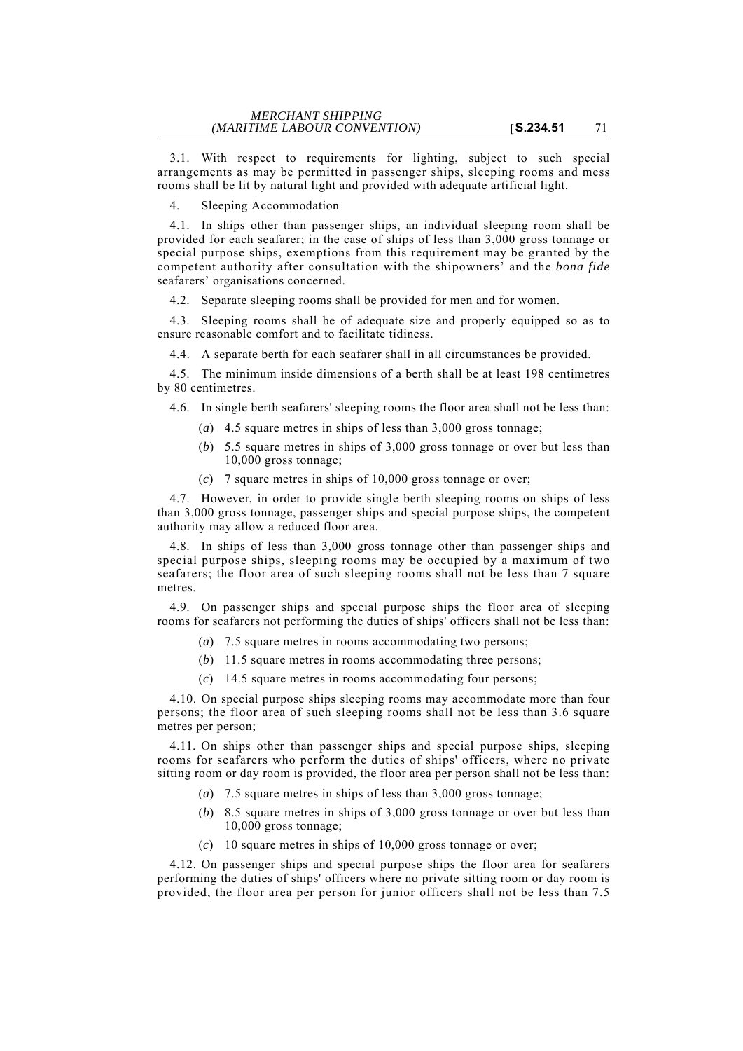3.1. With respect to requirements for lighting, subject to such special arrangements as may be permitted in passenger ships, sleeping rooms and mess rooms shall be lit by natural light and provided with adequate artificial light.

4. Sleeping Accommodation

4.1. In ships other than passenger ships, an individual sleeping room shall be provided for each seafarer; in the case of ships of less than 3,000 gross tonnage or special purpose ships, exemptions from this requirement may be granted by the competent authority after consultation with the shipowners' and the *bona fide* seafarers' organisations concerned.

4.2. Separate sleeping rooms shall be provided for men and for women.

4.3. Sleeping rooms shall be of adequate size and properly equipped so as to ensure reasonable comfort and to facilitate tidiness.

4.4. A separate berth for each seafarer shall in all circumstances be provided.

4.5. The minimum inside dimensions of a berth shall be at least 198 centimetres by 80 centimetres.

4.6. In single berth seafarers' sleeping rooms the floor area shall not be less than:

(*a*) 4.5 square metres in ships of less than 3,000 gross tonnage;

(*b*) 5.5 square metres in ships of 3,000 gross tonnage or over but less than 10,000 gross tonnage;

(*c*) 7 square metres in ships of 10,000 gross tonnage or over;

4.7. However, in order to provide single berth sleeping rooms on ships of less than 3,000 gross tonnage, passenger ships and special purpose ships, the competent authority may allow a reduced floor area.

4.8. In ships of less than 3,000 gross tonnage other than passenger ships and special purpose ships, sleeping rooms may be occupied by a maximum of two seafarers; the floor area of such sleeping rooms shall not be less than 7 square metres.

4.9. On passenger ships and special purpose ships the floor area of sleeping rooms for seafarers not performing the duties of ships' officers shall not be less than:

(*a*) 7.5 square metres in rooms accommodating two persons;

(*b*) 11.5 square metres in rooms accommodating three persons;

(*c*) 14.5 square metres in rooms accommodating four persons;

4.10. On special purpose ships sleeping rooms may accommodate more than four persons; the floor area of such sleeping rooms shall not be less than 3.6 square metres per person;

4.11. On ships other than passenger ships and special purpose ships, sleeping rooms for seafarers who perform the duties of ships' officers, where no private sitting room or day room is provided, the floor area per person shall not be less than:

(*a*) 7.5 square metres in ships of less than 3,000 gross tonnage;

(*b*) 8.5 square metres in ships of 3,000 gross tonnage or over but less than 10,000 gross tonnage;

(*c*) 10 square metres in ships of 10,000 gross tonnage or over;

4.12. On passenger ships and special purpose ships the floor area for seafarers performing the duties of ships' officers where no private sitting room or day room is provided, the floor area per person for junior officers shall not be less than 7.5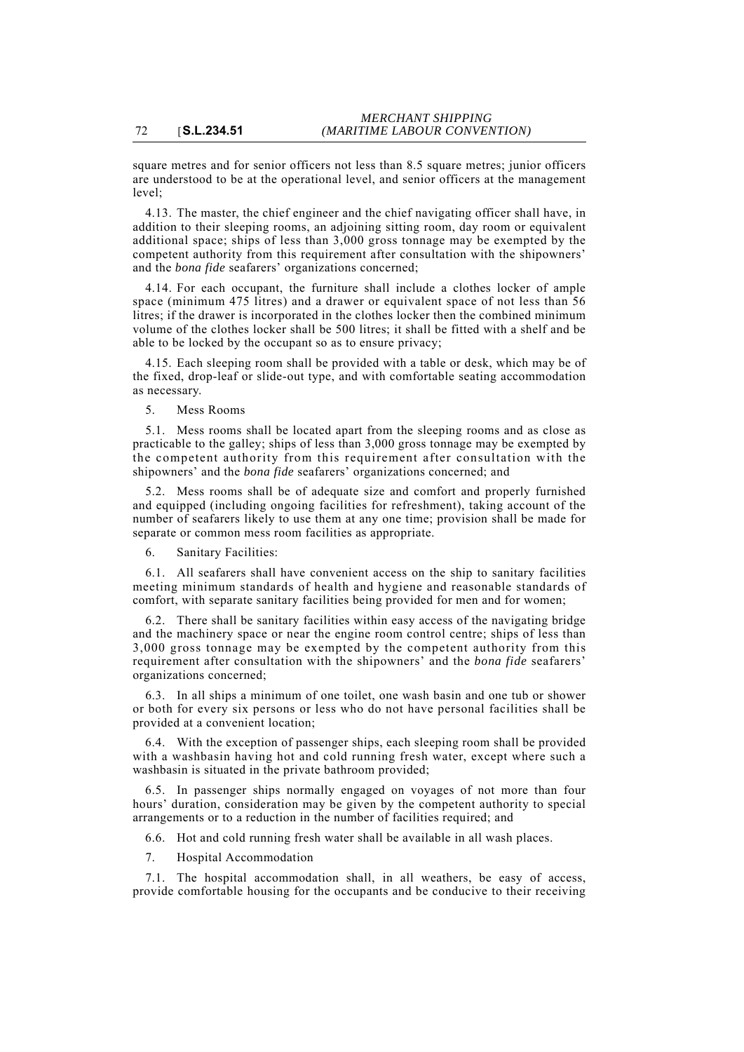square metres and for senior officers not less than 8.5 square metres; junior officers are understood to be at the operational level, and senior officers at the management level;

4.13. The master, the chief engineer and the chief navigating officer shall have, in addition to their sleeping rooms, an adjoining sitting room, day room or equivalent additional space; ships of less than 3,000 gross tonnage may be exempted by the competent authority from this requirement after consultation with the shipowners' and the *bona fide* seafarers' organizations concerned;

4.14. For each occupant, the furniture shall include a clothes locker of ample space (minimum 475 litres) and a drawer or equivalent space of not less than 56 litres; if the drawer is incorporated in the clothes locker then the combined minimum volume of the clothes locker shall be 500 litres; it shall be fitted with a shelf and be able to be locked by the occupant so as to ensure privacy;

4.15. Each sleeping room shall be provided with a table or desk, which may be of the fixed, drop-leaf or slide-out type, and with comfortable seating accommodation as necessary.

5. Mess Rooms

5.1. Mess rooms shall be located apart from the sleeping rooms and as close as practicable to the galley; ships of less than 3,000 gross tonnage may be exempted by the competent authority from this requirement after consultation with the shipowners' and the *bona fide* seafarers' organizations concerned; and

5.2. Mess rooms shall be of adequate size and comfort and properly furnished and equipped (including ongoing facilities for refreshment), taking account of the number of seafarers likely to use them at any one time; provision shall be made for separate or common mess room facilities as appropriate.

6. Sanitary Facilities:

6.1. All seafarers shall have convenient access on the ship to sanitary facilities meeting minimum standards of health and hygiene and reasonable standards of comfort, with separate sanitary facilities being provided for men and for women;

6.2. There shall be sanitary facilities within easy access of the navigating bridge and the machinery space or near the engine room control centre; ships of less than 3,000 gross tonnage may be exempted by the competent authority from this requirement after consultation with the shipowners' and the *bona fide* seafarers' organizations concerned;

6.3. In all ships a minimum of one toilet, one wash basin and one tub or shower or both for every six persons or less who do not have personal facilities shall be provided at a convenient location;

6.4. With the exception of passenger ships, each sleeping room shall be provided with a washbasin having hot and cold running fresh water, except where such a washbasin is situated in the private bathroom provided;

6.5. In passenger ships normally engaged on voyages of not more than four hours' duration, consideration may be given by the competent authority to special arrangements or to a reduction in the number of facilities required; and

6.6. Hot and cold running fresh water shall be available in all wash places.

7. Hospital Accommodation

7.1. The hospital accommodation shall, in all weathers, be easy of access, provide comfortable housing for the occupants and be conducive to their receiving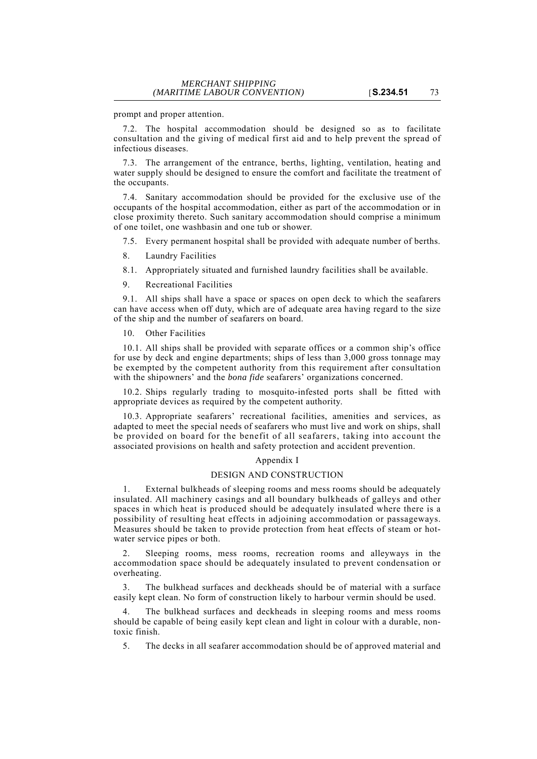prompt and proper attention.

7.2. The hospital accommodation should be designed so as to facilitate consultation and the giving of medical first aid and to help prevent the spread of infectious diseases.

7.3. The arrangement of the entrance, berths, lighting, ventilation, heating and water supply should be designed to ensure the comfort and facilitate the treatment of the occupants.

7.4. Sanitary accommodation should be provided for the exclusive use of the occupants of the hospital accommodation, either as part of the accommodation or in close proximity thereto. Such sanitary accommodation should comprise a minimum of one toilet, one washbasin and one tub or shower.

7.5. Every permanent hospital shall be provided with adequate number of berths.

8. Laundry Facilities

8.1. Appropriately situated and furnished laundry facilities shall be available.

9. Recreational Facilities

9.1. All ships shall have a space or spaces on open deck to which the seafarers can have access when off duty, which are of adequate area having regard to the size of the ship and the number of seafarers on board.

10. Other Facilities

10.1. All ships shall be provided with separate offices or a common ship's office for use by deck and engine departments; ships of less than 3,000 gross tonnage may be exempted by the competent authority from this requirement after consultation with the shipowners' and the *bona fide* seafarers' organizations concerned.

10.2. Ships regularly trading to mosquito-infested ports shall be fitted with appropriate devices as required by the competent authority.

10.3. Appropriate seafarers' recreational facilities, amenities and services, as adapted to meet the special needs of seafarers who must live and work on ships, shall be provided on board for the benefit of all seafarers, taking into account the associated provisions on health and safety protection and accident prevention.

Appendix I

DESIGN AND CONSTRUCTION

1. External bulkheads of sleeping rooms and mess rooms should be adequately insulated. All machinery casings and all boundary bulkheads of galleys and other spaces in which heat is produced should be adequately insulated where there is a possibility of resulting heat effects in adjoining accommodation or passageways. Measures should be taken to provide protection from heat effects of steam or hot-water service pipes or both.

2. Sleeping rooms, mess rooms, recreation rooms and alleyways in the accommodation space should be adequately insulated to prevent condensation or overheating.

3. The bulkhead surfaces and deckheads should be of material with a surface easily kept clean. No form of construction likely to harbour vermin should be used.

4. The bulkhead surfaces and deckheads in sleeping rooms and mess rooms should be capable of being easily kept clean and light in colour with a durable, non-toxic finish.

5. The decks in all seafarer accommodation should be of approved material and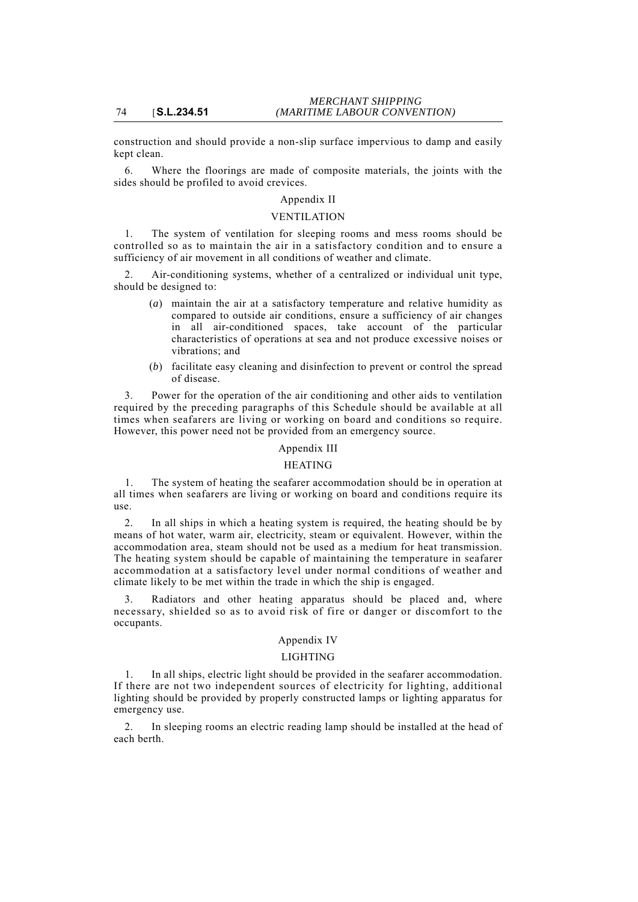construction and should provide a non-slip surface impervious to damp and easily kept clean.

6. Where the floorings are made of composite materials, the joints with the sides should be profiled to avoid crevices.

Appendix II

VENTILATION

1. The system of ventilation for sleeping rooms and mess rooms should be controlled so as to maintain the air in a satisfactory condition and to ensure a sufficiency of air movement in all conditions of weather and climate.

2. Air-conditioning systems, whether of a centralized or individual unit type, should be designed to:

(*a*) maintain the air at a satisfactory temperature and relative humidity as compared to outside air conditions, ensure a sufficiency of air changes in all air-conditioned spaces, take account of the particular characteristics of operations at sea and not produce excessive noises or vibrations; and

(*b*) facilitate easy cleaning and disinfection to prevent or control the spread of disease.

3. Power for the operation of the air conditioning and other aids to ventilation required by the preceding paragraphs of this Schedule should be available at all times when seafarers are living or working on board and conditions so require. However, this power need not be provided from an emergency source.

Appendix III

HEATING

1. The system of heating the seafarer accommodation should be in operation at all times when seafarers are living or working on board and conditions require its use.

2. In all ships in which a heating system is required, the heating should be by means of hot water, warm air, electricity, steam or equivalent. However, within the accommodation area, steam should not be used as a medium for heat transmission. The heating system should be capable of maintaining the temperature in seafarer accommodation at a satisfactory level under normal conditions of weather and climate likely to be met within the trade in which the ship is engaged.

3. Radiators and other heating apparatus should be placed and, where necessary, shielded so as to avoid risk of fire or danger or discomfort to the occupants.

Appendix IV

LIGHTING

1. In all ships, electric light should be provided in the seafarer accommodation. If there are not two independent sources of electricity for lighting, additional lighting should be provided by properly constructed lamps or lighting apparatus for emergency use.

2. In sleeping rooms an electric reading lamp should be installed at the head of each berth.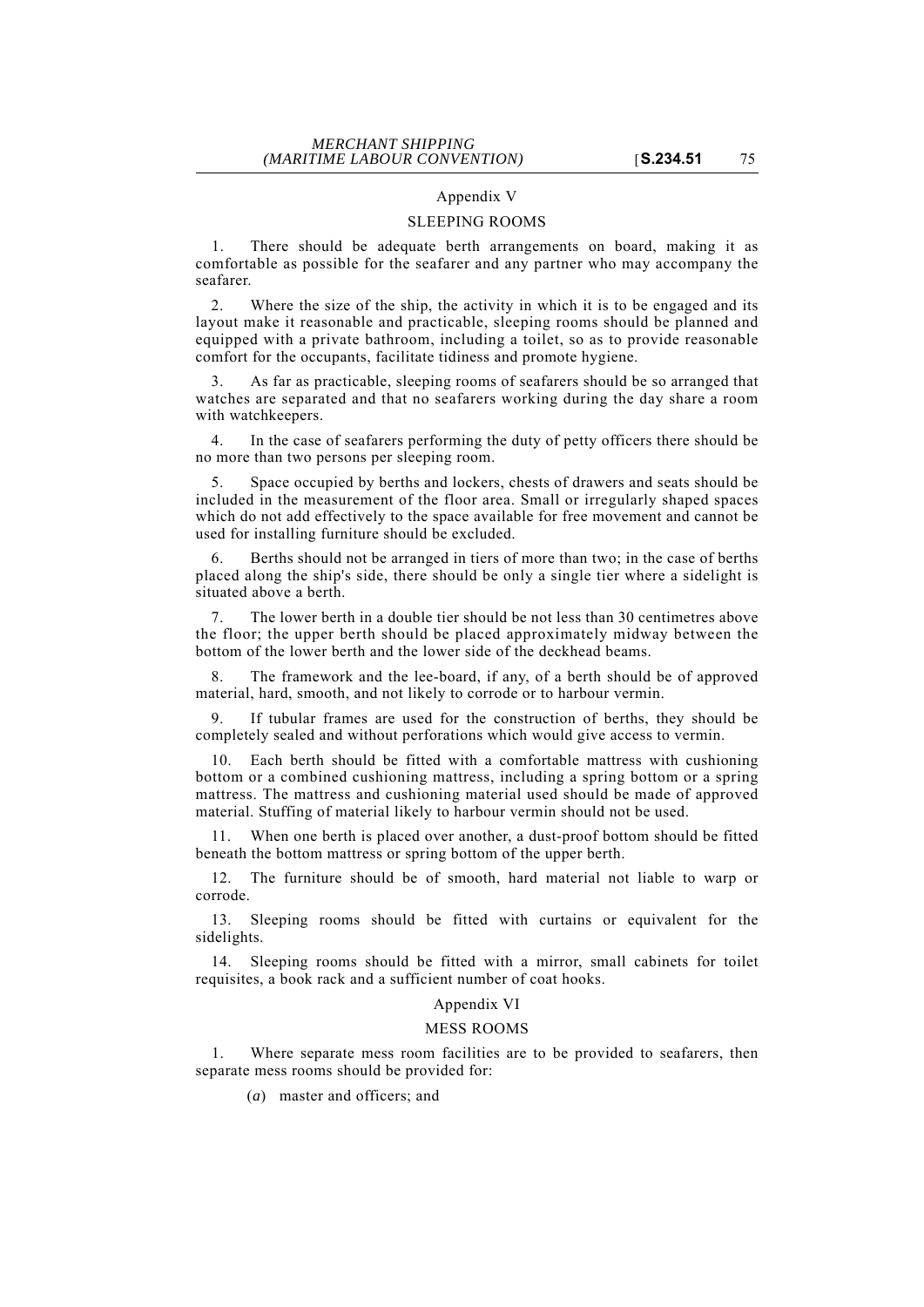## Appendix V

### SLEEPING ROOMS

1. There should be adequate berth arrangements on board, making it as comfortable as possible for the seafarer and any partner who may accompany the seafarer.

2. Where the size of the ship, the activity in which it is to be engaged and its layout make it reasonable and practicable, sleeping rooms should be planned and equipped with a private bathroom, including a toilet, so as to provide reasonable comfort for the occupants, facilitate tidiness and promote hygiene.

3. As far as practicable, sleeping rooms of seafarers should be so arranged that watches are separated and that no seafarers working during the day share a room with watchkeepers.

4. In the case of seafarers performing the duty of petty officers there should be no more than two persons per sleeping room.

5. Space occupied by berths and lockers, chests of drawers and seats should be included in the measurement of the floor area. Small or irregularly shaped spaces which do not add effectively to the space available for free movement and cannot be used for installing furniture should be excluded.

6. Berths should not be arranged in tiers of more than two; in the case of berths placed along the ship's side, there should be only a single tier where a sidelight is situated above a berth.

7. The lower berth in a double tier should be not less than 30 centimetres above the floor; the upper berth should be placed approximately midway between the bottom of the lower berth and the lower side of the deckhead beams.

8. The framework and the lee-board, if any, of a berth should be of approved material, hard, smooth, and not likely to corrode or to harbour vermin.

9. If tubular frames are used for the construction of berths, they should be completely sealed and without perforations which would give access to vermin.

10. Each berth should be fitted with a comfortable mattress with cushioning bottom or a combined cushioning mattress, including a spring bottom or a spring mattress. The mattress and cushioning material used should be made of approved material. Stuffing of material likely to harbour vermin should not be used.

11. When one berth is placed over another, a dust-proof bottom should be fitted beneath the bottom mattress or spring bottom of the upper berth.

12. The furniture should be of smooth, hard material not liable to warp or corrode.

13. Sleeping rooms should be fitted with curtains or equivalent for the sidelights.

14. Sleeping rooms should be fitted with a mirror, small cabinets for toilet requisites, a book rack and a sufficient number of coat hooks.

## Appendix VI

### MESS ROOMS

1. Where separate mess room facilities are to be provided to seafarers, then separate mess rooms should be provided for:

(*a*) master and officers; and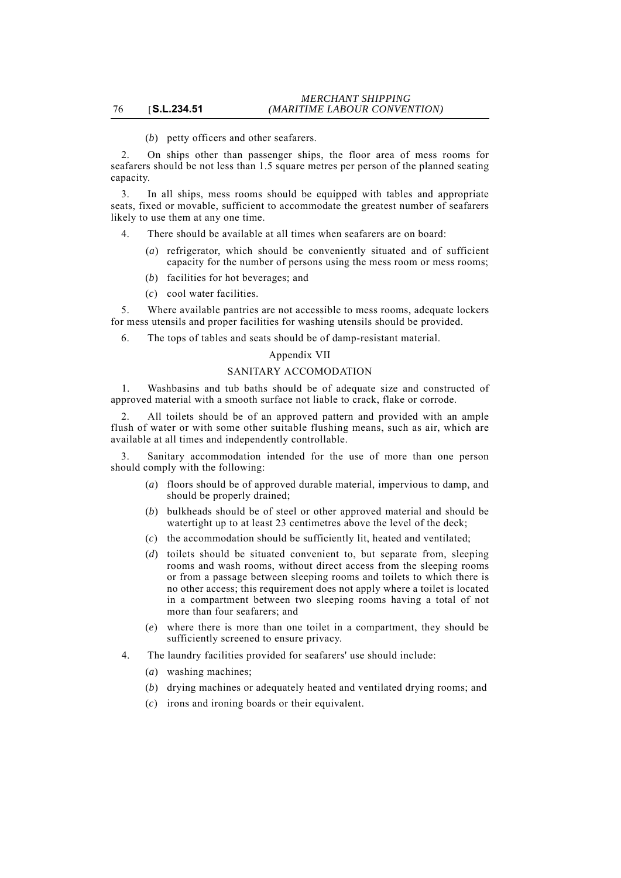(*b*) petty officers and other seafarers.

2. On ships other than passenger ships, the floor area of mess rooms for seafarers should be not less than 1.5 square metres per person of the planned seating capacity.

3. In all ships, mess rooms should be equipped with tables and appropriate seats, fixed or movable, sufficient to accommodate the greatest number of seafarers likely to use them at any one time.

4. There should be available at all times when seafarers are on board:

(*a*) refrigerator, which should be conveniently situated and of sufficient capacity for the number of persons using the mess room or mess rooms;

(*b*) facilities for hot beverages; and

(*c*) cool water facilities.

5. Where available pantries are not accessible to mess rooms, adequate lockers for mess utensils and proper facilities for washing utensils should be provided.

6. The tops of tables and seats should be of damp-resistant material.

Appendix VII

SANITARY ACCOMODATION

1. Washbasins and tub baths should be of adequate size and constructed of approved material with a smooth surface not liable to crack, flake or corrode.

2. All toilets should be of an approved pattern and provided with an ample flush of water or with some other suitable flushing means, such as air, which are available at all times and independently controllable.

3. Sanitary accommodation intended for the use of more than one person should comply with the following:

(*a*) floors should be of approved durable material, impervious to damp, and should be properly drained;

(*b*) bulkheads should be of steel or other approved material and should be watertight up to at least 23 centimetres above the level of the deck;

(*c*) the accommodation should be sufficiently lit, heated and ventilated;

(*d*) toilets should be situated convenient to, but separate from, sleeping rooms and wash rooms, without direct access from the sleeping rooms or from a passage between sleeping rooms and toilets to which there is no other access; this requirement does not apply where a toilet is located in a compartment between two sleeping rooms having a total of not more than four seafarers; and

(*e*) where there is more than one toilet in a compartment, they should be sufficiently screened to ensure privacy.

4. The laundry facilities provided for seafarers' use should include:

(*a*) washing machines;

(*b*) drying machines or adequately heated and ventilated drying rooms; and

(*c*) irons and ironing boards or their equivalent.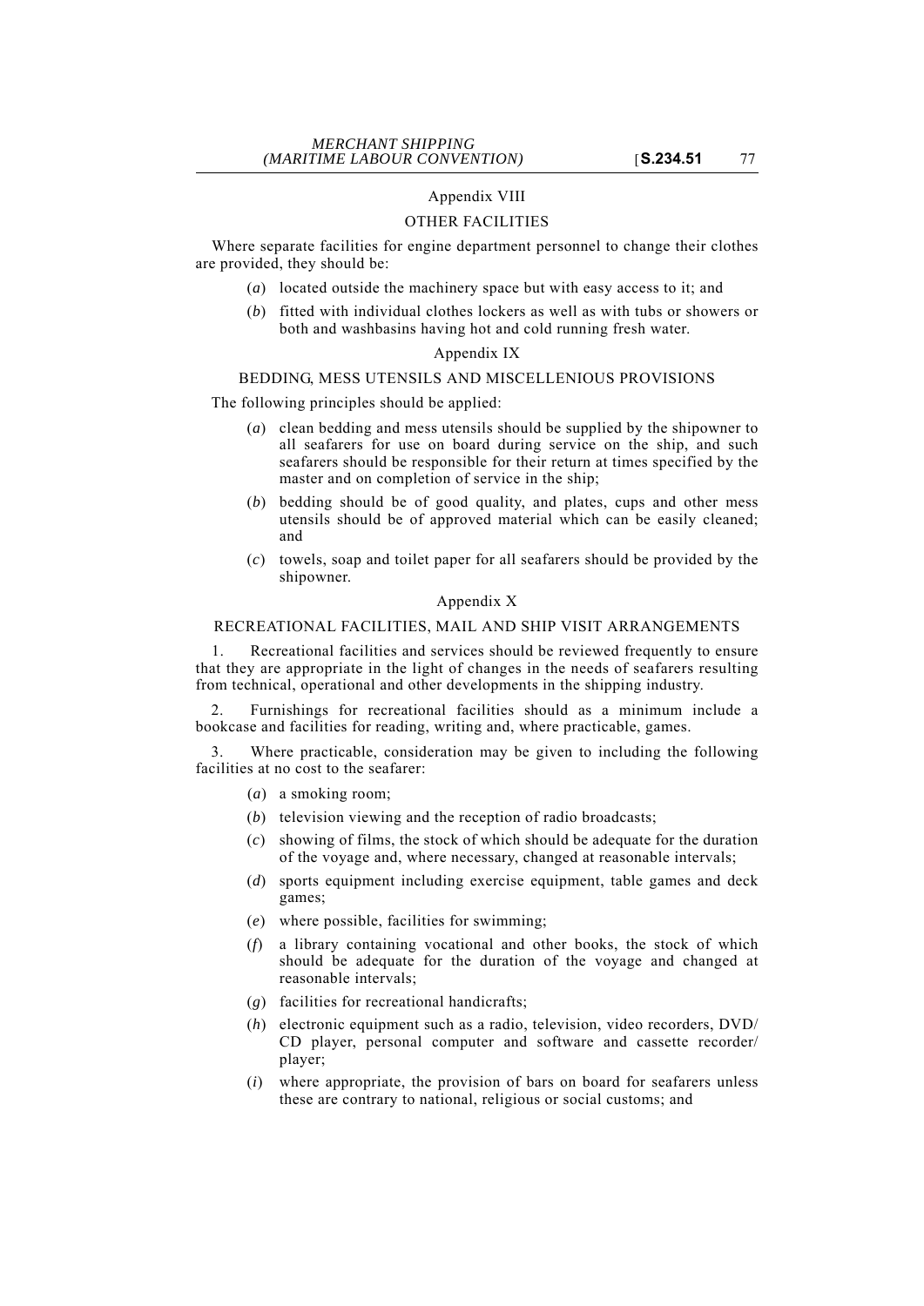## Appendix VIII

### OTHER FACILITIES

Where separate facilities for engine department personnel to change their clothes are provided, they should be:

(*a*) located outside the machinery space but with easy access to it; and

(*b*) fitted with individual clothes lockers as well as with tubs or showers or both and washbasins having hot and cold running fresh water.

## Appendix IX

### BEDDING, MESS UTENSILS AND MISCELLENIOUS PROVISIONS

The following principles should be applied:

(*a*) clean bedding and mess utensils should be supplied by the shipowner to all seafarers for use on board during service on the ship, and such seafarers should be responsible for their return at times specified by the master and on completion of service in the ship;

(*b*) bedding should be of good quality, and plates, cups and other mess utensils should be of approved material which can be easily cleaned; and

(*c*) towels, soap and toilet paper for all seafarers should be provided by the shipowner.

## Appendix X

### RECREATIONAL FACILITIES, MAIL AND SHIP VISIT ARRANGEMENTS

1. Recreational facilities and services should be reviewed frequently to ensure that they are appropriate in the light of changes in the needs of seafarers resulting from technical, operational and other developments in the shipping industry.

2. Furnishings for recreational facilities should as a minimum include a bookcase and facilities for reading, writing and, where practicable, games.

3. Where practicable, consideration may be given to including the following facilities at no cost to the seafarer:

(*a*) a smoking room;

(*b*) television viewing and the reception of radio broadcasts;

(*c*) showing of films, the stock of which should be adequate for the duration of the voyage and, where necessary, changed at reasonable intervals;

(*d*) sports equipment including exercise equipment, table games and deck games;

(*e*) where possible, facilities for swimming;

(*f*) a library containing vocational and other books, the stock of which should be adequate for the duration of the voyage and changed at reasonable intervals;

(*g*) facilities for recreational handicrafts;

(*h*) electronic equipment such as a radio, television, video recorders, DVD/ CD player, personal computer and software and cassette recorder/ player;

(*i*) where appropriate, the provision of bars on board for seafarers unless these are contrary to national, religious or social customs; and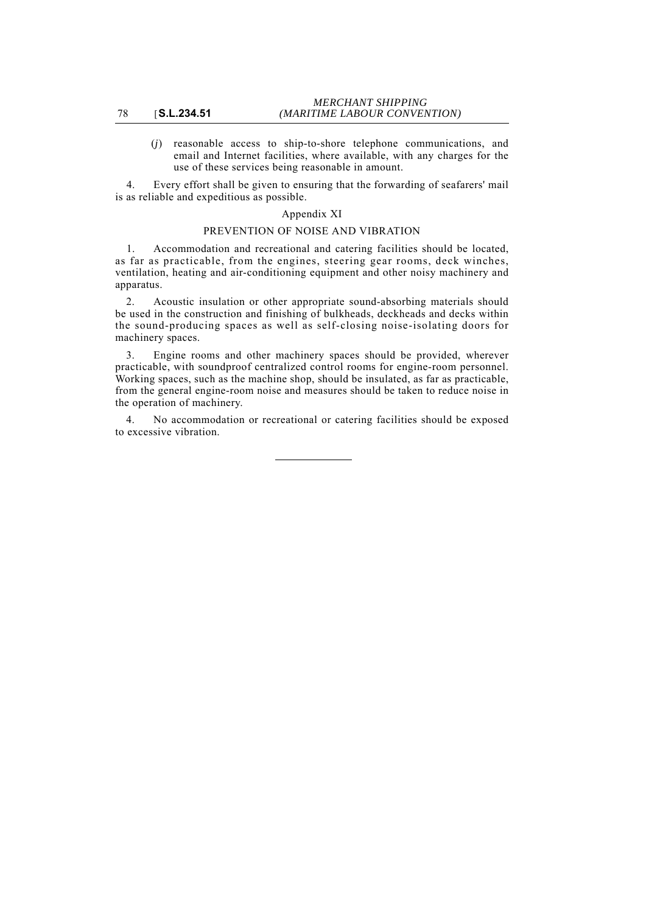(*j*) reasonable access to ship-to-shore telephone communications, and email and Internet facilities, where available, with any charges for the use of these services being reasonable in amount.

4. Every effort shall be given to ensuring that the forwarding of seafarers' mail is as reliable and expeditious as possible.

## Appendix XI

## PREVENTION OF NOISE AND VIBRATION

1. Accommodation and recreational and catering facilities should be located, as far as practicable, from the engines, steering gear rooms, deck winches, ventilation, heating and air-conditioning equipment and other noisy machinery and apparatus.

2. Acoustic insulation or other appropriate sound-absorbing materials should be used in the construction and finishing of bulkheads, deckheads and decks within the sound-producing spaces as well as self-closing noise-isolating doors for machinery spaces.

3. Engine rooms and other machinery spaces should be provided, wherever practicable, with soundproof centralized control rooms for engine-room personnel. Working spaces, such as the machine shop, should be insulated, as far as practicable, from the general engine-room noise and measures should be taken to reduce noise in the operation of machinery.

4. No accommodation or recreational or catering facilities should be exposed to excessive vibration.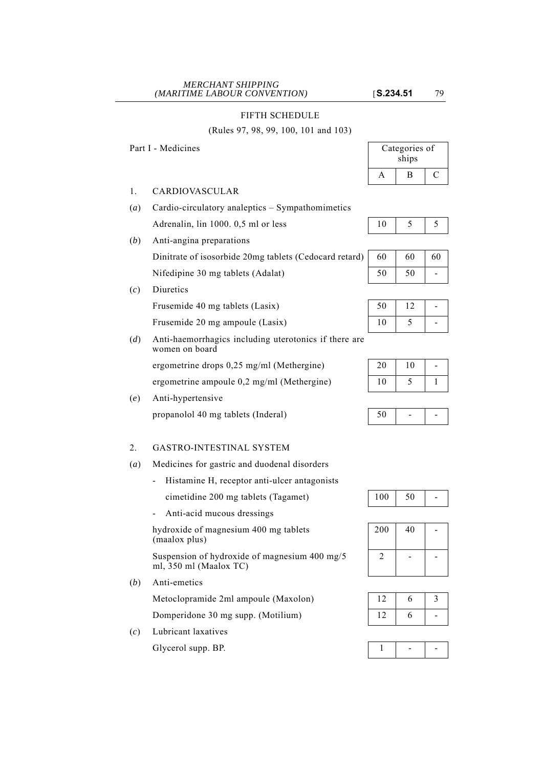FIFTH SCHEDULE

(Rules 97, 98, 99, 100, 101 and 103)

| Part I - Medicines | Categories of ships | | |
|---|---|---|---|
| | A | B | C |
| **1. CARDIOVASCULAR** | | | |
| (*a*) Cardio-circulatory analeptics – Sympathomimetics | | | |
| Adrenalin, lin 1000. 0,5 ml or less | 10 | 5 | 5 |
| (*b*) Anti-angina preparations | | | |
| Dinitrate of isosorbide 20mg tablets (Cedocard retard) | 60 | 60 | 60 |
| Nifedipine 30 mg tablets (Adalat) | 50 | 50 | - |
| (*c*) Diuretics | | | |
| Frusemide 40 mg tablets (Lasix) | 50 | 12 | - |
| Frusemide 20 mg ampoule (Lasix) | 10 | 5 | - |
| (*d*) Anti-haemorrhagics including uterotonics if there are women on board | | | |
| ergometrine drops 0,25 mg/ml (Methergine) | 20 | 10 | - |
| ergometrine ampoule 0,2 mg/ml (Methergine) | 10 | 5 | 1 |
| (*e*) Anti-hypertensive | | | |
| propanolol 40 mg tablets (Inderal) | 50 | - | - |
| **2. GASTRO-INTESTINAL SYSTEM** | | | |
| (*a*) Medicines for gastric and duodenal disorders | | | |
| - Histamine H, receptor anti-ulcer antagonists | | | |
| cimetidine 200 mg tablets (Tagamet) | 100 | 50 | - |
| - Anti-acid mucous dressings | | | |
| hydroxide of magnesium 400 mg tablets (maalox plus) | 200 | 40 | - |
| Suspension of hydroxide of magnesium 400 mg/5 ml, 350 ml (Maalox TC) | 2 | - | - |
| (*b*) Anti-emetics | | | |
| Metoclopramide 2ml ampoule (Maxolon) | 12 | 6 | 3 |
| Domperidone 30 mg supp. (Motilium) | 12 | 6 | - |
| (*c*) Lubricant laxatives | | | |
| Glycerol supp. BP. | 1 | - | - |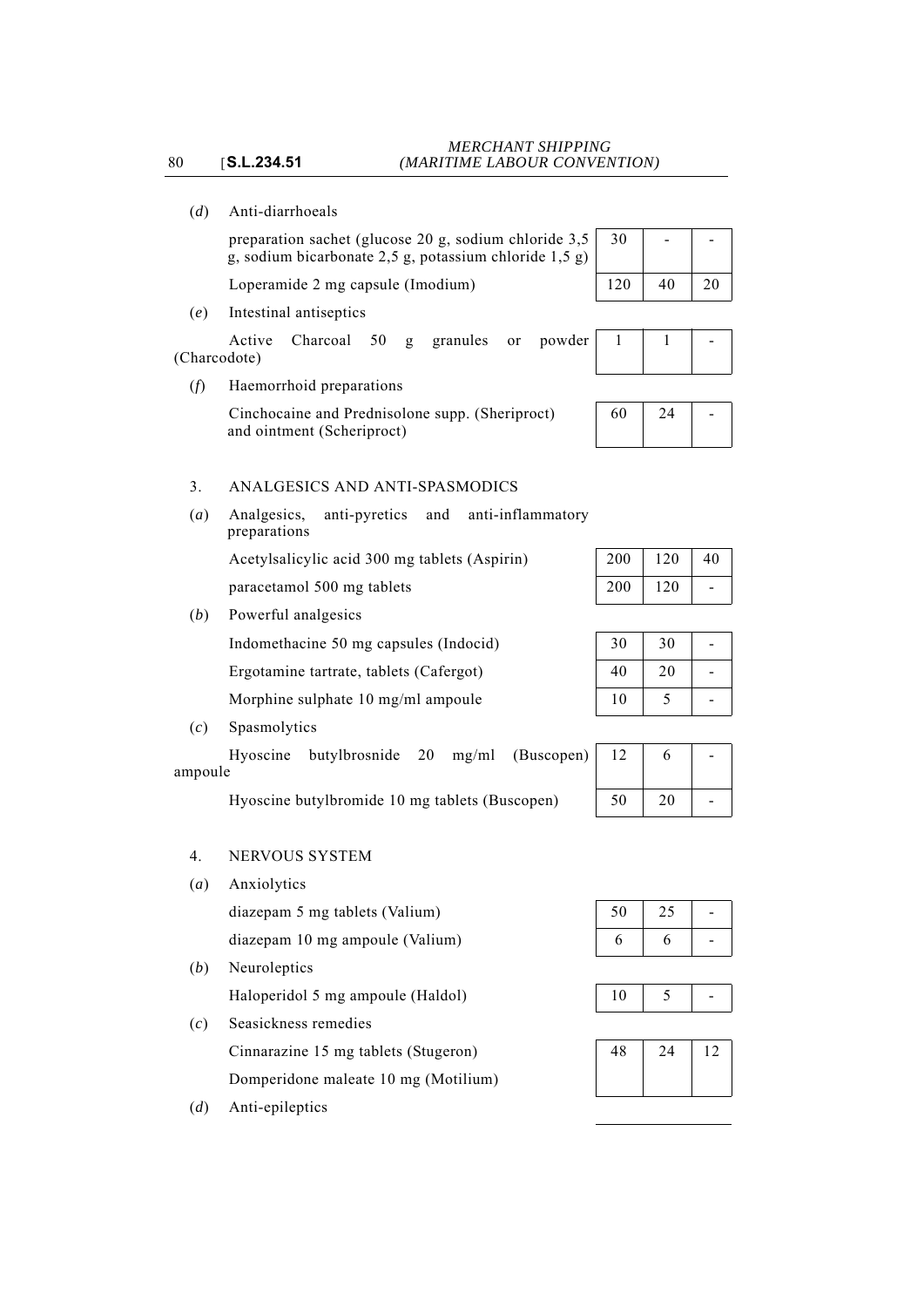(*d*) Anti-diarrhoeals

| | | | |
|---|---|---|---|
| preparation sachet (glucose 20 g, sodium chloride 3,5 g, sodium bicarbonate 2,5 g, potassium chloride 1,5 g) | 30 | - | - |
| Loperamide 2 mg capsule (Imodium) | 120 | 40 | 20 |

(*e*) Intestinal antiseptics

| | | | |
|---|---|---|---|
| Active Charcoal 50 g granules or powder (Charcodote) | 1 | 1 | - |

(*f*) Haemorrhoid preparations

| | | | |
|---|---|---|---|
| Cinchocaine and Prednisolone supp. (Sheriproct) and ointment (Scheriproct) | 60 | 24 | - |

3. ANALGESICS AND ANTI-SPASMODICS

(*a*) Analgesics, anti-pyretics and anti-inflammatory preparations

| | | | |
|---|---|---|---|
| Acetylsalicylic acid 300 mg tablets (Aspirin) | 200 | 120 | 40 |
| paracetamol 500 mg tablets | 200 | 120 | - |

(*b*) Powerful analgesics

| | | | |
|---|---|---|---|
| Indomethacine 50 mg capsules (Indocid) | 30 | 30 | - |
| Ergotamine tartrate, tablets (Cafergot) | 40 | 20 | - |
| Morphine sulphate 10 mg/ml ampoule | 10 | 5 | - |

(*c*) Spasmolytics

| | | | |
|---|---|---|---|
| Hyoscine butylbrosnide 20 mg/ml (Buscopen) ampoule | 12 | 6 | - |
| Hyoscine butylbromide 10 mg tablets (Buscopen) | 50 | 20 | - |

4. NERVOUS SYSTEM

(*a*) Anxiolytics

| | | | |
|---|---|---|---|
| diazepam 5 mg tablets (Valium) | 50 | 25 | - |
| diazepam 10 mg ampoule (Valium) | 6 | 6 | - |

(*b*) Neuroleptics

| | | | |
|---|---|---|---|
| Haloperidol 5 mg ampoule (Haldol) | 10 | 5 | - |

(*c*) Seasickness remedies

| | | | |
|---|---|---|---|
| Cinnarazine 15 mg tablets (Stugeron) Domperidone maleate 10 mg (Motilium) | 48 | 24 | 12 |

(*d*) Anti-epileptics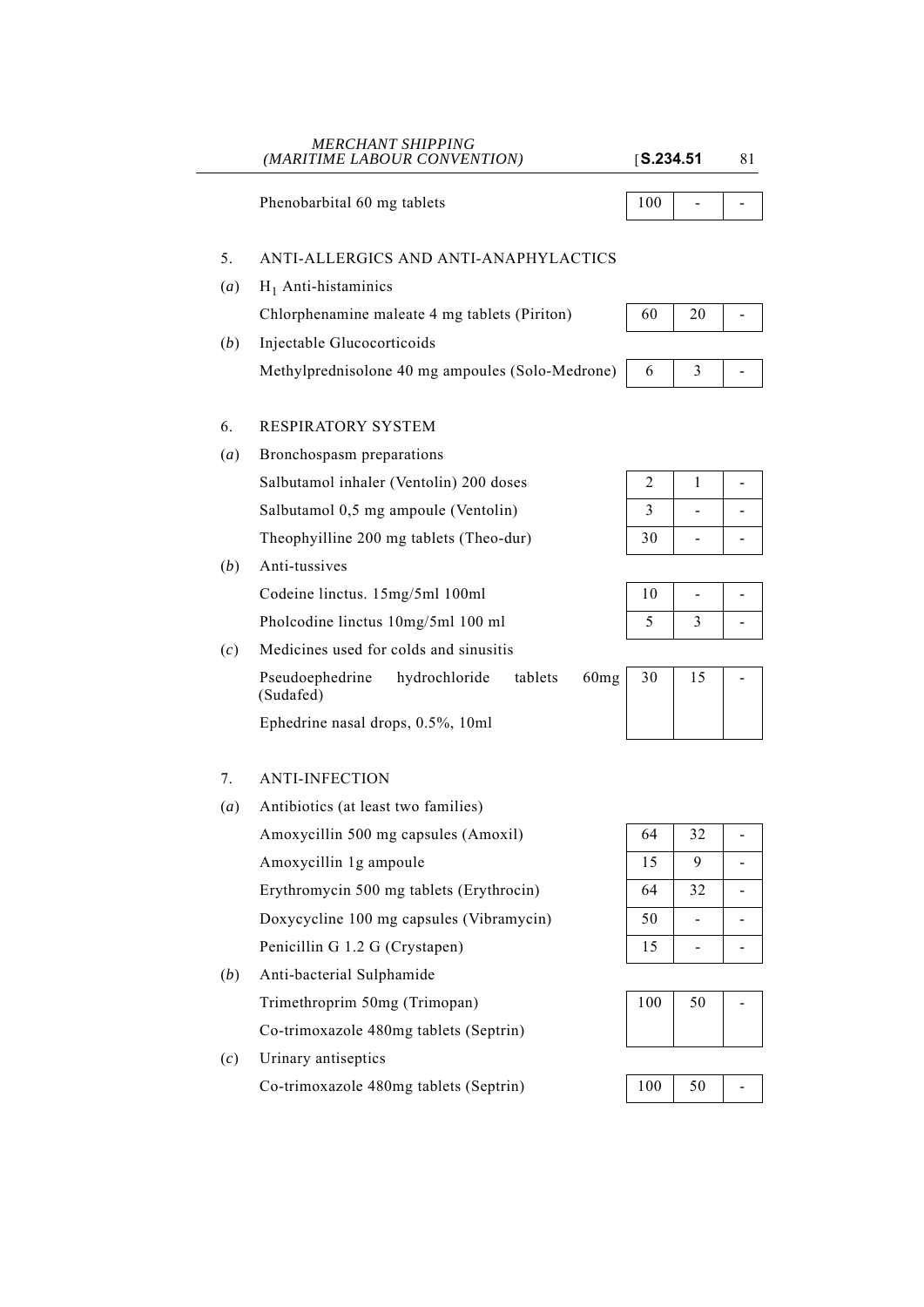| | | A | B | C |
|---|---|---|---|---|
| | Phenobarbital 60 mg tablets | 100 | - | - |
| 5. | ANTI-ALLERGICS AND ANTI-ANAPHYLACTICS | | | |
| (*a*) | $H_1$ Anti-histaminics | | | |
| | Chlorphenamine maleate 4 mg tablets (Piriton) | 60 | 20 | - |
| (*b*) | Injectable Glucocorticoids | | | |
| | Methylprednisolone 40 mg ampoules (Solo-Medrone) | 6 | 3 | - |
| 6. | RESPIRATORY SYSTEM | | | |
| (*a*) | Bronchospasm preparations | | | |
| | Salbutamol inhaler (Ventolin) 200 doses | 2 | 1 | - |
| | Salbutamol 0,5 mg ampoule (Ventolin) | 3 | - | - |
| | Theophyilline 200 mg tablets (Theo-dur) | 30 | - | - |
| (*b*) | Anti-tussives | | | |
| | Codeine linctus. 15mg/5ml 100ml | 10 | - | - |
| | Pholcodine linctus 10mg/5ml 100 ml | 5 | 3 | - |
| (*c*) | Medicines used for colds and sinusitis | | | |
| | Pseudoephedrine hydrochloride tablets 60mg (Sudafed)<br>Ephedrine nasal drops, 0.5%, 10ml | 30 | 15 | - |
| 7. | ANTI-INFECTION | | | |
| (*a*) | Antibiotics (at least two families) | | | |
| | Amoxycillin 500 mg capsules (Amoxil) | 64 | 32 | - |
| | Amoxycillin 1g ampoule | 15 | 9 | - |
| | Erythromycin 500 mg tablets (Erythrocin) | 64 | 32 | - |
| | Doxycycline 100 mg capsules (Vibramycin) | 50 | - | - |
| | Penicillin G 1.2 G (Crystapen) | 15 | - | - |
| (*b*) | Anti-bacterial Sulphamide | | | |
| | Trimethroprim 50mg (Trimopan)<br>Co-trimoxazole 480mg tablets (Septrin) | 100 | 50 | - |
| (*c*) | Urinary antiseptics | | | |
| | Co-trimoxazole 480mg tablets (Septrin) | 100 | 50 | - |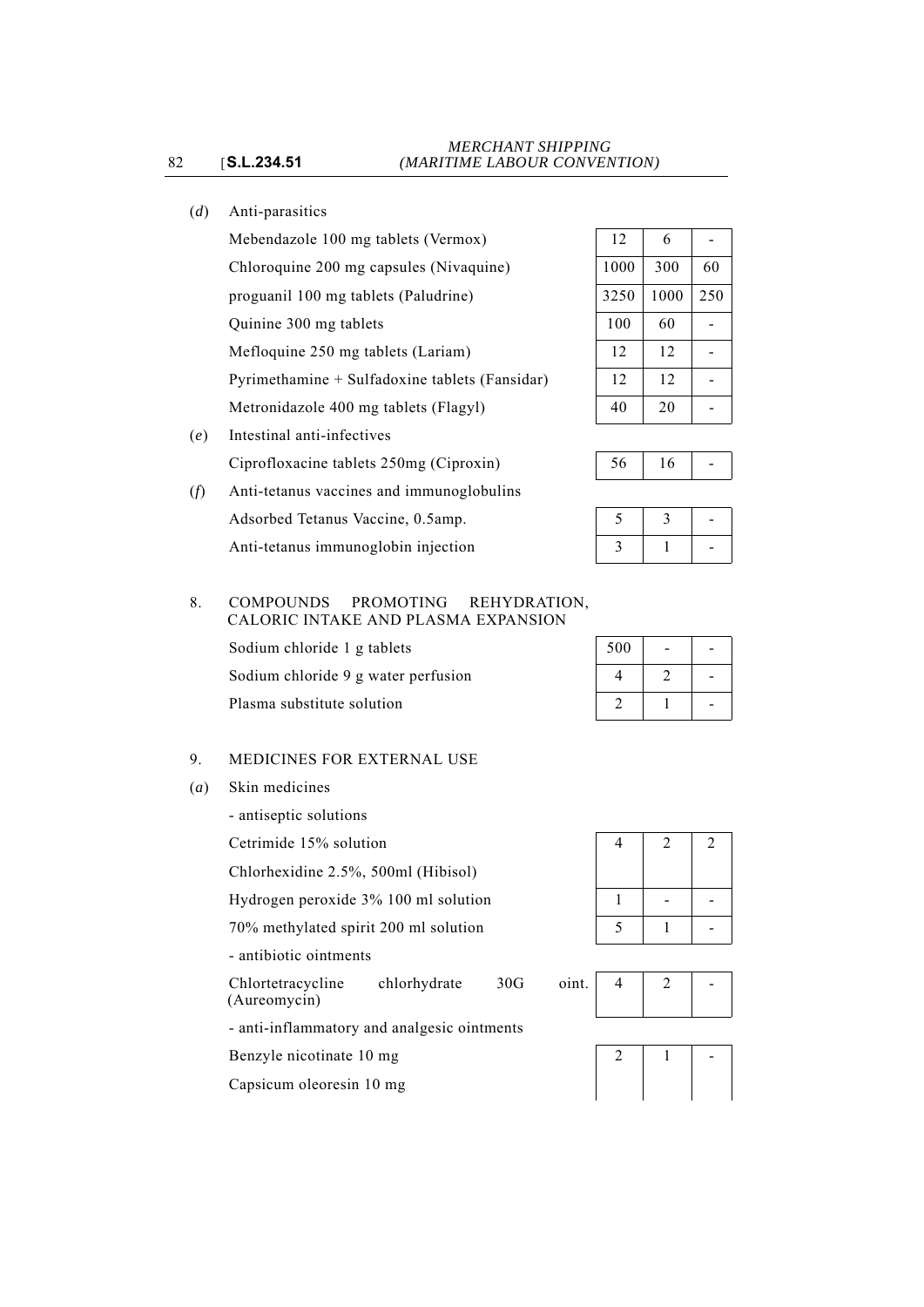(*d*) Anti-parasitics

| | | | |
|---|---|---|---|
| Mebendazole 100 mg tablets (Vermox) | 12 | 6 | - |
| Chloroquine 200 mg capsules (Nivaquine) | 1000 | 300 | 60 |
| proguanil 100 mg tablets (Paludrine) | 3250 | 1000 | 250 |
| Quinine 300 mg tablets | 100 | 60 | - |
| Mefloquine 250 mg tablets (Lariam) | 12 | 12 | - |
| Pyrimethamine + Sulfadoxine tablets (Fansidar) | 12 | 12 | - |
| Metronidazole 400 mg tablets (Flagyl) | 40 | 20 | - |

(*e*) Intestinal anti-infectives

| | | | |
|---|---|---|---|
| Ciprofloxacine tablets 250mg (Ciproxin) | 56 | 16 | - |

(*f*) Anti-tetanus vaccines and immunoglobulins

| | | | |
|---|---|---|---|
| Adsorbed Tetanus Vaccine, 0.5amp. | 5 | 3 | - |
| Anti-tetanus immunoglobin injection | 3 | 1 | - |

8. COMPOUNDS PROMOTING REHYDRATION, CALORIC INTAKE AND PLASMA EXPANSION

| | | | |
|---|---|---|---|
| Sodium chloride 1 g tablets | 500 | - | - |
| Sodium chloride 9 g water perfusion | 4 | 2 | - |
| Plasma substitute solution | 2 | 1 | - |

9. MEDICINES FOR EXTERNAL USE

(*a*) Skin medicines

- antiseptic solutions

| | | | |
|---|---|---|---|
| Cetrimide 15% solution<br>Chlorhexidine 2.5%, 500ml (Hibisol) | 4 | 2 | 2 |
| Hydrogen peroxide 3% 100 ml solution | 1 | - | - |
| 70% methylated spirit 200 ml solution | 5 | 1 | - |

- antibiotic ointments

| | | | |
|---|---|---|---|
| Chlortetracycline chlorhydrate 30G oint. (Aureomycin) | 4 | 2 | - |

- anti-inflammatory and analgesic ointments

| | | | |
|---|---|---|---|
| Benzyle nicotinate 10 mg<br>Capsicum oleoresin 10 mg | 2 | 1 | - |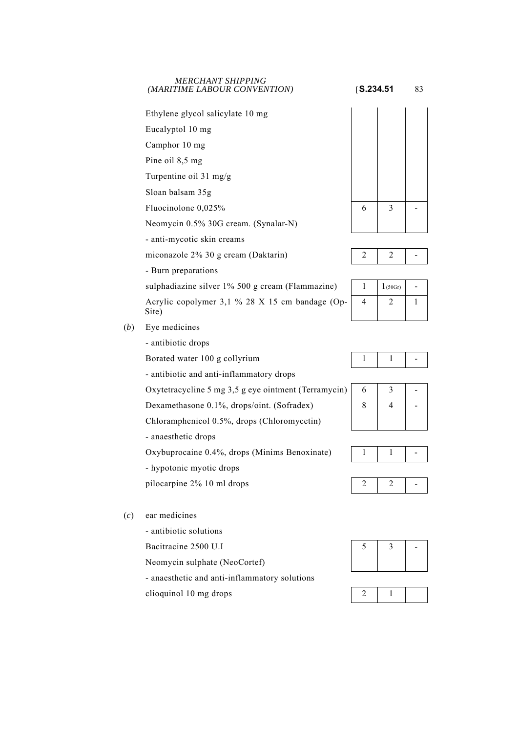| | | | |
|---|---|---|---|
| Ethylene glycol salicylate 10 mg | | | |
| Eucalyptol 10 mg | | | |
| Camphor 10 mg | | | |
| Pine oil 8,5 mg | | | |
| Turpentine oil 31 mg/g | | | |
| Sloan balsam 35g | | | |
| Fluocinolone 0,025% | 6 | 3 | - |
| Neomycin 0.5% 30G cream. (Synalar-N) | | | |
| - anti-mycotic skin creams | | | |
| miconazole 2% 30 g cream (Daktarin) | 2 | 2 | - |
| - Burn preparations | | | |
| sulphadiazine silver 1% 500 g cream (Flammazine) | 1 | 1 (50Gr) | - |
| Acrylic copolymer 3,1 % 28 X 15 cm bandage (Op-Site) | 4 | 2 | 1 |

(*b*) Eye medicines

| | | | |
|---|---|---|---|
| - antibiotic drops | | | |
| Borated water 100 g collyrium | 1 | 1 | - |
| - antibiotic and anti-inflammatory drops | | | |
| Oxytetracycline 5 mg 3,5 g eye ointment (Terramycin) | 6 | 3 | - |
| Dexamethasone 0.1%, drops/oint. (Sofradex) | 8 | 4 | - |
| Chloramphenicol 0.5%, drops (Chloromycetin) | | | |
| - anaesthetic drops | | | |
| Oxybuprocaine 0.4%, drops (Minims Benoxinate) | 1 | 1 | - |
| - hypotonic myotic drops | | | |
| pilocarpine 2% 10 ml drops | 2 | 2 | - |

(*c*) ear medicines

| | | | |
|---|---|---|---|
| - antibiotic solutions | | | |
| Bacitracine 2500 U.I | 5 | 3 | - |
| Neomycin sulphate (NeoCortef) | | | |
| - anaesthetic and anti-inflammatory solutions | | | |
| clioquinol 10 mg drops | 2 | 1 | |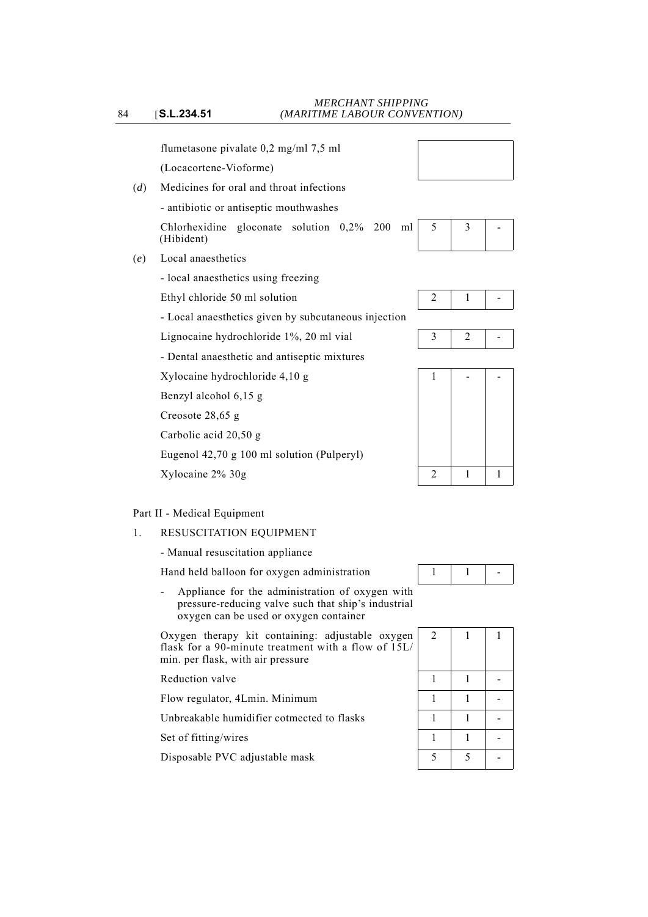| | | | |
|---|---|---|---|
| flumetasone pivalate 0,2 mg/ml 7,5 ml (Locacortene-Vioforme) | | | |
| (*d*) Medicines for oral and throat infections | | | |
| - antibiotic or antiseptic mouthwashes | | | |
| Chlorhexidine gloconate solution 0,2% 200 ml (Hibident) | 5 | 3 | - |
| (*e*) Local anaesthetics | | | |
| - local anaesthetics using freezing | | | |
| Ethyl chloride 50 ml solution | 2 | 1 | - |
| - Local anaesthetics given by subcutaneous injection | | | |
| Lignocaine hydrochloride 1%, 20 ml vial | 3 | 2 | - |
| - Dental anaesthetic and antiseptic mixtures | | | |
| Xylocaine hydrochloride 4,10 g<br>Benzyl alcohol 6,15 g<br>Creosote 28,65 g<br>Carbolic acid 20,50 g<br>Eugenol 42,70 g 100 ml solution (Pulperyl) | 1 | - | - |
| Xylocaine 2% 30g | 2 | 1 | 1 |

Part II - Medical Equipment

1. RESUSCITATION EQUIPMENT

| | | | |
|---|---|---|---|
| - Manual resuscitation appliance | | | |
| Hand held balloon for oxygen administration | 1 | 1 | - |
| - Appliance for the administration of oxygen with pressure-reducing valve such that ship's industrial oxygen can be used or oxygen container | | | |
| Oxygen therapy kit containing: adjustable oxygen flask for a 90-minute treatment with a flow of 15L/min. per flask, with air pressure | 2 | 1 | 1 |
| Reduction valve | 1 | 1 | - |
| Flow regulator, 4Lmin. Minimum | 1 | 1 | - |
| Unbreakable humidifier cotmected to flasks | 1 | 1 | - |
| Set of fitting/wires | 1 | 1 | - |
| Disposable PVC adjustable mask | 5 | 5 | - |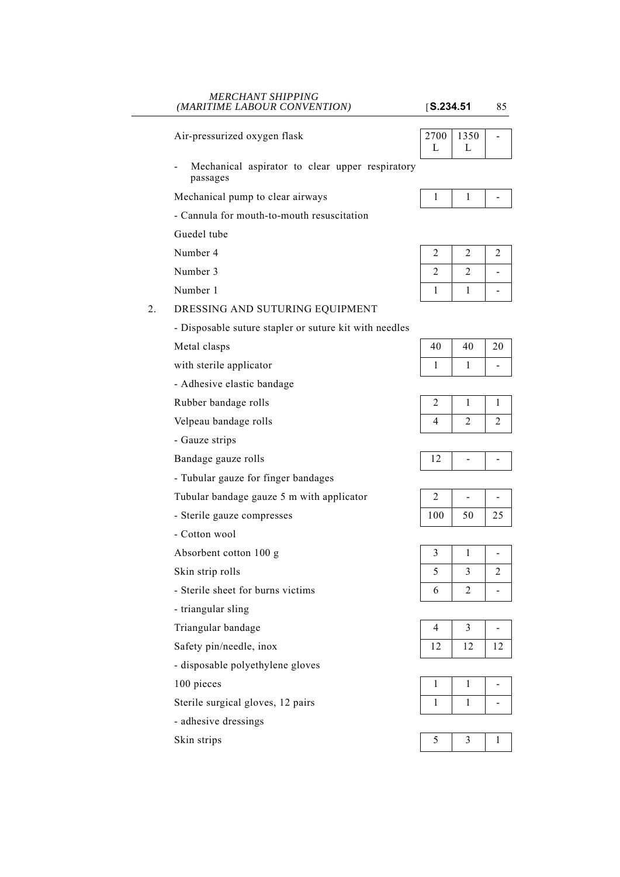| | | | |
|---|---|---|---|
| Air-pressurized oxygen flask | 2700 L | 1350 L | - |
| - Mechanical aspirator to clear upper respiratory passages | | | |
| Mechanical pump to clear airways | 1 | 1 | - |
| - Cannula for mouth-to-mouth resuscitation | | | |
| Guedel tube | | | |
| Number 4 | 2 | 2 | 2 |
| Number 3 | 2 | 2 | - |
| Number 1 | 1 | 1 | - |
| **2. DRESSING AND SUTURING EQUIPMENT** | | | |
| - Disposable suture stapler or suture kit with needles | | | |
| Metal clasps | 40 | 40 | 20 |
| with sterile applicator | 1 | 1 | - |
| - Adhesive elastic bandage | | | |
| Rubber bandage rolls | 2 | 1 | 1 |
| Velpeau bandage rolls | 4 | 2 | 2 |
| - Gauze strips | | | |
| Bandage gauze rolls | 12 | - | - |
| - Tubular gauze for finger bandages | | | |
| Tubular bandage gauze 5 m with applicator | 2 | - | - |
| - Sterile gauze compresses | 100 | 50 | 25 |
| - Cotton wool | | | |
| Absorbent cotton 100 g | 3 | 1 | - |
| Skin strip rolls | 5 | 3 | 2 |
| - Sterile sheet for burns victims | 6 | 2 | - |
| - triangular sling | | | |
| Triangular bandage | 4 | 3 | - |
| Safety pin/needle, inox | 12 | 12 | 12 |
| - disposable polyethylene gloves | | | |
| 100 pieces | 1 | 1 | - |
| Sterile surgical gloves, 12 pairs | 1 | 1 | - |
| - adhesive dressings | | | |
| Skin strips | 5 | 3 | 1 |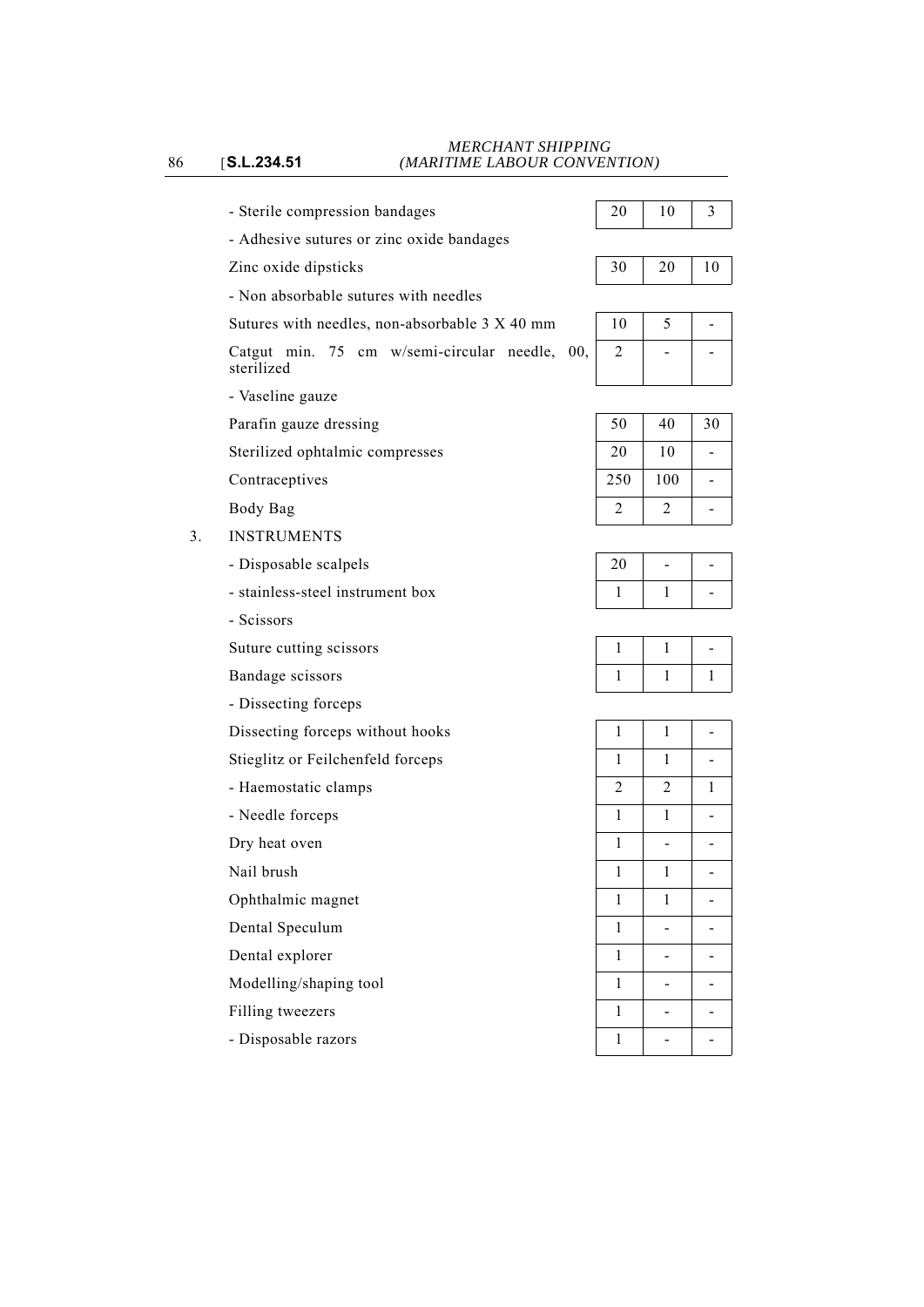| Item | | | |
|---|---|---|---|
| - Sterile compression bandages | 20 | 10 | 3 |
| - Adhesive sutures or zinc oxide bandages | | | |
| Zinc oxide dipsticks | 30 | 20 | 10 |
| - Non absorbable sutures with needles | | | |
| Sutures with needles, non-absorbable 3 X 40 mm | 10 | 5 | - |
| Catgut min. 75 cm w/semi-circular needle, 00, sterilized | 2 | - | - |
| - Vaseline gauze | | | |
| Parafin gauze dressing | 50 | 40 | 30 |
| Sterilized ophtalmic compresses | 20 | 10 | - |
| Contraceptives | 250 | 100 | - |
| Body Bag | 2 | 2 | - |
| 3. INSTRUMENTS | | | |
| - Disposable scalpels | 20 | - | - |
| - stainless-steel instrument box | 1 | 1 | - |
| - Scissors | | | |
| Suture cutting scissors | 1 | 1 | - |
| Bandage scissors | 1 | 1 | 1 |
| - Dissecting forceps | | | |
| Dissecting forceps without hooks | 1 | 1 | - |
| Stieglitz or Feilchenfeld forceps | 1 | 1 | - |
| - Haemostatic clamps | 2 | 2 | 1 |
| - Needle forceps | 1 | 1 | - |
| Dry heat oven | 1 | - | - |
| Nail brush | 1 | 1 | - |
| Ophthalmic magnet | 1 | 1 | - |
| Dental Speculum | 1 | - | - |
| Dental explorer | 1 | - | - |
| Modelling/shaping tool | 1 | - | - |
| Filling tweezers | 1 | - | - |
| - Disposable razors | 1 | - | - |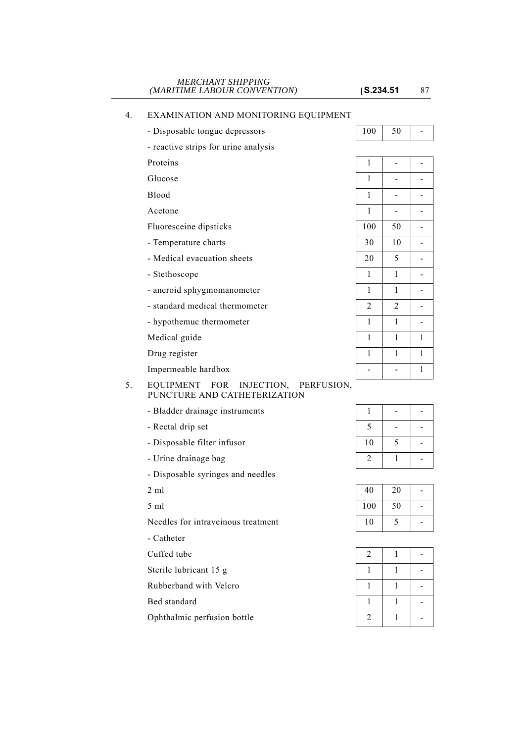4. EXAMINATION AND MONITORING EQUIPMENT

| Item | | | |
|---|---|---|---|
| - Disposable tongue depressors | 100 | 50 | - |
| - reactive strips for urine analysis | | | |
| Proteins | 1 | - | - |
| Glucose | 1 | - | - |
| Blood | 1 | - | - |
| Acetone | 1 | - | - |
| Fluoresceine dipsticks | 100 | 50 | - |
| - Temperature charts | 30 | 10 | - |
| - Medical evacuation sheets | 20 | 5 | - |
| - Stethoscope | 1 | 1 | - |
| - aneroid sphygmomanometer | 1 | 1 | - |
| - standard medical thermometer | 2 | 2 | - |
| - hypothemuc thermometer | 1 | 1 | - |
| Medical guide | 1 | 1 | 1 |
| Drug register | 1 | 1 | 1 |
| Impermeable hardbox | - | - | 1 |

5. EQUIPMENT FOR INJECTION, PERFUSION, PUNCTURE AND CATHETERIZATION

| Item | | | |
|---|---|---|---|
| - Bladder drainage instruments | 1 | - | - |
| - Rectal drip set | 5 | - | - |
| - Disposable filter infusor | 10 | 5 | - |
| - Urine drainage bag | 2 | 1 | - |
| - Disposable syringes and needles | | | |
| 2 ml | 40 | 20 | - |
| 5 ml | 100 | 50 | - |
| Needles for intraveinous treatment | 10 | 5 | - |
| - Catheter | | | |
| Cuffed tube | 2 | 1 | - |
| Sterile lubricant 15 g | 1 | 1 | - |
| Rubberband with Velcro | 1 | 1 | - |
| Bed standard | 1 | 1 | - |
| Ophthalmic perfusion bottle | 2 | 1 | - |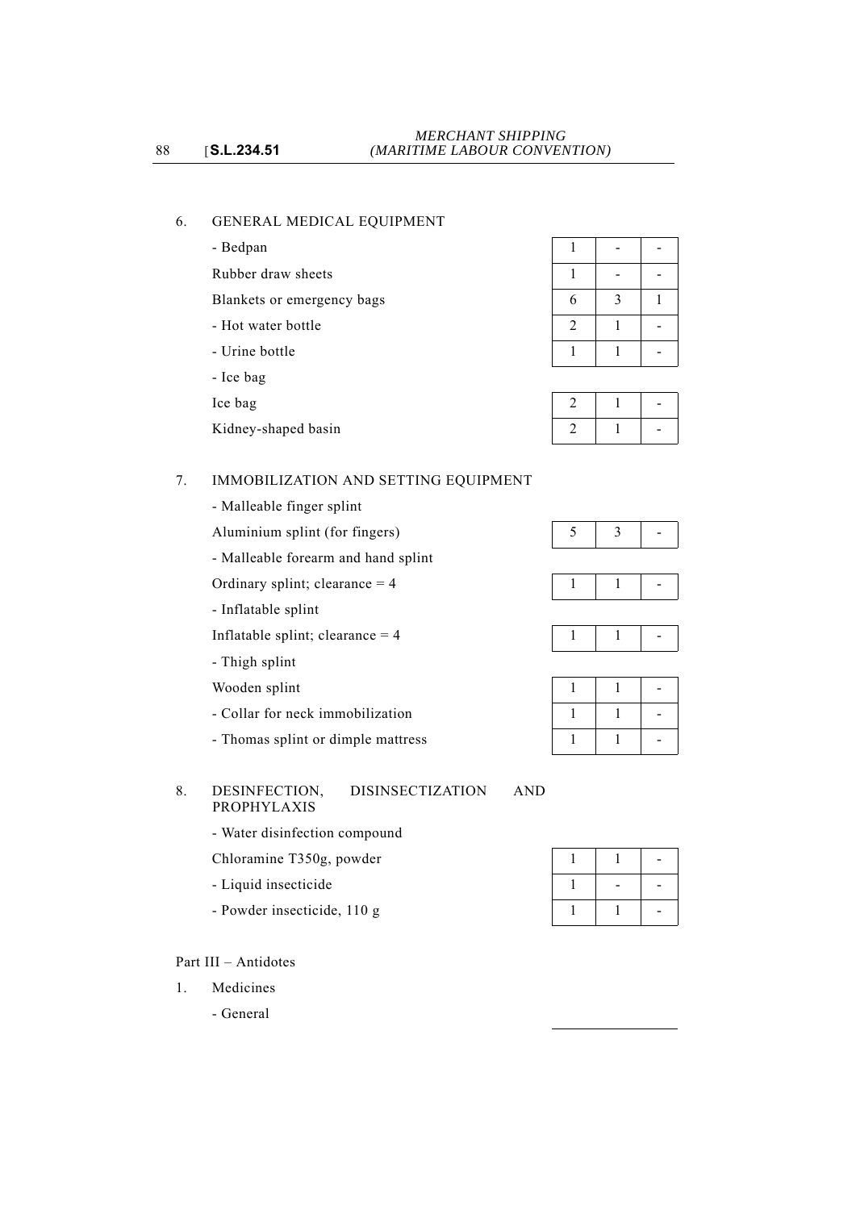6. GENERAL MEDICAL EQUIPMENT

| Item | | | |
|---|---|---|---|
| - Bedpan | 1 | - | - |
| Rubber draw sheets | 1 | - | - |
| Blankets or emergency bags | 6 | 3 | 1 |
| - Hot water bottle | 2 | 1 | - |
| - Urine bottle | 1 | 1 | - |
| - Ice bag | | | |
| Ice bag | 2 | 1 | - |
| Kidney-shaped basin | 2 | 1 | - |

7. IMMOBILIZATION AND SETTING EQUIPMENT

| Item | | | |
|---|---|---|---|
| - Malleable finger splint | | | |
| Aluminium splint (for fingers) | 5 | 3 | - |
| - Malleable forearm and hand splint | | | |
| Ordinary splint; clearance = 4 | 1 | 1 | - |
| - Inflatable splint | | | |
| Inflatable splint; clearance = 4 | 1 | 1 | - |
| - Thigh splint | | | |
| Wooden splint | 1 | 1 | - |
| - Collar for neck immobilization | 1 | 1 | - |
| - Thomas splint or dimple mattress | 1 | 1 | - |

8. DESINFECTION, DISINSECTIZATION AND PROPHYLAXIS

| Item | | | |
|---|---|---|---|
| - Water disinfection compound | | | |
| Chloramine T350g, powder | 1 | 1 | - |
| - Liquid insecticide | 1 | - | - |
| - Powder insecticide, 110 g | 1 | 1 | - |

Part III – Antidotes

1. Medicines

   - General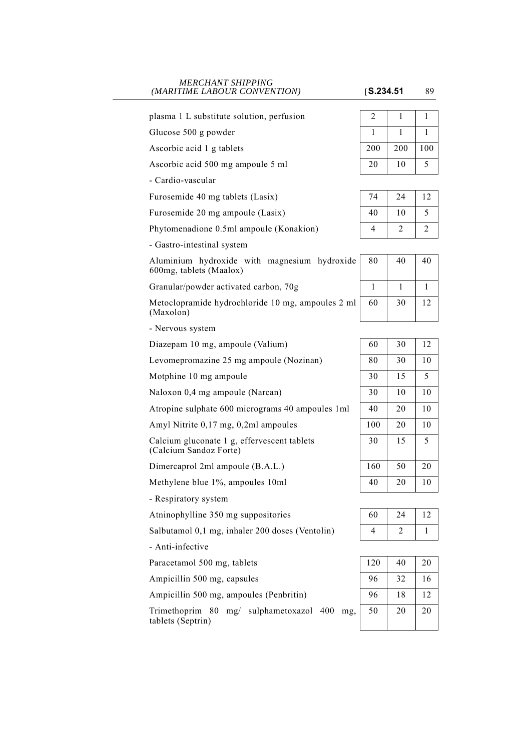| | | | |
|---|---|---|---|
| plasma 1 L substitute solution, perfusion | 2 | 1 | 1 |
| Glucose 500 g powder | 1 | 1 | 1 |
| Ascorbic acid 1 g tablets | 200 | 200 | 100 |
| Ascorbic acid 500 mg ampoule 5 ml | 20 | 10 | 5 |
| - Cardio-vascular | | | |
| Furosemide 40 mg tablets (Lasix) | 74 | 24 | 12 |
| Furosemide 20 mg ampoule (Lasix) | 40 | 10 | 5 |
| Phytomenadione 0.5ml ampoule (Konakion) | 4 | 2 | 2 |
| - Gastro-intestinal system | | | |
| Aluminium hydroxide with magnesium hydroxide 600mg, tablets (Maalox) | 80 | 40 | 40 |
| Granular/powder activated carbon, 70g | 1 | 1 | 1 |
| Metoclopramide hydrochloride 10 mg, ampoules 2 ml (Maxolon) | 60 | 30 | 12 |
| - Nervous system | | | |
| Diazepam 10 mg, ampoule (Valium) | 60 | 30 | 12 |
| Levomepromazine 25 mg ampoule (Nozinan) | 80 | 30 | 10 |
| Motphine 10 mg ampoule | 30 | 15 | 5 |
| Naloxon 0,4 mg ampoule (Narcan) | 30 | 10 | 10 |
| Atropine sulphate 600 micrograms 40 ampoules 1ml | 40 | 20 | 10 |
| Amyl Nitrite 0,17 mg, 0,2ml ampoules | 100 | 20 | 10 |
| Calcium gluconate 1 g, effervescent tablets (Calcium Sandoz Forte) | 30 | 15 | 5 |
| Dimercaprol 2ml ampoule (B.A.L.) | 160 | 50 | 20 |
| Methylene blue 1%, ampoules 10ml | 40 | 20 | 10 |
| - Respiratory system | | | |
| Atninophylline 350 mg suppositories | 60 | 24 | 12 |
| Salbutamol 0,1 mg, inhaler 200 doses (Ventolin) | 4 | 2 | 1 |
| - Anti-infective | | | |
| Paracetamol 500 mg, tablets | 120 | 40 | 20 |
| Ampicillin 500 mg, capsules | 96 | 32 | 16 |
| Ampicillin 500 mg, ampoules (Penbritin) | 96 | 18 | 12 |
| Trimethoprim 80 mg/ sulphametoxazol 400 mg, tablets (Septrin) | 50 | 20 | 20 |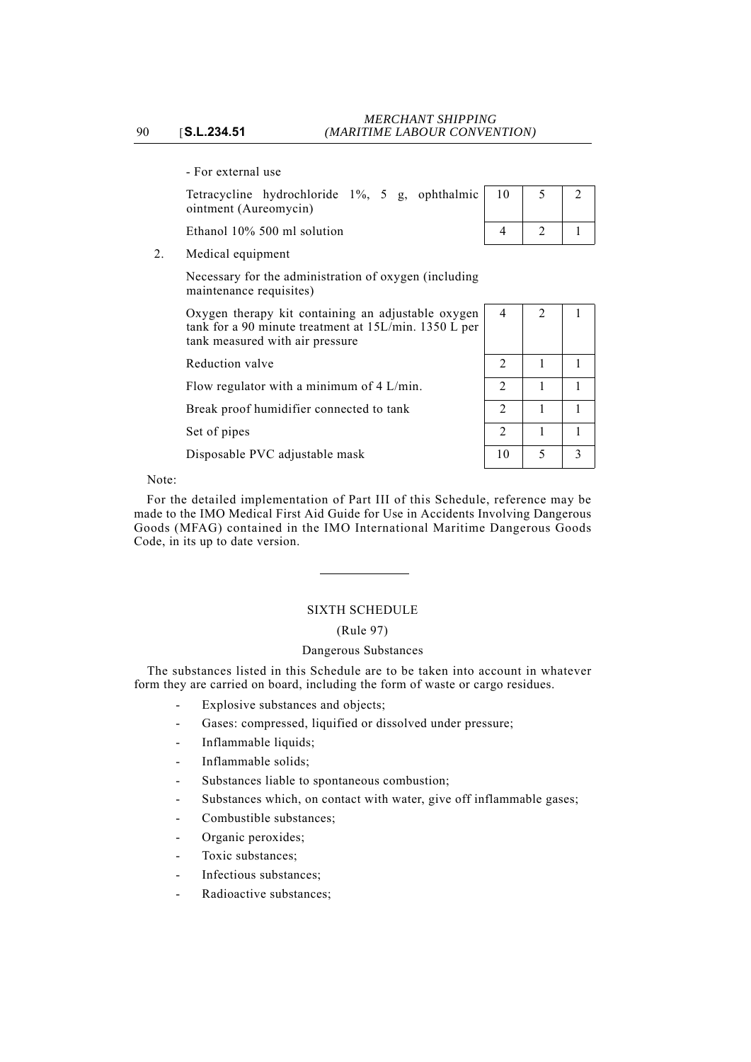- For external use

| | | | |
|---|---|---|---|
| Tetracycline hydrochloride 1%, 5 g, ophthalmic ointment (Aureomycin) | 10 | 5 | 2 |
| Ethanol 10% 500 ml solution | 4 | 2 | 1 |

2. Medical equipment

Necessary for the administration of oxygen (including maintenance requisites)

| | | | |
|---|---|---|---|
| Oxygen therapy kit containing an adjustable oxygen tank for a 90 minute treatment at 15L/min. 1350 L per tank measured with air pressure | 4 | 2 | 1 |
| Reduction valve | 2 | 1 | 1 |
| Flow regulator with a minimum of 4 L/min. | 2 | 1 | 1 |
| Break proof humidifier connected to tank | 2 | 1 | 1 |
| Set of pipes | 2 | 1 | 1 |
| Disposable PVC adjustable mask | 10 | 5 | 3 |

Note:

For the detailed implementation of Part III of this Schedule, reference may be made to the IMO Medical First Aid Guide for Use in Accidents Involving Dangerous Goods (MFAG) contained in the IMO International Maritime Dangerous Goods Code, in its up to date version.

---

## SIXTH SCHEDULE

(Rule 97)

Dangerous Substances

The substances listed in this Schedule are to be taken into account in whatever form they are carried on board, including the form of waste or cargo residues.

- Explosive substances and objects;
- Gases: compressed, liquified or dissolved under pressure;
- Inflammable liquids;
- Inflammable solids;
- Substances liable to spontaneous combustion;
- Substances which, on contact with water, give off inflammable gases;
- Combustible substances;
- Organic peroxides;
- Toxic substances;
- Infectious substances;
- Radioactive substances;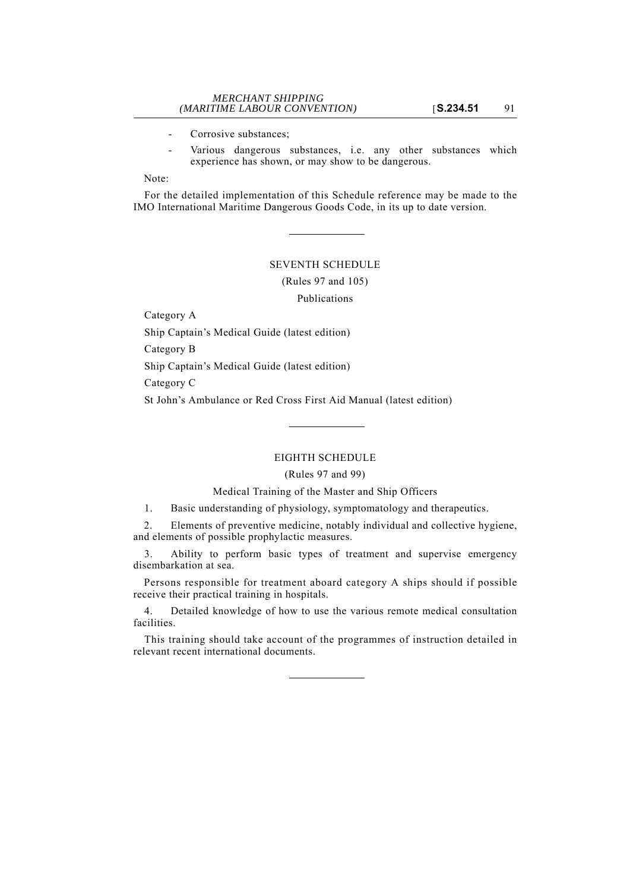- Corrosive substances;
- Various dangerous substances, i.e. any other substances which experience has shown, or may show to be dangerous.

Note:

For the detailed implementation of this Schedule reference may be made to the IMO International Maritime Dangerous Goods Code, in its up to date version.

---

## SEVENTH SCHEDULE

(Rules 97 and 105)

Publications

Category A

Ship Captain's Medical Guide (latest edition)

Category B

Ship Captain's Medical Guide (latest edition)

Category C

St John's Ambulance or Red Cross First Aid Manual (latest edition)

---

## EIGHTH SCHEDULE

(Rules 97 and 99)

Medical Training of the Master and Ship Officers

1. Basic understanding of physiology, symptomatology and therapeutics.

2. Elements of preventive medicine, notably individual and collective hygiene, and elements of possible prophylactic measures.

3. Ability to perform basic types of treatment and supervise emergency disembarkation at sea.

Persons responsible for treatment aboard category A ships should if possible receive their practical training in hospitals.

4. Detailed knowledge of how to use the various remote medical consultation facilities.

This training should take account of the programmes of instruction detailed in relevant recent international documents.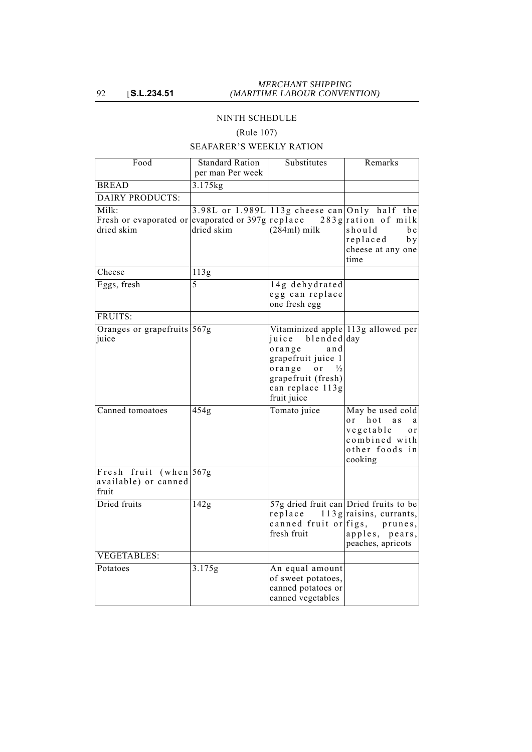NINTH SCHEDULE

(Rule 107)

SEAFARER'S WEEKLY RATION

| Food | Standard Ration per man Per week | Substitutes | Remarks |
|---|---|---|---|
| BREAD | 3.175kg | | |
| DAIRY PRODUCTS: | | | |
| Milk: Fresh or evaporated or dried skim | 3.98L or 1.989L evaporated or 397g dried skim | 113g cheese can replace 283g (284ml) milk | Only half the ration of milk should be replaced by cheese at any one time |
| Cheese | 113g | | |
| Eggs, fresh | 5 | 14g dehydrated egg can replace one fresh egg | |
| FRUITS: | | | |
| Oranges or grapefruits juice | 567g | Vitaminized apple juice blended orange and grapefruit juice 1 orange or ½ grapefruit (fresh) can replace 113g fruit juice | 113g allowed per day |
| Canned tomoatoes | 454g | Tomato juice | May be used cold or hot as a vegetable or combined with other foods in cooking |
| Fresh fruit (when available) or canned fruit | 567g | | |
| Dried fruits | 142g | 57g dried fruit can replace 113g canned fruit or fresh fruit | Dried fruits to be raisins, currants, figs, prunes, apples, pears, peaches, apricots |
| VEGETABLES: | | | |
| Potatoes | 3.175g | An equal amount of sweet potatoes, canned potatoes or canned vegetables | |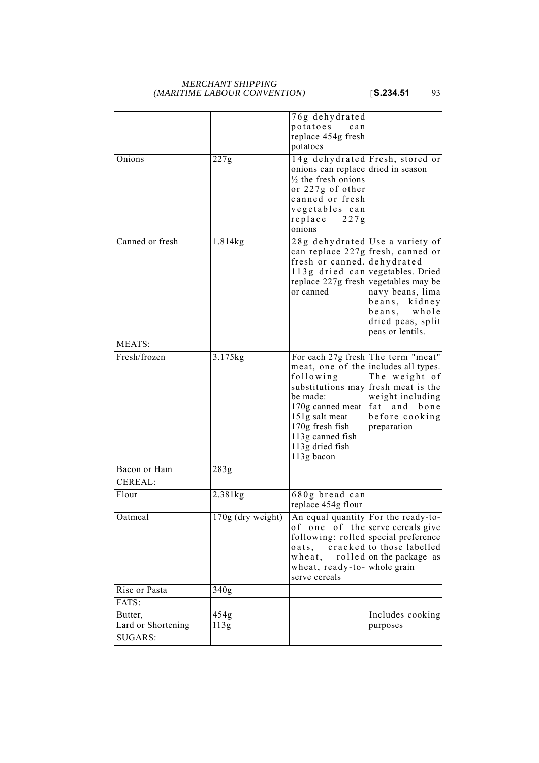|  |  | 76g dehydrated potatoes can replace 454g fresh potatoes |  |
| --- | --- | --- | --- |
| Onions | 227g | 14g dehydrated onions can replace ½ the fresh onions or 227g of other canned or fresh vegetables can replace 227g onions | Fresh, stored or dried in season |
| Canned or fresh | 1.814kg | 28g dehydrated can replace 227g fresh or canned. 113g dried can replace 227g fresh or canned | Use a variety of fresh, canned or dehydrated vegetables. Dried vegetables may be navy beans, lima beans, kidney beans, whole dried peas, split peas or lentils. |
| MEATS: |  |  |  |
| Fresh/frozen | 3.175kg | For each 27g fresh meat, one of the following substitutions may be made:<br>170g canned meat<br>151g salt meat<br>170g fresh fish<br>113g canned fish<br>113g dried fish<br>113g bacon | The term "meat" includes all types. The weight of fresh meat is the weight including fat and bone before cooking preparation |
| Bacon or Ham | 283g |  |  |
| CEREAL: |  |  |  |
| Flour | 2.381kg | 680g bread can replace 454g flour |  |
| Oatmeal | 170g (dry weight) | An equal quantity of one of the following: rolled oats, cracked wheat, rolled wheat, ready-to-serve cereals | For the ready-to-serve cereals give special preference to those labelled on the package as whole grain |
| Rise or Pasta | 340g |  |  |
| FATS: |  |  |  |
| Butter,<br>Lard or Shortening | 454g<br>113g |  | Includes cooking purposes |
| SUGARS: |  |  |  |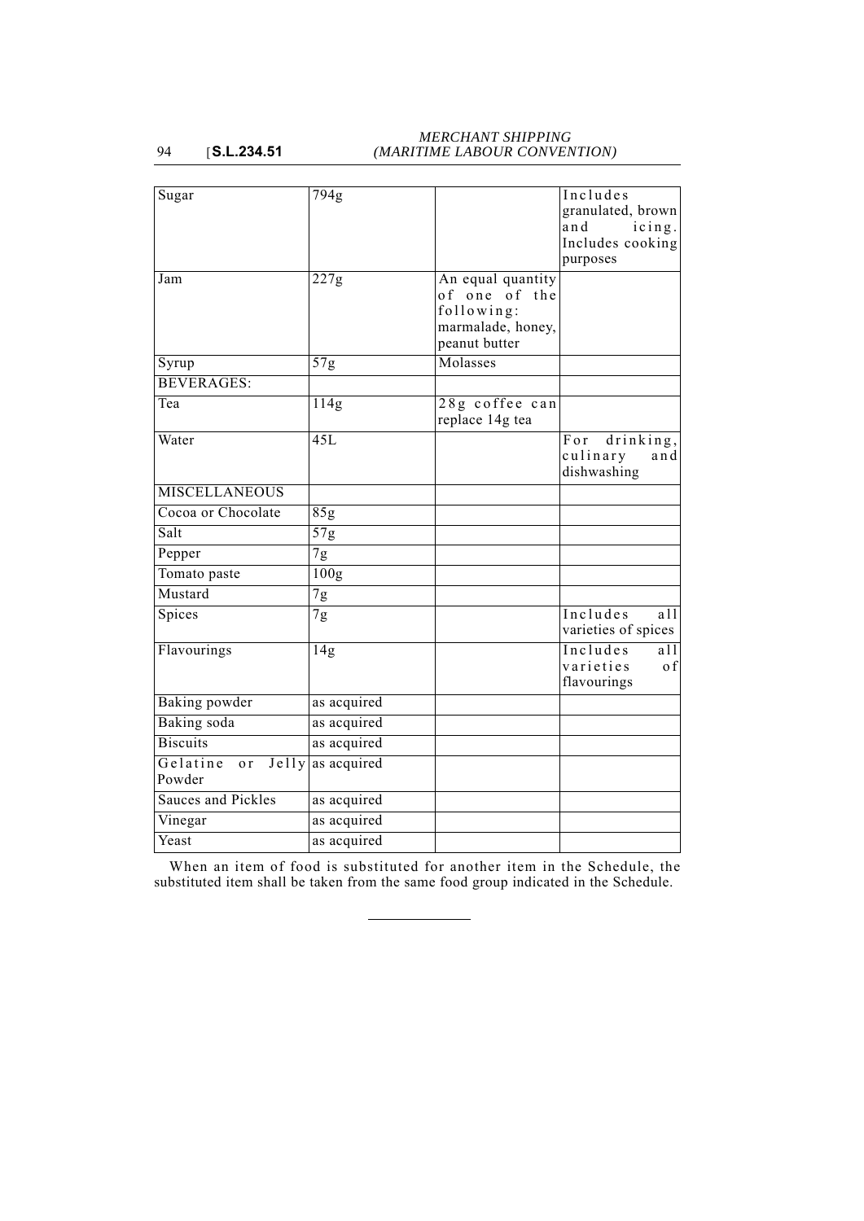| | | | |
|---|---|---|---|
| Sugar | 794g | | Includes granulated, brown and icing. Includes cooking purposes |
| Jam | 227g | An equal quantity of one of the following: marmalade, honey, peanut butter | |
| Syrup | 57g | Molasses | |
| BEVERAGES: | | | |
| Tea | 114g | 28g coffee can replace 14g tea | |
| Water | 45L | | For drinking, culinary and dishwashing |
| MISCELLANEOUS | | | |
| Cocoa or Chocolate | 85g | | |
| Salt | 57g | | |
| Pepper | 7g | | |
| Tomato paste | 100g | | |
| Mustard | 7g | | |
| Spices | 7g | | Includes all varieties of spices |
| Flavourings | 14g | | Includes all varieties of flavourings |
| Baking powder | as acquired | | |
| Baking soda | as acquired | | |
| Biscuits | as acquired | | |
| Gelatine or Jelly Powder | as acquired | | |
| Sauces and Pickles | as acquired | | |
| Vinegar | as acquired | | |
| Yeast | as acquired | | |

When an item of food is substituted for another item in the Schedule, the substituted item shall be taken from the same food group indicated in the Schedule.